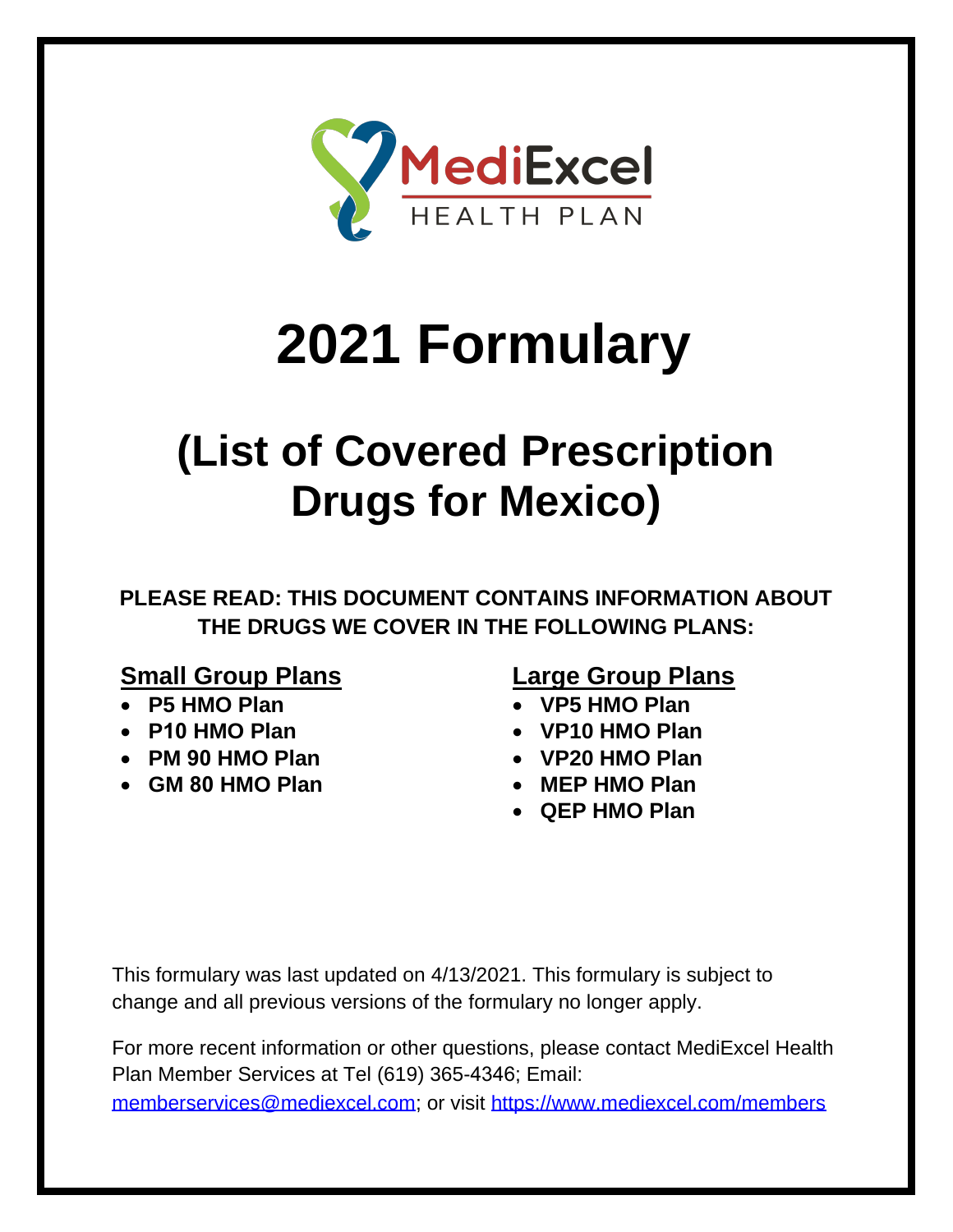MediExcel HEALTH PLAN

# 2021 Formulary

## (List of Covered Prescription Drugs for Mexico)

**PLEASE READ: THIS DOCUMENT CONTAINS INFORMATION ABOUT THE DRUGS WE COVER IN THE FOLLOWING PLANS:**

**Small Group Plans**

- **P5 HMO Plan**
- **P10 HMO Plan**
- **PM 90 HMO Plan**
- **GM 80 HMO Plan**

**Large Group Plans**

- **VP5 HMO Plan**
- **VP10 HMO Plan**
- **VP20 HMO Plan**
- **MEP HMO Plan**
- **QEP HMO Plan**

This formulary was last updated on 4/13/2021. This formulary is subject to change and all previous versions of the formulary no longer apply.

For more recent information or other questions, please contact MediExcel Health Plan Member Services at Tel (619) 365-4346; Email: memberservices@mediexcel.com; or visit https://www.mediexcel.com/members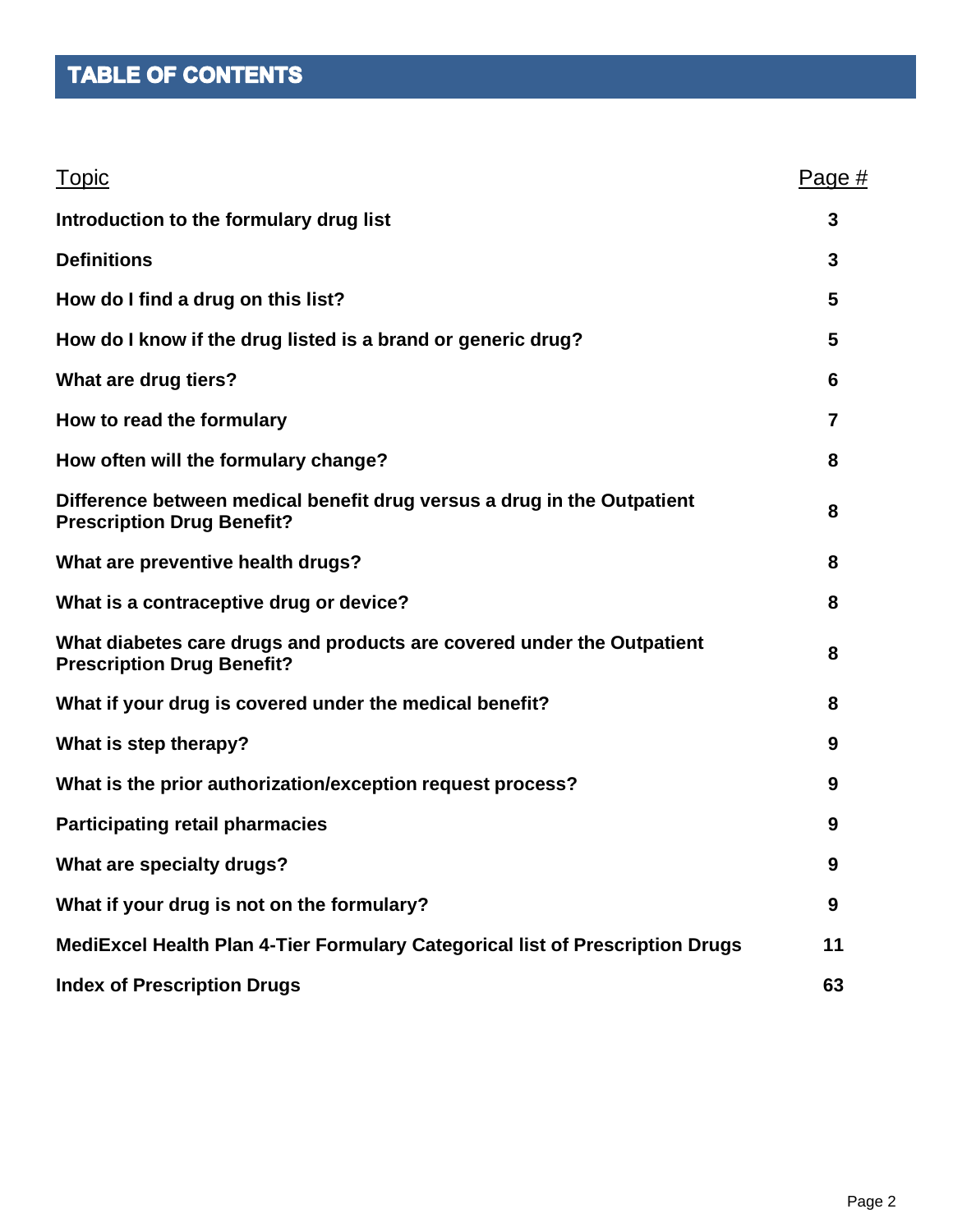# TABLE OF CONTENTS

| Topic | Page # |
|---|---|
| **Introduction to the formulary drug list** | **3** |
| **Definitions** | **3** |
| **How do I find a drug on this list?** | **5** |
| **How do I know if the drug listed is a brand or generic drug?** | **5** |
| **What are drug tiers?** | **6** |
| **How to read the formulary** | **7** |
| **How often will the formulary change?** | **8** |
| **Difference between medical benefit drug versus a drug in the Outpatient Prescription Drug Benefit?** | **8** |
| **What are preventive health drugs?** | **8** |
| **What is a contraceptive drug or device?** | **8** |
| **What diabetes care drugs and products are covered under the Outpatient Prescription Drug Benefit?** | **8** |
| **What if your drug is covered under the medical benefit?** | **8** |
| **What is step therapy?** | **9** |
| **What is the prior authorization/exception request process?** | **9** |
| **Participating retail pharmacies** | **9** |
| **What are specialty drugs?** | **9** |
| **What if your drug is not on the formulary?** | **9** |
| **MediExcel Health Plan 4-Tier Formulary Categorical list of Prescription Drugs** | **11** |
| **Index of Prescription Drugs** | **63** |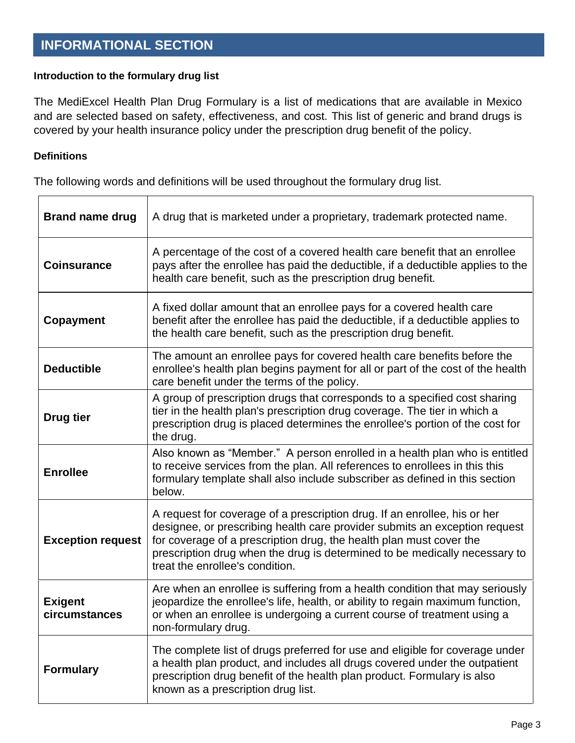## INFORMATIONAL SECTION

**Introduction to the formulary drug list**

The MediExcel Health Plan Drug Formulary is a list of medications that are available in Mexico and are selected based on safety, effectiveness, and cost. This list of generic and brand drugs is covered by your health insurance policy under the prescription drug benefit of the policy.

**Definitions**

The following words and definitions will be used throughout the formulary drug list.

| | |
|---|---|
| **Brand name drug** | A drug that is marketed under a proprietary, trademark protected name. |
| **Coinsurance** | A percentage of the cost of a covered health care benefit that an enrollee pays after the enrollee has paid the deductible, if a deductible applies to the health care benefit, such as the prescription drug benefit. |
| **Copayment** | A fixed dollar amount that an enrollee pays for a covered health care benefit after the enrollee has paid the deductible, if a deductible applies to the health care benefit, such as the prescription drug benefit. |
| **Deductible** | The amount an enrollee pays for covered health care benefits before the enrollee's health plan begins payment for all or part of the cost of the health care benefit under the terms of the policy. |
| **Drug tier** | A group of prescription drugs that corresponds to a specified cost sharing tier in the health plan's prescription drug coverage. The tier in which a prescription drug is placed determines the enrollee's portion of the cost for the drug. |
| **Enrollee** | Also known as "Member." A person enrolled in a health plan who is entitled to receive services from the plan. All references to enrollees in this this formulary template shall also include subscriber as defined in this section below. |
| **Exception request** | A request for coverage of a prescription drug. If an enrollee, his or her designee, or prescribing health care provider submits an exception request for coverage of a prescription drug, the health plan must cover the prescription drug when the drug is determined to be medically necessary to treat the enrollee's condition. |
| **Exigent circumstances** | Are when an enrollee is suffering from a health condition that may seriously jeopardize the enrollee's life, health, or ability to regain maximum function, or when an enrollee is undergoing a current course of treatment using a non-formulary drug. |
| **Formulary** | The complete list of drugs preferred for use and eligible for coverage under a health plan product, and includes all drugs covered under the outpatient prescription drug benefit of the health plan product. Formulary is also known as a prescription drug list. |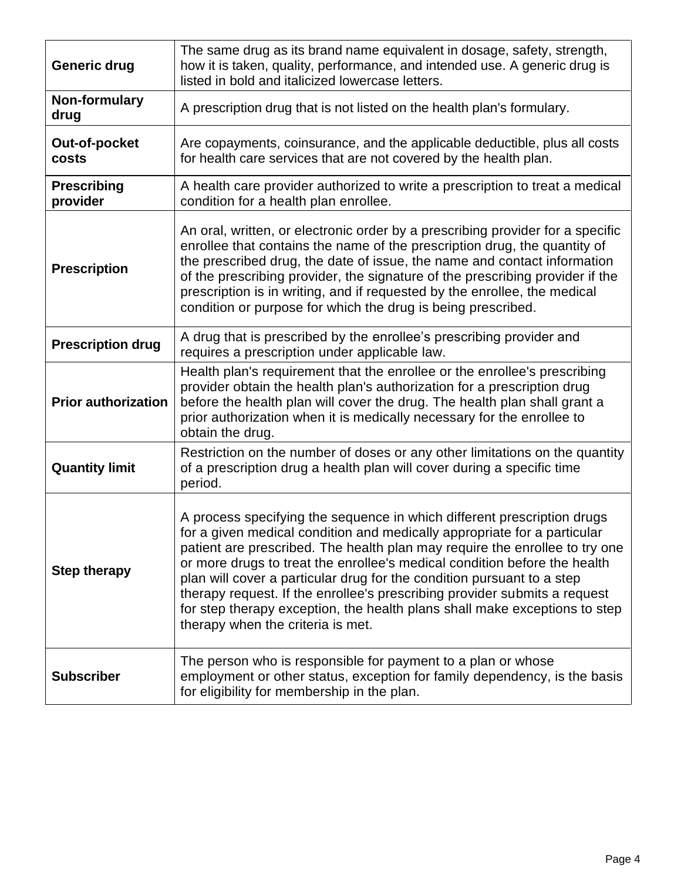| | |
|---|---|
| **Generic drug** | The same drug as its brand name equivalent in dosage, safety, strength, how it is taken, quality, performance, and intended use. A generic drug is listed in bold and italicized lowercase letters. |
| **Non-formulary drug** | A prescription drug that is not listed on the health plan's formulary. |
| **Out-of-pocket costs** | Are copayments, coinsurance, and the applicable deductible, plus all costs for health care services that are not covered by the health plan. |
| **Prescribing provider** | A health care provider authorized to write a prescription to treat a medical condition for a health plan enrollee. |
| **Prescription** | An oral, written, or electronic order by a prescribing provider for a specific enrollee that contains the name of the prescription drug, the quantity of the prescribed drug, the date of issue, the name and contact information of the prescribing provider, the signature of the prescribing provider if the prescription is in writing, and if requested by the enrollee, the medical condition or purpose for which the drug is being prescribed. |
| **Prescription drug** | A drug that is prescribed by the enrollee's prescribing provider and requires a prescription under applicable law. |
| **Prior authorization** | Health plan's requirement that the enrollee or the enrollee's prescribing provider obtain the health plan's authorization for a prescription drug before the health plan will cover the drug. The health plan shall grant a prior authorization when it is medically necessary for the enrollee to obtain the drug. |
| **Quantity limit** | Restriction on the number of doses or any other limitations on the quantity of a prescription drug a health plan will cover during a specific time period. |
| **Step therapy** | A process specifying the sequence in which different prescription drugs for a given medical condition and medically appropriate for a particular patient are prescribed. The health plan may require the enrollee to try one or more drugs to treat the enrollee's medical condition before the health plan will cover a particular drug for the condition pursuant to a step therapy request. If the enrollee's prescribing provider submits a request for step therapy exception, the health plans shall make exceptions to step therapy when the criteria is met. |
| **Subscriber** | The person who is responsible for payment to a plan or whose employment or other status, exception for family dependency, is the basis for eligibility for membership in the plan. |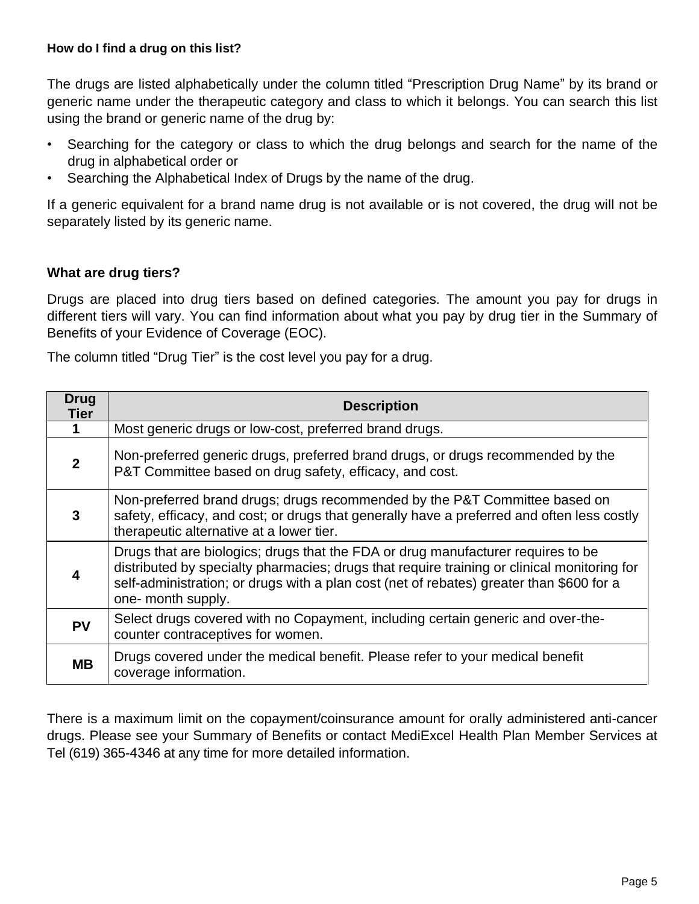### How do I find a drug on this list?

The drugs are listed alphabetically under the column titled "Prescription Drug Name" by its brand or generic name under the therapeutic category and class to which it belongs. You can search this list using the brand or generic name of the drug by:

- Searching for the category or class to which the drug belongs and search for the name of the drug in alphabetical order or
- Searching the Alphabetical Index of Drugs by the name of the drug.

If a generic equivalent for a brand name drug is not available or is not covered, the drug will not be separately listed by its generic name.

### What are drug tiers?

Drugs are placed into drug tiers based on defined categories. The amount you pay for drugs in different tiers will vary. You can find information about what you pay by drug tier in the Summary of Benefits of your Evidence of Coverage (EOC).

The column titled "Drug Tier" is the cost level you pay for a drug.

| Drug Tier | Description |
|---|---|
| **1** | Most generic drugs or low-cost, preferred brand drugs. |
| **2** | Non-preferred generic drugs, preferred brand drugs, or drugs recommended by the P&T Committee based on drug safety, efficacy, and cost. |
| **3** | Non-preferred brand drugs; drugs recommended by the P&T Committee based on safety, efficacy, and cost; or drugs that generally have a preferred and often less costly therapeutic alternative at a lower tier. |
| **4** | Drugs that are biologics; drugs that the FDA or drug manufacturer requires to be distributed by specialty pharmacies; drugs that require training or clinical monitoring for self-administration; or drugs with a plan cost (net of rebates) greater than $600 for a one- month supply. |
| **PV** | Select drugs covered with no Copayment, including certain generic and over-the-counter contraceptives for women. |
| **MB** | Drugs covered under the medical benefit. Please refer to your medical benefit coverage information. |

There is a maximum limit on the copayment/coinsurance amount for orally administered anti-cancer drugs. Please see your Summary of Benefits or contact MediExcel Health Plan Member Services at Tel (619) 365-4346 at any time for more detailed information.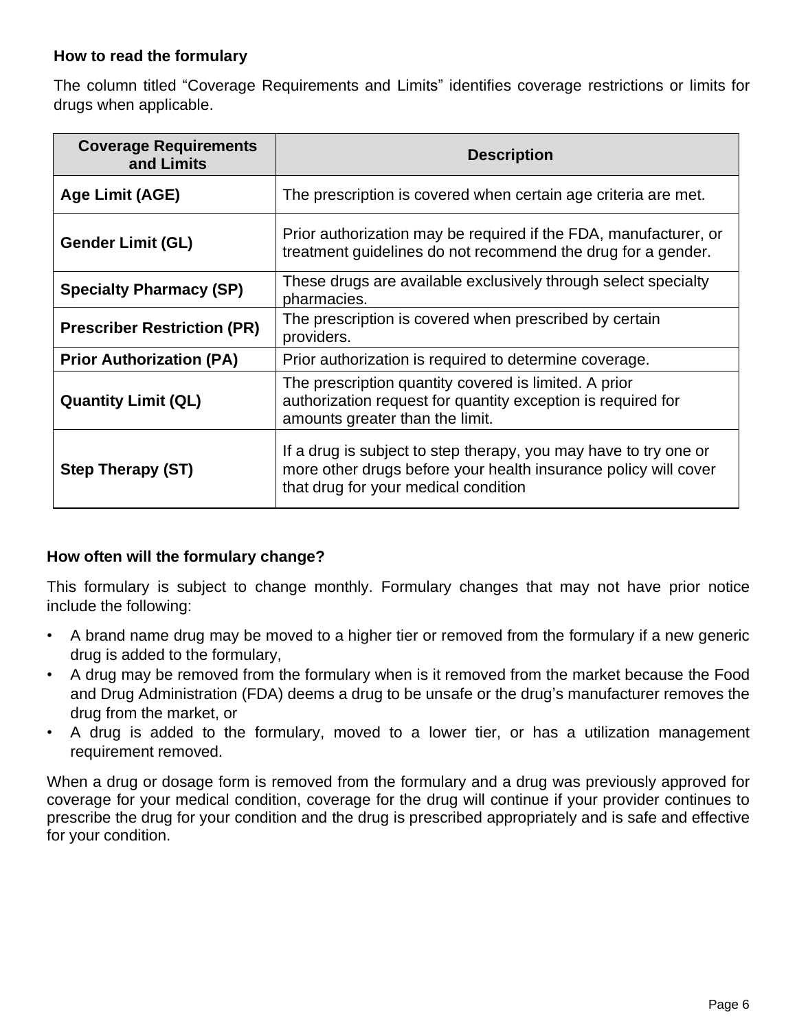### How to read the formulary

The column titled “Coverage Requirements and Limits” identifies coverage restrictions or limits for drugs when applicable.

| Coverage Requirements and Limits | Description |
|---|---|
| **Age Limit (AGE)** | The prescription is covered when certain age criteria are met. |
| **Gender Limit (GL)** | Prior authorization may be required if the FDA, manufacturer, or treatment guidelines do not recommend the drug for a gender. |
| **Specialty Pharmacy (SP)** | These drugs are available exclusively through select specialty pharmacies. |
| **Prescriber Restriction (PR)** | The prescription is covered when prescribed by certain providers. |
| **Prior Authorization (PA)** | Prior authorization is required to determine coverage. |
| **Quantity Limit (QL)** | The prescription quantity covered is limited. A prior authorization request for quantity exception is required for amounts greater than the limit. |
| **Step Therapy (ST)** | If a drug is subject to step therapy, you may have to try one or more other drugs before your health insurance policy will cover that drug for your medical condition |

### How often will the formulary change?

This formulary is subject to change monthly. Formulary changes that may not have prior notice include the following:

- A brand name drug may be moved to a higher tier or removed from the formulary if a new generic drug is added to the formulary,
- A drug may be removed from the formulary when is it removed from the market because the Food and Drug Administration (FDA) deems a drug to be unsafe or the drug’s manufacturer removes the drug from the market, or
- A drug is added to the formulary, moved to a lower tier, or has a utilization management requirement removed.

When a drug or dosage form is removed from the formulary and a drug was previously approved for coverage for your medical condition, coverage for the drug will continue if your provider continues to prescribe the drug for your condition and the drug is prescribed appropriately and is safe and effective for your condition.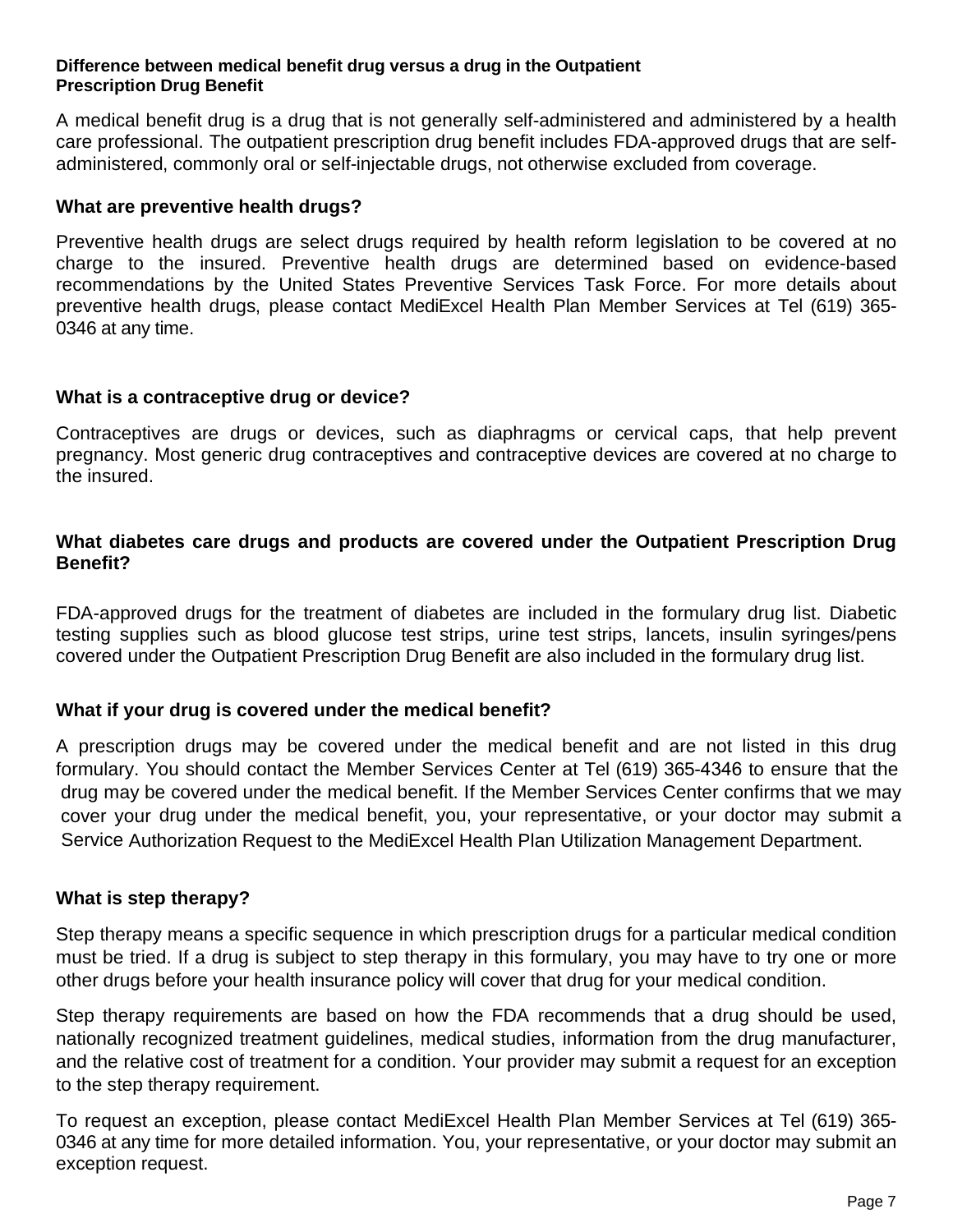### Difference between medical benefit drug versus a drug in the Outpatient Prescription Drug Benefit

A medical benefit drug is a drug that is not generally self-administered and administered by a health care professional. The outpatient prescription drug benefit includes FDA-approved drugs that are self-administered, commonly oral or self-injectable drugs, not otherwise excluded from coverage.

### What are preventive health drugs?

Preventive health drugs are select drugs required by health reform legislation to be covered at no charge to the insured. Preventive health drugs are determined based on evidence-based recommendations by the United States Preventive Services Task Force. For more details about preventive health drugs, please contact MediExcel Health Plan Member Services at Tel (619) 365-0346 at any time.

### What is a contraceptive drug or device?

Contraceptives are drugs or devices, such as diaphragms or cervical caps, that help prevent pregnancy. Most generic drug contraceptives and contraceptive devices are covered at no charge to the insured.

### What diabetes care drugs and products are covered under the Outpatient Prescription Drug Benefit?

FDA-approved drugs for the treatment of diabetes are included in the formulary drug list. Diabetic testing supplies such as blood glucose test strips, urine test strips, lancets, insulin syringes/pens covered under the Outpatient Prescription Drug Benefit are also included in the formulary drug list.

### What if your drug is covered under the medical benefit?

A prescription drugs may be covered under the medical benefit and are not listed in this drug formulary. You should contact the Member Services Center at Tel (619) 365-4346 to ensure that the drug may be covered under the medical benefit. If the Member Services Center confirms that we may cover your drug under the medical benefit, you, your representative, or your doctor may submit a Service Authorization Request to the MediExcel Health Plan Utilization Management Department.

### What is step therapy?

Step therapy means a specific sequence in which prescription drugs for a particular medical condition must be tried. If a drug is subject to step therapy in this formulary, you may have to try one or more other drugs before your health insurance policy will cover that drug for your medical condition.

Step therapy requirements are based on how the FDA recommends that a drug should be used, nationally recognized treatment guidelines, medical studies, information from the drug manufacturer, and the relative cost of treatment for a condition. Your provider may submit a request for an exception to the step therapy requirement.

To request an exception, please contact MediExcel Health Plan Member Services at Tel (619) 365-0346 at any time for more detailed information. You, your representative, or your doctor may submit an exception request.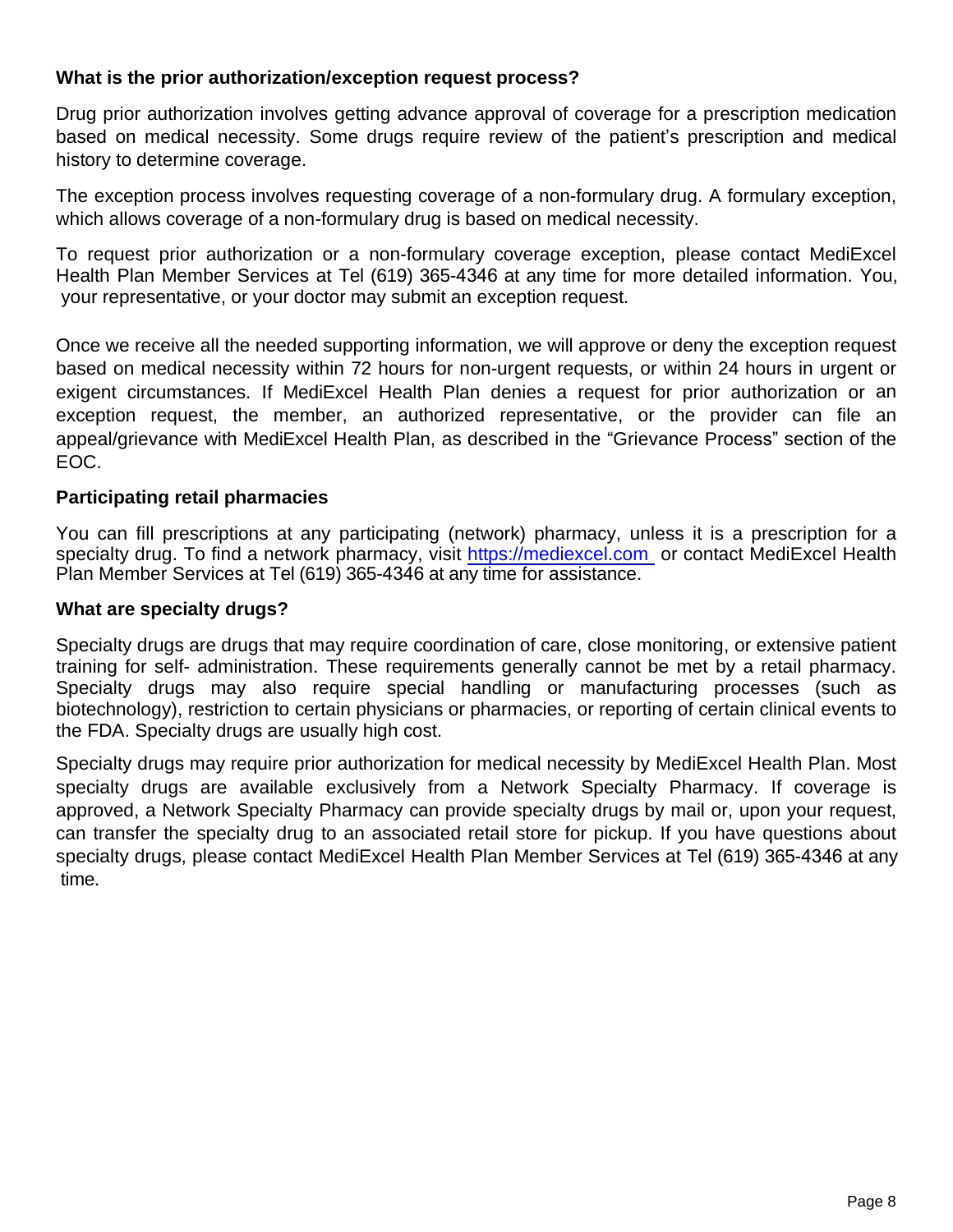### What is the prior authorization/exception request process?

Drug prior authorization involves getting advance approval of coverage for a prescription medication based on medical necessity. Some drugs require review of the patient's prescription and medical history to determine coverage.

The exception process involves requesting coverage of a non-formulary drug. A formulary exception, which allows coverage of a non-formulary drug is based on medical necessity.

To request prior authorization or a non-formulary coverage exception, please contact MediExcel Health Plan Member Services at Tel (619) 365-4346 at any time for more detailed information. You, your representative, or your doctor may submit an exception request.

Once we receive all the needed supporting information, we will approve or deny the exception request based on medical necessity within 72 hours for non-urgent requests, or within 24 hours in urgent or exigent circumstances. If MediExcel Health Plan denies a request for prior authorization or an exception request, the member, an authorized representative, or the provider can file an appeal/grievance with MediExcel Health Plan, as described in the "Grievance Process" section of the EOC.

### Participating retail pharmacies

You can fill prescriptions at any participating (network) pharmacy, unless it is a prescription for a specialty drug. To find a network pharmacy, visit https://mediexcel.com or contact MediExcel Health Plan Member Services at Tel (619) 365-4346 at any time for assistance.

### What are specialty drugs?

Specialty drugs are drugs that may require coordination of care, close monitoring, or extensive patient training for self- administration. These requirements generally cannot be met by a retail pharmacy. Specialty drugs may also require special handling or manufacturing processes (such as biotechnology), restriction to certain physicians or pharmacies, or reporting of certain clinical events to the FDA. Specialty drugs are usually high cost.

Specialty drugs may require prior authorization for medical necessity by MediExcel Health Plan. Most specialty drugs are available exclusively from a Network Specialty Pharmacy. If coverage is approved, a Network Specialty Pharmacy can provide specialty drugs by mail or, upon your request, can transfer the specialty drug to an associated retail store for pickup. If you have questions about specialty drugs, please contact MediExcel Health Plan Member Services at Tel (619) 365-4346 at any time.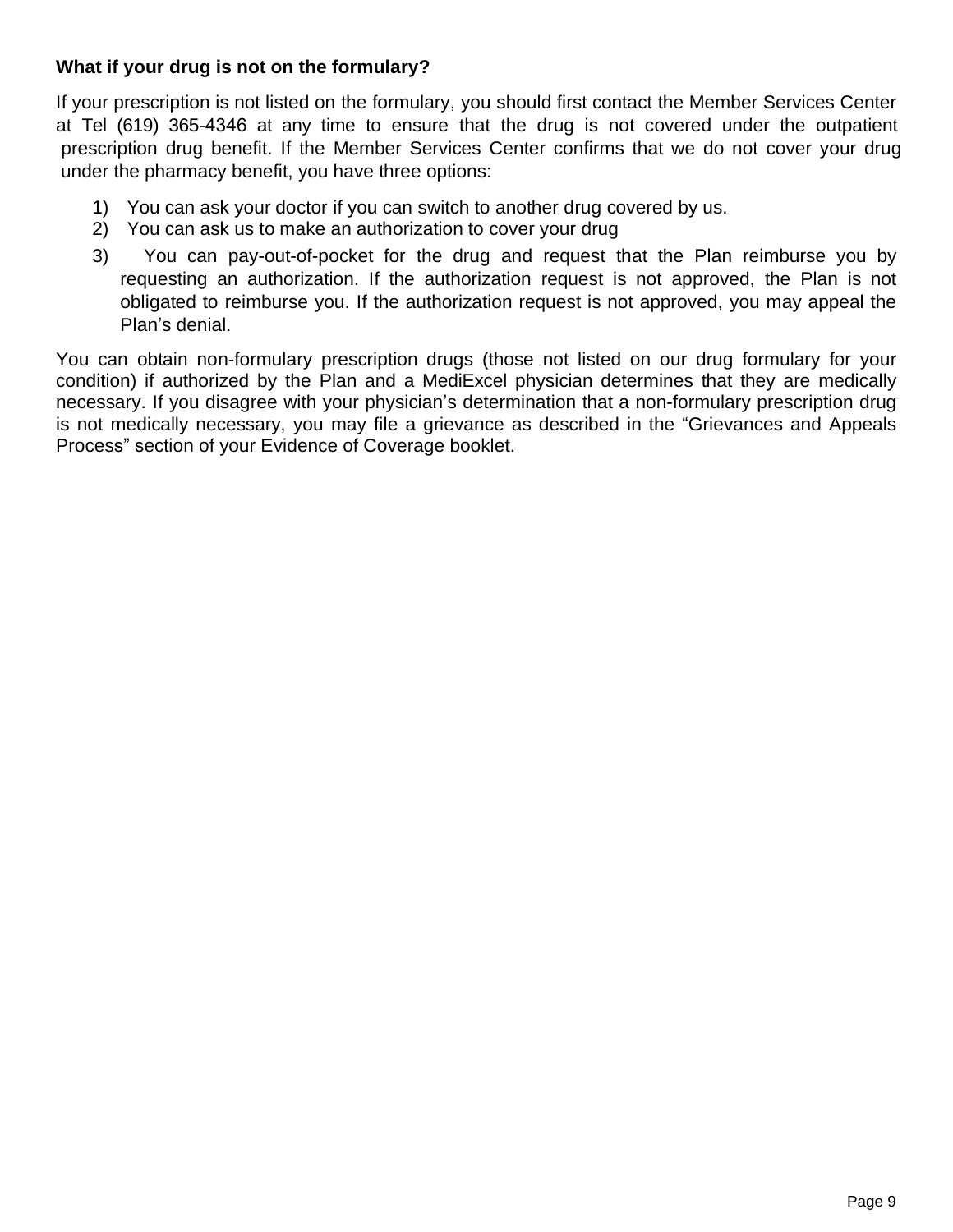**What if your drug is not on the formulary?**

If your prescription is not listed on the formulary, you should first contact the Member Services Center at Tel (619) 365-4346 at any time to ensure that the drug is not covered under the outpatient prescription drug benefit. If the Member Services Center confirms that we do not cover your drug under the pharmacy benefit, you have three options:

1) You can ask your doctor if you can switch to another drug covered by us.
2) You can ask us to make an authorization to cover your drug
3) You can pay-out-of-pocket for the drug and request that the Plan reimburse you by requesting an authorization. If the authorization request is not approved, the Plan is not obligated to reimburse you. If the authorization request is not approved, you may appeal the Plan's denial.

You can obtain non-formulary prescription drugs (those not listed on our drug formulary for your condition) if authorized by the Plan and a MediExcel physician determines that they are medically necessary. If you disagree with your physician's determination that a non-formulary prescription drug is not medically necessary, you may file a grievance as described in the "Grievances and Appeals Process" section of your Evidence of Coverage booklet.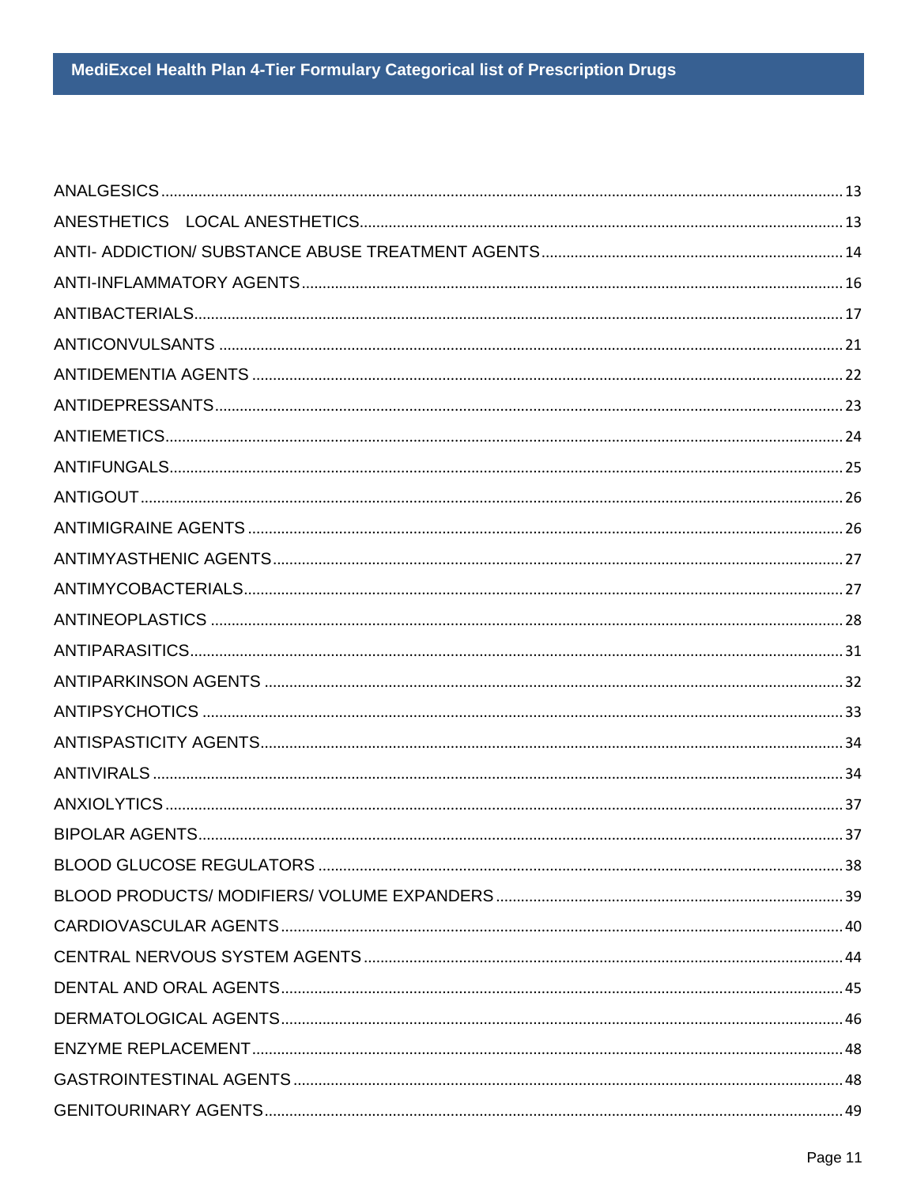## MediExcel Health Plan 4-Tier Formulary Categorical list of Prescription Drugs

ANALGESICS.....13
ANESTHETICS   LOCAL ANESTHETICS.....13
ANTI- ADDICTION/ SUBSTANCE ABUSE TREATMENT AGENTS.....14
ANTI-INFLAMMATORY AGENTS.....16
ANTIBACTERIALS.....17
ANTICONVULSANTS.....21
ANTIDEMENTIA AGENTS.....22
ANTIDEPRESSANTS.....23
ANTIEMETICS.....24
ANTIFUNGALS.....25
ANTIGOUT.....26
ANTIMIGRAINE AGENTS.....26
ANTIMYASTHENIC AGENTS.....27
ANTIMYCOBACTERIALS.....27
ANTINEOPLASTICS.....28
ANTIPARASITICS.....31
ANTIPARKINSON AGENTS.....32
ANTIPSYCHOTICS.....33
ANTISPASTICITY AGENTS.....34
ANTIVIRALS.....34
ANXIOLYTICS.....37
BIPOLAR AGENTS.....37
BLOOD GLUCOSE REGULATORS.....38
BLOOD PRODUCTS/ MODIFIERS/ VOLUME EXPANDERS.....39
CARDIOVASCULAR AGENTS.....40
CENTRAL NERVOUS SYSTEM AGENTS.....44
DENTAL AND ORAL AGENTS.....45
DERMATOLOGICAL AGENTS.....46
ENZYME REPLACEMENT.....48
GASTROINTESTINAL AGENTS.....48
GENITOURINARY AGENTS.....49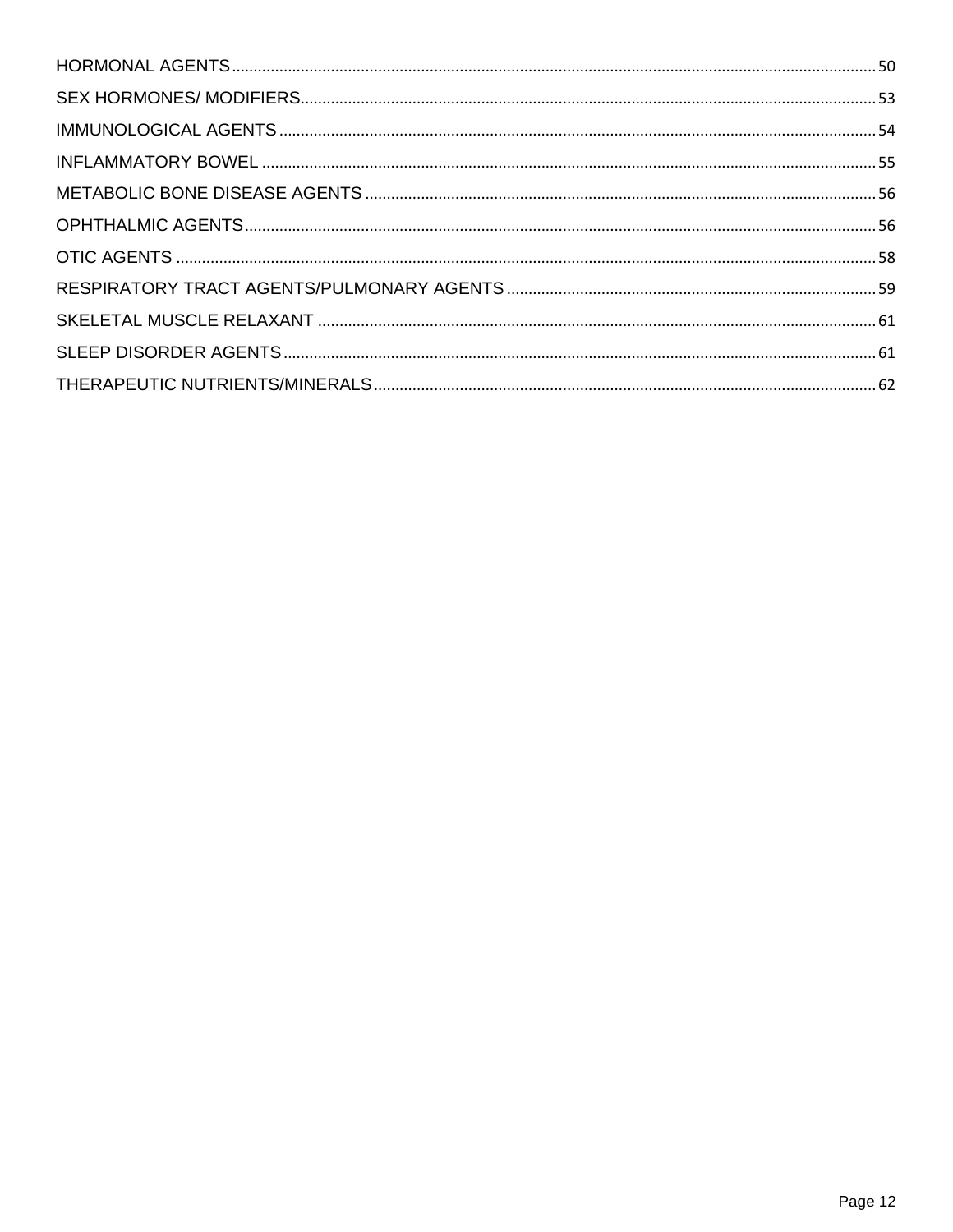HORMONAL AGENTS........................................................................................................................................50

SEX HORMONES/ MODIFIERS........................................................................................................................53

IMMUNOLOGICAL AGENTS..........................................................................................................................54

INFLAMMATORY BOWEL ..............................................................................................................................55

METABOLIC BONE DISEASE AGENTS .......................................................................................................56

OPHTHALMIC AGENTS..................................................................................................................................56

OTIC AGENTS ...................................................................................................................................................58

RESPIRATORY TRACT AGENTS/PULMONARY AGENTS ........................................................................59

SKELETAL MUSCLE RELAXANT ..................................................................................................................61

SLEEP DISORDER AGENTS..........................................................................................................................61

THERAPEUTIC NUTRIENTS/MINERALS......................................................................................................62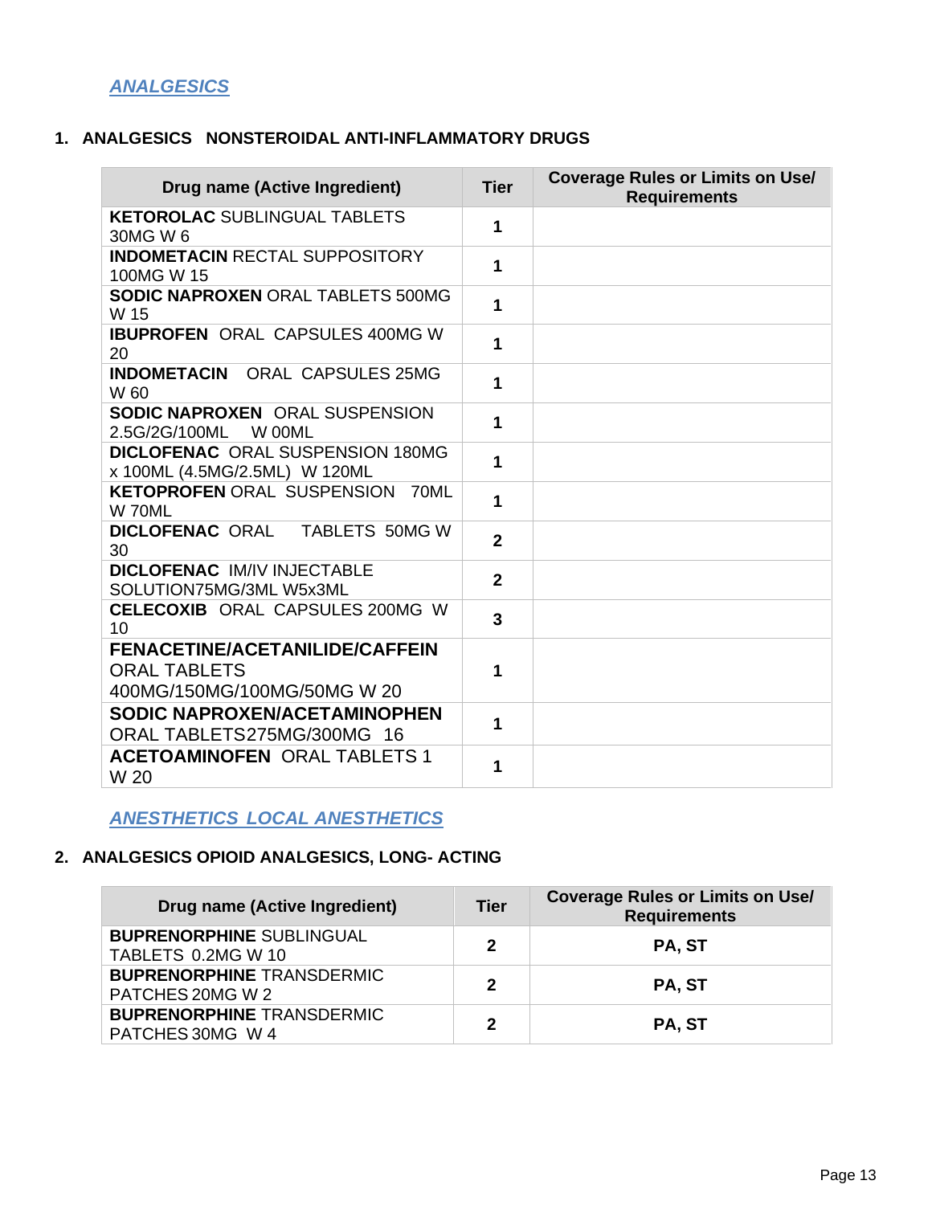## *ANALGESICS*

### 1. ANALGESICS NONSTEROIDAL ANTI-INFLAMMATORY DRUGS

| Drug name (Active Ingredient) | Tier | Coverage Rules or Limits on Use/ Requirements |
|---|---|---|
| **KETOROLAC** SUBLINGUAL TABLETS 30MG W 6 | 1 | |
| **INDOMETACIN** RECTAL SUPPOSITORY 100MG W 15 | 1 | |
| **SODIC NAPROXEN** ORAL TABLETS 500MG W 15 | 1 | |
| **IBUPROFEN** ORAL CAPSULES 400MG W 20 | 1 | |
| **INDOMETACIN** ORAL CAPSULES 25MG W 60 | 1 | |
| **SODIC NAPROXEN** ORAL SUSPENSION 2.5G/2G/100ML W 00ML | 1 | |
| **DICLOFENAC** ORAL SUSPENSION 180MG x 100ML (4.5MG/2.5ML) W 120ML | 1 | |
| **KETOPROFEN** ORAL SUSPENSION 70ML W 70ML | 1 | |
| **DICLOFENAC** ORAL TABLETS 50MG W 30 | 2 | |
| **DICLOFENAC** IM/IV INJECTABLE SOLUTION75MG/3ML W5x3ML | 2 | |
| **CELECOXIB** ORAL CAPSULES 200MG W 10 | 3 | |
| **FENACETINE/ACETANILIDE/CAFFEIN** ORAL TABLETS 400MG/150MG/100MG/50MG W 20 | 1 | |
| **SODIC NAPROXEN/ACETAMINOPHEN** ORAL TABLETS275MG/300MG 16 | 1 | |
| **ACETOAMINOFEN** ORAL TABLETS 1 W 20 | 1 | |

## *ANESTHETICS LOCAL ANESTHETICS*

### 2. ANALGESICS OPIOID ANALGESICS, LONG- ACTING

| Drug name (Active Ingredient) | Tier | Coverage Rules or Limits on Use/ Requirements |
|---|---|---|
| **BUPRENORPHINE** SUBLINGUAL TABLETS 0.2MG W 10 | 2 | **PA, ST** |
| **BUPRENORPHINE** TRANSDERMIC PATCHES 20MG W 2 | 2 | **PA, ST** |
| **BUPRENORPHINE** TRANSDERMIC PATCHES 30MG W 4 | 2 | **PA, ST** |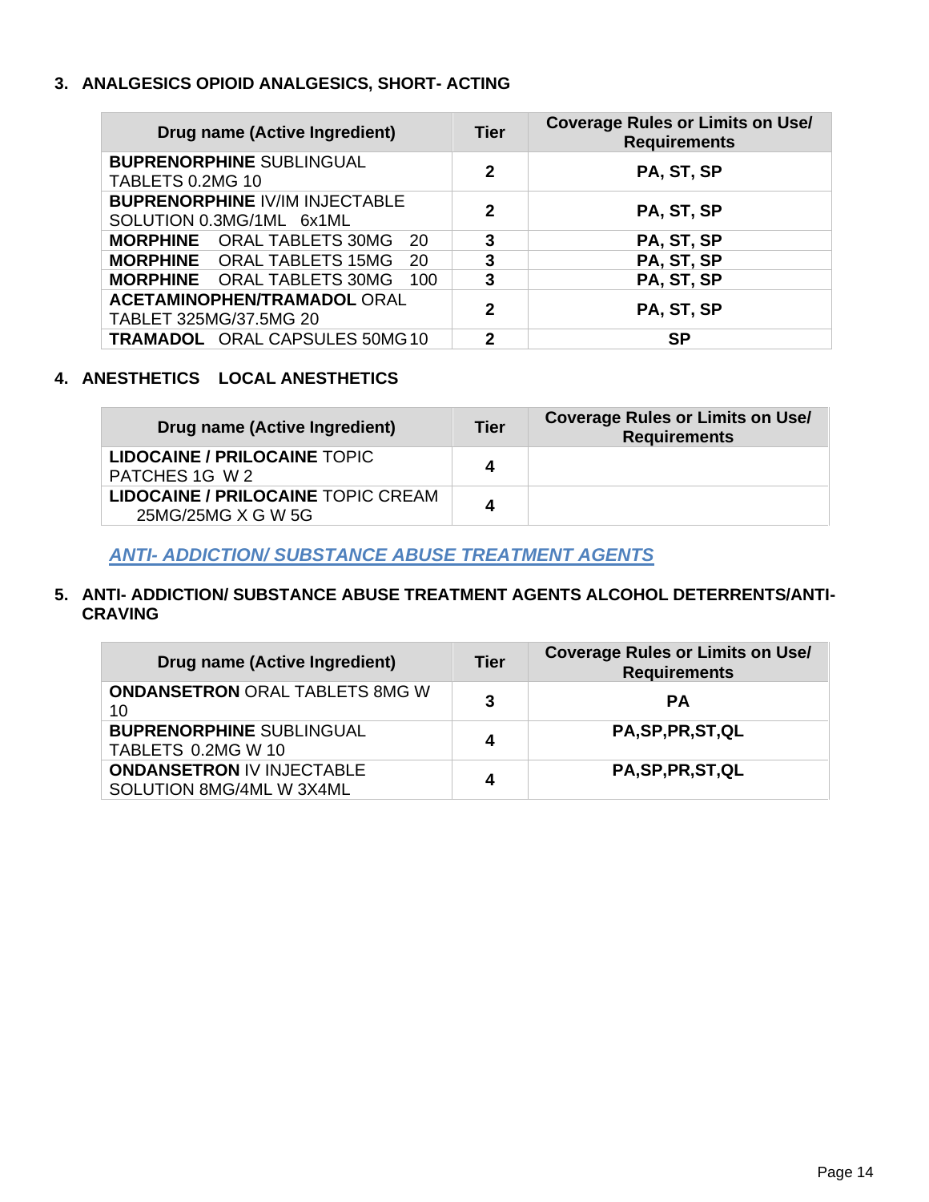## 3. ANALGESICS OPIOID ANALGESICS, SHORT- ACTING

| Drug name (Active Ingredient) | Tier | Coverage Rules or Limits on Use/ Requirements |
|---|---|---|
| **BUPRENORPHINE** SUBLINGUAL TABLETS 0.2MG 10 | 2 | PA, ST, SP |
| **BUPRENORPHINE** IV/IM INJECTABLE SOLUTION 0.3MG/1ML 6x1ML | 2 | PA, ST, SP |
| **MORPHINE** ORAL TABLETS 30MG 20 | 3 | PA, ST, SP |
| **MORPHINE** ORAL TABLETS 15MG 20 | 3 | PA, ST, SP |
| **MORPHINE** ORAL TABLETS 30MG 100 | 3 | PA, ST, SP |
| **ACETAMINOPHEN/TRAMADOL** ORAL TABLET 325MG/37.5MG 20 | 2 | PA, ST, SP |
| **TRAMADOL** ORAL CAPSULES 50MG 10 | 2 | SP |

## 4. ANESTHETICS LOCAL ANESTHETICS

| Drug name (Active Ingredient) | Tier | Coverage Rules or Limits on Use/ Requirements |
|---|---|---|
| **LIDOCAINE / PRILOCAINE** TOPIC PATCHES 1G W 2 | 4 | |
| **LIDOCAINE / PRILOCAINE** TOPIC CREAM 25MG/25MG X G W 5G | 4 | |

***ANTI- ADDICTION/ SUBSTANCE ABUSE TREATMENT AGENTS***

## 5. ANTI- ADDICTION/ SUBSTANCE ABUSE TREATMENT AGENTS ALCOHOL DETERRENTS/ANTI-CRAVING

| Drug name (Active Ingredient) | Tier | Coverage Rules or Limits on Use/ Requirements |
|---|---|---|
| **ONDANSETRON** ORAL TABLETS 8MG W 10 | 3 | PA |
| **BUPRENORPHINE** SUBLINGUAL TABLETS 0.2MG W 10 | 4 | PA,SP,PR,ST,QL |
| **ONDANSETRON** IV INJECTABLE SOLUTION 8MG/4ML W 3X4ML | 4 | PA,SP,PR,ST,QL |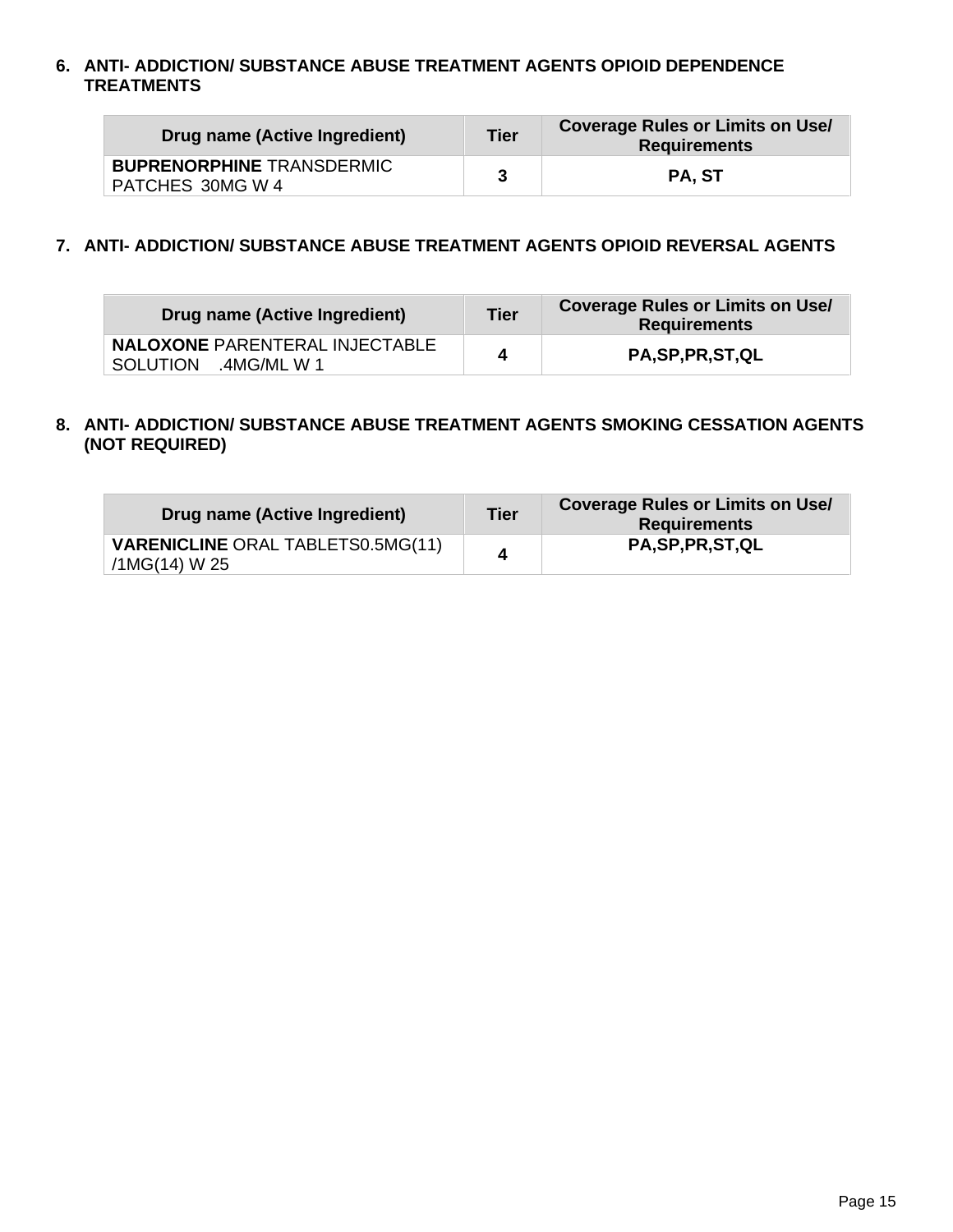6. **ANTI- ADDICTION/ SUBSTANCE ABUSE TREATMENT AGENTS OPIOID DEPENDENCE TREATMENTS**

| Drug name (Active Ingredient) | Tier | Coverage Rules or Limits on Use/ Requirements |
|---|---|---|
| **BUPRENORPHINE** TRANSDERMIC PATCHES 30MG W 4 | **3** | **PA, ST** |

7. **ANTI- ADDICTION/ SUBSTANCE ABUSE TREATMENT AGENTS OPIOID REVERSAL AGENTS**

| Drug name (Active Ingredient) | Tier | Coverage Rules or Limits on Use/ Requirements |
|---|---|---|
| **NALOXONE** PARENTERAL INJECTABLE SOLUTION .4MG/ML W 1 | **4** | **PA,SP,PR,ST,QL** |

8. **ANTI- ADDICTION/ SUBSTANCE ABUSE TREATMENT AGENTS SMOKING CESSATION AGENTS (NOT REQUIRED)**

| Drug name (Active Ingredient) | Tier | Coverage Rules or Limits on Use/ Requirements |
|---|---|---|
| **VARENICLINE** ORAL TABLETS0.5MG(11) /1MG(14) W 25 | **4** | **PA,SP,PR,ST,QL** |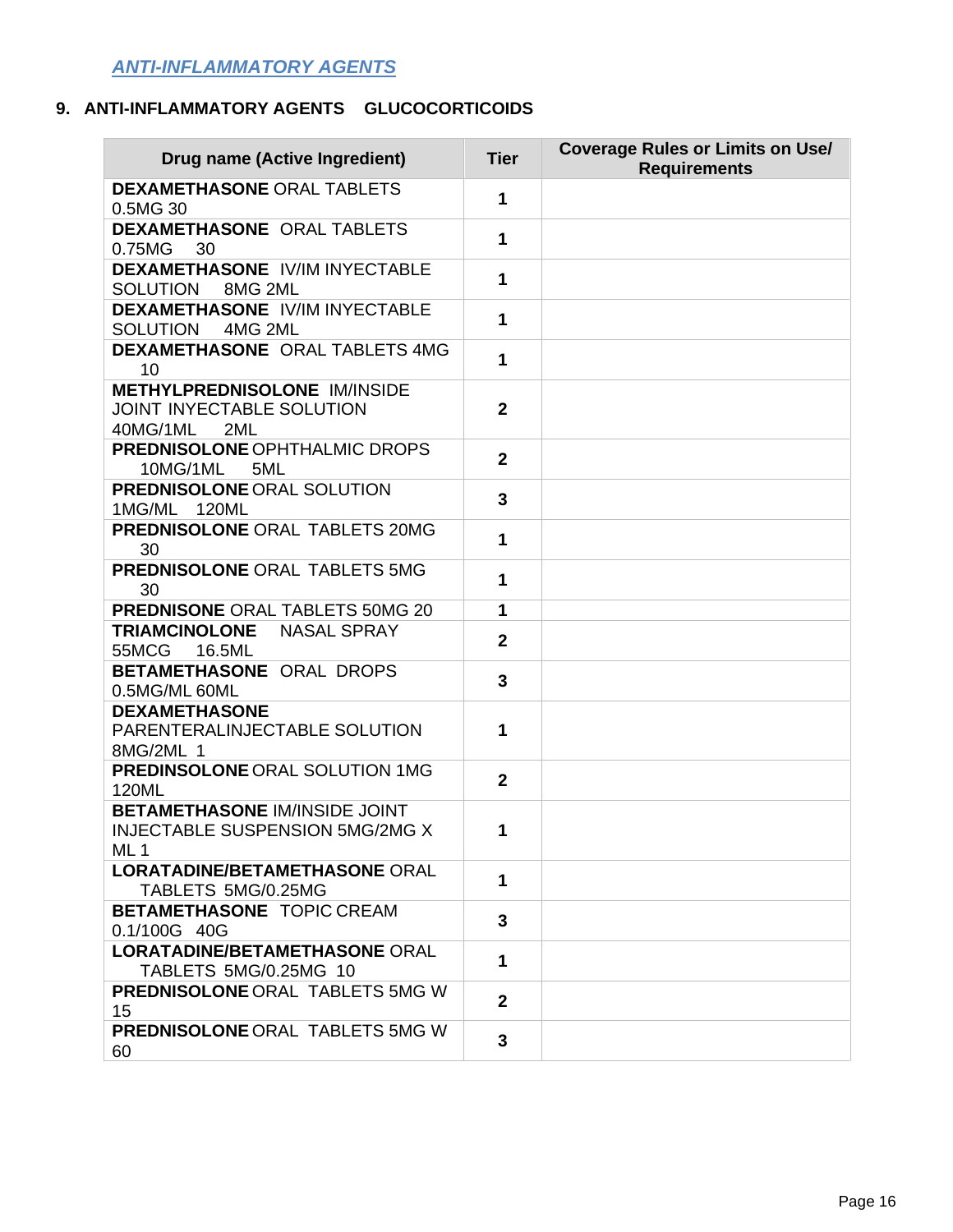*ANTI-INFLAMMATORY AGENTS*

### 9. ANTI-INFLAMMATORY AGENTS GLUCOCORTICOIDS

| Drug name (Active Ingredient) | Tier | Coverage Rules or Limits on Use/ Requirements |
|---|---|---|
| **DEXAMETHASONE** ORAL TABLETS 0.5MG 30 | 1 | |
| **DEXAMETHASONE** ORAL TABLETS 0.75MG 30 | 1 | |
| **DEXAMETHASONE** IV/IM INYECTABLE SOLUTION 8MG 2ML | 1 | |
| **DEXAMETHASONE** IV/IM INYECTABLE SOLUTION 4MG 2ML | 1 | |
| **DEXAMETHASONE** ORAL TABLETS 4MG 10 | 1 | |
| **METHYLPREDNISOLONE** IM/INSIDE JOINT INYECTABLE SOLUTION 40MG/1ML 2ML | 2 | |
| **PREDNISOLONE** OPHTHALMIC DROPS 10MG/1ML 5ML | 2 | |
| **PREDNISOLONE** ORAL SOLUTION 1MG/ML 120ML | 3 | |
| **PREDNISOLONE** ORAL TABLETS 20MG 30 | 1 | |
| **PREDNISOLONE** ORAL TABLETS 5MG 30 | 1 | |
| **PREDNISONE** ORAL TABLETS 50MG 20 | 1 | |
| **TRIAMCINOLONE** NASAL SPRAY 55MCG 16.5ML | 2 | |
| **BETAMETHASONE** ORAL DROPS 0.5MG/ML 60ML | 3 | |
| **DEXAMETHASONE** PARENTERALINJECTABLE SOLUTION 8MG/2ML 1 | 1 | |
| **PREDINSOLONE** ORAL SOLUTION 1MG 120ML | 2 | |
| **BETAMETHASONE** IM/INSIDE JOINT INJECTABLE SUSPENSION 5MG/2MG X ML 1 | 1 | |
| **LORATADINE/BETAMETHASONE** ORAL TABLETS 5MG/0.25MG | 1 | |
| **BETAMETHASONE** TOPIC CREAM 0.1/100G 40G | 3 | |
| **LORATADINE/BETAMETHASONE** ORAL TABLETS 5MG/0.25MG 10 | 1 | |
| **PREDNISOLONE** ORAL TABLETS 5MG W 15 | 2 | |
| **PREDNISOLONE** ORAL TABLETS 5MG W 60 | 3 | |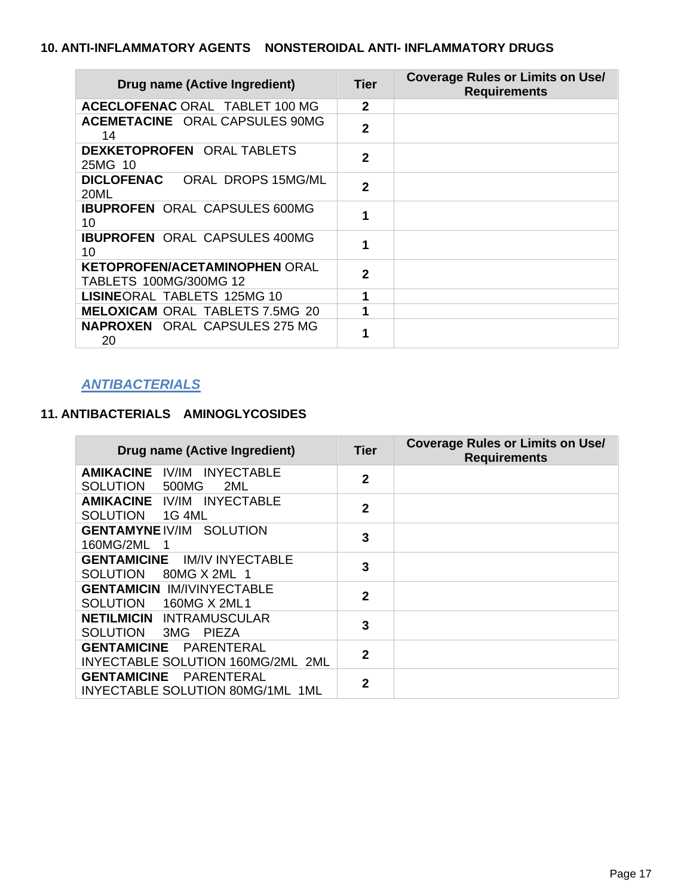### 10. ANTI-INFLAMMATORY AGENTS NONSTEROIDAL ANTI- INFLAMMATORY DRUGS

| Drug name (Active Ingredient) | Tier | Coverage Rules or Limits on Use/ Requirements |
|---|---|---|
| **ACECLOFENAC** ORAL TABLET 100 MG | 2 | |
| **ACEMETACINE** ORAL CAPSULES 90MG 14 | 2 | |
| **DEXKETOPROFEN** ORAL TABLETS 25MG 10 | 2 | |
| **DICLOFENAC** ORAL DROPS 15MG/ML 20ML | 2 | |
| **IBUPROFEN** ORAL CAPSULES 600MG 10 | 1 | |
| **IBUPROFEN** ORAL CAPSULES 400MG 10 | 1 | |
| **KETOPROFEN/ACETAMINOPHEN** ORAL TABLETS 100MG/300MG 12 | 2 | |
| **LISINE**ORAL TABLETS 125MG 10 | 1 | |
| **MELOXICAM** ORAL TABLETS 7.5MG 20 | 1 | |
| **NAPROXEN** ORAL CAPSULES 275 MG 20 | 1 | |

***ANTIBACTERIALS***

### 11. ANTIBACTERIALS AMINOGLYCOSIDES

| Drug name (Active Ingredient) | Tier | Coverage Rules or Limits on Use/ Requirements |
|---|---|---|
| **AMIKACINE** IV/IM INYECTABLE SOLUTION 500MG 2ML | 2 | |
| **AMIKACINE** IV/IM INYECTABLE SOLUTION 1G 4ML | 2 | |
| **GENTAMYNE** IV/IM SOLUTION 160MG/2ML 1 | 3 | |
| **GENTAMICINE** IM/IV INYECTABLE SOLUTION 80MG X 2ML 1 | 3 | |
| **GENTAMICIN** IM/IVINYECTABLE SOLUTION 160MG X 2ML1 | 2 | |
| **NETILMICIN** INTRAMUSCULAR SOLUTION 3MG PIEZA | 3 | |
| **GENTAMICINE** PARENTERAL INYECTABLE SOLUTION 160MG/2ML 2ML | 2 | |
| **GENTAMICINE** PARENTERAL INYECTABLE SOLUTION 80MG/1ML 1ML | 2 | |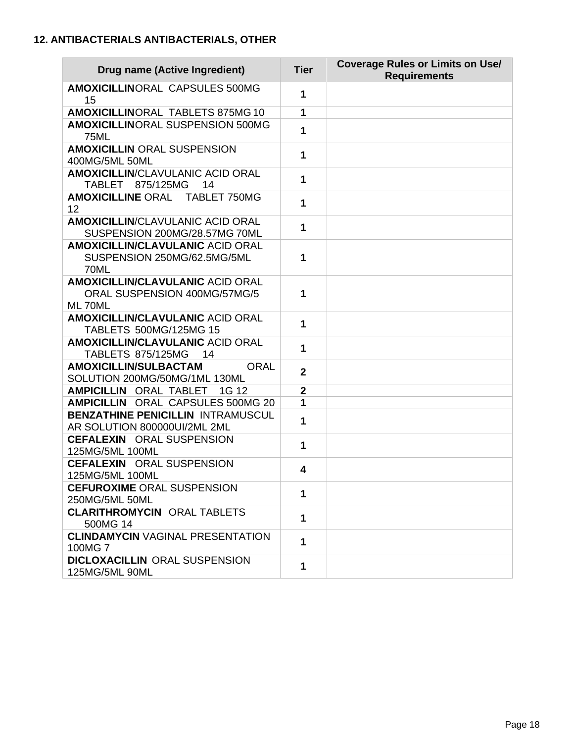### 12. ANTIBACTERIALS ANTIBACTERIALS, OTHER

| Drug name (Active Ingredient) | Tier | Coverage Rules or Limits on Use/ Requirements |
|---|---|---|
| **AMOXICILLIN**ORAL CAPSULES 500MG 15 | 1 | |
| **AMOXICILLIN**ORAL TABLETS 875MG 10 | 1 | |
| **AMOXICILLIN**ORAL SUSPENSION 500MG 75ML | 1 | |
| **AMOXICILLIN** ORAL SUSPENSION 400MG/5ML 50ML | 1 | |
| **AMOXICILLIN**/CLAVULANIC ACID ORAL TABLET 875/125MG 14 | 1 | |
| **AMOXICILLINE** ORAL TABLET 750MG 12 | 1 | |
| **AMOXICILLIN**/CLAVULANIC ACID ORAL SUSPENSION 200MG/28.57MG 70ML | 1 | |
| **AMOXICILLIN/CLAVULANIC** ACID ORAL SUSPENSION 250MG/62.5MG/5ML 70ML | 1 | |
| **AMOXICILLIN/CLAVULANIC** ACID ORAL ORAL SUSPENSION 400MG/57MG/5 ML 70ML | 1 | |
| **AMOXICILLIN/CLAVULANIC** ACID ORAL TABLETS 500MG/125MG 15 | 1 | |
| **AMOXICILLIN/CLAVULANIC** ACID ORAL TABLETS 875/125MG 14 | 1 | |
| **AMOXICILLIN/SULBACTAM** ORAL SOLUTION 200MG/50MG/1ML 130ML | 2 | |
| **AMPICILLIN** ORAL TABLET 1G 12 | 2 | |
| **AMPICILLIN** ORAL CAPSULES 500MG 20 | 1 | |
| **BENZATHINE PENICILLIN** INTRAMUSCULAR SOLUTION 800000UI/2ML 2ML | 1 | |
| **CEFALEXIN** ORAL SUSPENSION 125MG/5ML 100ML | 1 | |
| **CEFALEXIN** ORAL SUSPENSION 125MG/5ML 100ML | 4 | |
| **CEFUROXIME** ORAL SUSPENSION 250MG/5ML 50ML | 1 | |
| **CLARITHROMYCIN** ORAL TABLETS 500MG 14 | 1 | |
| **CLINDAMYCIN** VAGINAL PRESENTATION 100MG 7 | 1 | |
| **DICLOXACILLIN** ORAL SUSPENSION 125MG/5ML 90ML | 1 | |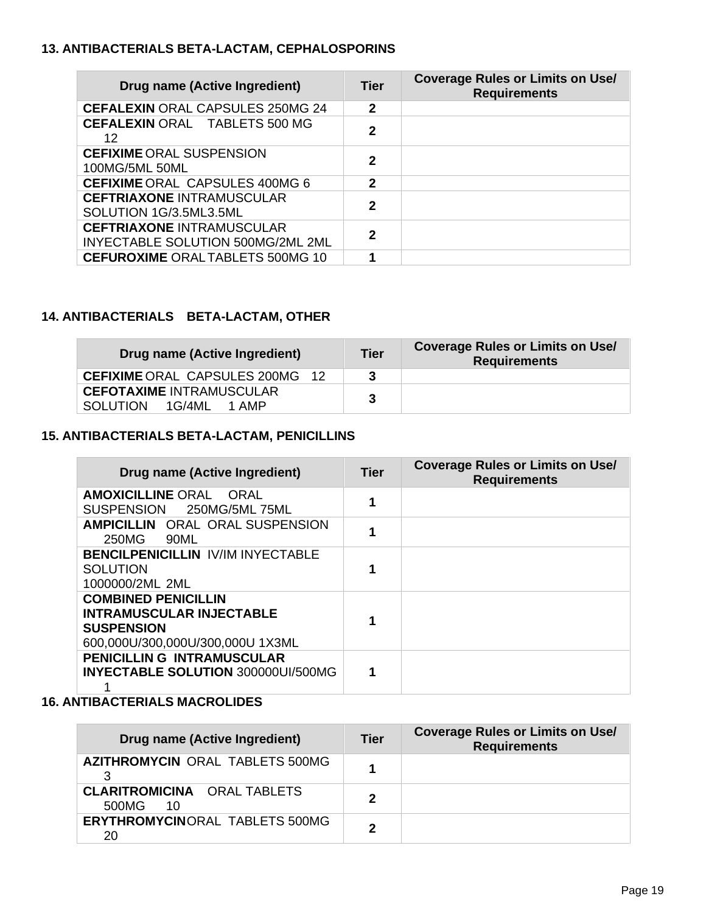### 13. ANTIBACTERIALS BETA-LACTAM, CEPHALOSPORINS

| Drug name (Active Ingredient) | Tier | Coverage Rules or Limits on Use/ Requirements |
|---|---|---|
| **CEFALEXIN** ORAL CAPSULES 250MG 24 | 2 | |
| **CEFALEXIN** ORAL TABLETS 500 MG 12 | 2 | |
| **CEFIXIME** ORAL SUSPENSION 100MG/5ML 50ML | 2 | |
| **CEFIXIME** ORAL CAPSULES 400MG 6 | 2 | |
| **CEFTRIAXONE** INTRAMUSCULAR SOLUTION 1G/3.5ML3.5ML | 2 | |
| **CEFTRIAXONE** INTRAMUSCULAR INYECTABLE SOLUTION 500MG/2ML 2ML | 2 | |
| **CEFUROXIME** ORAL TABLETS 500MG 10 | 1 | |

### 14. ANTIBACTERIALS BETA-LACTAM, OTHER

| Drug name (Active Ingredient) | Tier | Coverage Rules or Limits on Use/ Requirements |
|---|---|---|
| **CEFIXIME** ORAL CAPSULES 200MG 12 | 3 | |
| **CEFOTAXIME** INTRAMUSCULAR SOLUTION 1G/4ML 1 AMP | 3 | |

### 15. ANTIBACTERIALS BETA-LACTAM, PENICILLINS

| Drug name (Active Ingredient) | Tier | Coverage Rules or Limits on Use/ Requirements |
|---|---|---|
| **AMOXICILLINE** ORAL ORAL SUSPENSION 250MG/5ML 75ML | 1 | |
| **AMPICILLIN** ORAL ORAL SUSPENSION 250MG 90ML | 1 | |
| **BENCILPENICILLIN** IV/IM INYECTABLE SOLUTION 1000000/2ML 2ML | 1 | |
| **COMBINED PENICILLIN INTRAMUSCULAR INJECTABLE SUSPENSION** 600,000U/300,000U/300,000U 1X3ML | 1 | |
| **PENICILLIN G INTRAMUSCULAR INYECTABLE SOLUTION** 300000UI/500MG 1 | 1 | |

### 16. ANTIBACTERIALS MACROLIDES

| Drug name (Active Ingredient) | Tier | Coverage Rules or Limits on Use/ Requirements |
|---|---|---|
| **AZITHROMYCIN** ORAL TABLETS 500MG 3 | 1 | |
| **CLARITROMICINA** ORAL TABLETS 500MG 10 | 2 | |
| **ERYTHROMYCIN** ORAL TABLETS 500MG 20 | 2 | |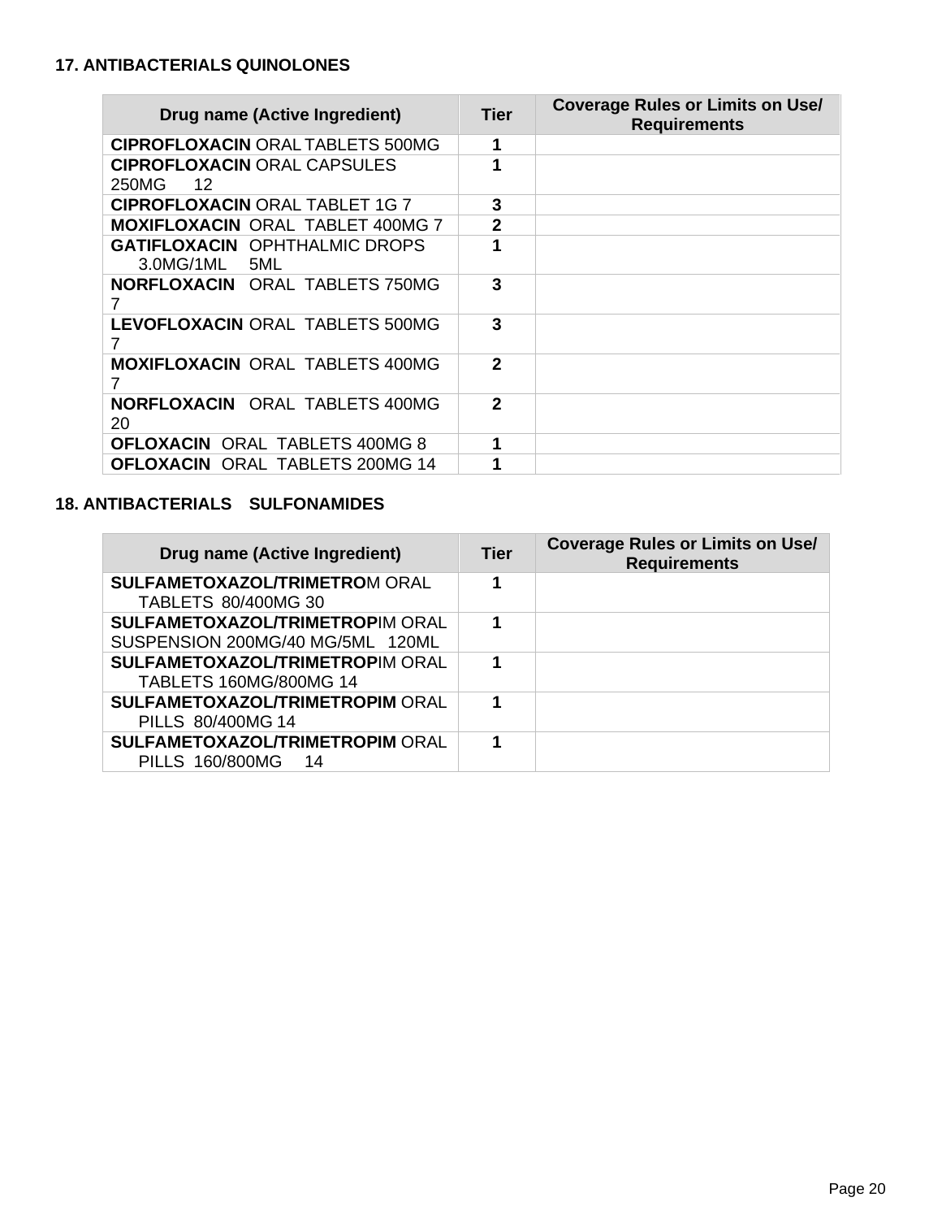## 17. ANTIBACTERIALS QUINOLONES

| Drug name (Active Ingredient) | Tier | Coverage Rules or Limits on Use/ Requirements |
|---|---|---|
| **CIPROFLOXACIN** ORAL TABLETS 500MG | **1** | |
| **CIPROFLOXACIN** ORAL CAPSULES 250MG 12 | **1** | |
| **CIPROFLOXACIN** ORAL TABLET 1G 7 | **3** | |
| **MOXIFLOXACIN** ORAL TABLET 400MG 7 | **2** | |
| **GATIFLOXACIN** OPHTHALMIC DROPS 3.0MG/1ML 5ML | **1** | |
| **NORFLOXACIN** ORAL TABLETS 750MG 7 | **3** | |
| **LEVOFLOXACIN** ORAL TABLETS 500MG 7 | **3** | |
| **MOXIFLOXACIN** ORAL TABLETS 400MG 7 | **2** | |
| **NORFLOXACIN** ORAL TABLETS 400MG 20 | **2** | |
| **OFLOXACIN** ORAL TABLETS 400MG 8 | **1** | |
| **OFLOXACIN** ORAL TABLETS 200MG 14 | **1** | |

## 18. ANTIBACTERIALS SULFONAMIDES

| Drug name (Active Ingredient) | Tier | Coverage Rules or Limits on Use/ Requirements |
|---|---|---|
| **SULFAMETOXAZOL/TRIMETRO**M ORAL TABLETS 80/400MG 30 | **1** | |
| **SULFAMETOXAZOL/TRIMETROP**IM ORAL SUSPENSION 200MG/40 MG/5ML 120ML | **1** | |
| **SULFAMETOXAZOL/TRIMETROP**IM ORAL TABLETS 160MG/800MG 14 | **1** | |
| **SULFAMETOXAZOL/TRIMETROPIM** ORAL PILLS 80/400MG 14 | **1** | |
| **SULFAMETOXAZOL/TRIMETROPIM** ORAL PILLS 160/800MG 14 | **1** | |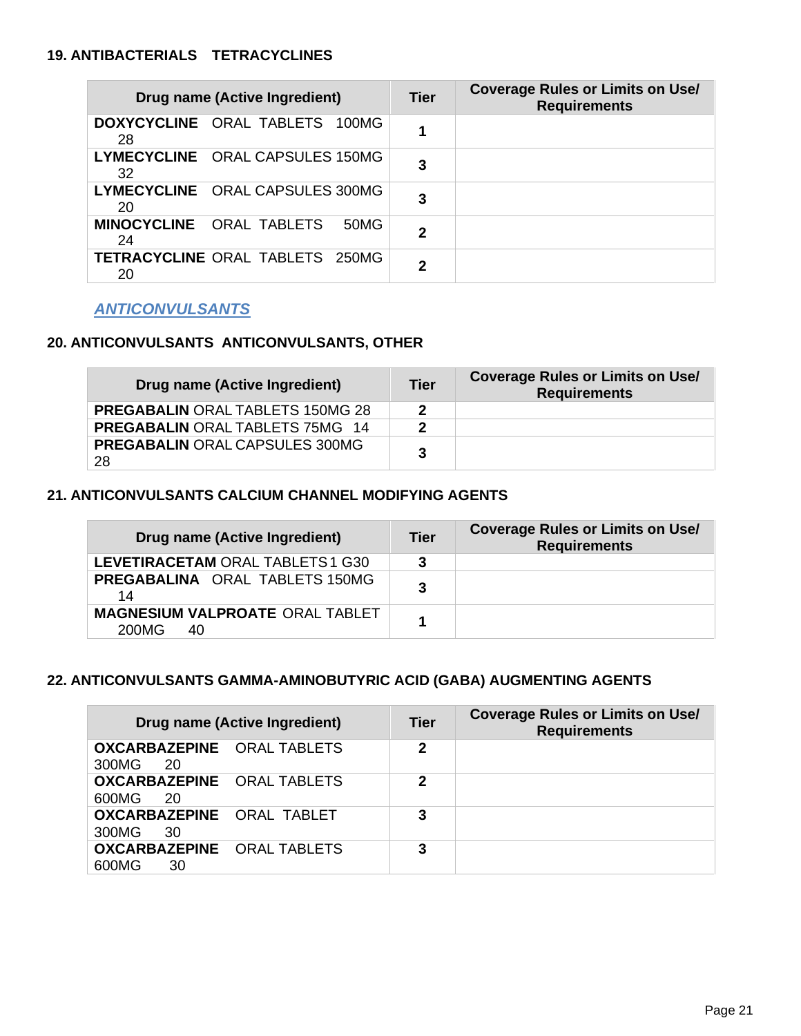### 19. ANTIBACTERIALS TETRACYCLINES

| Drug name (Active Ingredient) | Tier | Coverage Rules or Limits on Use/ Requirements |
|---|---|---|
| **DOXYCYCLINE** ORAL TABLETS 100MG 28 | 1 | |
| **LYMECYCLINE** ORAL CAPSULES 150MG 32 | 3 | |
| **LYMECYCLINE** ORAL CAPSULES 300MG 20 | 3 | |
| **MINOCYCLINE** ORAL TABLETS 50MG 24 | 2 | |
| **TETRACYCLINE** ORAL TABLETS 250MG 20 | 2 | |

***ANTICONVULSANTS***

### 20. ANTICONVULSANTS ANTICONVULSANTS, OTHER

| Drug name (Active Ingredient) | Tier | Coverage Rules or Limits on Use/ Requirements |
|---|---|---|
| **PREGABALIN** ORAL TABLETS 150MG 28 | 2 | |
| **PREGABALIN** ORAL TABLETS 75MG 14 | 2 | |
| **PREGABALIN** ORAL CAPSULES 300MG 28 | 3 | |

### 21. ANTICONVULSANTS CALCIUM CHANNEL MODIFYING AGENTS

| Drug name (Active Ingredient) | Tier | Coverage Rules or Limits on Use/ Requirements |
|---|---|---|
| **LEVETIRACETAM** ORAL TABLETS 1 G30 | 3 | |
| **PREGABALINA** ORAL TABLETS 150MG 14 | 3 | |
| **MAGNESIUM VALPROATE** ORAL TABLET 200MG 40 | 1 | |

### 22. ANTICONVULSANTS GAMMA-AMINOBUTYRIC ACID (GABA) AUGMENTING AGENTS

| Drug name (Active Ingredient) | Tier | Coverage Rules or Limits on Use/ Requirements |
|---|---|---|
| **OXCARBAZEPINE** ORAL TABLETS 300MG 20 | 2 | |
| **OXCARBAZEPINE** ORAL TABLETS 600MG 20 | 2 | |
| **OXCARBAZEPINE** ORAL TABLET 300MG 30 | 3 | |
| **OXCARBAZEPINE** ORAL TABLETS 600MG 30 | 3 | |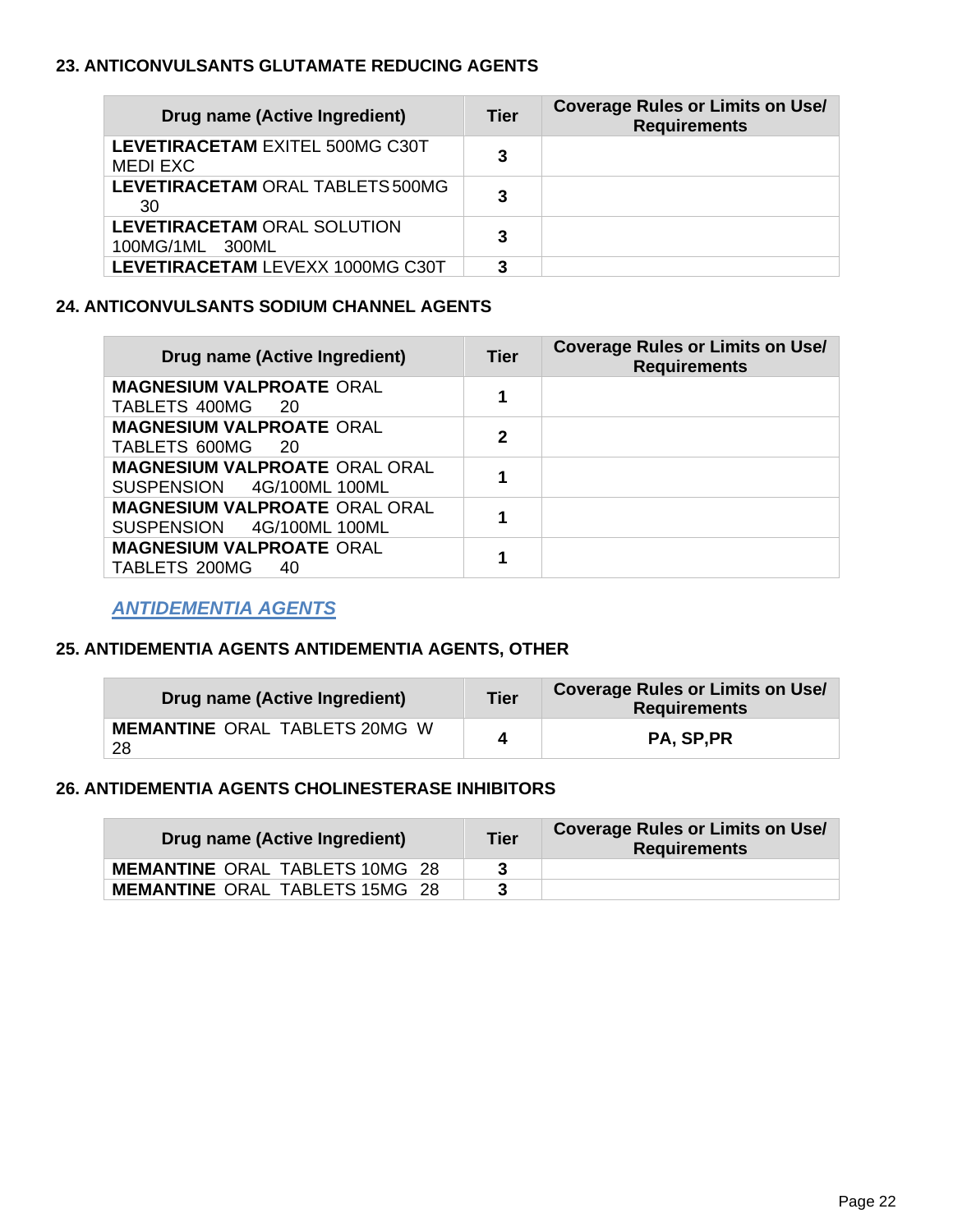#### 23. ANTICONVULSANTS GLUTAMATE REDUCING AGENTS

| Drug name (Active Ingredient) | Tier | Coverage Rules or Limits on Use/ Requirements |
|---|---|---|
| **LEVETIRACETAM** EXITEL 500MG C30T MEDI EXC | 3 | |
| **LEVETIRACETAM** ORAL TABLETS 500MG 30 | 3 | |
| **LEVETIRACETAM** ORAL SOLUTION 100MG/1ML 300ML | 3 | |
| **LEVETIRACETAM** LEVEXX 1000MG C30T | 3 | |

#### 24. ANTICONVULSANTS SODIUM CHANNEL AGENTS

| Drug name (Active Ingredient) | Tier | Coverage Rules or Limits on Use/ Requirements |
|---|---|---|
| **MAGNESIUM VALPROATE** ORAL TABLETS 400MG 20 | 1 | |
| **MAGNESIUM VALPROATE** ORAL TABLETS 600MG 20 | 2 | |
| **MAGNESIUM VALPROATE** ORAL ORAL SUSPENSION 4G/100ML 100ML | 1 | |
| **MAGNESIUM VALPROATE** ORAL ORAL SUSPENSION 4G/100ML 100ML | 1 | |
| **MAGNESIUM VALPROATE** ORAL TABLETS 200MG 40 | 1 | |

### ***ANTIDEMENTIA AGENTS***

#### 25. ANTIDEMENTIA AGENTS ANTIDEMENTIA AGENTS, OTHER

| Drug name (Active Ingredient) | Tier | Coverage Rules or Limits on Use/ Requirements |
|---|---|---|
| **MEMANTINE** ORAL TABLETS 20MG W 28 | 4 | PA, SP,PR |

#### 26. ANTIDEMENTIA AGENTS CHOLINESTERASE INHIBITORS

| Drug name (Active Ingredient) | Tier | Coverage Rules or Limits on Use/ Requirements |
|---|---|---|
| **MEMANTINE** ORAL TABLETS 10MG 28 | 3 | |
| **MEMANTINE** ORAL TABLETS 15MG 28 | 3 | |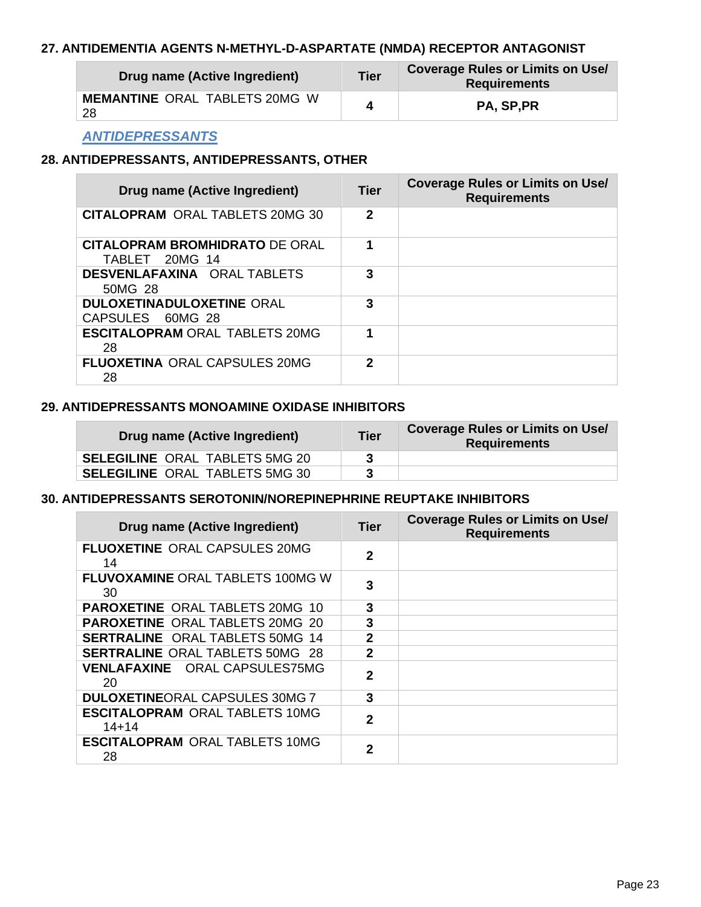### 27. ANTIDEMENTIA AGENTS N-METHYL-D-ASPARTATE (NMDA) RECEPTOR ANTAGONIST

| Drug name (Active Ingredient) | Tier | Coverage Rules or Limits on Use/ Requirements |
|---|---|---|
| **MEMANTINE** ORAL TABLETS 20MG W 28 | 4 | PA, SP,PR |

***ANTIDEPRESSANTS***

### 28. ANTIDEPRESSANTS, ANTIDEPRESSANTS, OTHER

| Drug name (Active Ingredient) | Tier | Coverage Rules or Limits on Use/ Requirements |
|---|---|---|
| **CITALOPRAM** ORAL TABLETS 20MG 30 | 2 | |
| **CITALOPRAM BROMHIDRATO** DE ORAL TABLET 20MG 14 | 1 | |
| **DESVENLAFAXINA** ORAL TABLETS 50MG 28 | 3 | |
| **DULOXETINADULOXETINE** ORAL CAPSULES 60MG 28 | 3 | |
| **ESCITALOPRAM** ORAL TABLETS 20MG 28 | 1 | |
| **FLUOXETINA** ORAL CAPSULES 20MG 28 | 2 | |

### 29. ANTIDEPRESSANTS MONOAMINE OXIDASE INHIBITORS

| Drug name (Active Ingredient) | Tier | Coverage Rules or Limits on Use/ Requirements |
|---|---|---|
| **SELEGILINE** ORAL TABLETS 5MG 20 | 3 | |
| **SELEGILINE** ORAL TABLETS 5MG 30 | 3 | |

### 30. ANTIDEPRESSANTS SEROTONIN/NOREPINEPHRINE REUPTAKE INHIBITORS

| Drug name (Active Ingredient) | Tier | Coverage Rules or Limits on Use/ Requirements |
|---|---|---|
| **FLUOXETINE** ORAL CAPSULES 20MG 14 | 2 | |
| **FLUVOXAMINE** ORAL TABLETS 100MG W 30 | 3 | |
| **PAROXETINE** ORAL TABLETS 20MG 10 | 3 | |
| **PAROXETINE** ORAL TABLETS 20MG 20 | 3 | |
| **SERTRALINE** ORAL TABLETS 50MG 14 | 2 | |
| **SERTRALINE** ORAL TABLETS 50MG 28 | 2 | |
| **VENLAFAXINE** ORAL CAPSULES75MG 20 | 2 | |
| **DULOXETINE**ORAL CAPSULES 30MG 7 | 3 | |
| **ESCITALOPRAM** ORAL TABLETS 10MG 14+14 | 2 | |
| **ESCITALOPRAM** ORAL TABLETS 10MG 28 | 2 | |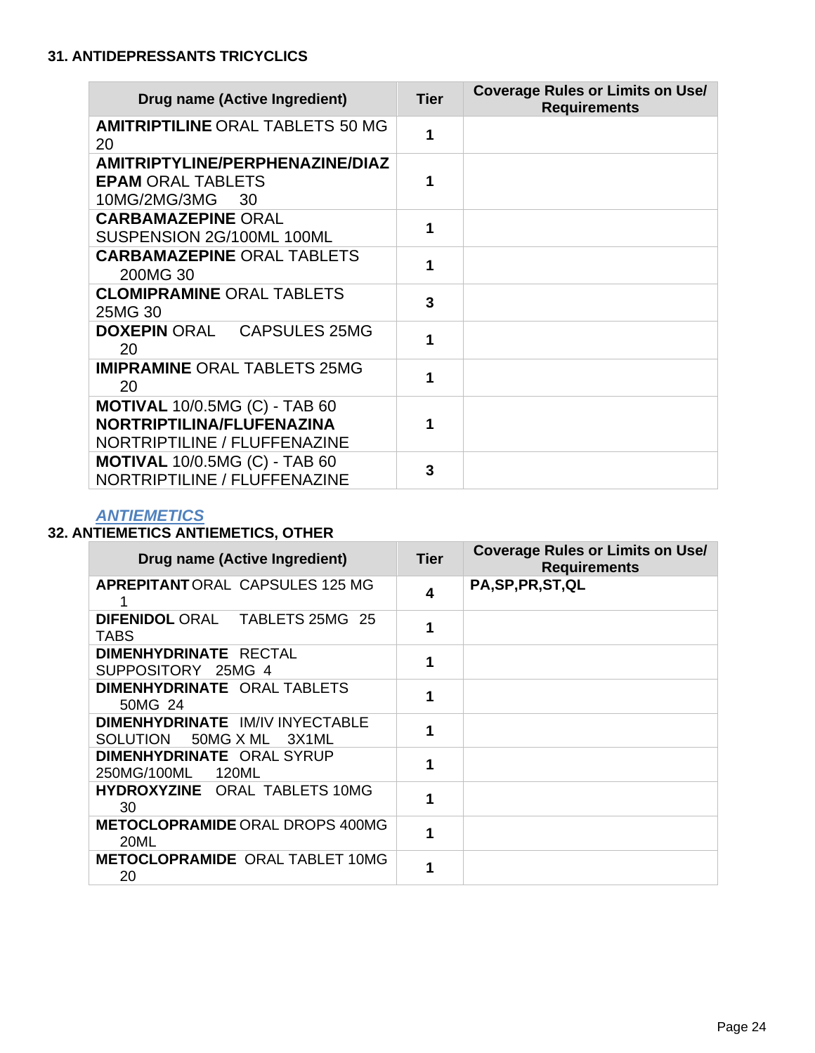### 31. ANTIDEPRESSANTS TRICYCLICS

| Drug name (Active Ingredient) | Tier | Coverage Rules or Limits on Use/ Requirements |
|---|---|---|
| **AMITRIPTILINE** ORAL TABLETS 50 MG 20 | 1 | |
| **AMITRIPTYLINE/PERPHENAZINE/DIAZEPAM** ORAL TABLETS 10MG/2MG/3MG 30 | 1 | |
| **CARBAMAZEPINE** ORAL SUSPENSION 2G/100ML 100ML | 1 | |
| **CARBAMAZEPINE** ORAL TABLETS 200MG 30 | 1 | |
| **CLOMIPRAMINE** ORAL TABLETS 25MG 30 | 3 | |
| **DOXEPIN** ORAL CAPSULES 25MG 20 | 1 | |
| **IMIPRAMINE** ORAL TABLETS 25MG 20 | 1 | |
| **MOTIVAL** 10/0.5MG (C) - TAB 60 **NORTRIPTILINA/FLUFENAZINA** NORTRIPTILINE / FLUFFENAZINE | 1 | |
| **MOTIVAL** 10/0.5MG (C) - TAB 60 NORTRIPTILINE / FLUFFENAZINE | 3 | |

***ANTIEMETICS***

### 32. ANTIEMETICS ANTIEMETICS, OTHER

| Drug name (Active Ingredient) | Tier | Coverage Rules or Limits on Use/ Requirements |
|---|---|---|
| **APREPITANT** ORAL CAPSULES 125 MG 1 | 4 | **PA,SP,PR,ST,QL** |
| **DIFENIDOL** ORAL TABLETS 25MG 25 TABS | 1 | |
| **DIMENHYDRINATE** RECTAL SUPPOSITORY 25MG 4 | 1 | |
| **DIMENHYDRINATE** ORAL TABLETS 50MG 24 | 1 | |
| **DIMENHYDRINATE** IM/IV INYECTABLE SOLUTION 50MG X ML 3X1ML | 1 | |
| **DIMENHYDRINATE** ORAL SYRUP 250MG/100ML 120ML | 1 | |
| **HYDROXYZINE** ORAL TABLETS 10MG 30 | 1 | |
| **METOCLOPRAMIDE** ORAL DROPS 400MG 20ML | 1 | |
| **METOCLOPRAMIDE** ORAL TABLET 10MG 20 | 1 | |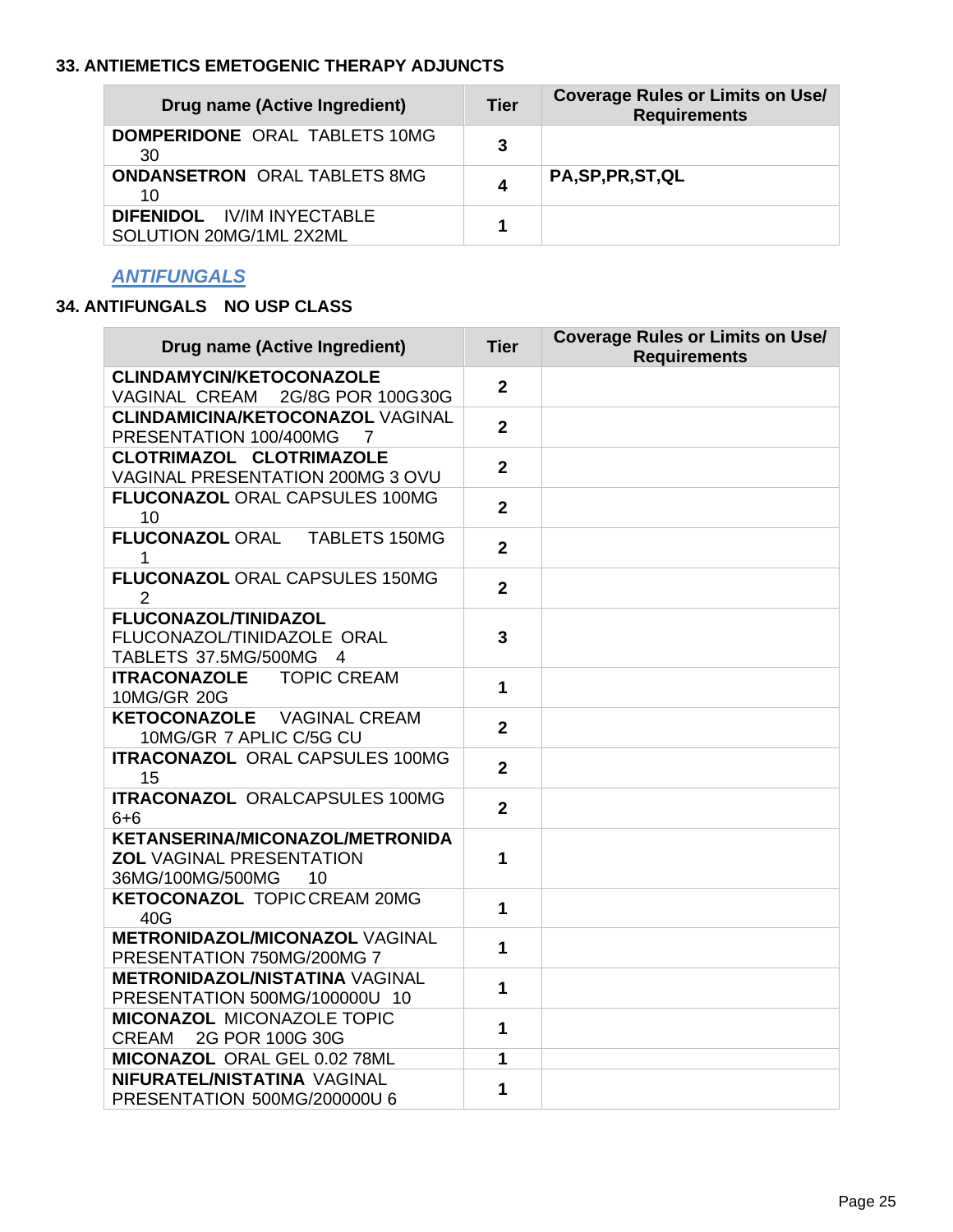### 33. ANTIEMETICS EMETOGENIC THERAPY ADJUNCTS

| Drug name (Active Ingredient) | Tier | Coverage Rules or Limits on Use/ Requirements |
|---|---|---|
| **DOMPERIDONE** ORAL TABLETS 10MG 30 | 3 | |
| **ONDANSETRON** ORAL TABLETS 8MG 10 | 4 | PA,SP,PR,ST,QL |
| **DIFENIDOL** IV/IM INYECTABLE SOLUTION 20MG/1ML 2X2ML | 1 | |

## *ANTIFUNGALS*

### 34. ANTIFUNGALS NO USP CLASS

| Drug name (Active Ingredient) | Tier | Coverage Rules or Limits on Use/ Requirements |
|---|---|---|
| **CLINDAMYCIN/KETOCONAZOLE** VAGINAL CREAM 2G/8G POR 100G30G | 2 | |
| **CLINDAMICINA/KETOCONAZOL** VAGINAL PRESENTATION 100/400MG 7 | 2 | |
| **CLOTRIMAZOL CLOTRIMAZOLE** VAGINAL PRESENTATION 200MG 3 OVU | 2 | |
| **FLUCONAZOL** ORAL CAPSULES 100MG 10 | 2 | |
| **FLUCONAZOL** ORAL TABLETS 150MG 1 | 2 | |
| **FLUCONAZOL** ORAL CAPSULES 150MG 2 | 2 | |
| **FLUCONAZOL/TINIDAZOL** FLUCONAZOL/TINIDAZOLE ORAL TABLETS 37.5MG/500MG 4 | 3 | |
| **ITRACONAZOLE** TOPIC CREAM 10MG/GR 20G | 1 | |
| **KETOCONAZOLE** VAGINAL CREAM 10MG/GR 7 APLIC C/5G CU | 2 | |
| **ITRACONAZOL** ORAL CAPSULES 100MG 15 | 2 | |
| **ITRACONAZOL** ORALCAPSULES 100MG 6+6 | 2 | |
| **KETANSERINA/MICONAZOL/METRONIDAZOL** VAGINAL PRESENTATION 36MG/100MG/500MG 10 | 1 | |
| **KETOCONAZOL** TOPICCREAM 20MG 40G | 1 | |
| **METRONIDAZOL/MICONAZOL** VAGINAL PRESENTATION 750MG/200MG 7 | 1 | |
| **METRONIDAZOL/NISTATINA** VAGINAL PRESENTATION 500MG/100000U 10 | 1 | |
| **MICONAZOL** MICONAZOLE TOPIC CREAM 2G POR 100G 30G | 1 | |
| **MICONAZOL** ORAL GEL 0.02 78ML | 1 | |
| **NIFURATEL/NISTATINA** VAGINAL PRESENTATION 500MG/200000U 6 | 1 | |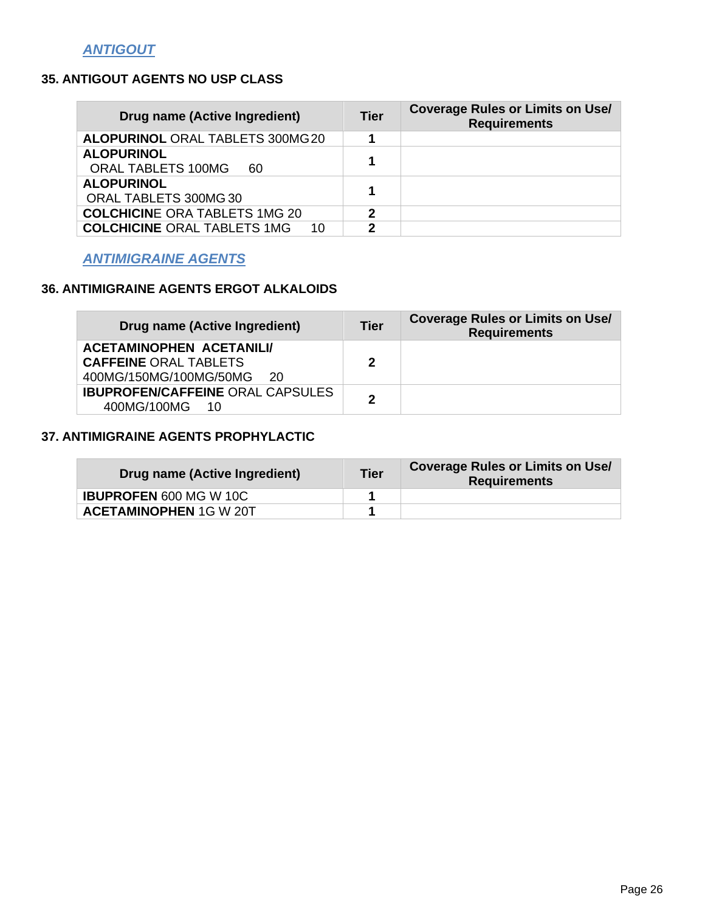## *ANTIGOUT*

### 35. ANTIGOUT AGENTS NO USP CLASS

| Drug name (Active Ingredient) | Tier | Coverage Rules or Limits on Use/ Requirements |
|---|---|---|
| **ALOPURINOL** ORAL TABLETS 300MG 20 | **1** | |
| **ALOPURINOL** ORAL TABLETS 100MG 60 | **1** | |
| **ALOPURINOL** ORAL TABLETS 300MG 30 | **1** | |
| **COLCHICIN**E ORA TABLETS 1MG 20 | **2** | |
| **COLCHICINE** ORAL TABLETS 1MG 10 | **2** | |

## *ANTIMIGRAINE AGENTS*

### 36. ANTIMIGRAINE AGENTS ERGOT ALKALOIDS

| Drug name (Active Ingredient) | Tier | Coverage Rules or Limits on Use/ Requirements |
|---|---|---|
| **ACETAMINOPHEN ACETANILI/ CAFFEINE** ORAL TABLETS 400MG/150MG/100MG/50MG 20 | **2** | |
| **IBUPROFEN/CAFFEINE** ORAL CAPSULES 400MG/100MG 10 | **2** | |

### 37. ANTIMIGRAINE AGENTS PROPHYLACTIC

| Drug name (Active Ingredient) | Tier | Coverage Rules or Limits on Use/ Requirements |
|---|---|---|
| **IBUPROFEN** 600 MG W 10C | **1** | |
| **ACETAMINOPHEN** 1G W 20T | **1** | |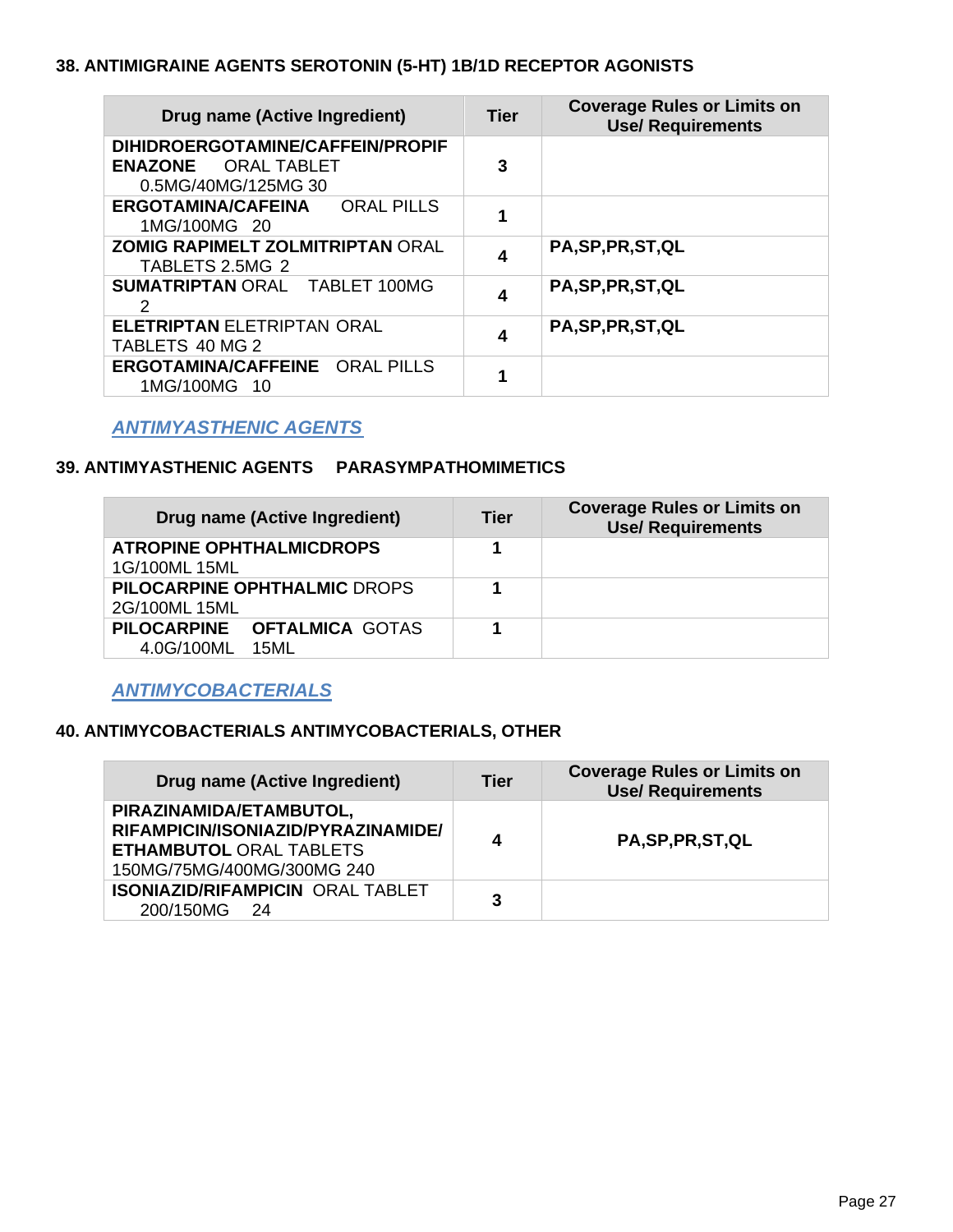### 38. ANTIMIGRAINE AGENTS SEROTONIN (5-HT) 1B/1D RECEPTOR AGONISTS

| Drug name (Active Ingredient) | Tier | Coverage Rules or Limits on Use/ Requirements |
|---|---|---|
| **DIHIDROERGOTAMINE/CAFFEIN/PROPIFENAZONE** ORAL TABLET 0.5MG/40MG/125MG 30 | 3 | |
| **ERGOTAMINA/CAFEINA** ORAL PILLS 1MG/100MG 20 | 1 | |
| **ZOMIG RAPIMELT ZOLMITRIPTAN** ORAL TABLETS 2.5MG 2 | 4 | PA,SP,PR,ST,QL |
| **SUMATRIPTAN** ORAL TABLET 100MG 2 | 4 | PA,SP,PR,ST,QL |
| **ELETRIPTAN** ELETRIPTAN ORAL TABLETS 40 MG 2 | 4 | PA,SP,PR,ST,QL |
| **ERGOTAMINA/CAFFEINE** ORAL PILLS 1MG/100MG 10 | 1 | |

***ANTIMYASTHENIC AGENTS***

### 39. ANTIMYASTHENIC AGENTS PARASYMPATHOMIMETICS

| Drug name (Active Ingredient) | Tier | Coverage Rules or Limits on Use/ Requirements |
|---|---|---|
| **ATROPINE OPHTHALMICDROPS** 1G/100ML 15ML | 1 | |
| **PILOCARPINE OPHTHALMIC** DROPS 2G/100ML 15ML | 1 | |
| **PILOCARPINE OFTALMICA** GOTAS 4.0G/100ML 15ML | 1 | |

***ANTIMYCOBACTERIALS***

### 40. ANTIMYCOBACTERIALS ANTIMYCOBACTERIALS, OTHER

| Drug name (Active Ingredient) | Tier | Coverage Rules or Limits on Use/ Requirements |
|---|---|---|
| **PIRAZINAMIDA/ETAMBUTOL, RIFAMPICIN/ISONIAZID/PYRAZINAMIDE/ETHAMBUTOL** ORAL TABLETS 150MG/75MG/400MG/300MG 240 | 4 | PA,SP,PR,ST,QL |
| **ISONIAZID/RIFAMPICIN** ORAL TABLET 200/150MG 24 | 3 | |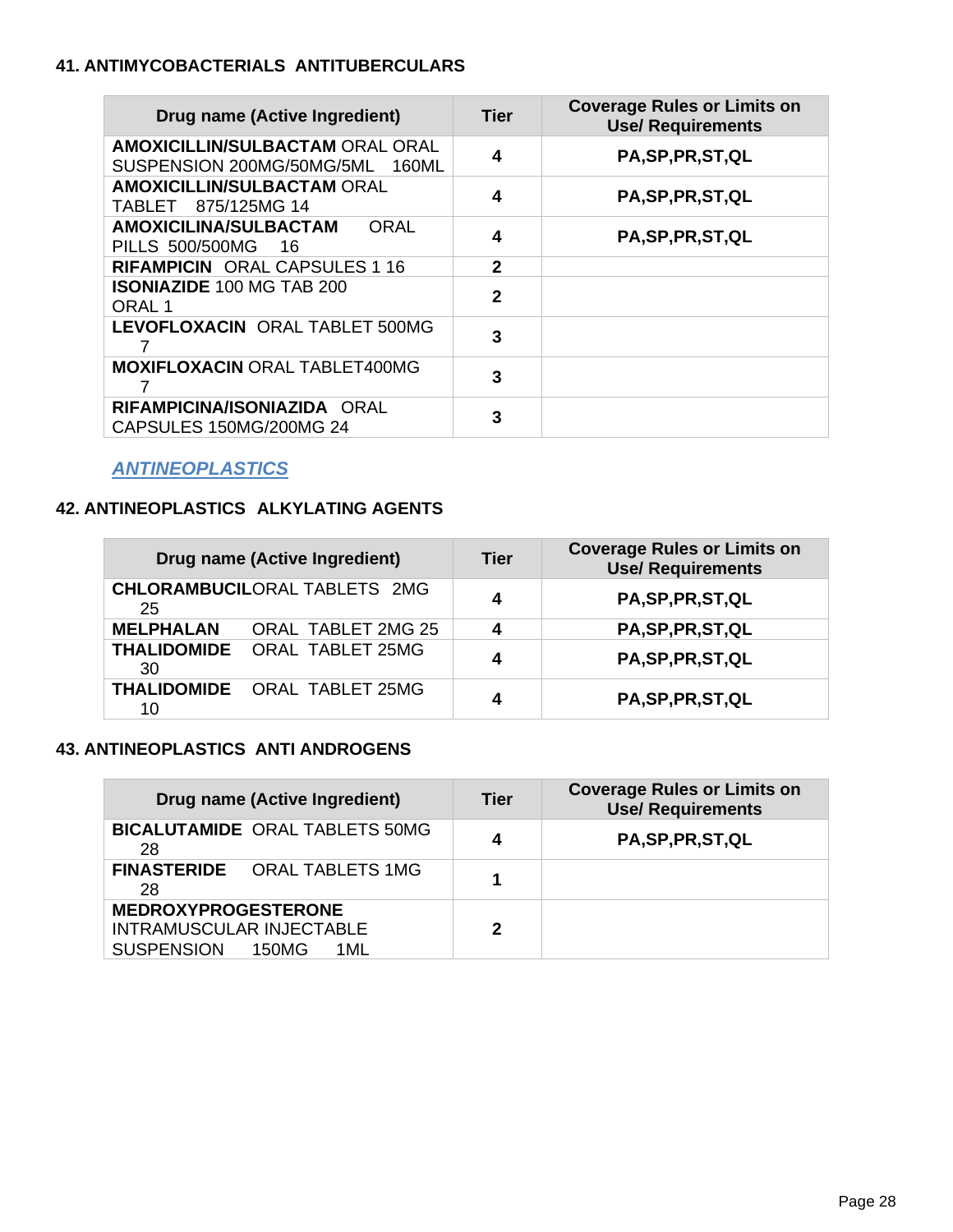### 41. ANTIMYCOBACTERIALS ANTITUBERCULARS

| Drug name (Active Ingredient) | Tier | Coverage Rules or Limits on Use/ Requirements |
|---|---|---|
| **AMOXICILLIN/SULBACTAM** ORAL ORAL SUSPENSION 200MG/50MG/5ML 160ML | 4 | PA,SP,PR,ST,QL |
| **AMOXICILLIN/SULBACTAM** ORAL TABLET 875/125MG 14 | 4 | PA,SP,PR,ST,QL |
| **AMOXICILINA/SULBACTAM** ORAL PILLS 500/500MG 16 | 4 | PA,SP,PR,ST,QL |
| **RIFAMPICIN** ORAL CAPSULES 1 16 | 2 | |
| **ISONIAZIDE** 100 MG TAB 200 ORAL 1 | 2 | |
| **LEVOFLOXACIN** ORAL TABLET 500MG 7 | 3 | |
| **MOXIFLOXACIN** ORAL TABLET400MG 7 | 3 | |
| **RIFAMPICINA/ISONIAZIDA** ORAL CAPSULES 150MG/200MG 24 | 3 | |

## *ANTINEOPLASTICS*

### 42. ANTINEOPLASTICS ALKYLATING AGENTS

| Drug name (Active Ingredient) | Tier | Coverage Rules or Limits on Use/ Requirements |
|---|---|---|
| **CHLORAMBUCIL**ORAL TABLETS 2MG 25 | 4 | PA,SP,PR,ST,QL |
| **MELPHALAN** ORAL TABLET 2MG 25 | 4 | PA,SP,PR,ST,QL |
| **THALIDOMIDE** ORAL TABLET 25MG 30 | 4 | PA,SP,PR,ST,QL |
| **THALIDOMIDE** ORAL TABLET 25MG 10 | 4 | PA,SP,PR,ST,QL |

### 43. ANTINEOPLASTICS ANTI ANDROGENS

| Drug name (Active Ingredient) | Tier | Coverage Rules or Limits on Use/ Requirements |
|---|---|---|
| **BICALUTAMIDE** ORAL TABLETS 50MG 28 | 4 | PA,SP,PR,ST,QL |
| **FINASTERIDE** ORAL TABLETS 1MG 28 | 1 | |
| **MEDROXYPROGESTERONE** INTRAMUSCULAR INJECTABLE SUSPENSION 150MG 1ML | 2 | |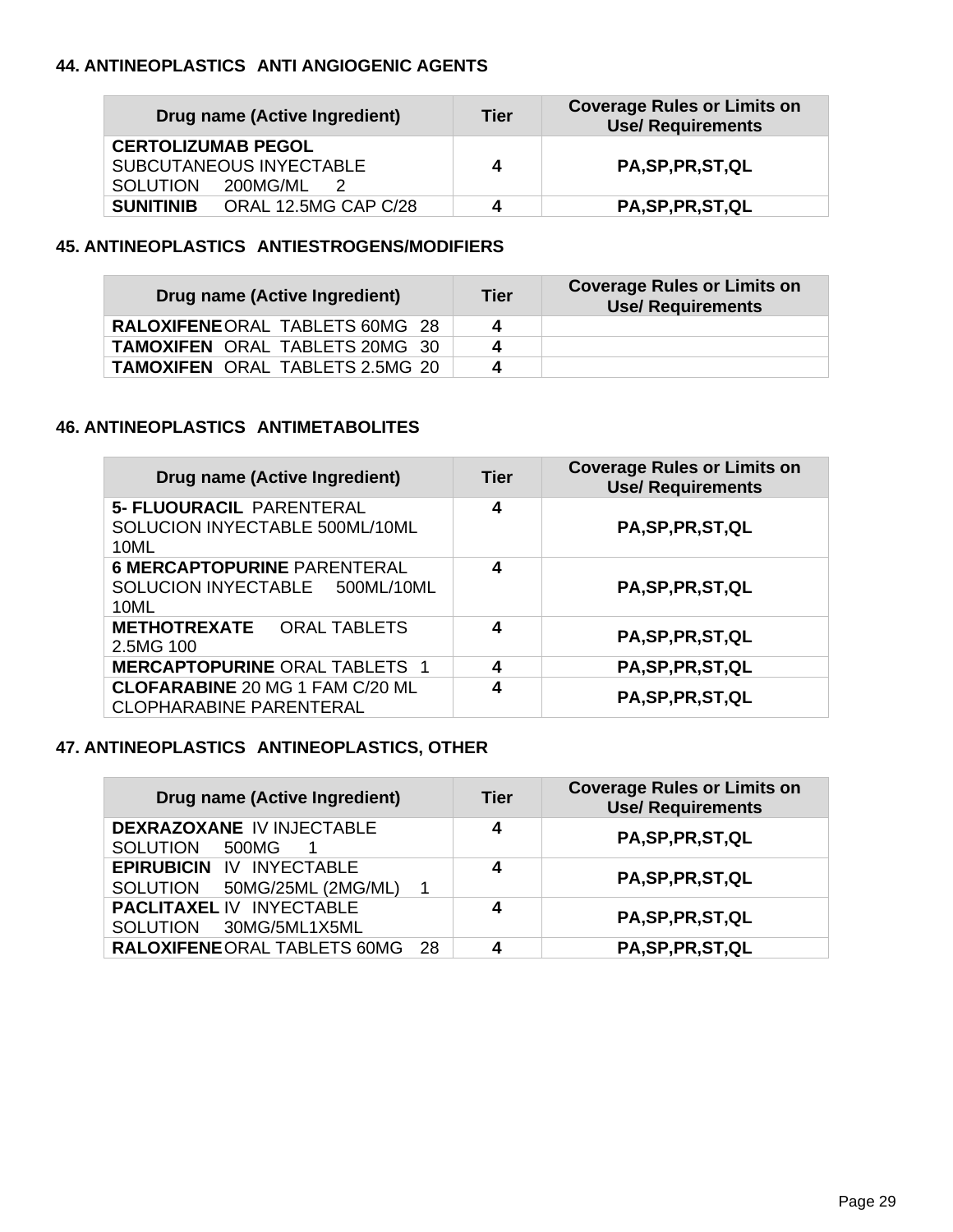#### 44. ANTINEOPLASTICS ANTI ANGIOGENIC AGENTS

| Drug name (Active Ingredient) | Tier | Coverage Rules or Limits on Use/ Requirements |
|---|---|---|
| **CERTOLIZUMAB PEGOL** SUBCUTANEOUS INYECTABLE SOLUTION 200MG/ML 2 | 4 | PA,SP,PR,ST,QL |
| **SUNITINIB** ORAL 12.5MG CAP C/28 | 4 | PA,SP,PR,ST,QL |

#### 45. ANTINEOPLASTICS ANTIESTROGENS/MODIFIERS

| Drug name (Active Ingredient) | Tier | Coverage Rules or Limits on Use/ Requirements |
|---|---|---|
| **RALOXIFENE** ORAL TABLETS 60MG 28 | 4 | |
| **TAMOXIFEN** ORAL TABLETS 20MG 30 | 4 | |
| **TAMOXIFEN** ORAL TABLETS 2.5MG 20 | 4 | |

#### 46. ANTINEOPLASTICS ANTIMETABOLITES

| Drug name (Active Ingredient) | Tier | Coverage Rules or Limits on Use/ Requirements |
|---|---|---|
| **5- FLUOURACIL** PARENTERAL SOLUCION INYECTABLE 500ML/10ML 10ML | 4 | PA,SP,PR,ST,QL |
| **6 MERCAPTOPURINE** PARENTERAL SOLUCION INYECTABLE 500ML/10ML 10ML | 4 | PA,SP,PR,ST,QL |
| **METHOTREXATE** ORAL TABLETS 2.5MG 100 | 4 | PA,SP,PR,ST,QL |
| **MERCAPTOPURINE** ORAL TABLETS 1 | 4 | PA,SP,PR,ST,QL |
| **CLOFARABINE** 20 MG 1 FAM C/20 ML CLOPHARABINE PARENTERAL | 4 | PA,SP,PR,ST,QL |

#### 47. ANTINEOPLASTICS ANTINEOPLASTICS, OTHER

| Drug name (Active Ingredient) | Tier | Coverage Rules or Limits on Use/ Requirements |
|---|---|---|
| **DEXRAZOXANE** IV INJECTABLE SOLUTION 500MG 1 | 4 | PA,SP,PR,ST,QL |
| **EPIRUBICIN** IV INYECTABLE SOLUTION 50MG/25ML (2MG/ML) 1 | 4 | PA,SP,PR,ST,QL |
| **PACLITAXEL** IV INYECTABLE SOLUTION 30MG/5ML1X5ML | 4 | PA,SP,PR,ST,QL |
| **RALOXIFENE** ORAL TABLETS 60MG 28 | 4 | PA,SP,PR,ST,QL |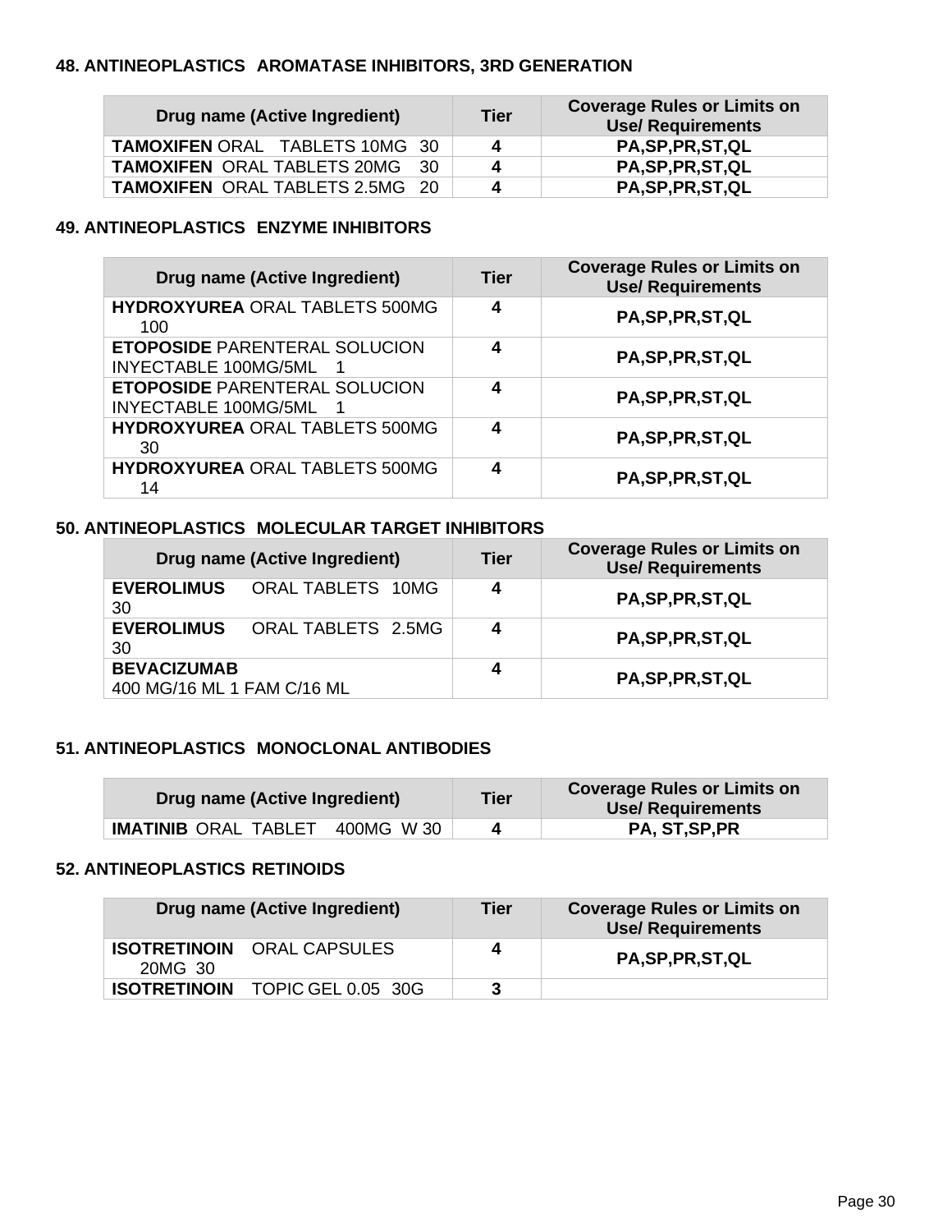### 48. ANTINEOPLASTICS AROMATASE INHIBITORS, 3RD GENERATION

| Drug name (Active Ingredient) | Tier | Coverage Rules or Limits on Use/ Requirements |
|---|---|---|
| **TAMOXIFEN** ORAL TABLETS 10MG 30 | 4 | PA,SP,PR,ST,QL |
| **TAMOXIFEN** ORAL TABLETS 20MG 30 | 4 | PA,SP,PR,ST,QL |
| **TAMOXIFEN** ORAL TABLETS 2.5MG 20 | 4 | PA,SP,PR,ST,QL |

### 49. ANTINEOPLASTICS ENZYME INHIBITORS

| Drug name (Active Ingredient) | Tier | Coverage Rules or Limits on Use/ Requirements |
|---|---|---|
| **HYDROXYUREA** ORAL TABLETS 500MG 100 | 4 | PA,SP,PR,ST,QL |
| **ETOPOSIDE** PARENTERAL SOLUCION INYECTABLE 100MG/5ML 1 | 4 | PA,SP,PR,ST,QL |
| **ETOPOSIDE** PARENTERAL SOLUCION INYECTABLE 100MG/5ML 1 | 4 | PA,SP,PR,ST,QL |
| **HYDROXYUREA** ORAL TABLETS 500MG 30 | 4 | PA,SP,PR,ST,QL |
| **HYDROXYUREA** ORAL TABLETS 500MG 14 | 4 | PA,SP,PR,ST,QL |

### 50. ANTINEOPLASTICS MOLECULAR TARGET INHIBITORS

| Drug name (Active Ingredient) | Tier | Coverage Rules or Limits on Use/ Requirements |
|---|---|---|
| **EVEROLIMUS** ORAL TABLETS 10MG 30 | 4 | PA,SP,PR,ST,QL |
| **EVEROLIMUS** ORAL TABLETS 2.5MG 30 | 4 | PA,SP,PR,ST,QL |
| **BEVACIZUMAB** 400 MG/16 ML 1 FAM C/16 ML | 4 | PA,SP,PR,ST,QL |

### 51. ANTINEOPLASTICS MONOCLONAL ANTIBODIES

| Drug name (Active Ingredient) | Tier | Coverage Rules or Limits on Use/ Requirements |
|---|---|---|
| **IMATINIB** ORAL TABLET 400MG W 30 | 4 | PA, ST,SP,PR |

### 52. ANTINEOPLASTICS RETINOIDS

| Drug name (Active Ingredient) | Tier | Coverage Rules or Limits on Use/ Requirements |
|---|---|---|
| **ISOTRETINOIN** ORAL CAPSULES 20MG 30 | 4 | PA,SP,PR,ST,QL |
| **ISOTRETINOIN** TOPIC GEL 0.05 30G | 3 | |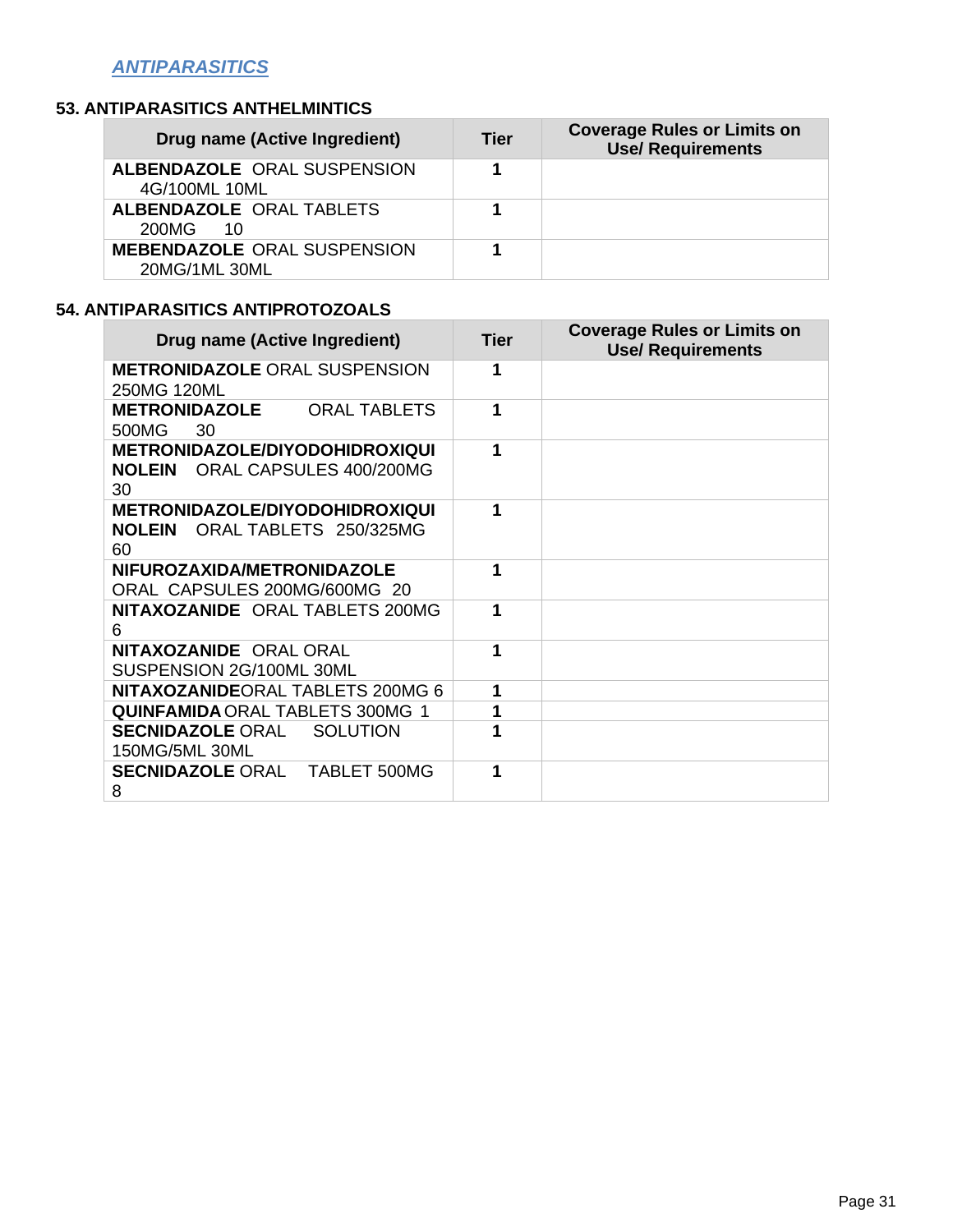## *ANTIPARASITICS*

### 53. ANTIPARASITICS ANTHELMINTICS

| Drug name (Active Ingredient) | Tier | Coverage Rules or Limits on Use/ Requirements |
|---|---|---|
| **ALBENDAZOLE** ORAL SUSPENSION 4G/100ML 10ML | 1 | |
| **ALBENDAZOLE** ORAL TABLETS 200MG 10 | 1 | |
| **MEBENDAZOLE** ORAL SUSPENSION 20MG/1ML 30ML | 1 | |

### 54. ANTIPARASITICS ANTIPROTOZOALS

| Drug name (Active Ingredient) | Tier | Coverage Rules or Limits on Use/ Requirements |
|---|---|---|
| **METRONIDAZOLE** ORAL SUSPENSION 250MG 120ML | 1 | |
| **METRONIDAZOLE** ORAL TABLETS 500MG 30 | 1 | |
| **METRONIDAZOLE/DIYODOHIDROXIQUINOLEIN** ORAL CAPSULES 400/200MG 30 | 1 | |
| **METRONIDAZOLE/DIYODOHIDROXIQUINOLEIN** ORAL TABLETS 250/325MG 60 | 1 | |
| **NIFUROZAXIDA/METRONIDAZOLE** ORAL CAPSULES 200MG/600MG 20 | 1 | |
| **NITAXOZANIDE** ORAL TABLETS 200MG 6 | 1 | |
| **NITAXOZANIDE** ORAL ORAL SUSPENSION 2G/100ML 30ML | 1 | |
| **NITAXOZANIDE**ORAL TABLETS 200MG 6 | 1 | |
| **QUINFAMIDA** ORAL TABLETS 300MG 1 | 1 | |
| **SECNIDAZOLE** ORAL SOLUTION 150MG/5ML 30ML | 1 | |
| **SECNIDAZOLE** ORAL TABLET 500MG 8 | 1 | |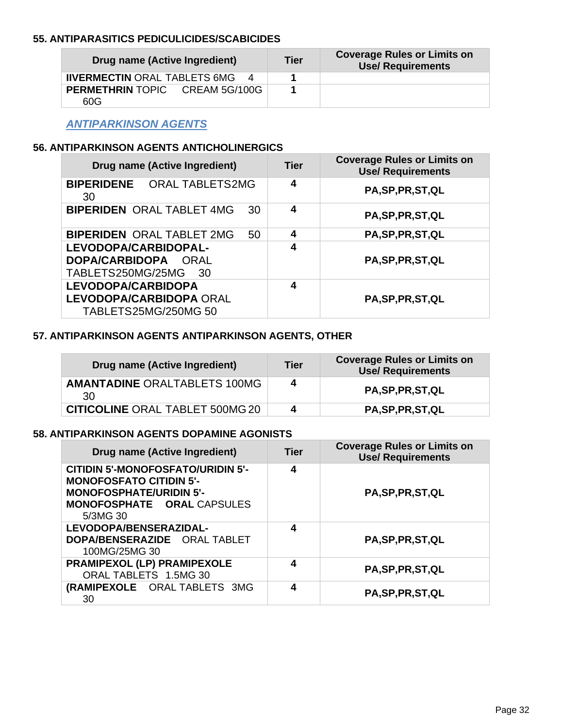#### 55. ANTIPARASITICS PEDICULICIDES/SCABICIDES

| Drug name (Active Ingredient) | Tier | Coverage Rules or Limits on Use/ Requirements |
|---|---|---|
| **IIVERMECTIN** ORAL TABLETS 6MG 4 | **1** | |
| **PERMETHRIN** TOPIC CREAM 5G/100G 60G | **1** | |

***ANTIPARKINSON AGENTS***

#### 56. ANTIPARKINSON AGENTS ANTICHOLINERGICS

| Drug name (Active Ingredient) | Tier | Coverage Rules or Limits on Use/ Requirements |
|---|---|---|
| **BIPERIDENE** ORAL TABLETS2MG 30 | **4** | **PA,SP,PR,ST,QL** |
| **BIPERIDEN** ORAL TABLET 4MG 30 | **4** | **PA,SP,PR,ST,QL** |
| **BIPERIDEN** ORAL TABLET 2MG 50 | **4** | **PA,SP,PR,ST,QL** |
| **LEVODOPA/CARBIDOPAL-DOPA/CARBIDOPA** ORAL TABLETS250MG/25MG 30 | **4** | **PA,SP,PR,ST,QL** |
| **LEVODOPA/CARBIDOPA LEVODOPA/CARBIDOPA** ORAL TABLETS25MG/250MG 50 | **4** | **PA,SP,PR,ST,QL** |

#### 57. ANTIPARKINSON AGENTS ANTIPARKINSON AGENTS, OTHER

| Drug name (Active Ingredient) | Tier | Coverage Rules or Limits on Use/ Requirements |
|---|---|---|
| **AMANTADINE** ORALTABLETS 100MG 30 | **4** | **PA,SP,PR,ST,QL** |
| **CITICOLINE** ORAL TABLET 500MG 20 | **4** | **PA,SP,PR,ST,QL** |

#### 58. ANTIPARKINSON AGENTS DOPAMINE AGONISTS

| Drug name (Active Ingredient) | Tier | Coverage Rules or Limits on Use/ Requirements |
|---|---|---|
| **CITIDIN 5'-MONOFOSFATO/URIDIN 5'-MONOFOSFATO CITIDIN 5'-MONOFOSPHATE/URIDIN 5'-MONOFOSPHATE ORAL** CAPSULES 5/3MG 30 | **4** | **PA,SP,PR,ST,QL** |
| **LEVODOPA/BENSERAZIDAL-DOPA/BENSERAZIDE** ORAL TABLET 100MG/25MG 30 | **4** | **PA,SP,PR,ST,QL** |
| **PRAMIPEXOL (LP) PRAMIPEXOLE** ORAL TABLETS 1.5MG 30 | **4** | **PA,SP,PR,ST,QL** |
| **(RAMIPEXOLE** ORAL TABLETS 3MG 30 | **4** | **PA,SP,PR,ST,QL** |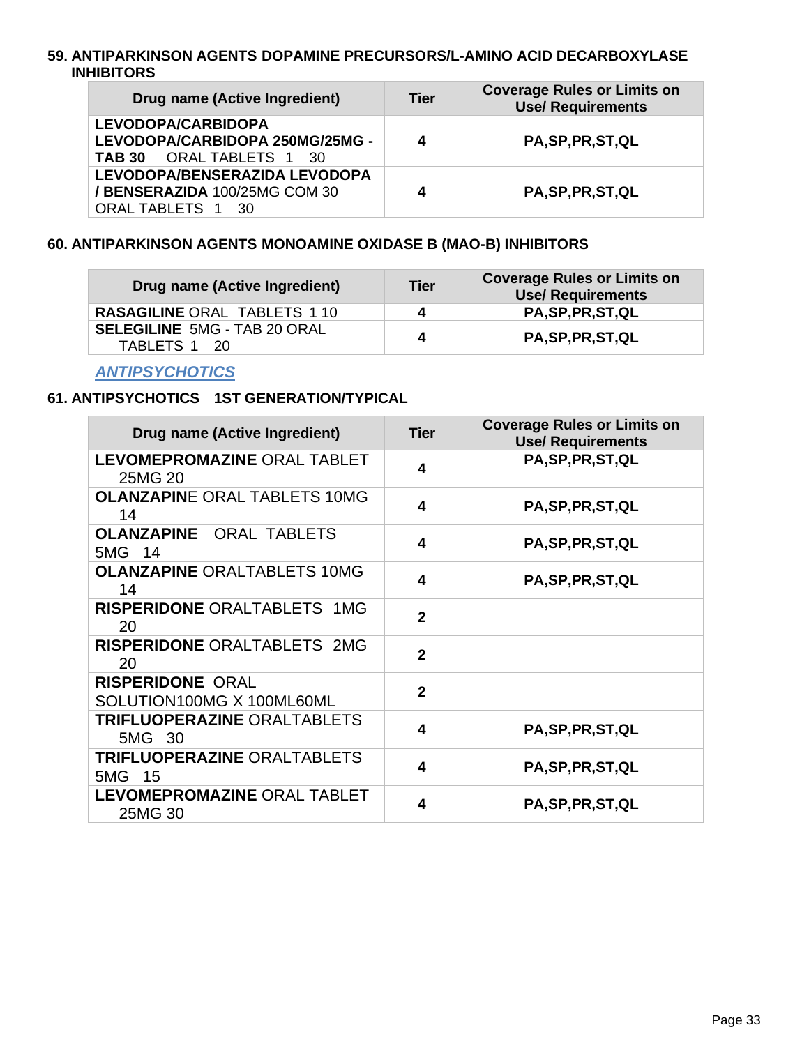### 59. ANTIPARKINSON AGENTS DOPAMINE PRECURSORS/L-AMINO ACID DECARBOXYLASE INHIBITORS

| Drug name (Active Ingredient) | Tier | Coverage Rules or Limits on Use/ Requirements |
|---|---|---|
| **LEVODOPA/CARBIDOPA LEVODOPA/CARBIDOPA 250MG/25MG - TAB 30** ORAL TABLETS 1 30 | 4 | PA,SP,PR,ST,QL |
| **LEVODOPA/BENSERAZIDA LEVODOPA / BENSERAZIDA** 100/25MG COM 30 ORAL TABLETS 1 30 | 4 | PA,SP,PR,ST,QL |

### 60. ANTIPARKINSON AGENTS MONOAMINE OXIDASE B (MAO-B) INHIBITORS

| Drug name (Active Ingredient) | Tier | Coverage Rules or Limits on Use/ Requirements |
|---|---|---|
| **RASAGILINE** ORAL TABLETS 1 10 | 4 | PA,SP,PR,ST,QL |
| **SELEGILINE** 5MG - TAB 20 ORAL TABLETS 1 20 | 4 | PA,SP,PR,ST,QL |

***ANTIPSYCHOTICS***

### 61. ANTIPSYCHOTICS 1ST GENERATION/TYPICAL

| Drug name (Active Ingredient) | Tier | Coverage Rules or Limits on Use/ Requirements |
|---|---|---|
| **LEVOMEPROMAZINE** ORAL TABLET 25MG 20 | 4 | PA,SP,PR,ST,QL |
| **OLANZAPINE** ORAL TABLETS 10MG 14 | 4 | PA,SP,PR,ST,QL |
| **OLANZAPINE** ORAL TABLETS 5MG 14 | 4 | PA,SP,PR,ST,QL |
| **OLANZAPINE** ORALTABLETS 10MG 14 | 4 | PA,SP,PR,ST,QL |
| **RISPERIDONE** ORALTABLETS 1MG 20 | 2 | |
| **RISPERIDONE** ORALTABLETS 2MG 20 | 2 | |
| **RISPERIDONE** ORAL SOLUTION100MG X 100ML60ML | 2 | |
| **TRIFLUOPERAZINE** ORALTABLETS 5MG 30 | 4 | PA,SP,PR,ST,QL |
| **TRIFLUOPERAZINE** ORALTABLETS 5MG 15 | 4 | PA,SP,PR,ST,QL |
| **LEVOMEPROMAZINE** ORAL TABLET 25MG 30 | 4 | PA,SP,PR,ST,QL |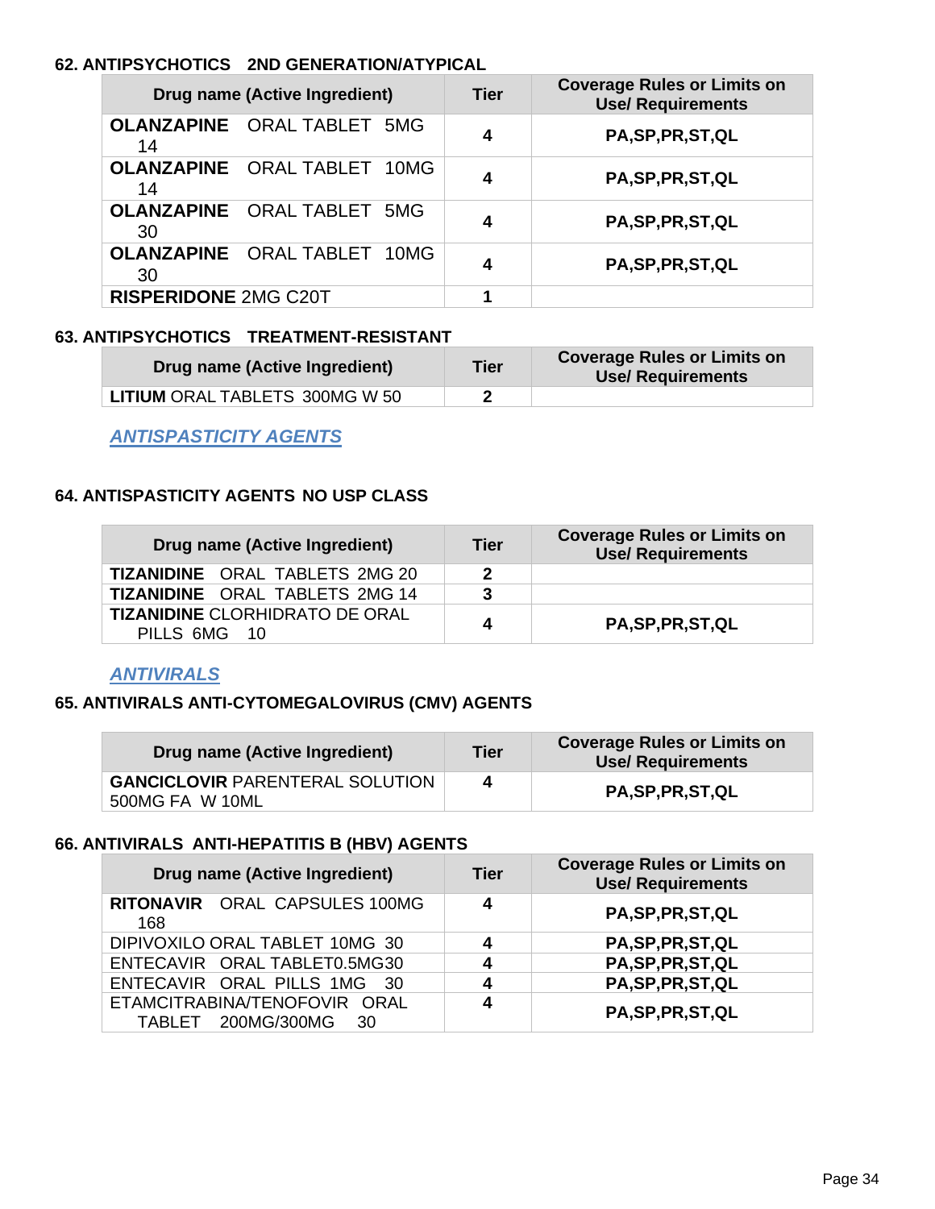### 62. ANTIPSYCHOTICS 2ND GENERATION/ATYPICAL

| Drug name (Active Ingredient) | Tier | Coverage Rules or Limits on Use/ Requirements |
|---|---|---|
| **OLANZAPINE** ORAL TABLET 5MG 14 | 4 | PA,SP,PR,ST,QL |
| **OLANZAPINE** ORAL TABLET 10MG 14 | 4 | PA,SP,PR,ST,QL |
| **OLANZAPINE** ORAL TABLET 5MG 30 | 4 | PA,SP,PR,ST,QL |
| **OLANZAPINE** ORAL TABLET 10MG 30 | 4 | PA,SP,PR,ST,QL |
| **RISPERIDONE** 2MG C20T | 1 | |

### 63. ANTIPSYCHOTICS TREATMENT-RESISTANT

| Drug name (Active Ingredient) | Tier | Coverage Rules or Limits on Use/ Requirements |
|---|---|---|
| **LITIUM** ORAL TABLETS 300MG W 50 | 2 | |

## *ANTISPASTICITY AGENTS*

### 64. ANTISPASTICITY AGENTS NO USP CLASS

| Drug name (Active Ingredient) | Tier | Coverage Rules or Limits on Use/ Requirements |
|---|---|---|
| **TIZANIDINE** ORAL TABLETS 2MG 20 | 2 | |
| **TIZANIDINE** ORAL TABLETS 2MG 14 | 3 | |
| **TIZANIDINE** CLORHIDRATO DE ORAL PILLS 6MG 10 | 4 | PA,SP,PR,ST,QL |

## *ANTIVIRALS*

### 65. ANTIVIRALS ANTI-CYTOMEGALOVIRUS (CMV) AGENTS

| Drug name (Active Ingredient) | Tier | Coverage Rules or Limits on Use/ Requirements |
|---|---|---|
| **GANCICLOVIR** PARENTERAL SOLUTION 500MG FA W 10ML | 4 | PA,SP,PR,ST,QL |

### 66. ANTIVIRALS ANTI-HEPATITIS B (HBV) AGENTS

| Drug name (Active Ingredient) | Tier | Coverage Rules or Limits on Use/ Requirements |
|---|---|---|
| **RITONAVIR** ORAL CAPSULES 100MG 168 | 4 | PA,SP,PR,ST,QL |
| DIPIVOXILO ORAL TABLET 10MG 30 | 4 | PA,SP,PR,ST,QL |
| ENTECAVIR ORAL TABLET0.5MG30 | 4 | PA,SP,PR,ST,QL |
| ENTECAVIR ORAL PILLS 1MG 30 | 4 | PA,SP,PR,ST,QL |
| ETAMCITRABINA/TENOFOVIR ORAL TABLET 200MG/300MG 30 | 4 | PA,SP,PR,ST,QL |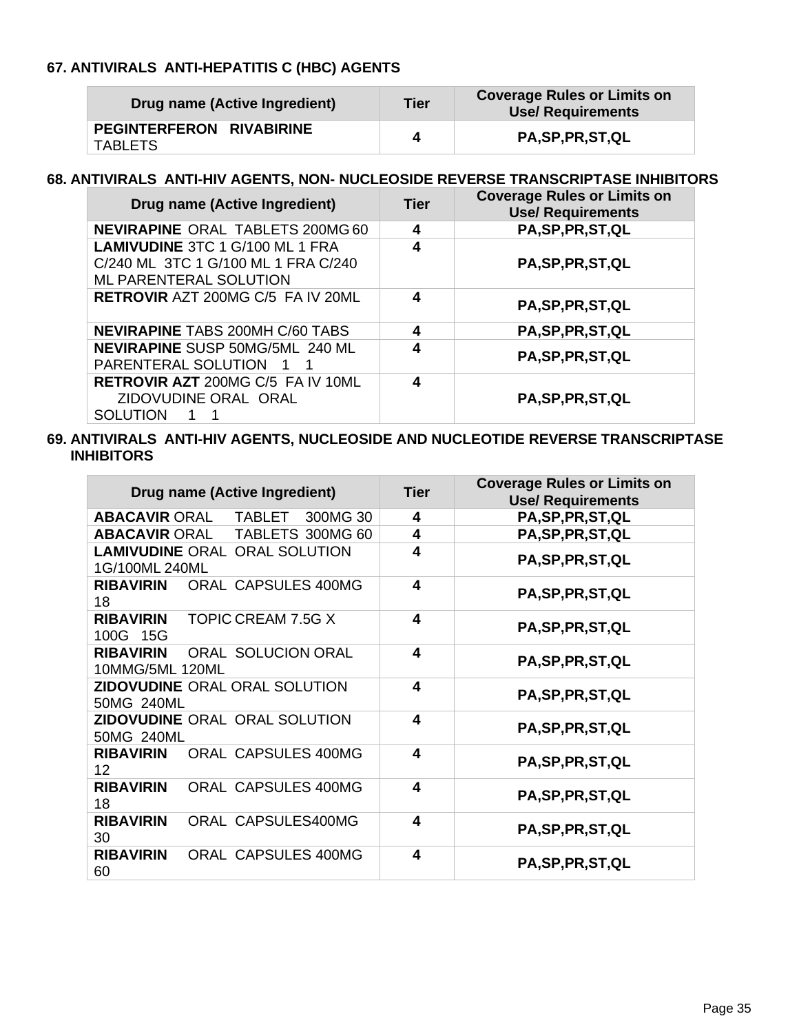### 67. ANTIVIRALS ANTI-HEPATITIS C (HBC) AGENTS

| Drug name (Active Ingredient) | Tier | Coverage Rules or Limits on Use/ Requirements |
|---|---|---|
| **PEGINTERFERON RIVABIRINE** TABLETS | 4 | PA,SP,PR,ST,QL |

### 68. ANTIVIRALS ANTI-HIV AGENTS, NON- NUCLEOSIDE REVERSE TRANSCRIPTASE INHIBITORS

| Drug name (Active Ingredient) | Tier | Coverage Rules or Limits on Use/ Requirements |
|---|---|---|
| **NEVIRAPINE** ORAL TABLETS 200MG 60 | 4 | PA,SP,PR,ST,QL |
| **LAMIVUDINE** 3TC 1 G/100 ML 1 FRA C/240 ML 3TC 1 G/100 ML 1 FRA C/240 ML PARENTERAL SOLUTION | 4 | PA,SP,PR,ST,QL |
| **RETROVIR** AZT 200MG C/5 FA IV 20ML | 4 | PA,SP,PR,ST,QL |
| **NEVIRAPINE** TABS 200MH C/60 TABS | 4 | PA,SP,PR,ST,QL |
| **NEVIRAPINE** SUSP 50MG/5ML 240 ML PARENTERAL SOLUTION 1 1 | 4 | PA,SP,PR,ST,QL |
| **RETROVIR AZT** 200MG C/5 FA IV 10ML ZIDOVUDINE ORAL ORAL SOLUTION 1 1 | 4 | PA,SP,PR,ST,QL |

### 69. ANTIVIRALS ANTI-HIV AGENTS, NUCLEOSIDE AND NUCLEOTIDE REVERSE TRANSCRIPTASE INHIBITORS

| Drug name (Active Ingredient) | Tier | Coverage Rules or Limits on Use/ Requirements |
|---|---|---|
| **ABACAVIR** ORAL TABLET 300MG 30 | 4 | PA,SP,PR,ST,QL |
| **ABACAVIR** ORAL TABLETS 300MG 60 | 4 | PA,SP,PR,ST,QL |
| **LAMIVUDINE** ORAL ORAL SOLUTION 1G/100ML 240ML | 4 | PA,SP,PR,ST,QL |
| **RIBAVIRIN** ORAL CAPSULES 400MG 18 | 4 | PA,SP,PR,ST,QL |
| **RIBAVIRIN** TOPIC CREAM 7.5G X 100G 15G | 4 | PA,SP,PR,ST,QL |
| **RIBAVIRIN** ORAL SOLUCION ORAL 10MMG/5ML 120ML | 4 | PA,SP,PR,ST,QL |
| **ZIDOVUDINE** ORAL ORAL SOLUTION 50MG 240ML | 4 | PA,SP,PR,ST,QL |
| **ZIDOVUDINE** ORAL ORAL SOLUTION 50MG 240ML | 4 | PA,SP,PR,ST,QL |
| **RIBAVIRIN** ORAL CAPSULES 400MG 12 | 4 | PA,SP,PR,ST,QL |
| **RIBAVIRIN** ORAL CAPSULES 400MG 18 | 4 | PA,SP,PR,ST,QL |
| **RIBAVIRIN** ORAL CAPSULES400MG 30 | 4 | PA,SP,PR,ST,QL |
| **RIBAVIRIN** ORAL CAPSULES 400MG 60 | 4 | PA,SP,PR,ST,QL |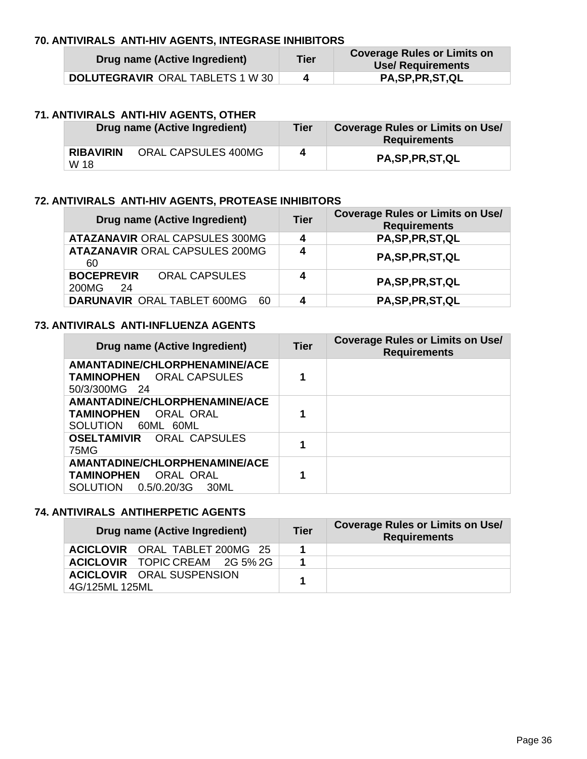### 70. ANTIVIRALS ANTI-HIV AGENTS, INTEGRASE INHIBITORS

| Drug name (Active Ingredient) | Tier | Coverage Rules or Limits on Use/ Requirements |
|---|---|---|
| **DOLUTEGRAVIR** ORAL TABLETS 1 W 30 | 4 | PA,SP,PR,ST,QL |

### 71. ANTIVIRALS ANTI-HIV AGENTS, OTHER

| Drug name (Active Ingredient) | Tier | Coverage Rules or Limits on Use/ Requirements |
|---|---|---|
| **RIBAVIRIN** ORAL CAPSULES 400MG W 18 | 4 | PA,SP,PR,ST,QL |

### 72. ANTIVIRALS ANTI-HIV AGENTS, PROTEASE INHIBITORS

| Drug name (Active Ingredient) | Tier | Coverage Rules or Limits on Use/ Requirements |
|---|---|---|
| **ATAZANAVIR** ORAL CAPSULES 300MG | 4 | PA,SP,PR,ST,QL |
| **ATAZANAVIR** ORAL CAPSULES 200MG 60 | 4 | PA,SP,PR,ST,QL |
| **BOCEPREVIR** ORAL CAPSULES 200MG 24 | 4 | PA,SP,PR,ST,QL |
| **DARUNAVIR** ORAL TABLET 600MG 60 | 4 | PA,SP,PR,ST,QL |

### 73. ANTIVIRALS ANTI-INFLUENZA AGENTS

| Drug name (Active Ingredient) | Tier | Coverage Rules or Limits on Use/ Requirements |
|---|---|---|
| **AMANTADINE/CHLORPHENAMINE/ACETAMINOPHEN** ORAL CAPSULES 50/3/300MG 24 | 1 | |
| **AMANTADINE/CHLORPHENAMINE/ACETAMINOPHEN** ORAL ORAL SOLUTION 60ML 60ML | 1 | |
| **OSELTAMIVIR** ORAL CAPSULES 75MG | 1 | |
| **AMANTADINE/CHLORPHENAMINE/ACETAMINOPHEN** ORAL ORAL SOLUTION 0.5/0.20/3G 30ML | 1 | |

### 74. ANTIVIRALS ANTIHERPETIC AGENTS

| Drug name (Active Ingredient) | Tier | Coverage Rules or Limits on Use/ Requirements |
|---|---|---|
| **ACICLOVIR** ORAL TABLET 200MG 25 | 1 | |
| **ACICLOVIR** TOPIC CREAM 2G 5% 2G | 1 | |
| **ACICLOVIR** ORAL SUSPENSION 4G/125ML 125ML | 1 | |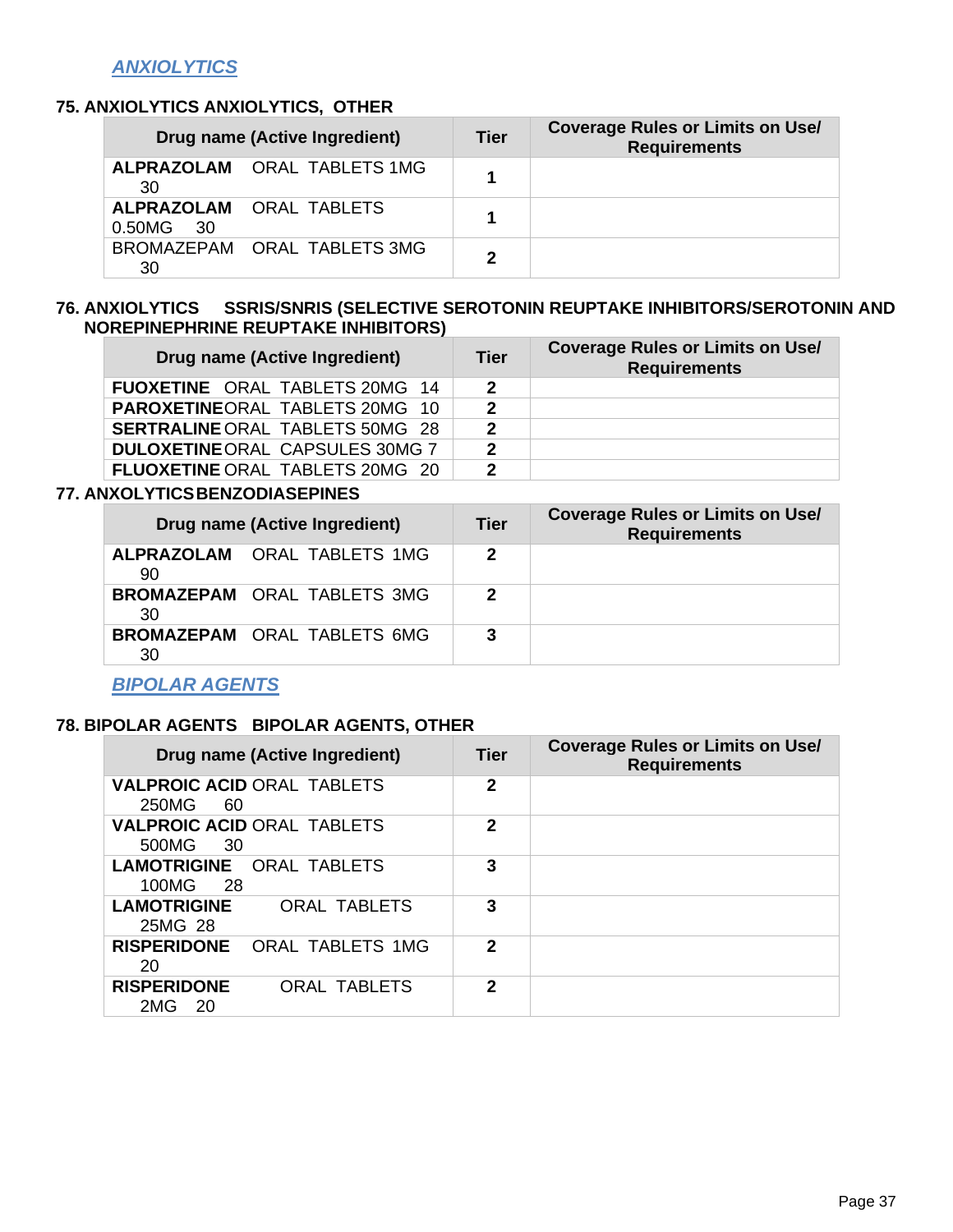## *ANXIOLYTICS*

### 75. ANXIOLYTICS ANXIOLYTICS, OTHER

| Drug name (Active Ingredient) | Tier | Coverage Rules or Limits on Use/ Requirements |
|---|---|---|
| **ALPRAZOLAM** ORAL TABLETS 1MG 30 | 1 | |
| **ALPRAZOLAM** ORAL TABLETS 0.50MG 30 | 1 | |
| BROMAZEPAM ORAL TABLETS 3MG 30 | 2 | |

### 76. ANXIOLYTICS SSRIS/SNRIS (SELECTIVE SEROTONIN REUPTAKE INHIBITORS/SEROTONIN AND NOREPINEPHRINE REUPTAKE INHIBITORS)

| Drug name (Active Ingredient) | Tier | Coverage Rules or Limits on Use/ Requirements |
|---|---|---|
| **FUOXETINE** ORAL TABLETS 20MG 14 | 2 | |
| **PAROXETINE** ORAL TABLETS 20MG 10 | 2 | |
| **SERTRALINE** ORAL TABLETS 50MG 28 | 2 | |
| **DULOXETINE** ORAL CAPSULES 30MG 7 | 2 | |
| **FLUOXETINE** ORAL TABLETS 20MG 20 | 2 | |

### 77. ANXOLYTICS BENZODIASEPINES

| Drug name (Active Ingredient) | Tier | Coverage Rules or Limits on Use/ Requirements |
|---|---|---|
| **ALPRAZOLAM** ORAL TABLETS 1MG 90 | 2 | |
| **BROMAZEPAM** ORAL TABLETS 3MG 30 | 2 | |
| **BROMAZEPAM** ORAL TABLETS 6MG 30 | 3 | |

## *BIPOLAR AGENTS*

### 78. BIPOLAR AGENTS BIPOLAR AGENTS, OTHER

| Drug name (Active Ingredient) | Tier | Coverage Rules or Limits on Use/ Requirements |
|---|---|---|
| **VALPROIC ACID** ORAL TABLETS 250MG 60 | 2 | |
| **VALPROIC ACID** ORAL TABLETS 500MG 30 | 2 | |
| **LAMOTRIGINE** ORAL TABLETS 100MG 28 | 3 | |
| **LAMOTRIGINE** ORAL TABLETS 25MG 28 | 3 | |
| **RISPERIDONE** ORAL TABLETS 1MG 20 | 2 | |
| **RISPERIDONE** ORAL TABLETS 2MG 20 | 2 | |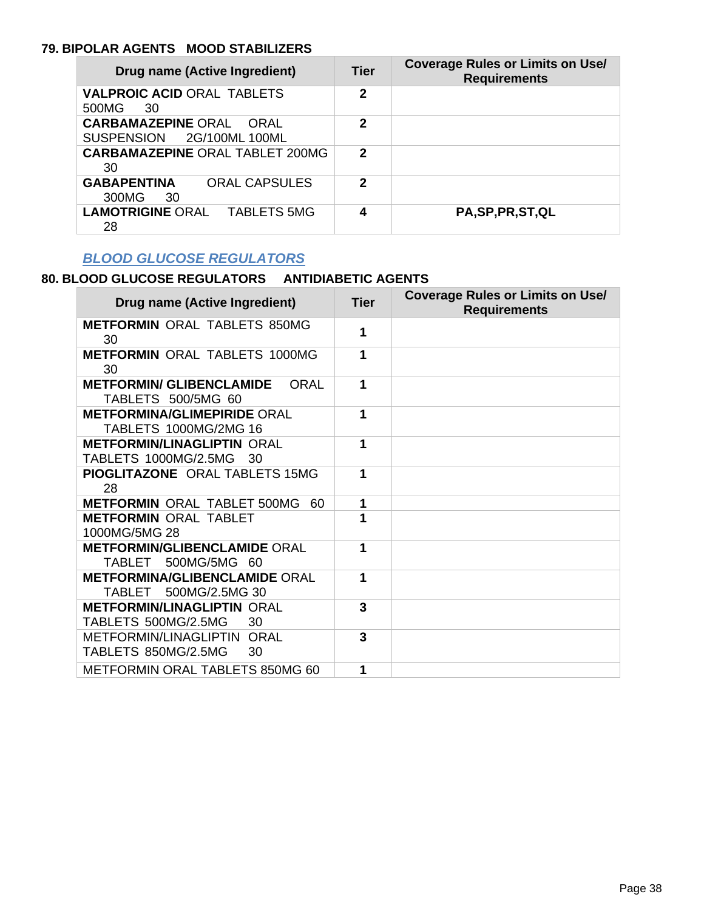### 79. BIPOLAR AGENTS MOOD STABILIZERS

| Drug name (Active Ingredient) | Tier | Coverage Rules or Limits on Use/ Requirements |
|---|---|---|
| **VALPROIC ACID** ORAL TABLETS 500MG 30 | 2 | |
| **CARBAMAZEPINE** ORAL ORAL SUSPENSION 2G/100ML 100ML | 2 | |
| **CARBAMAZEPINE** ORAL TABLET 200MG 30 | 2 | |
| **GABAPENTINA** ORAL CAPSULES 300MG 30 | 2 | |
| **LAMOTRIGINE** ORAL TABLETS 5MG 28 | 4 | PA,SP,PR,ST,QL |

***BLOOD GLUCOSE REGULATORS***

### 80. BLOOD GLUCOSE REGULATORS ANTIDIABETIC AGENTS

| Drug name (Active Ingredient) | Tier | Coverage Rules or Limits on Use/ Requirements |
|---|---|---|
| **METFORMIN** ORAL TABLETS 850MG 30 | 1 | |
| **METFORMIN** ORAL TABLETS 1000MG 30 | 1 | |
| **METFORMIN/ GLIBENCLAMIDE** ORAL TABLETS 500/5MG 60 | 1 | |
| **METFORMINA/GLIMEPIRIDE** ORAL TABLETS 1000MG/2MG 16 | 1 | |
| **METFORMIN/LINAGLIPTIN** ORAL TABLETS 1000MG/2.5MG 30 | 1 | |
| **PIOGLITAZONE** ORAL TABLETS 15MG 28 | 1 | |
| **METFORMIN** ORAL TABLET 500MG 60 | 1 | |
| **METFORMIN** ORAL TABLET 1000MG/5MG 28 | 1 | |
| **METFORMIN/GLIBENCLAMIDE** ORAL TABLET 500MG/5MG 60 | 1 | |
| **METFORMINA/GLIBENCLAMIDE** ORAL TABLET 500MG/2.5MG 30 | 1 | |
| **METFORMIN/LINAGLIPTIN** ORAL TABLETS 500MG/2.5MG 30 | 3 | |
| METFORMIN/LINAGLIPTIN ORAL TABLETS 850MG/2.5MG 30 | 3 | |
| METFORMIN ORAL TABLETS 850MG 60 | 1 | |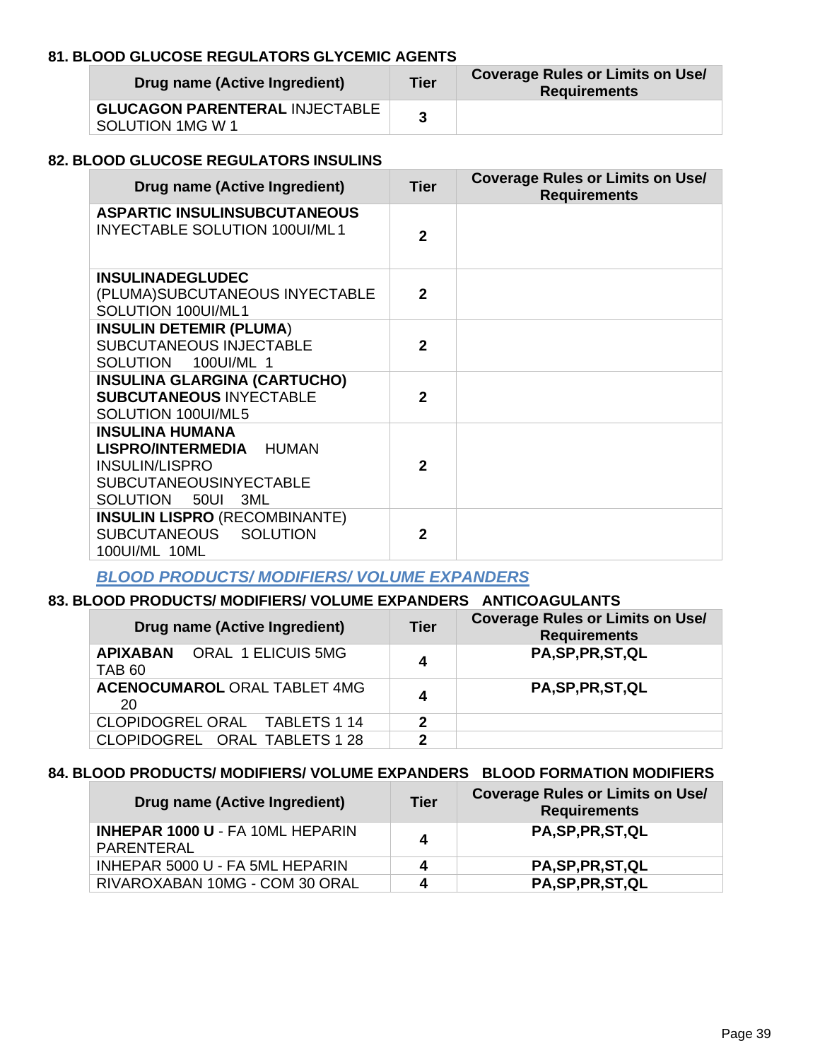#### 81. BLOOD GLUCOSE REGULATORS GLYCEMIC AGENTS

| Drug name (Active Ingredient) | Tier | Coverage Rules or Limits on Use/ Requirements |
|---|---|---|
| **GLUCAGON PARENTERAL** INJECTABLE SOLUTION 1MG W 1 | 3 | |

#### 82. BLOOD GLUCOSE REGULATORS INSULINS

| Drug name (Active Ingredient) | Tier | Coverage Rules or Limits on Use/ Requirements |
|---|---|---|
| **ASPARTIC INSULINSUBCUTANEOUS** INYECTABLE SOLUTION 100UI/ML 1 | 2 | |
| **INSULINADEGLUDEC** (PLUMA)SUBCUTANEOUS INYECTABLE SOLUTION 100UI/ML1 | 2 | |
| **INSULIN DETEMIR (PLUMA)** SUBCUTANEOUS INJECTABLE SOLUTION 100UI/ML 1 | 2 | |
| **INSULINA GLARGINA (CARTUCHO) SUBCUTANEOUS** INYECTABLE SOLUTION 100UI/ML5 | 2 | |
| **INSULINA HUMANA LISPRO/INTERMEDIA** HUMAN INSULIN/LISPRO SUBCUTANEOUSINYECTABLE SOLUTION 50UI 3ML | 2 | |
| **INSULIN LISPRO** (RECOMBINANTE) SUBCUTANEOUS SOLUTION 100UI/ML 10ML | 2 | |

## *BLOOD PRODUCTS/ MODIFIERS/ VOLUME EXPANDERS*

#### 83. BLOOD PRODUCTS/ MODIFIERS/ VOLUME EXPANDERS ANTICOAGULANTS

| Drug name (Active Ingredient) | Tier | Coverage Rules or Limits on Use/ Requirements |
|---|---|---|
| **APIXABAN** ORAL 1 ELICUIS 5MG TAB 60 | 4 | PA,SP,PR,ST,QL |
| **ACENOCUMAROL** ORAL TABLET 4MG 20 | 4 | PA,SP,PR,ST,QL |
| CLOPIDOGREL ORAL TABLETS 1 14 | 2 | |
| CLOPIDOGREL ORAL TABLETS 1 28 | 2 | |

#### 84. BLOOD PRODUCTS/ MODIFIERS/ VOLUME EXPANDERS BLOOD FORMATION MODIFIERS

| Drug name (Active Ingredient) | Tier | Coverage Rules or Limits on Use/ Requirements |
|---|---|---|
| **INHEPAR 1000 U** - FA 10ML HEPARIN PARENTERAL | 4 | PA,SP,PR,ST,QL |
| INHEPAR 5000 U - FA 5ML HEPARIN | 4 | PA,SP,PR,ST,QL |
| RIVAROXABAN 10MG - COM 30 ORAL | 4 | PA,SP,PR,ST,QL |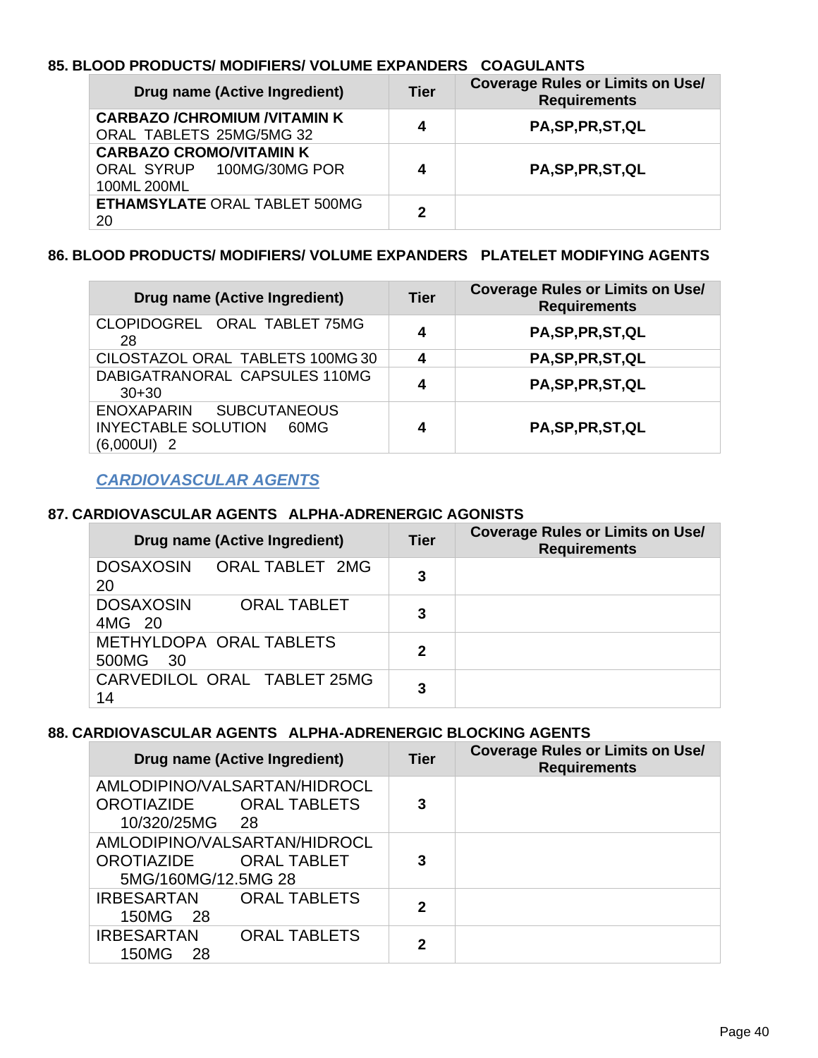### 85. BLOOD PRODUCTS/ MODIFIERS/ VOLUME EXPANDERS COAGULANTS

| Drug name (Active Ingredient) | Tier | Coverage Rules or Limits on Use/ Requirements |
|---|---|---|
| **CARBAZO /CHROMIUM /VITAMIN K** ORAL TABLETS 25MG/5MG 32 | 4 | PA,SP,PR,ST,QL |
| **CARBAZO CROMO/VITAMIN K** ORAL SYRUP 100MG/30MG POR 100ML 200ML | 4 | PA,SP,PR,ST,QL |
| **ETHAMSYLATE** ORAL TABLET 500MG 20 | 2 | |

### 86. BLOOD PRODUCTS/ MODIFIERS/ VOLUME EXPANDERS PLATELET MODIFYING AGENTS

| Drug name (Active Ingredient) | Tier | Coverage Rules or Limits on Use/ Requirements |
|---|---|---|
| CLOPIDOGREL ORAL TABLET 75MG 28 | 4 | PA,SP,PR,ST,QL |
| CILOSTAZOL ORAL TABLETS 100MG 30 | 4 | PA,SP,PR,ST,QL |
| DABIGATRANORAL CAPSULES 110MG 30+30 | 4 | PA,SP,PR,ST,QL |
| ENOXAPARIN SUBCUTANEOUS INYECTABLE SOLUTION 60MG (6,000UI) 2 | 4 | PA,SP,PR,ST,QL |

## *CARDIOVASCULAR AGENTS*

### 87. CARDIOVASCULAR AGENTS ALPHA-ADRENERGIC AGONISTS

| Drug name (Active Ingredient) | Tier | Coverage Rules or Limits on Use/ Requirements |
|---|---|---|
| DOSAXOSIN ORAL TABLET 2MG 20 | 3 | |
| DOSAXOSIN ORAL TABLET 4MG 20 | 3 | |
| METHYLDOPA ORAL TABLETS 500MG 30 | 2 | |
| CARVEDILOL ORAL TABLET 25MG 14 | 3 | |

### 88. CARDIOVASCULAR AGENTS ALPHA-ADRENERGIC BLOCKING AGENTS

| Drug name (Active Ingredient) | Tier | Coverage Rules or Limits on Use/ Requirements |
|---|---|---|
| AMLODIPINO/VALSARTAN/HIDROCLOROTIAZIDE ORAL TABLETS 10/320/25MG 28 | 3 | |
| AMLODIPINO/VALSARTAN/HIDROCLOROTIAZIDE ORAL TABLET 5MG/160MG/12.5MG 28 | 3 | |
| IRBESARTAN ORAL TABLETS 150MG 28 | 2 | |
| IRBESARTAN ORAL TABLETS 150MG 28 | 2 | |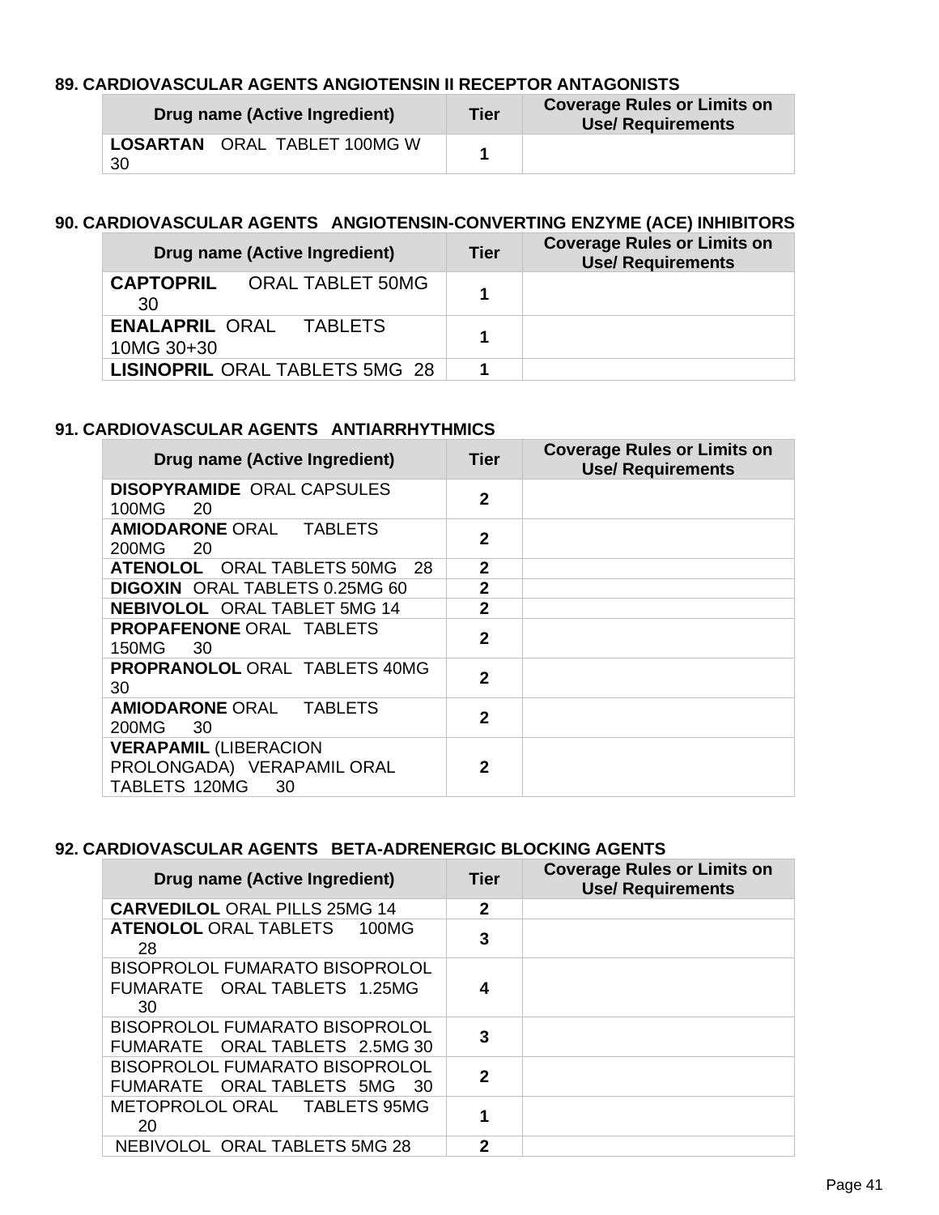### 89. CARDIOVASCULAR AGENTS ANGIOTENSIN II RECEPTOR ANTAGONISTS

| Drug name (Active Ingredient) | Tier | Coverage Rules or Limits on Use/ Requirements |
|---|---|---|
| **LOSARTAN** ORAL TABLET 100MG W 30 | 1 | |

### 90. CARDIOVASCULAR AGENTS ANGIOTENSIN-CONVERTING ENZYME (ACE) INHIBITORS

| Drug name (Active Ingredient) | Tier | Coverage Rules or Limits on Use/ Requirements |
|---|---|---|
| **CAPTOPRIL** ORAL TABLET 50MG 30 | 1 | |
| **ENALAPRIL** ORAL TABLETS 10MG 30+30 | 1 | |
| **LISINOPRIL** ORAL TABLETS 5MG 28 | 1 | |

### 91. CARDIOVASCULAR AGENTS ANTIARRHYTHMICS

| Drug name (Active Ingredient) | Tier | Coverage Rules or Limits on Use/ Requirements |
|---|---|---|
| **DISOPYRAMIDE** ORAL CAPSULES 100MG 20 | 2 | |
| **AMIODARONE** ORAL TABLETS 200MG 20 | 2 | |
| **ATENOLOL** ORAL TABLETS 50MG 28 | 2 | |
| **DIGOXIN** ORAL TABLETS 0.25MG 60 | 2 | |
| **NEBIVOLOL** ORAL TABLET 5MG 14 | 2 | |
| **PROPAFENONE** ORAL TABLETS 150MG 30 | 2 | |
| **PROPRANOLOL** ORAL TABLETS 40MG 30 | 2 | |
| **AMIODARONE** ORAL TABLETS 200MG 30 | 2 | |
| **VERAPAMIL** (LIBERACION PROLONGADA) VERAPAMIL ORAL TABLETS 120MG 30 | 2 | |

### 92. CARDIOVASCULAR AGENTS BETA-ADRENERGIC BLOCKING AGENTS

| Drug name (Active Ingredient) | Tier | Coverage Rules or Limits on Use/ Requirements |
|---|---|---|
| **CARVEDILOL** ORAL PILLS 25MG 14 | 2 | |
| **ATENOLOL** ORAL TABLETS 100MG 28 | 3 | |
| BISOPROLOL FUMARATO BISOPROLOL FUMARATE ORAL TABLETS 1.25MG 30 | 4 | |
| BISOPROLOL FUMARATO BISOPROLOL FUMARATE ORAL TABLETS 2.5MG 30 | 3 | |
| BISOPROLOL FUMARATO BISOPROLOL FUMARATE ORAL TABLETS 5MG 30 | 2 | |
| METOPROLOL ORAL TABLETS 95MG 20 | 1 | |
| NEBIVOLOL ORAL TABLETS 5MG 28 | 2 | |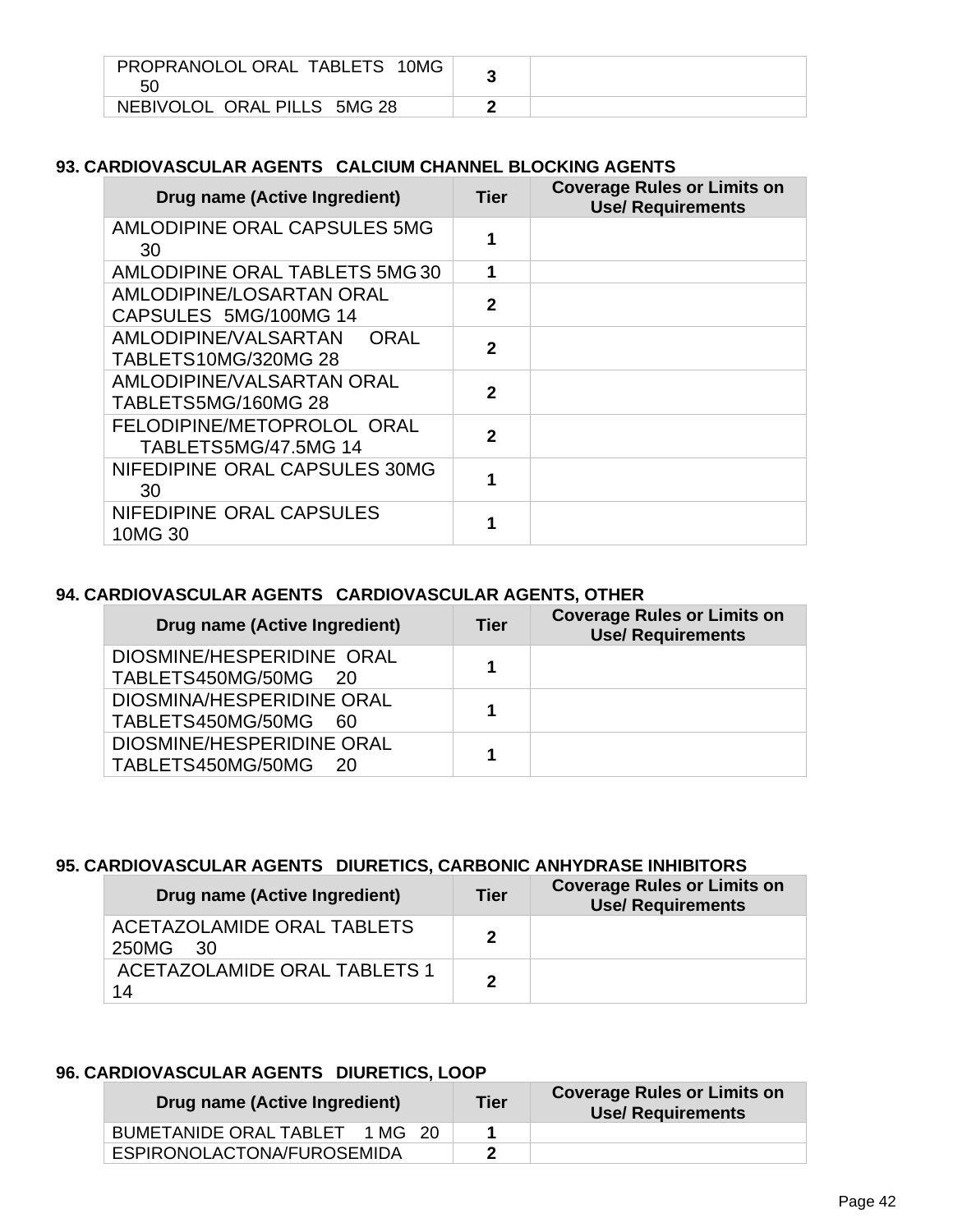| | | |
|---|---|---|
| PROPRANOLOL ORAL TABLETS 10MG 50 | 3 | |
| NEBIVOLOL ORAL PILLS 5MG 28 | 2 | |

**93. CARDIOVASCULAR AGENTS CALCIUM CHANNEL BLOCKING AGENTS**

| Drug name (Active Ingredient) | Tier | Coverage Rules or Limits on Use/ Requirements |
|---|---|---|
| AMLODIPINE ORAL CAPSULES 5MG 30 | 1 | |
| AMLODIPINE ORAL TABLETS 5MG 30 | 1 | |
| AMLODIPINE/LOSARTAN ORAL CAPSULES 5MG/100MG 14 | 2 | |
| AMLODIPINE/VALSARTAN ORAL TABLETS10MG/320MG 28 | 2 | |
| AMLODIPINE/VALSARTAN ORAL TABLETS5MG/160MG 28 | 2 | |
| FELODIPINE/METOPROLOL ORAL TABLETS5MG/47.5MG 14 | 2 | |
| NIFEDIPINE ORAL CAPSULES 30MG 30 | 1 | |
| NIFEDIPINE ORAL CAPSULES 10MG 30 | 1 | |

**94. CARDIOVASCULAR AGENTS CARDIOVASCULAR AGENTS, OTHER**

| Drug name (Active Ingredient) | Tier | Coverage Rules or Limits on Use/ Requirements |
|---|---|---|
| DIOSMINE/HESPERIDINE ORAL TABLETS450MG/50MG 20 | 1 | |
| DIOSMINA/HESPERIDINE ORAL TABLETS450MG/50MG 60 | 1 | |
| DIOSMINE/HESPERIDINE ORAL TABLETS450MG/50MG 20 | 1 | |

**95. CARDIOVASCULAR AGENTS DIURETICS, CARBONIC ANHYDRASE INHIBITORS**

| Drug name (Active Ingredient) | Tier | Coverage Rules or Limits on Use/ Requirements |
|---|---|---|
| ACETAZOLAMIDE ORAL TABLETS 250MG 30 | 2 | |
| ACETAZOLAMIDE ORAL TABLETS 1 14 | 2 | |

**96. CARDIOVASCULAR AGENTS DIURETICS, LOOP**

| Drug name (Active Ingredient) | Tier | Coverage Rules or Limits on Use/ Requirements |
|---|---|---|
| BUMETANIDE ORAL TABLET 1 MG 20 | 1 | |
| ESPIRONOLACTONA/FUROSEMIDA | 2 | |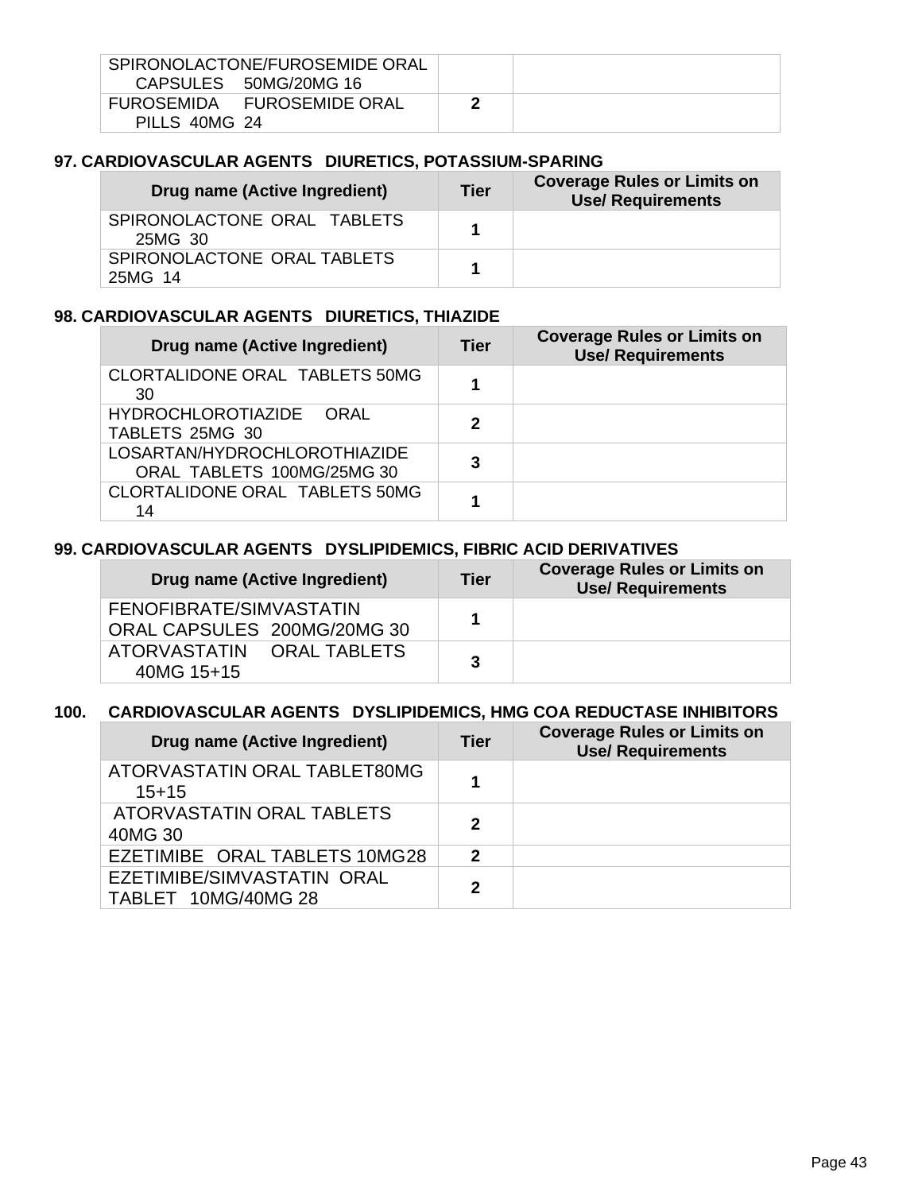| | | |
|---|---|---|
| SPIRONOLACTONE/FUROSEMIDE ORAL CAPSULES 50MG/20MG 16 | | |
| FUROSEMIDA FUROSEMIDE ORAL PILLS 40MG 24 | 2 | |

### 97. CARDIOVASCULAR AGENTS DIURETICS, POTASSIUM-SPARING

| Drug name (Active Ingredient) | Tier | Coverage Rules or Limits on Use/ Requirements |
|---|---|---|
| SPIRONOLACTONE ORAL TABLETS 25MG 30 | 1 | |
| SPIRONOLACTONE ORAL TABLETS 25MG 14 | 1 | |

### 98. CARDIOVASCULAR AGENTS DIURETICS, THIAZIDE

| Drug name (Active Ingredient) | Tier | Coverage Rules or Limits on Use/ Requirements |
|---|---|---|
| CLORTALIDONE ORAL TABLETS 50MG 30 | 1 | |
| HYDROCHLOROTIAZIDE ORAL TABLETS 25MG 30 | 2 | |
| LOSARTAN/HYDROCHLOROTHIAZIDE ORAL TABLETS 100MG/25MG 30 | 3 | |
| CLORTALIDONE ORAL TABLETS 50MG 14 | 1 | |

### 99. CARDIOVASCULAR AGENTS DYSLIPIDEMICS, FIBRIC ACID DERIVATIVES

| Drug name (Active Ingredient) | Tier | Coverage Rules or Limits on Use/ Requirements |
|---|---|---|
| FENOFIBRATE/SIMVASTATIN ORAL CAPSULES 200MG/20MG 30 | 1 | |
| ATORVASTATIN ORAL TABLETS 40MG 15+15 | 3 | |

### 100. CARDIOVASCULAR AGENTS DYSLIPIDEMICS, HMG COA REDUCTASE INHIBITORS

| Drug name (Active Ingredient) | Tier | Coverage Rules or Limits on Use/ Requirements |
|---|---|---|
| ATORVASTATIN ORAL TABLET80MG 15+15 | 1 | |
| ATORVASTATIN ORAL TABLETS 40MG 30 | 2 | |
| EZETIMIBE ORAL TABLETS 10MG28 | 2 | |
| EZETIMIBE/SIMVASTATIN ORAL TABLET 10MG/40MG 28 | 2 | |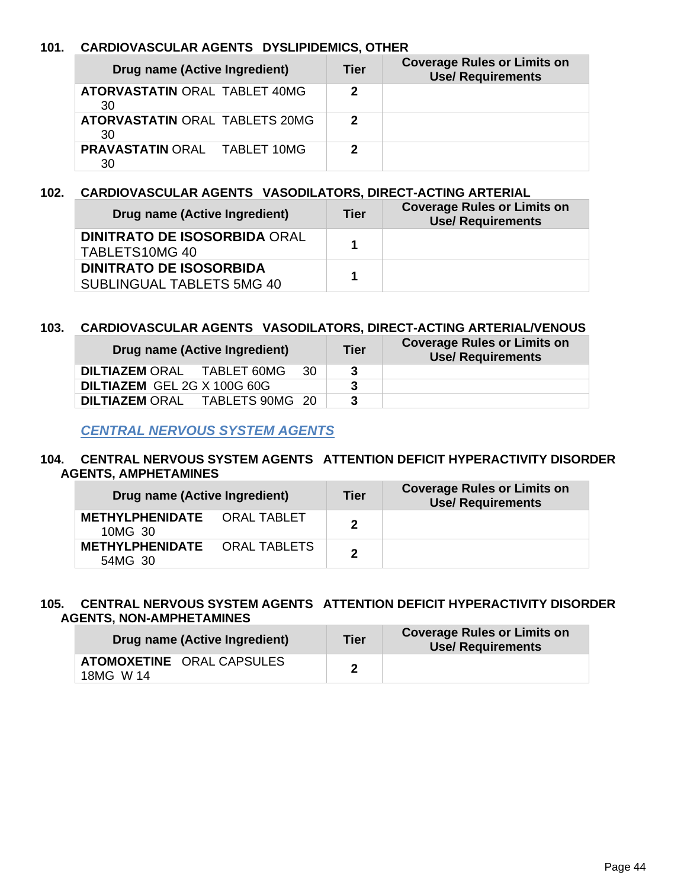### 101. CARDIOVASCULAR AGENTS DYSLIPIDEMICS, OTHER

| Drug name (Active Ingredient) | Tier | Coverage Rules or Limits on Use/ Requirements |
|---|---|---|
| **ATORVASTATIN** ORAL TABLET 40MG 30 | 2 | |
| **ATORVASTATIN** ORAL TABLETS 20MG 30 | 2 | |
| **PRAVASTATIN** ORAL TABLET 10MG 30 | 2 | |

### 102. CARDIOVASCULAR AGENTS VASODILATORS, DIRECT-ACTING ARTERIAL

| Drug name (Active Ingredient) | Tier | Coverage Rules or Limits on Use/ Requirements |
|---|---|---|
| **DINITRATO DE ISOSORBIDA** ORAL TABLETS10MG 40 | 1 | |
| **DINITRATO DE ISOSORBIDA** SUBLINGUAL TABLETS 5MG 40 | 1 | |

### 103. CARDIOVASCULAR AGENTS VASODILATORS, DIRECT-ACTING ARTERIAL/VENOUS

| Drug name (Active Ingredient) | Tier | Coverage Rules or Limits on Use/ Requirements |
|---|---|---|
| **DILTIAZEM** ORAL TABLET 60MG 30 | 3 | |
| **DILTIAZEM** GEL 2G X 100G 60G | 3 | |
| **DILTIAZEM** ORAL TABLETS 90MG 20 | 3 | |

## *CENTRAL NERVOUS SYSTEM AGENTS*

### 104. CENTRAL NERVOUS SYSTEM AGENTS ATTENTION DEFICIT HYPERACTIVITY DISORDER AGENTS, AMPHETAMINES

| Drug name (Active Ingredient) | Tier | Coverage Rules or Limits on Use/ Requirements |
|---|---|---|
| **METHYLPHENIDATE** ORAL TABLET 10MG 30 | 2 | |
| **METHYLPHENIDATE** ORAL TABLETS 54MG 30 | 2 | |

### 105. CENTRAL NERVOUS SYSTEM AGENTS ATTENTION DEFICIT HYPERACTIVITY DISORDER AGENTS, NON-AMPHETAMINES

| Drug name (Active Ingredient) | Tier | Coverage Rules or Limits on Use/ Requirements |
|---|---|---|
| **ATOMOXETINE** ORAL CAPSULES 18MG W 14 | 2 | |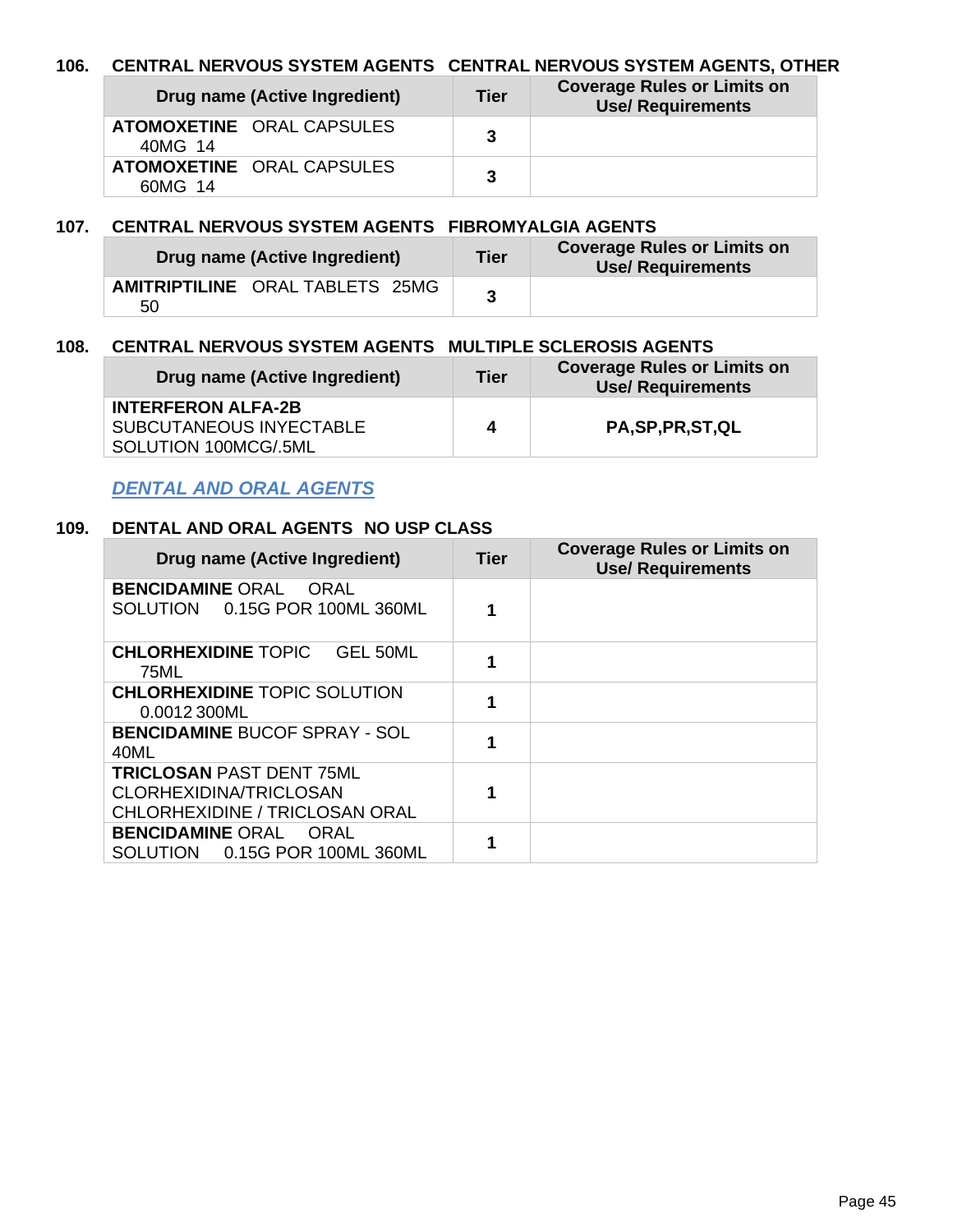### 106. CENTRAL NERVOUS SYSTEM AGENTS CENTRAL NERVOUS SYSTEM AGENTS, OTHER

| Drug name (Active Ingredient) | Tier | Coverage Rules or Limits on Use/ Requirements |
|---|---|---|
| **ATOMOXETINE** ORAL CAPSULES 40MG 14 | 3 | |
| **ATOMOXETINE** ORAL CAPSULES 60MG 14 | 3 | |

### 107. CENTRAL NERVOUS SYSTEM AGENTS FIBROMYALGIA AGENTS

| Drug name (Active Ingredient) | Tier | Coverage Rules or Limits on Use/ Requirements |
|---|---|---|
| **AMITRIPTILINE** ORAL TABLETS 25MG 50 | 3 | |

### 108. CENTRAL NERVOUS SYSTEM AGENTS MULTIPLE SCLEROSIS AGENTS

| Drug name (Active Ingredient) | Tier | Coverage Rules or Limits on Use/ Requirements |
|---|---|---|
| **INTERFERON ALFA-2B** SUBCUTANEOUS INYECTABLE SOLUTION 100MCG/.5ML | 4 | PA,SP,PR,ST,QL |

## *DENTAL AND ORAL AGENTS*

### 109. DENTAL AND ORAL AGENTS NO USP CLASS

| Drug name (Active Ingredient) | Tier | Coverage Rules or Limits on Use/ Requirements |
|---|---|---|
| **BENCIDAMINE** ORAL ORAL SOLUTION 0.15G POR 100ML 360ML | 1 | |
| **CHLORHEXIDINE** TOPIC GEL 50ML 75ML | 1 | |
| **CHLORHEXIDINE** TOPIC SOLUTION 0.0012 300ML | 1 | |
| **BENCIDAMINE** BUCOF SPRAY - SOL 40ML | 1 | |
| **TRICLOSAN** PAST DENT 75ML CLORHEXIDINA/TRICLOSAN CHLORHEXIDINE / TRICLOSAN ORAL | 1 | |
| **BENCIDAMINE** ORAL ORAL SOLUTION 0.15G POR 100ML 360ML | 1 | |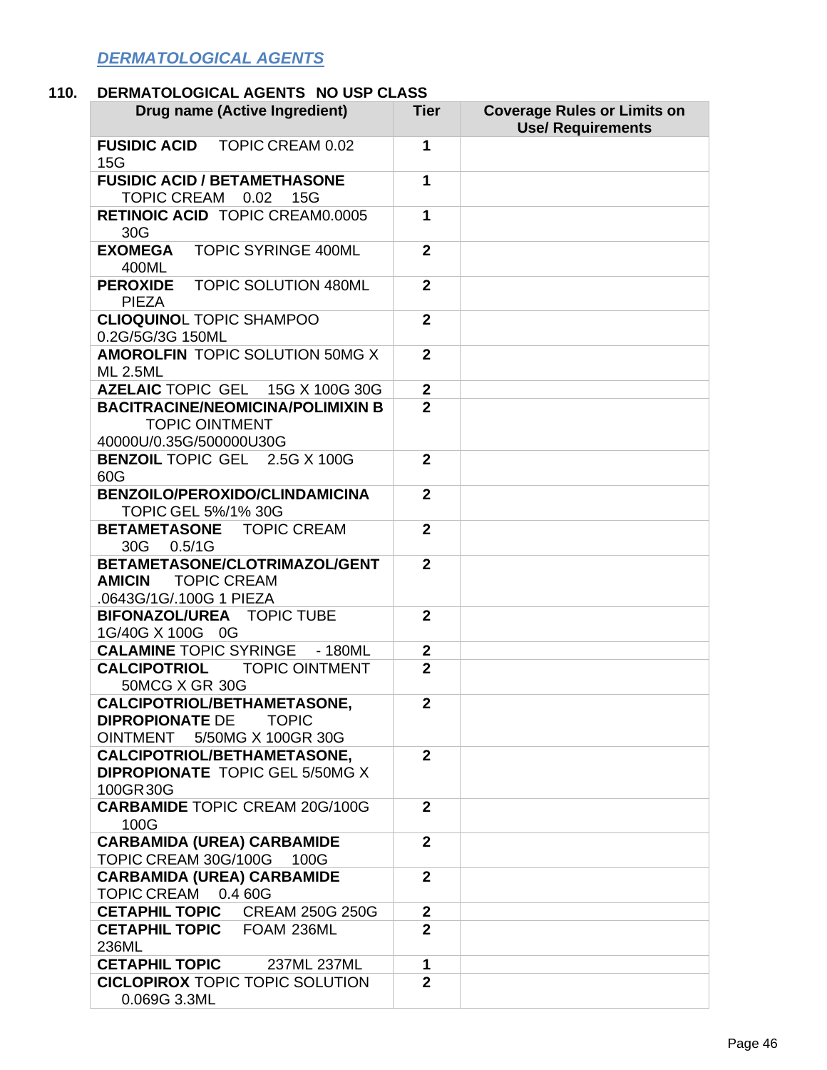## *DERMATOLOGICAL AGENTS*

### 110. DERMATOLOGICAL AGENTS NO USP CLASS

| Drug name (Active Ingredient) | Tier | Coverage Rules or Limits on Use/ Requirements |
|---|---|---|
| **FUSIDIC ACID** TOPIC CREAM 0.02 15G | 1 | |
| **FUSIDIC ACID / BETAMETHASONE** TOPIC CREAM 0.02 15G | 1 | |
| **RETINOIC ACID** TOPIC CREAM0.0005 30G | 1 | |
| **EXOMEGA** TOPIC SYRINGE 400ML 400ML | 2 | |
| **PEROXIDE** TOPIC SOLUTION 480ML PIEZA | 2 | |
| **CLIOQUINO**L TOPIC SHAMPOO 0.2G/5G/3G 150ML | 2 | |
| **AMOROLFIN** TOPIC SOLUTION 50MG X ML 2.5ML | 2 | |
| **AZELAIC** TOPIC GEL 15G X 100G 30G | 2 | |
| **BACITRACINE/NEOMICINA/POLIMIXIN B** TOPIC OINTMENT 40000U/0.35G/500000U30G | 2 | |
| **BENZOIL** TOPIC GEL 2.5G X 100G 60G | 2 | |
| **BENZOILO/PEROXIDO/CLINDAMICINA** TOPIC GEL 5%/1% 30G | 2 | |
| **BETAMETASONE** TOPIC CREAM 30G 0.5/1G | 2 | |
| **BETAMETASONE/CLOTRIMAZOL/GENTAMICIN** TOPIC CREAM .0643G/1G/.100G 1 PIEZA | 2 | |
| **BIFONAZOL/UREA** TOPIC TUBE 1G/40G X 100G 0G | 2 | |
| **CALAMINE** TOPIC SYRINGE - 180ML | 2 | |
| **CALCIPOTRIOL** TOPIC OINTMENT 50MCG X GR 30G | 2 | |
| **CALCIPOTRIOL/BETHAMETASONE, DIPROPIONATE** DE TOPIC OINTMENT 5/50MG X 100GR 30G | 2 | |
| **CALCIPOTRIOL/BETHAMETASONE, DIPROPIONATE** TOPIC GEL 5/50MG X 100GR 30G | 2 | |
| **CARBAMIDE** TOPIC CREAM 20G/100G 100G | 2 | |
| **CARBAMIDA (UREA) CARBAMIDE** TOPIC CREAM 30G/100G 100G | 2 | |
| **CARBAMIDA (UREA) CARBAMIDE** TOPIC CREAM 0.4 60G | 2 | |
| **CETAPHIL TOPIC** CREAM 250G 250G | 2 | |
| **CETAPHIL TOPIC** FOAM 236ML 236ML | 2 | |
| **CETAPHIL TOPIC** 237ML 237ML | 1 | |
| **CICLOPIROX** TOPIC TOPIC SOLUTION 0.069G 3.3ML | 2 | |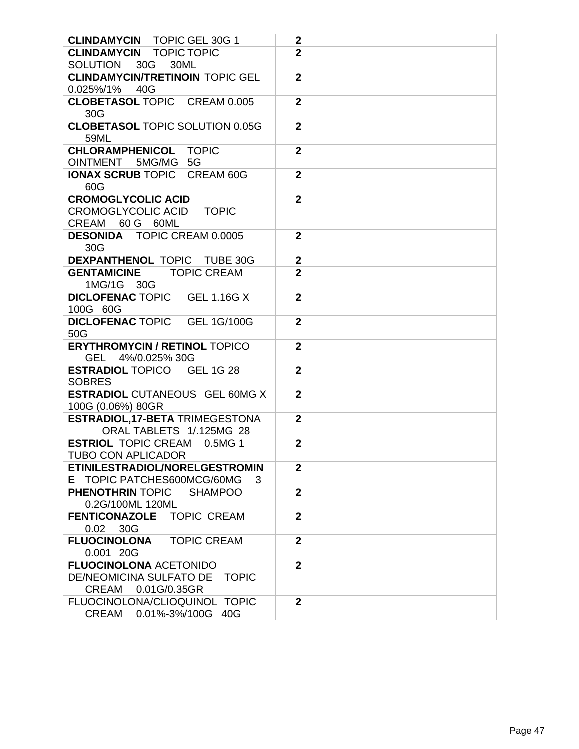| | | |
|---|---|---|
| **CLINDAMYCIN** TOPIC GEL 30G 1 | **2** | |
| **CLINDAMYCIN** TOPIC TOPIC SOLUTION 30G 30ML | **2** | |
| **CLINDAMYCIN/TRETINOIN** TOPIC GEL 0.025%/1% 40G | **2** | |
| **CLOBETASOL** TOPIC CREAM 0.005 30G | **2** | |
| **CLOBETASOL** TOPIC SOLUTION 0.05G 59ML | **2** | |
| **CHLORAMPHENICOL** TOPIC OINTMENT 5MG/MG 5G | **2** | |
| **IONAX SCRUB** TOPIC CREAM 60G 60G | **2** | |
| **CROMOGLYCOLIC ACID** CROMOGLYCOLIC ACID TOPIC CREAM 60 G 60ML | **2** | |
| **DESONIDA** TOPIC CREAM 0.0005 30G | **2** | |
| **DEXPANTHENOL** TOPIC TUBE 30G | **2** | |
| **GENTAMICINE** TOPIC CREAM 1MG/1G 30G | **2** | |
| **DICLOFENAC** TOPIC GEL 1.16G X 100G 60G | **2** | |
| **DICLOFENAC** TOPIC GEL 1G/100G 50G | **2** | |
| **ERYTHROMYCIN / RETINOL** TOPICO GEL 4%/0.025% 30G | **2** | |
| **ESTRADIOL** TOPICO GEL 1G 28 SOBRES | **2** | |
| **ESTRADIOL** CUTANEOUS GEL 60MG X 100G (0.06%) 80GR | **2** | |
| **ESTRADIOL,17-BETA** TRIMEGESTONA ORAL TABLETS 1/.125MG 28 | **2** | |
| **ESTRIOL** TOPIC CREAM 0.5MG 1 TUBO CON APLICADOR | **2** | |
| **ETINILESTRADIOL/NORELGESTROMINE** TOPIC PATCHES600MCG/60MG 3 | **2** | |
| **PHENOTHRIN** TOPIC SHAMPOO 0.2G/100ML 120ML | **2** | |
| **FENTICONAZOLE** TOPIC CREAM 0.02 30G | **2** | |
| **FLUOCINOLONA** TOPIC CREAM 0.001 20G | **2** | |
| **FLUOCINOLONA** ACETONIDO DE/NEOMICINA SULFATO DE TOPIC CREAM 0.01G/0.35GR | **2** | |
| FLUOCINOLONA/CLIOQUINOL TOPIC CREAM 0.01%-3%/100G 40G | **2** | |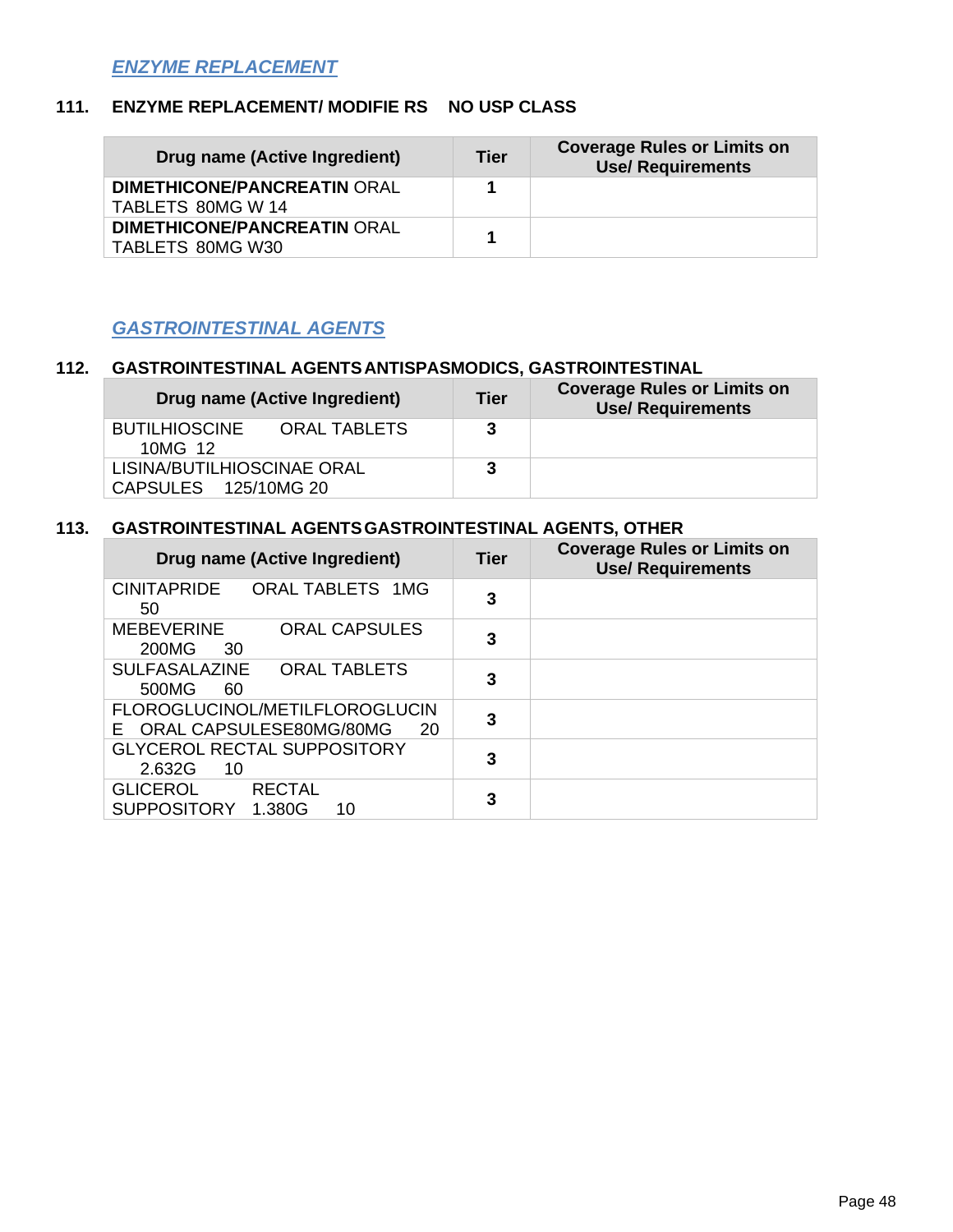## *ENZYME REPLACEMENT*

### 111. ENZYME REPLACEMENT/ MODIFIE RS NO USP CLASS

| Drug name (Active Ingredient) | Tier | Coverage Rules or Limits on Use/ Requirements |
|---|---|---|
| **DIMETHICONE/PANCREATIN** ORAL TABLETS 80MG W 14 | 1 | |
| **DIMETHICONE/PANCREATIN** ORAL TABLETS 80MG W30 | 1 | |

## *GASTROINTESTINAL AGENTS*

### 112. GASTROINTESTINAL AGENTS ANTISPASMODICS, GASTROINTESTINAL

| Drug name (Active Ingredient) | Tier | Coverage Rules or Limits on Use/ Requirements |
|---|---|---|
| BUTILHIOSCINE ORAL TABLETS 10MG 12 | 3 | |
| LISINA/BUTILHIOSCINAE ORAL CAPSULES 125/10MG 20 | 3 | |

### 113. GASTROINTESTINAL AGENTS GASTROINTESTINAL AGENTS, OTHER

| Drug name (Active Ingredient) | Tier | Coverage Rules or Limits on Use/ Requirements |
|---|---|---|
| CINITAPRIDE ORAL TABLETS 1MG 50 | 3 | |
| MEBEVERINE ORAL CAPSULES 200MG 30 | 3 | |
| SULFASALAZINE ORAL TABLETS 500MG 60 | 3 | |
| FLOROGLUCINOL/METILFLOROGLUCINE ORAL CAPSULESE80MG/80MG 20 | 3 | |
| GLYCEROL RECTAL SUPPOSITORY 2.632G 10 | 3 | |
| GLICEROL RECTAL SUPPOSITORY 1.380G 10 | 3 | |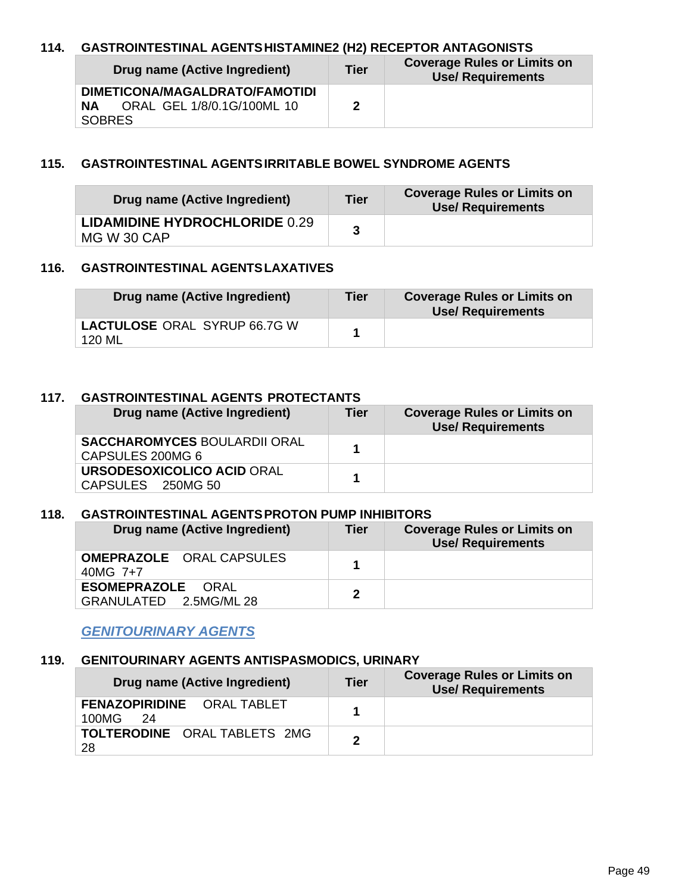### 114. GASTROINTESTINAL AGENTS HISTAMINE2 (H2) RECEPTOR ANTAGONISTS

| Drug name (Active Ingredient) | Tier | Coverage Rules or Limits on Use/ Requirements |
|---|---|---|
| **DIMETICONA/MAGALDRATO/FAMOTIDINA** ORAL GEL 1/8/0.1G/100ML 10 SOBRES | 2 | |

### 115. GASTROINTESTINAL AGENTS IRRITABLE BOWEL SYNDROME AGENTS

| Drug name (Active Ingredient) | Tier | Coverage Rules or Limits on Use/ Requirements |
|---|---|---|
| **LIDAMIDINE HYDROCHLORIDE** 0.29 MG W 30 CAP | 3 | |

### 116. GASTROINTESTINAL AGENTS LAXATIVES

| Drug name (Active Ingredient) | Tier | Coverage Rules or Limits on Use/ Requirements |
|---|---|---|
| **LACTULOSE** ORAL SYRUP 66.7G W 120 ML | 1 | |

### 117. GASTROINTESTINAL AGENTS PROTECTANTS

| Drug name (Active Ingredient) | Tier | Coverage Rules or Limits on Use/ Requirements |
|---|---|---|
| **SACCHAROMYCES** BOULARDII ORAL CAPSULES 200MG 6 | 1 | |
| **URSODESOXICOLICO ACID** ORAL CAPSULES 250MG 50 | 1 | |

### 118. GASTROINTESTINAL AGENTS PROTON PUMP INHIBITORS

| Drug name (Active Ingredient) | Tier | Coverage Rules or Limits on Use/ Requirements |
|---|---|---|
| **OMEPRAZOLE** ORAL CAPSULES 40MG 7+7 | 1 | |
| **ESOMEPRAZOLE** ORAL GRANULATED 2.5MG/ML 28 | 2 | |

## *GENITOURINARY AGENTS*

### 119. GENITOURINARY AGENTS ANTISPASMODICS, URINARY

| Drug name (Active Ingredient) | Tier | Coverage Rules or Limits on Use/ Requirements |
|---|---|---|
| **FENAZOPIRIDINE** ORAL TABLET 100MG 24 | 1 | |
| **TOLTERODINE** ORAL TABLETS 2MG 28 | 2 | |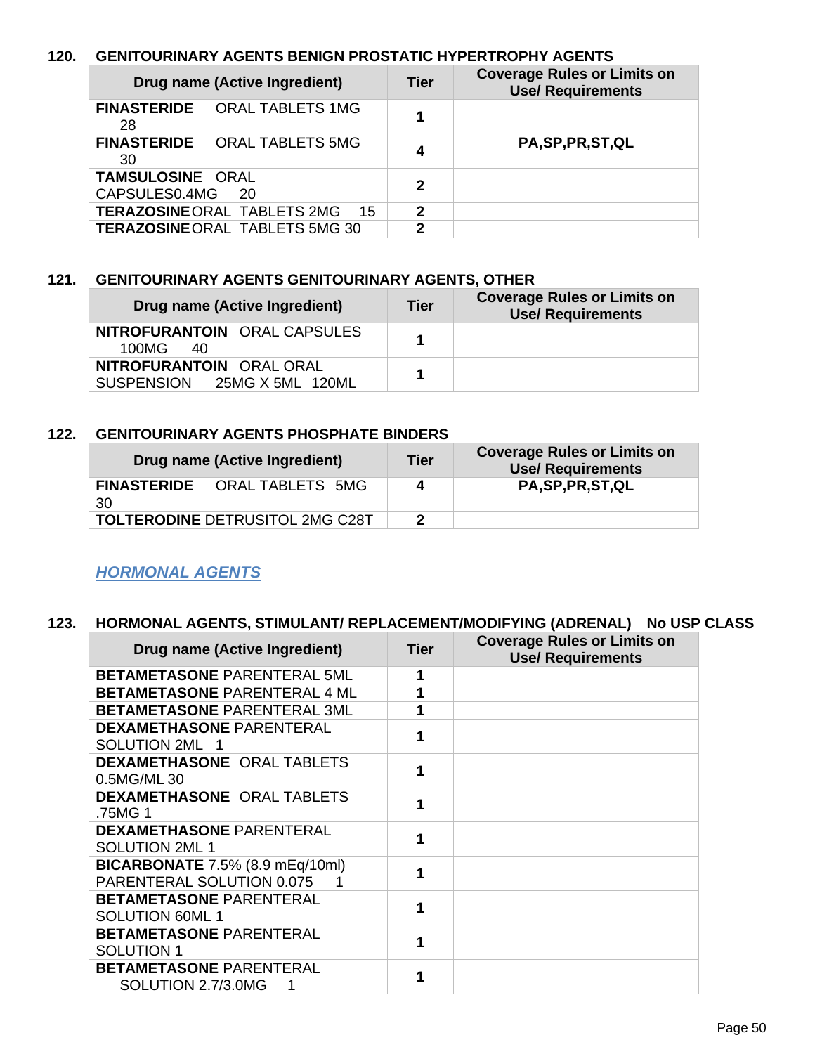### 120. GENITOURINARY AGENTS BENIGN PROSTATIC HYPERTROPHY AGENTS

| Drug name (Active Ingredient) | Tier | Coverage Rules or Limits on Use/ Requirements |
|---|---|---|
| **FINASTERIDE** ORAL TABLETS 1MG 28 | 1 | |
| **FINASTERIDE** ORAL TABLETS 5MG 30 | 4 | PA,SP,PR,ST,QL |
| **TAMSULOSINE** ORAL CAPSULES0.4MG 20 | 2 | |
| **TERAZOSINE** ORAL TABLETS 2MG 15 | 2 | |
| **TERAZOSINE** ORAL TABLETS 5MG 30 | 2 | |

### 121. GENITOURINARY AGENTS GENITOURINARY AGENTS, OTHER

| Drug name (Active Ingredient) | Tier | Coverage Rules or Limits on Use/ Requirements |
|---|---|---|
| **NITROFURANTOIN** ORAL CAPSULES 100MG 40 | 1 | |
| **NITROFURANTOIN** ORAL ORAL SUSPENSION 25MG X 5ML 120ML | 1 | |

### 122. GENITOURINARY AGENTS PHOSPHATE BINDERS

| Drug name (Active Ingredient) | Tier | Coverage Rules or Limits on Use/ Requirements |
|---|---|---|
| **FINASTERIDE** ORAL TABLETS 5MG 30 | 4 | PA,SP,PR,ST,QL |
| **TOLTERODINE** DETRUSITOL 2MG C28T | 2 | |

## *HORMONAL AGENTS*

### 123. HORMONAL AGENTS, STIMULANT/ REPLACEMENT/MODIFYING (ADRENAL) No USP CLASS

| Drug name (Active Ingredient) | Tier | Coverage Rules or Limits on Use/ Requirements |
|---|---|---|
| **BETAMETASONE** PARENTERAL 5ML | 1 | |
| **BETAMETASONE** PARENTERAL 4 ML | 1 | |
| **BETAMETASONE** PARENTERAL 3ML | 1 | |
| **DEXAMETHASONE** PARENTERAL SOLUTION 2ML 1 | 1 | |
| **DEXAMETHASONE** ORAL TABLETS 0.5MG/ML 30 | 1 | |
| **DEXAMETHASONE** ORAL TABLETS .75MG 1 | 1 | |
| **DEXAMETHASONE** PARENTERAL SOLUTION 2ML 1 | 1 | |
| **BICARBONATE** 7.5% (8.9 mEq/10ml) PARENTERAL SOLUTION 0.075 1 | 1 | |
| **BETAMETASONE** PARENTERAL SOLUTION 60ML 1 | 1 | |
| **BETAMETASONE** PARENTERAL SOLUTION 1 | 1 | |
| **BETAMETASONE** PARENTERAL SOLUTION 2.7/3.0MG 1 | 1 | |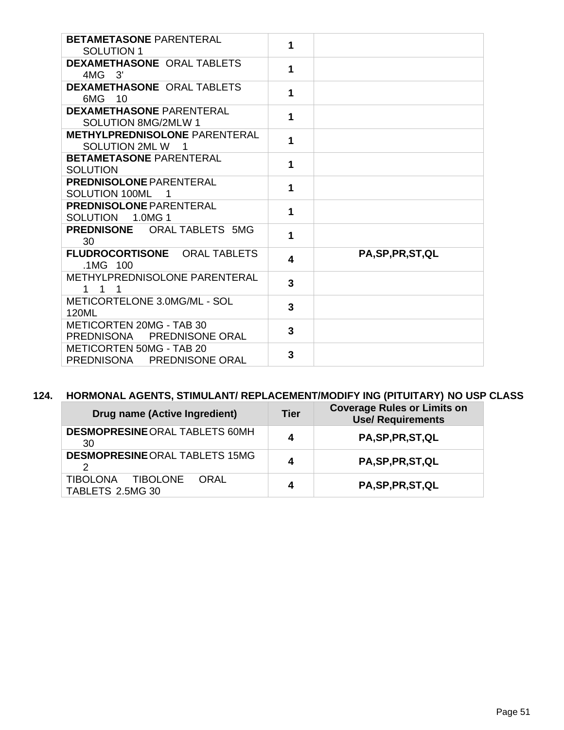| | | |
|---|---|---|
| **BETAMETASONE** PARENTERAL SOLUTION 1 | **1** | |
| **DEXAMETHASONE** ORAL TABLETS 4MG 3' | **1** | |
| **DEXAMETHASONE** ORAL TABLETS 6MG 10 | **1** | |
| **DEXAMETHASONE** PARENTERAL SOLUTION 8MG/2MLW 1 | **1** | |
| **METHYLPREDNISOLONE** PARENTERAL SOLUTION 2ML W 1 | **1** | |
| **BETAMETASONE** PARENTERAL SOLUTION | **1** | |
| **PREDNISOLONE** PARENTERAL SOLUTION 100ML 1 | **1** | |
| **PREDNISOLONE** PARENTERAL SOLUTION 1.0MG 1 | **1** | |
| **PREDNISONE** ORAL TABLETS 5MG 30 | **1** | |
| **FLUDROCORTISONE** ORAL TABLETS .1MG 100 | **4** | **PA,SP,PR,ST,QL** |
| METHYLPREDNISOLONE PARENTERAL 1 1 1 | **3** | |
| METICORTELONE 3.0MG/ML - SOL 120ML | **3** | |
| METICORTEN 20MG - TAB 30 PREDNISONA PREDNISONE ORAL | **3** | |
| METICORTEN 50MG - TAB 20 PREDNISONA PREDNISONE ORAL | **3** | |

## 124. HORMONAL AGENTS, STIMULANT/ REPLACEMENT/MODIFY ING (PITUITARY) NO USP CLASS

| Drug name (Active Ingredient) | Tier | Coverage Rules or Limits on Use/ Requirements |
|---|---|---|
| **DESMOPRESINE** ORAL TABLETS 60MH 30 | **4** | **PA,SP,PR,ST,QL** |
| **DESMOPRESINE** ORAL TABLETS 15MG 2 | **4** | **PA,SP,PR,ST,QL** |
| TIBOLONA TIBOLONE ORAL TABLETS 2.5MG 30 | **4** | **PA,SP,PR,ST,QL** |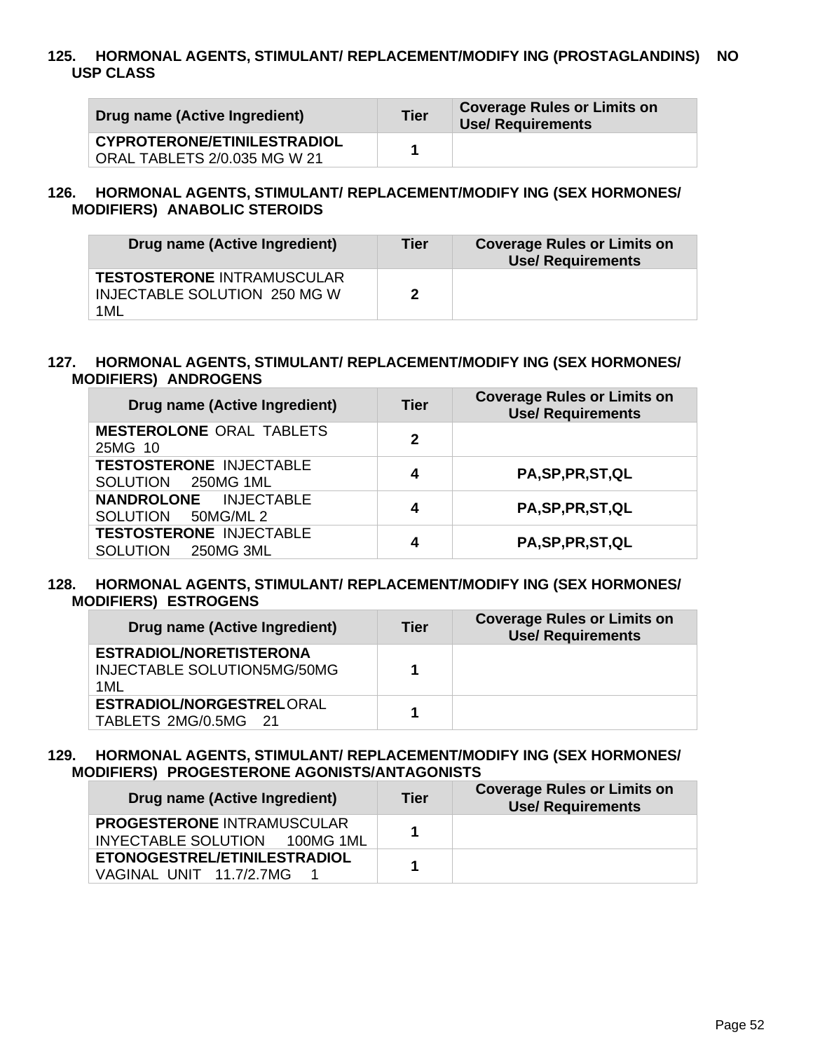### 125. HORMONAL AGENTS, STIMULANT/ REPLACEMENT/MODIFY ING (PROSTAGLANDINS) NO USP CLASS

| Drug name (Active Ingredient) | Tier | Coverage Rules or Limits on Use/ Requirements |
|---|---|---|
| **CYPROTERONE/ETINILESTRADIOL** ORAL TABLETS 2/0.035 MG W 21 | 1 | |

### 126. HORMONAL AGENTS, STIMULANT/ REPLACEMENT/MODIFY ING (SEX HORMONES/ MODIFIERS) ANABOLIC STEROIDS

| Drug name (Active Ingredient) | Tier | Coverage Rules or Limits on Use/ Requirements |
|---|---|---|
| **TESTOSTERONE** INTRAMUSCULAR INJECTABLE SOLUTION 250 MG W 1ML | 2 | |

### 127. HORMONAL AGENTS, STIMULANT/ REPLACEMENT/MODIFY ING (SEX HORMONES/ MODIFIERS) ANDROGENS

| Drug name (Active Ingredient) | Tier | Coverage Rules or Limits on Use/ Requirements |
|---|---|---|
| **MESTEROLONE** ORAL TABLETS 25MG 10 | 2 | |
| **TESTOSTERONE** INJECTABLE SOLUTION 250MG 1ML | 4 | PA,SP,PR,ST,QL |
| **NANDROLONE** INJECTABLE SOLUTION 50MG/ML 2 | 4 | PA,SP,PR,ST,QL |
| **TESTOSTERONE** INJECTABLE SOLUTION 250MG 3ML | 4 | PA,SP,PR,ST,QL |

### 128. HORMONAL AGENTS, STIMULANT/ REPLACEMENT/MODIFY ING (SEX HORMONES/ MODIFIERS) ESTROGENS

| Drug name (Active Ingredient) | Tier | Coverage Rules or Limits on Use/ Requirements |
|---|---|---|
| **ESTRADIOL/NORETISTERONA** INJECTABLE SOLUTION5MG/50MG 1ML | 1 | |
| **ESTRADIOL/NORGESTREL** ORAL TABLETS 2MG/0.5MG 21 | 1 | |

### 129. HORMONAL AGENTS, STIMULANT/ REPLACEMENT/MODIFY ING (SEX HORMONES/ MODIFIERS) PROGESTERONE AGONISTS/ANTAGONISTS

| Drug name (Active Ingredient) | Tier | Coverage Rules or Limits on Use/ Requirements |
|---|---|---|
| **PROGESTERONE** INTRAMUSCULAR INYECTABLE SOLUTION 100MG 1ML | 1 | |
| **ETONOGESTREL/ETINILESTRADIOL** VAGINAL UNIT 11.7/2.7MG 1 | 1 | |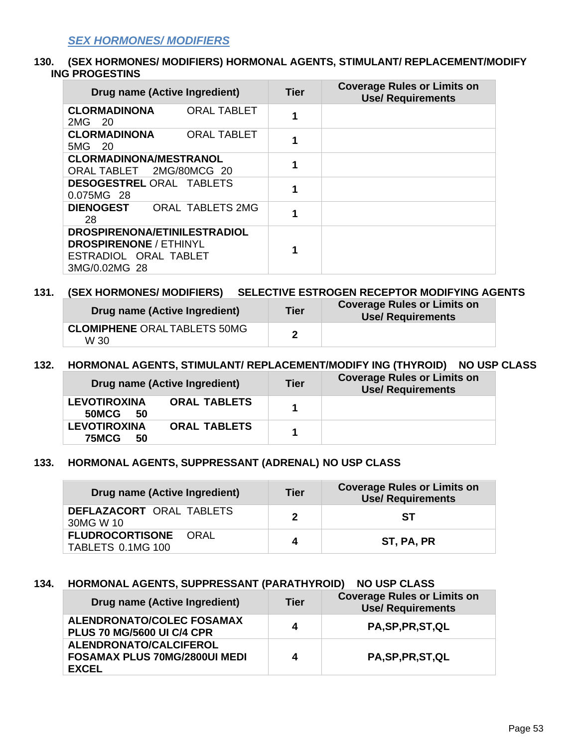## *SEX HORMONES/ MODIFIERS*

### 130. (SEX HORMONES/ MODIFIERS) HORMONAL AGENTS, STIMULANT/ REPLACEMENT/MODIFY ING PROGESTINS

| Drug name (Active Ingredient) | Tier | Coverage Rules or Limits on Use/ Requirements |
|---|---|---|
| **CLORMADINONA** ORAL TABLET 2MG 20 | 1 | |
| **CLORMADINONA** ORAL TABLET 5MG 20 | 1 | |
| **CLORMADINONA/MESTRANOL** ORAL TABLET 2MG/80MCG 20 | 1 | |
| **DESOGESTREL** ORAL TABLETS 0.075MG 28 | 1 | |
| **DIENOGEST** ORAL TABLETS 2MG 28 | 1 | |
| **DROSPIRENONA/ETINILESTRADIOL DROSPIRENONE** / ETHINYL ESTRADIOL ORAL TABLET 3MG/0.02MG 28 | 1 | |

### 131. (SEX HORMONES/ MODIFIERS) SELECTIVE ESTROGEN RECEPTOR MODIFYING AGENTS

| Drug name (Active Ingredient) | Tier | Coverage Rules or Limits on Use/ Requirements |
|---|---|---|
| **CLOMIPHENE** ORAL TABLETS 50MG W 30 | 2 | |

### 132. HORMONAL AGENTS, STIMULANT/ REPLACEMENT/MODIFY ING (THYROID) NO USP CLASS

| Drug name (Active Ingredient) | Tier | Coverage Rules or Limits on Use/ Requirements |
|---|---|---|
| **LEVOTIROXINA ORAL TABLETS 50MCG 50** | 1 | |
| **LEVOTIROXINA ORAL TABLETS 75MCG 50** | 1 | |

### 133. HORMONAL AGENTS, SUPPRESSANT (ADRENAL) NO USP CLASS

| Drug name (Active Ingredient) | Tier | Coverage Rules or Limits on Use/ Requirements |
|---|---|---|
| **DEFLAZACORT** ORAL TABLETS 30MG W 10 | 2 | **ST** |
| **FLUDROCORTISONE** ORAL TABLETS 0.1MG 100 | 4 | **ST, PA, PR** |

### 134. HORMONAL AGENTS, SUPPRESSANT (PARATHYROID) NO USP CLASS

| Drug name (Active Ingredient) | Tier | Coverage Rules or Limits on Use/ Requirements |
|---|---|---|
| **ALENDRONATO/COLEC FOSAMAX PLUS 70 MG/5600 UI C/4 CPR** | 4 | **PA,SP,PR,ST,QL** |
| **ALENDRONATO/CALCIFEROL FOSAMAX PLUS 70MG/2800UI MEDI EXCEL** | 4 | **PA,SP,PR,ST,QL** |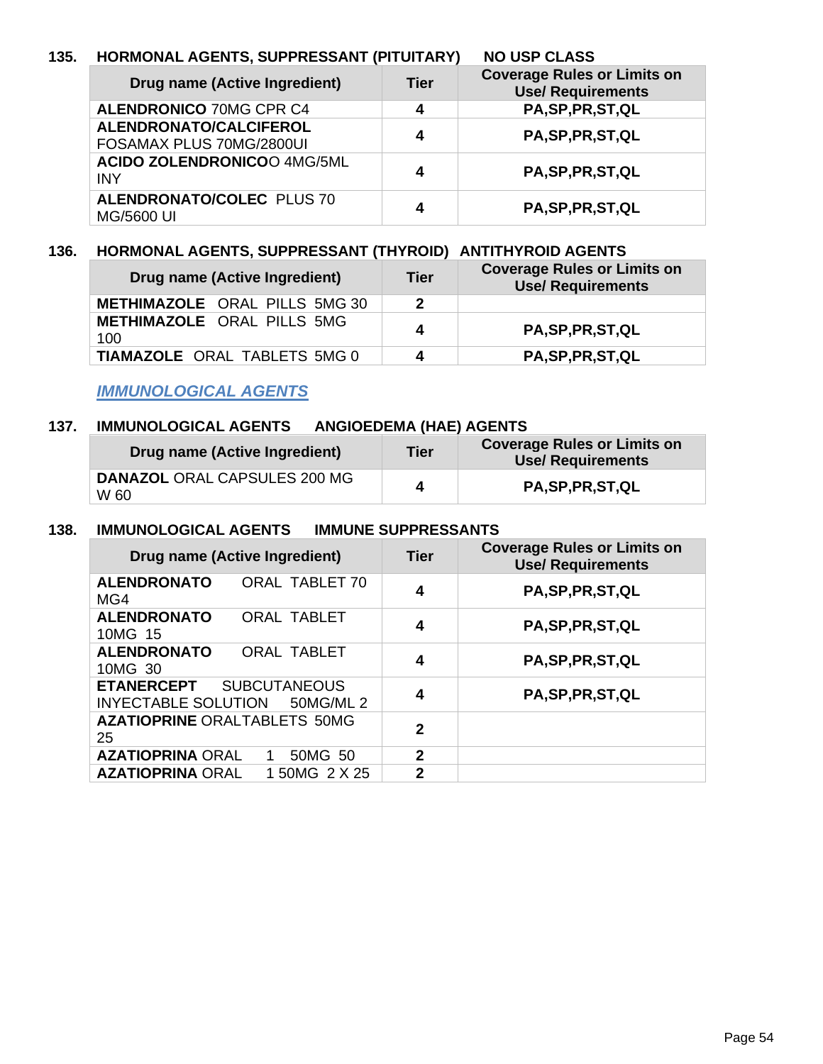### 135. HORMONAL AGENTS, SUPPRESSANT (PITUITARY) NO USP CLASS

| Drug name (Active Ingredient) | Tier | Coverage Rules or Limits on Use/ Requirements |
|---|---|---|
| **ALENDRONICO** 70MG CPR C4 | 4 | PA,SP,PR,ST,QL |
| **ALENDRONATO/CALCIFEROL** FOSAMAX PLUS 70MG/2800UI | 4 | PA,SP,PR,ST,QL |
| **ACIDO ZOLENDRONICO**O 4MG/5ML INY | 4 | PA,SP,PR,ST,QL |
| **ALENDRONATO/COLEC** PLUS 70 MG/5600 UI | 4 | PA,SP,PR,ST,QL |

### 136. HORMONAL AGENTS, SUPPRESSANT (THYROID) ANTITHYROID AGENTS

| Drug name (Active Ingredient) | Tier | Coverage Rules or Limits on Use/ Requirements |
|---|---|---|
| **METHIMAZOLE** ORAL PILLS 5MG 30 | 2 | |
| **METHIMAZOLE** ORAL PILLS 5MG 100 | 4 | PA,SP,PR,ST,QL |
| **TIAMAZOLE** ORAL TABLETS 5MG 0 | 4 | PA,SP,PR,ST,QL |

## *IMMUNOLOGICAL AGENTS*

### 137. IMMUNOLOGICAL AGENTS ANGIOEDEMA (HAE) AGENTS

| Drug name (Active Ingredient) | Tier | Coverage Rules or Limits on Use/ Requirements |
|---|---|---|
| **DANAZOL** ORAL CAPSULES 200 MG W 60 | 4 | PA,SP,PR,ST,QL |

### 138. IMMUNOLOGICAL AGENTS IMMUNE SUPPRESSANTS

| Drug name (Active Ingredient) | Tier | Coverage Rules or Limits on Use/ Requirements |
|---|---|---|
| **ALENDRONATO** ORAL TABLET 70 MG4 | 4 | PA,SP,PR,ST,QL |
| **ALENDRONATO** ORAL TABLET 10MG 15 | 4 | PA,SP,PR,ST,QL |
| **ALENDRONATO** ORAL TABLET 10MG 30 | 4 | PA,SP,PR,ST,QL |
| **ETANERCEPT** SUBCUTANEOUS INYECTABLE SOLUTION 50MG/ML 2 | 4 | PA,SP,PR,ST,QL |
| **AZATIOPRINE** ORALTABLETS 50MG 25 | 2 | |
| **AZATIOPRINA** ORAL 1 50MG 50 | 2 | |
| **AZATIOPRINA** ORAL 1 50MG 2 X 25 | 2 | |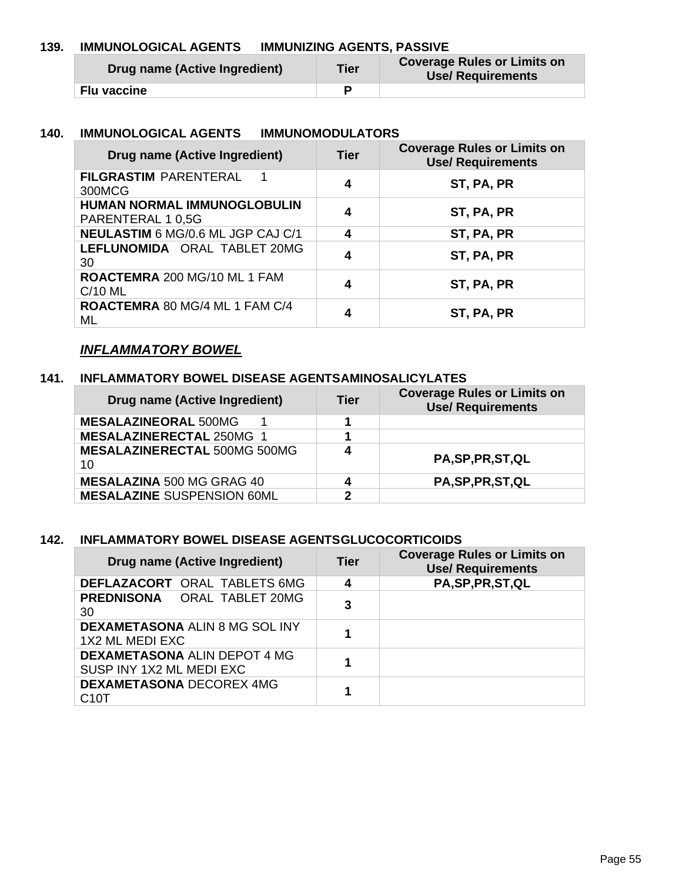### 139. IMMUNOLOGICAL AGENTS IMMUNIZING AGENTS, PASSIVE

| Drug name (Active Ingredient) | Tier | Coverage Rules or Limits on Use/ Requirements |
|---|---|---|
| **Flu vaccine** | **P** | |

### 140. IMMUNOLOGICAL AGENTS IMMUNOMODULATORS

| Drug name (Active Ingredient) | Tier | Coverage Rules or Limits on Use/ Requirements |
|---|---|---|
| **FILGRASTIM** PARENTERAL 1 300MCG | **4** | **ST, PA, PR** |
| **HUMAN NORMAL IMMUNOGLOBULIN** PARENTERAL 1 0,5G | **4** | **ST, PA, PR** |
| **NEULASTIM** 6 MG/0.6 ML JGP CAJ C/1 | **4** | **ST, PA, PR** |
| **LEFLUNOMIDA** ORAL TABLET 20MG 30 | **4** | **ST, PA, PR** |
| **ROACTEMRA** 200 MG/10 ML 1 FAM C/10 ML | **4** | **ST, PA, PR** |
| **ROACTEMRA** 80 MG/4 ML 1 FAM C/4 ML | **4** | **ST, PA, PR** |

## ***INFLAMMATORY BOWEL***

### 141. INFLAMMATORY BOWEL DISEASE AGENTSAMINOSALICYLATES

| Drug name (Active Ingredient) | Tier | Coverage Rules or Limits on Use/ Requirements |
|---|---|---|
| **MESALAZINEORAL** 500MG 1 | **1** | |
| **MESALAZINERECTAL** 250MG 1 | **1** | |
| **MESALAZINERECTAL** 500MG 500MG 10 | **4** | **PA,SP,PR,ST,QL** |
| **MESALAZINA** 500 MG GRAG 40 | **4** | **PA,SP,PR,ST,QL** |
| **MESALAZINE** SUSPENSION 60ML | **2** | |

### 142. INFLAMMATORY BOWEL DISEASE AGENTSGLUCOCORTICOIDS

| Drug name (Active Ingredient) | Tier | Coverage Rules or Limits on Use/ Requirements |
|---|---|---|
| **DEFLAZACORT** ORAL TABLETS 6MG | **4** | **PA,SP,PR,ST,QL** |
| **PREDNISONA** ORAL TABLET 20MG 30 | **3** | |
| **DEXAMETASONA** ALIN 8 MG SOL INY 1X2 ML MEDI EXC | **1** | |
| **DEXAMETASONA** ALIN DEPOT 4 MG SUSP INY 1X2 ML MEDI EXC | **1** | |
| **DEXAMETASONA** DECOREX 4MG C10T | **1** | |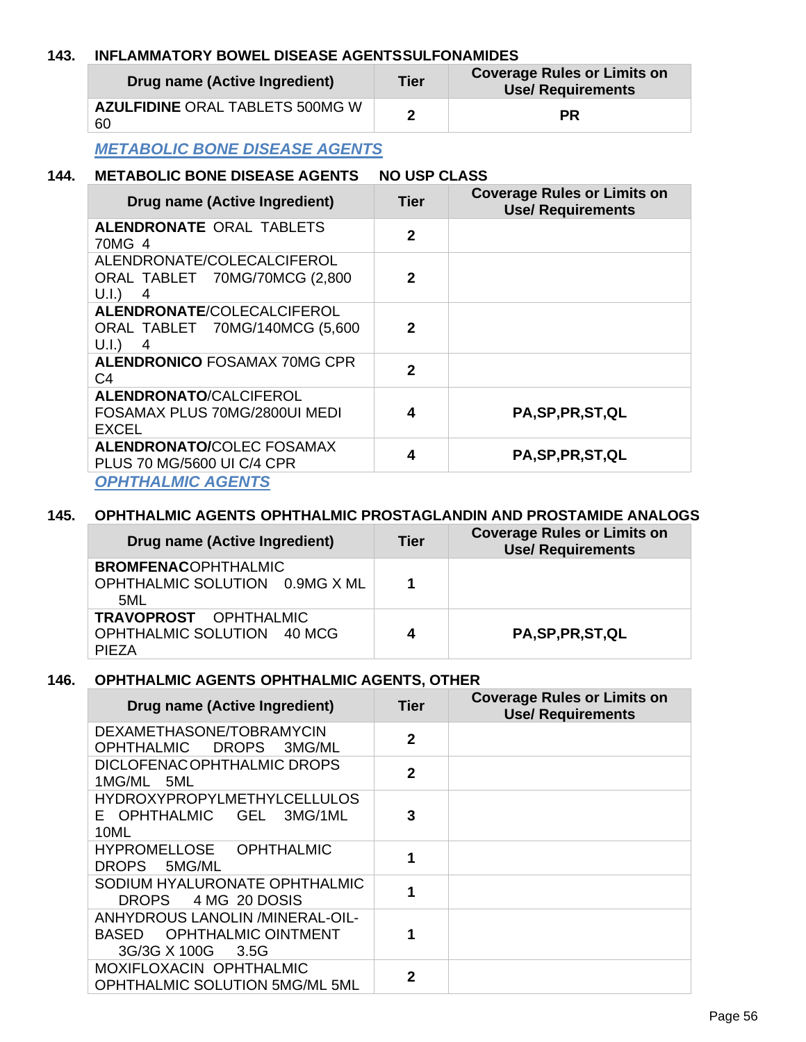### 143. INFLAMMATORY BOWEL DISEASE AGENTSSULFONAMIDES

| Drug name (Active Ingredient) | Tier | Coverage Rules or Limits on Use/ Requirements |
|---|---|---|
| **AZULFIDINE** ORAL TABLETS 500MG W 60 | 2 | PR |

***METABOLIC BONE DISEASE AGENTS***

### 144. METABOLIC BONE DISEASE AGENTS NO USP CLASS

| Drug name (Active Ingredient) | Tier | Coverage Rules or Limits on Use/ Requirements |
|---|---|---|
| **ALENDRONATE** ORAL TABLETS 70MG 4 | 2 | |
| ALENDRONATE/COLECALCIFEROL ORAL TABLET 70MG/70MCG (2,800 U.I.) 4 | 2 | |
| **ALENDRONATE**/COLECALCIFEROL ORAL TABLET 70MG/140MCG (5,600 U.I.) 4 | 2 | |
| **ALENDRONICO** FOSAMAX 70MG CPR C4 | 2 | |
| **ALENDRONATO**/CALCIFEROL FOSAMAX PLUS 70MG/2800UI MEDI EXCEL | 4 | PA,SP,PR,ST,QL |
| **ALENDRONATO/**COLEC FOSAMAX PLUS 70 MG/5600 UI C/4 CPR | 4 | PA,SP,PR,ST,QL |

***OPHTHALMIC AGENTS***

### 145. OPHTHALMIC AGENTS OPHTHALMIC PROSTAGLANDIN AND PROSTAMIDE ANALOGS

| Drug name (Active Ingredient) | Tier | Coverage Rules or Limits on Use/ Requirements |
|---|---|---|
| **BROMFENAC**OPHTHALMIC OPHTHALMIC SOLUTION 0.9MG X ML 5ML | 1 | |
| **TRAVOPROST** OPHTHALMIC OPHTHALMIC SOLUTION 40 MCG PIEZA | 4 | PA,SP,PR,ST,QL |

### 146. OPHTHALMIC AGENTS OPHTHALMIC AGENTS, OTHER

| Drug name (Active Ingredient) | Tier | Coverage Rules or Limits on Use/ Requirements |
|---|---|---|
| DEXAMETHASONE/TOBRAMYCIN OPHTHALMIC DROPS 3MG/ML | 2 | |
| DICLOFENAC OPHTHALMIC DROPS 1MG/ML 5ML | 2 | |
| HYDROXYPROPYLMETHYLCELLULOSE OPHTHALMIC GEL 3MG/1ML 10ML | 3 | |
| HYPROMELLOSE OPHTHALMIC DROPS 5MG/ML | 1 | |
| SODIUM HYALURONATE OPHTHALMIC DROPS 4 MG 20 DOSIS | 1 | |
| ANHYDROUS LANOLIN /MINERAL-OIL-BASED OPHTHALMIC OINTMENT 3G/3G X 100G 3.5G | 1 | |
| MOXIFLOXACIN OPHTHALMIC OPHTHALMIC SOLUTION 5MG/ML 5ML | 2 | |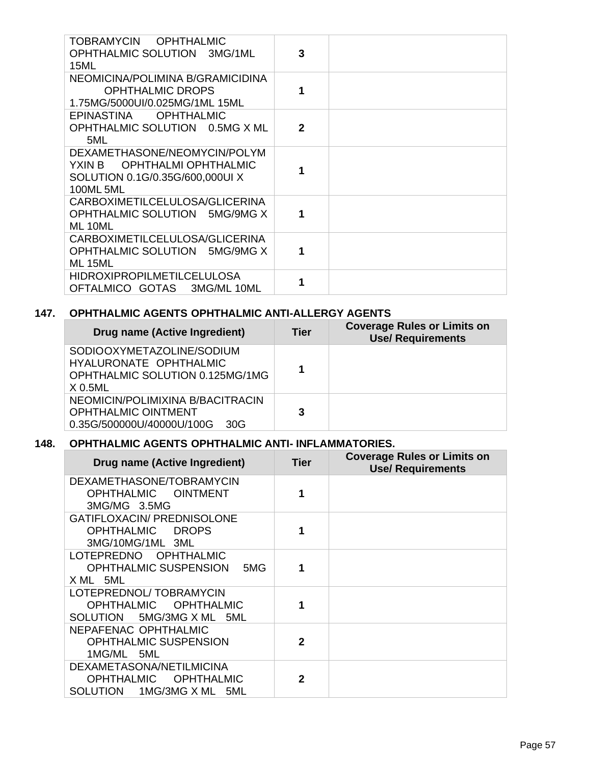| | | |
|---|---|---|
| TOBRAMYCIN OPHTHALMIC OPHTHALMIC SOLUTION 3MG/1ML 15ML | 3 | |
| NEOMICINA/POLIMINA B/GRAMICIDINA OPHTHALMIC DROPS 1.75MG/5000UI/0.025MG/1ML 15ML | 1 | |
| EPINASTINA OPHTHALMIC OPHTHALMIC SOLUTION 0.5MG X ML 5ML | 2 | |
| DEXAMETHASONE/NEOMYCIN/POLYMYXIN B OPHTHALMI OPHTHALMIC SOLUTION 0.1G/0.35G/600,000UI X 100ML 5ML | 1 | |
| CARBOXIMETILCELULOSA/GLICERINA OPHTHALMIC SOLUTION 5MG/9MG X ML 10ML | 1 | |
| CARBOXIMETILCELULOSA/GLICERINA OPHTHALMIC SOLUTION 5MG/9MG X ML 15ML | 1 | |
| HIDROXIPROPILMETILCELULOSA OFTALMICO GOTAS 3MG/ML 10ML | 1 | |

**147. OPHTHALMIC AGENTS OPHTHALMIC ANTI-ALLERGY AGENTS**

| Drug name (Active Ingredient) | Tier | Coverage Rules or Limits on Use/ Requirements |
|---|---|---|
| SODIOOXYMETAZOLINE/SODIUM HYALURONATE OPHTHALMIC OPHTHALMIC SOLUTION 0.125MG/1MG X 0.5ML | 1 | |
| NEOMICIN/POLIMIXINA B/BACITRACIN OPHTHALMIC OINTMENT 0.35G/500000U/40000U/100G 30G | 3 | |

**148. OPHTHALMIC AGENTS OPHTHALMIC ANTI- INFLAMMATORIES.**

| Drug name (Active Ingredient) | Tier | Coverage Rules or Limits on Use/ Requirements |
|---|---|---|
| DEXAMETHASONE/TOBRAMYCIN OPHTHALMIC OINTMENT 3MG/MG 3.5MG | 1 | |
| GATIFLOXACIN/ PREDNISOLONE OPHTHALMIC DROPS 3MG/10MG/1ML 3ML | 1 | |
| LOTEPREDNO OPHTHALMIC OPHTHALMIC SUSPENSION 5MG X ML 5ML | 1 | |
| LOTEPREDNOL/ TOBRAMYCIN OPHTHALMIC OPHTHALMIC SOLUTION 5MG/3MG X ML 5ML | 1 | |
| NEPAFENAC OPHTHALMIC OPHTHALMIC SUSPENSION 1MG/ML 5ML | 2 | |
| DEXAMETASONA/NETILMICINA OPHTHALMIC OPHTHALMIC SOLUTION 1MG/3MG X ML 5ML | 2 | |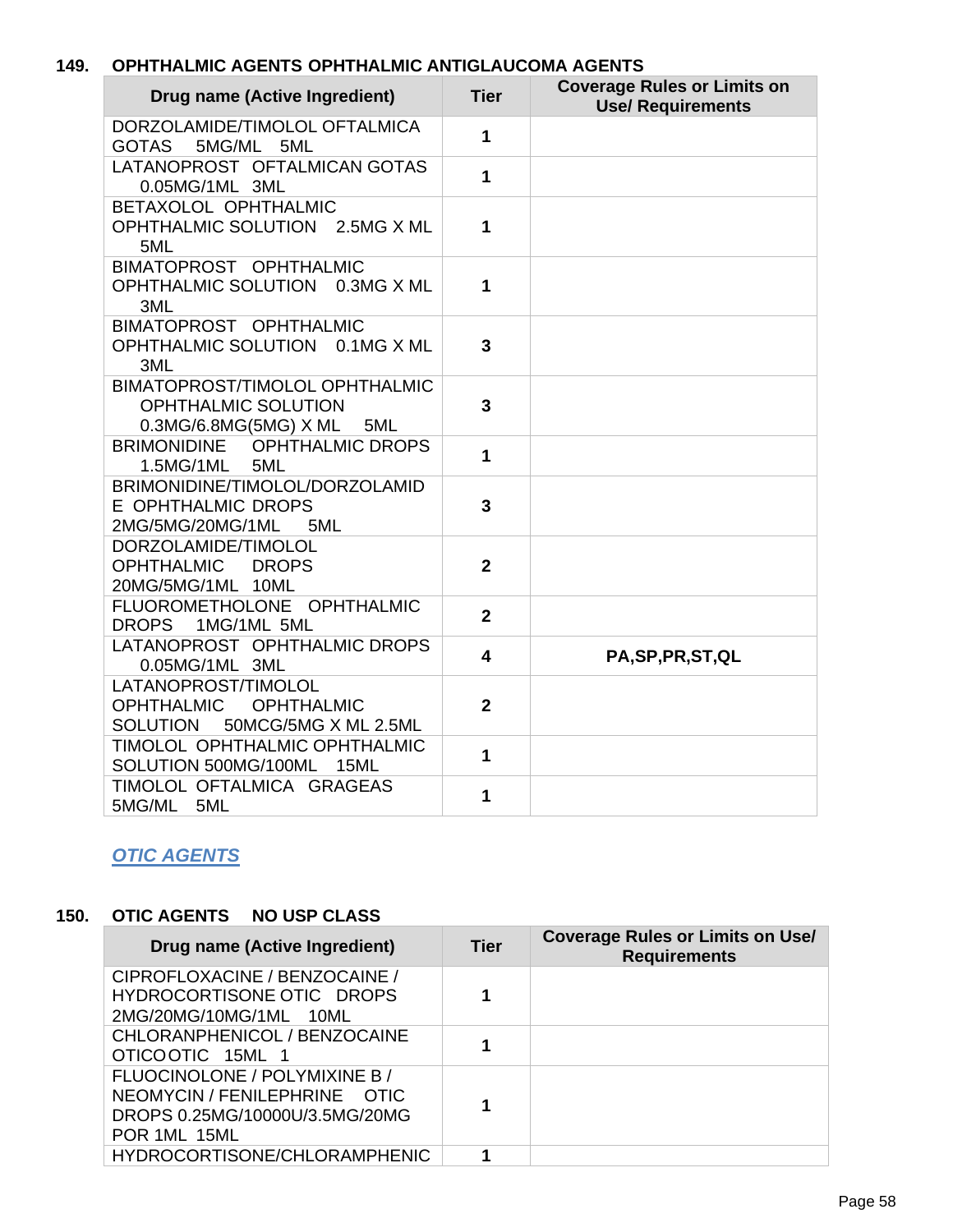**149. OPHTHALMIC AGENTS OPHTHALMIC ANTIGLAUCOMA AGENTS**

| Drug name (Active Ingredient) | Tier | Coverage Rules or Limits on Use/ Requirements |
|---|---|---|
| DORZOLAMIDE/TIMOLOL OFTALMICA GOTAS 5MG/ML 5ML | 1 | |
| LATANOPROST OFTALMICAN GOTAS 0.05MG/1ML 3ML | 1 | |
| BETAXOLOL OPHTHALMIC OPHTHALMIC SOLUTION 2.5MG X ML 5ML | 1 | |
| BIMATOPROST OPHTHALMIC OPHTHALMIC SOLUTION 0.3MG X ML 3ML | 1 | |
| BIMATOPROST OPHTHALMIC OPHTHALMIC SOLUTION 0.1MG X ML 3ML | 3 | |
| BIMATOPROST/TIMOLOL OPHTHALMIC OPHTHALMIC SOLUTION 0.3MG/6.8MG(5MG) X ML 5ML | 3 | |
| BRIMONIDINE OPHTHALMIC DROPS 1.5MG/1ML 5ML | 1 | |
| BRIMONIDINE/TIMOLOL/DORZOLAMIDE OPHTHALMIC DROPS 2MG/5MG/20MG/1ML 5ML | 3 | |
| DORZOLAMIDE/TIMOLOL OPHTHALMIC DROPS 20MG/5MG/1ML 10ML | 2 | |
| FLUOROMETHOLONE OPHTHALMIC DROPS 1MG/1ML 5ML | 2 | |
| LATANOPROST OPHTHALMIC DROPS 0.05MG/1ML 3ML | 4 | **PA,SP,PR,ST,QL** |
| LATANOPROST/TIMOLOL OPHTHALMIC OPHTHALMIC SOLUTION 50MCG/5MG X ML 2.5ML | 2 | |
| TIMOLOL OPHTHALMIC OPHTHALMIC SOLUTION 500MG/100ML 15ML | 1 | |
| TIMOLOL OFTALMICA GRAGEAS 5MG/ML 5ML | 1 | |

## *OTIC AGENTS*

**150. OTIC AGENTS NO USP CLASS**

| Drug name (Active Ingredient) | Tier | Coverage Rules or Limits on Use/ Requirements |
|---|---|---|
| CIPROFLOXACINE / BENZOCAINE / HYDROCORTISONE OTIC DROPS 2MG/20MG/10MG/1ML 10ML | 1 | |
| CHLORANPHENICOL / BENZOCAINE OTICOOTIC 15ML 1 | 1 | |
| FLUOCINOLONE / POLYMIXINE B / NEOMYCIN / FENILEPHRINE OTIC DROPS 0.25MG/10000U/3.5MG/20MG POR 1ML 15ML | 1 | |
| HYDROCORTISONE/CHLORAMPHENIC | 1 | |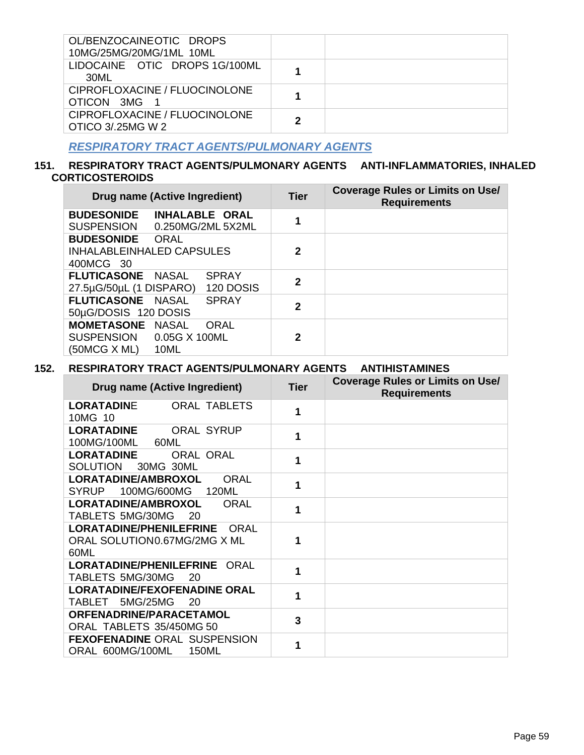| | | |
|---|---|---|
| OL/BENZOCAINEOTIC DROPS 10MG/25MG/20MG/1ML 10ML | | |
| LIDOCAINE OTIC DROPS 1G/100ML 30ML | 1 | |
| CIPROFLOXACINE / FLUOCINOLONE OTICON 3MG 1 | 1 | |
| CIPROFLOXACINE / FLUOCINOLONE OTICO 3/.25MG W 2 | 2 | |

## *RESPIRATORY TRACT AGENTS/PULMONARY AGENTS*

### 151. RESPIRATORY TRACT AGENTS/PULMONARY AGENTS ANTI-INFLAMMATORIES, INHALED CORTICOSTEROIDS

| Drug name (Active Ingredient) | Tier | Coverage Rules or Limits on Use/ Requirements |
|---|---|---|
| **BUDESONIDE INHALABLE ORAL** SUSPENSION 0.250MG/2ML 5X2ML | 1 | |
| **BUDESONIDE** ORAL INHALABLEINHALED CAPSULES 400MCG 30 | 2 | |
| **FLUTICASONE** NASAL SPRAY 27.5µG/50µL (1 DISPARO) 120 DOSIS | 2 | |
| **FLUTICASONE** NASAL SPRAY 50µG/DOSIS 120 DOSIS | 2 | |
| **MOMETASONE** NASAL ORAL SUSPENSION 0.05G X 100ML (50MCG X ML) 10ML | 2 | |

### 152. RESPIRATORY TRACT AGENTS/PULMONARY AGENTS ANTIHISTAMINES

| Drug name (Active Ingredient) | Tier | Coverage Rules or Limits on Use/ Requirements |
|---|---|---|
| **LORATADINE** ORAL TABLETS 10MG 10 | 1 | |
| **LORATADINE** ORAL SYRUP 100MG/100ML 60ML | 1 | |
| **LORATADINE** ORAL ORAL SOLUTION 30MG 30ML | 1 | |
| **LORATADINE/AMBROXOL** ORAL SYRUP 100MG/600MG 120ML | 1 | |
| **LORATADINE/AMBROXOL** ORAL TABLETS 5MG/30MG 20 | 1 | |
| **LORATADINE/PHENILEFRINE** ORAL ORAL SOLUTION0.67MG/2MG X ML 60ML | 1 | |
| **LORATADINE/PHENILEFRINE** ORAL TABLETS 5MG/30MG 20 | 1 | |
| **LORATADINE/FEXOFENADINE ORAL** TABLET 5MG/25MG 20 | 1 | |
| **ORFENADRINE/PARACETAMOL** ORAL TABLETS 35/450MG 50 | 3 | |
| **FEXOFENADINE** ORAL SUSPENSION ORAL 600MG/100ML 150ML | 1 | |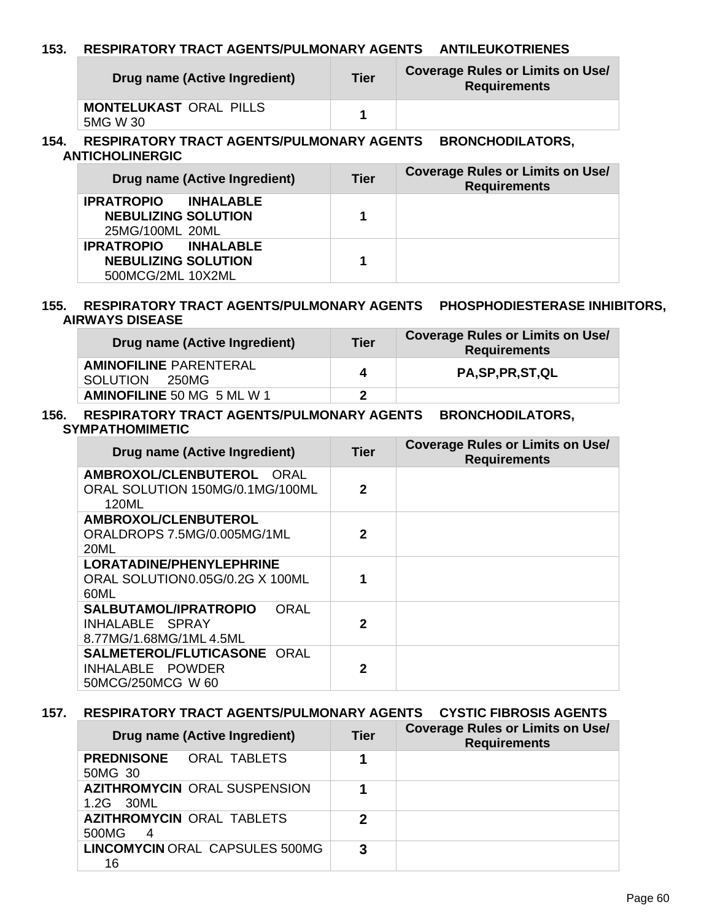### 153. RESPIRATORY TRACT AGENTS/PULMONARY AGENTS ANTILEUKOTRIENES

| Drug name (Active Ingredient) | Tier | Coverage Rules or Limits on Use/ Requirements |
|---|---|---|
| **MONTELUKAST** ORAL PILLS 5MG W 30 | 1 | |

### 154. RESPIRATORY TRACT AGENTS/PULMONARY AGENTS BRONCHODILATORS, ANTICHOLINERGIC

| Drug name (Active Ingredient) | Tier | Coverage Rules or Limits on Use/ Requirements |
|---|---|---|
| **IPRATROPIO INHALABLE NEBULIZING SOLUTION** 25MG/100ML 20ML | 1 | |
| **IPRATROPIO INHALABLE NEBULIZING SOLUTION** 500MCG/2ML 10X2ML | 1 | |

### 155. RESPIRATORY TRACT AGENTS/PULMONARY AGENTS PHOSPHODIESTERASE INHIBITORS, AIRWAYS DISEASE

| Drug name (Active Ingredient) | Tier | Coverage Rules or Limits on Use/ Requirements |
|---|---|---|
| **AMINOFILINE** PARENTERAL SOLUTION 250MG | 4 | PA,SP,PR,ST,QL |
| **AMINOFILINE** 50 MG 5 ML W 1 | 2 | |

### 156. RESPIRATORY TRACT AGENTS/PULMONARY AGENTS BRONCHODILATORS, SYMPATHOMIMETIC

| Drug name (Active Ingredient) | Tier | Coverage Rules or Limits on Use/ Requirements |
|---|---|---|
| **AMBROXOL/CLENBUTEROL** ORAL ORAL SOLUTION 150MG/0.1MG/100ML 120ML | 2 | |
| **AMBROXOL/CLENBUTEROL** ORALDROPS 7.5MG/0.005MG/1ML 20ML | 2 | |
| **LORATADINE/PHENYLEPHRINE** ORAL SOLUTION0.05G/0.2G X 100ML 60ML | 1 | |
| **SALBUTAMOL/IPRATROPIO** ORAL INHALABLE SPRAY 8.77MG/1.68MG/1ML 4.5ML | 2 | |
| **SALMETEROL/FLUTICASONE** ORAL INHALABLE POWDER 50MCG/250MCG W 60 | 2 | |

### 157. RESPIRATORY TRACT AGENTS/PULMONARY AGENTS CYSTIC FIBROSIS AGENTS

| Drug name (Active Ingredient) | Tier | Coverage Rules or Limits on Use/ Requirements |
|---|---|---|
| **PREDNISONE** ORAL TABLETS 50MG 30 | 1 | |
| **AZITHROMYCIN** ORAL SUSPENSION 1.2G 30ML | 1 | |
| **AZITHROMYCIN** ORAL TABLETS 500MG 4 | 2 | |
| **LINCOMYCIN** ORAL CAPSULES 500MG 16 | 3 | |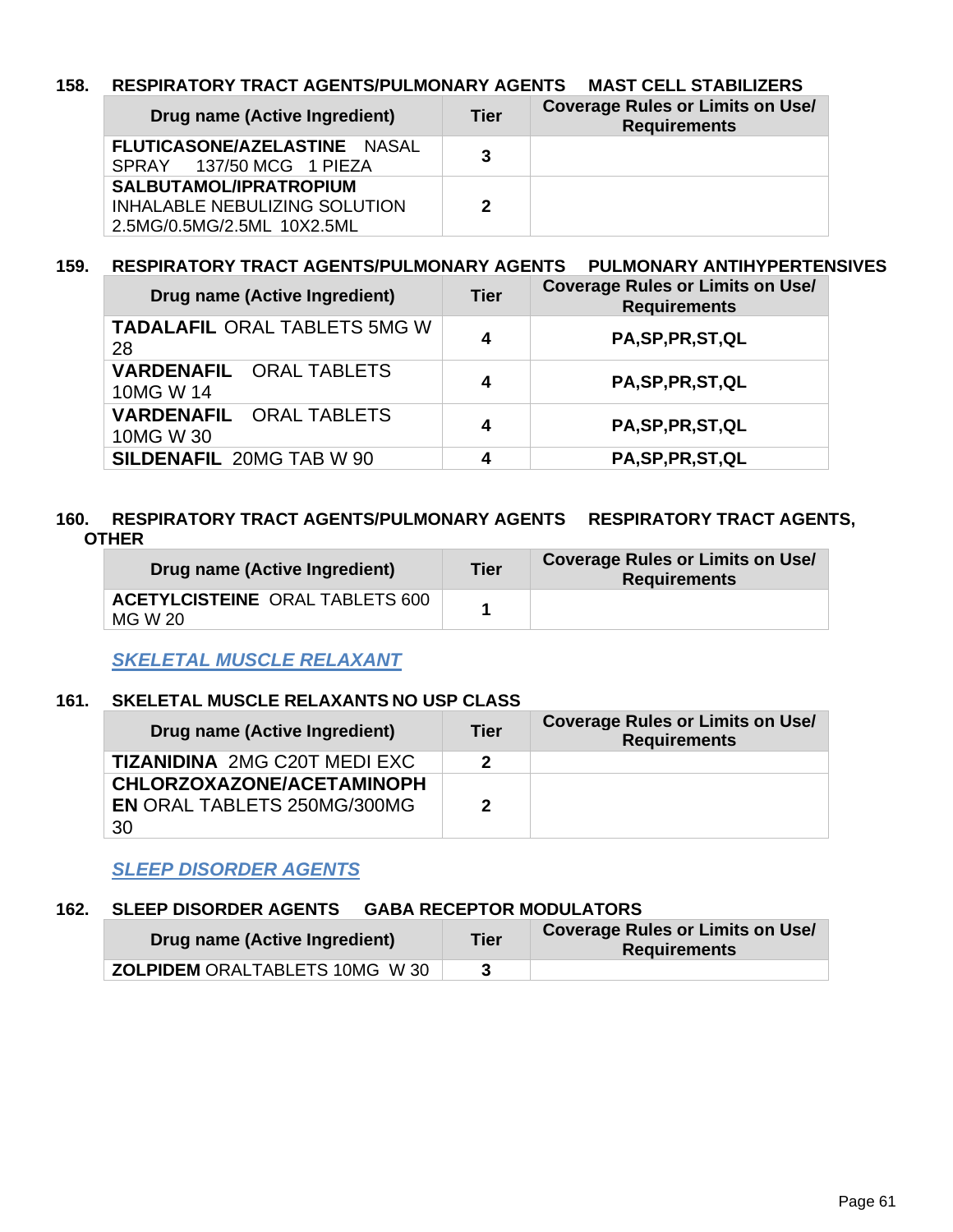### 158. RESPIRATORY TRACT AGENTS/PULMONARY AGENTS MAST CELL STABILIZERS

| Drug name (Active Ingredient) | Tier | Coverage Rules or Limits on Use/ Requirements |
|---|---|---|
| **FLUTICASONE/AZELASTINE** NASAL SPRAY 137/50 MCG 1 PIEZA | 3 | |
| **SALBUTAMOL/IPRATROPIUM** INHALABLE NEBULIZING SOLUTION 2.5MG/0.5MG/2.5ML 10X2.5ML | 2 | |

### 159. RESPIRATORY TRACT AGENTS/PULMONARY AGENTS PULMONARY ANTIHYPERTENSIVES

| Drug name (Active Ingredient) | Tier | Coverage Rules or Limits on Use/ Requirements |
|---|---|---|
| **TADALAFIL** ORAL TABLETS 5MG W 28 | 4 | PA,SP,PR,ST,QL |
| **VARDENAFIL** ORAL TABLETS 10MG W 14 | 4 | PA,SP,PR,ST,QL |
| **VARDENAFIL** ORAL TABLETS 10MG W 30 | 4 | PA,SP,PR,ST,QL |
| **SILDENAFIL** 20MG TAB W 90 | 4 | PA,SP,PR,ST,QL |

### 160. RESPIRATORY TRACT AGENTS/PULMONARY AGENTS RESPIRATORY TRACT AGENTS, OTHER

| Drug name (Active Ingredient) | Tier | Coverage Rules or Limits on Use/ Requirements |
|---|---|---|
| **ACETYLCISTEINE** ORAL TABLETS 600 MG W 20 | 1 | |

## *SKELETAL MUSCLE RELAXANT*

### 161. SKELETAL MUSCLE RELAXANTS NO USP CLASS

| Drug name (Active Ingredient) | Tier | Coverage Rules or Limits on Use/ Requirements |
|---|---|---|
| **TIZANIDINA** 2MG C20T MEDI EXC | 2 | |
| **CHLORZOXAZONE/ACETAMINOPHEN** ORAL TABLETS 250MG/300MG 30 | 2 | |

## *SLEEP DISORDER AGENTS*

### 162. SLEEP DISORDER AGENTS GABA RECEPTOR MODULATORS

| Drug name (Active Ingredient) | Tier | Coverage Rules or Limits on Use/ Requirements |
|---|---|---|
| **ZOLPIDEM** ORALTABLETS 10MG W 30 | 3 | |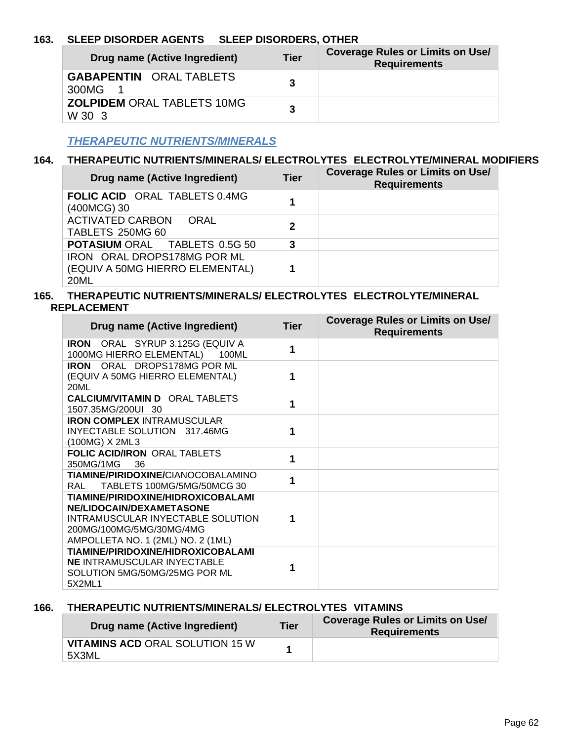### 163. SLEEP DISORDER AGENTS SLEEP DISORDERS, OTHER

| Drug name (Active Ingredient) | Tier | Coverage Rules or Limits on Use/ Requirements |
|---|---|---|
| **GABAPENTIN** ORAL TABLETS 300MG 1 | 3 | |
| **ZOLPIDEM** ORAL TABLETS 10MG W 30 3 | 3 | |

## *THERAPEUTIC NUTRIENTS/MINERALS*

### 164. THERAPEUTIC NUTRIENTS/MINERALS/ ELECTROLYTES ELECTROLYTE/MINERAL MODIFIERS

| Drug name (Active Ingredient) | Tier | Coverage Rules or Limits on Use/ Requirements |
|---|---|---|
| **FOLIC ACID** ORAL TABLETS 0.4MG (400MCG) 30 | 1 | |
| ACTIVATED CARBON ORAL TABLETS 250MG 60 | 2 | |
| **POTASIUM** ORAL TABLETS 0.5G 50 | 3 | |
| IRON ORAL DROPS178MG POR ML (EQUIV A 50MG HIERRO ELEMENTAL) 20ML | 1 | |

### 165. THERAPEUTIC NUTRIENTS/MINERALS/ ELECTROLYTES ELECTROLYTE/MINERAL REPLACEMENT

| Drug name (Active Ingredient) | Tier | Coverage Rules or Limits on Use/ Requirements |
|---|---|---|
| **IRON** ORAL SYRUP 3.125G (EQUIV A 1000MG HIERRO ELEMENTAL) 100ML | 1 | |
| **IRON** ORAL DROPS178MG POR ML (EQUIV A 50MG HIERRO ELEMENTAL) 20ML | 1 | |
| **CALCIUM/VITAMIN D** ORAL TABLETS 1507.35MG/200UI 30 | 1 | |
| **IRON COMPLEX** INTRAMUSCULAR INYECTABLE SOLUTION 317.46MG (100MG) X 2ML3 | 1 | |
| **FOLIC ACID/IRON** ORAL TABLETS 350MG/1MG 36 | 1 | |
| **TIAMINE/PIRIDOXINE/**CIANOCOBALAMINO RAL TABLETS 100MG/5MG/50MCG 30 | 1 | |
| **TIAMINE/PIRIDOXINE/HIDROXICOBALAMINE/LIDOCAIN/DEXAMETASONE** INTRAMUSCULAR INYECTABLE SOLUTION 200MG/100MG/5MG/30MG/4MG AMPOLLETA NO. 1 (2ML) NO. 2 (1ML) | 1 | |
| **TIAMINE/PIRIDOXINE/HIDROXICOBALAMINE** INTRAMUSCULAR INYECTABLE SOLUTION 5MG/50MG/25MG POR ML 5X2ML1 | 1 | |

### 166. THERAPEUTIC NUTRIENTS/MINERALS/ ELECTROLYTES VITAMINS

| Drug name (Active Ingredient) | Tier | Coverage Rules or Limits on Use/ Requirements |
|---|---|---|
| **VITAMINS ACD** ORAL SOLUTION 15 W 5X3ML | 1 | |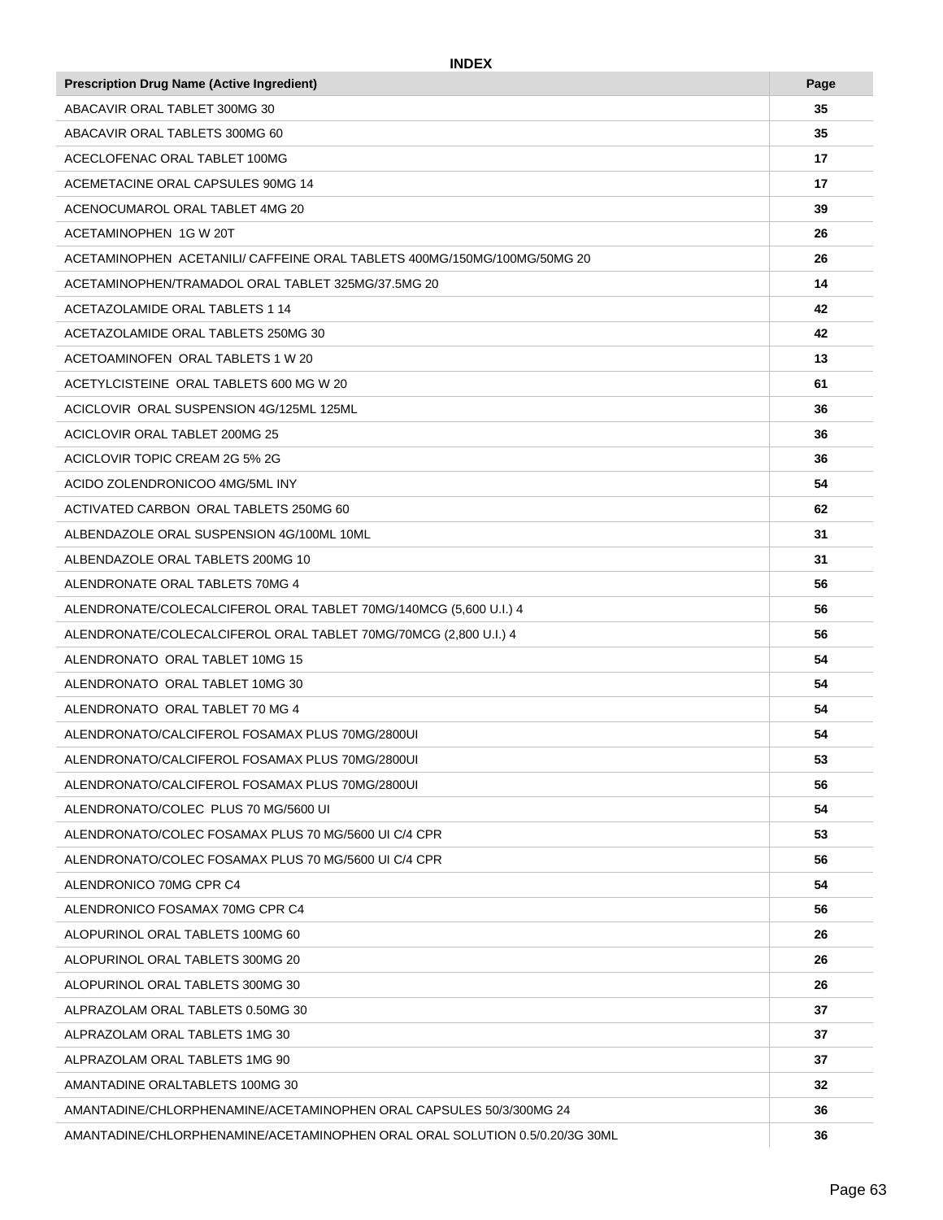**INDEX**

| Prescription Drug Name (Active Ingredient) | Page |
|---|---|
| ABACAVIR ORAL TABLET 300MG 30 | 35 |
| ABACAVIR ORAL TABLETS 300MG 60 | 35 |
| ACECLOFENAC ORAL TABLET 100MG | 17 |
| ACEMETACINE ORAL CAPSULES 90MG 14 | 17 |
| ACENOCUMAROL ORAL TABLET 4MG 20 | 39 |
| ACETAMINOPHEN 1G W 20T | 26 |
| ACETAMINOPHEN ACETANILI/ CAFFEINE ORAL TABLETS 400MG/150MG/100MG/50MG 20 | 26 |
| ACETAMINOPHEN/TRAMADOL ORAL TABLET 325MG/37.5MG 20 | 14 |
| ACETAZOLAMIDE ORAL TABLETS 1 14 | 42 |
| ACETAZOLAMIDE ORAL TABLETS 250MG 30 | 42 |
| ACETOAMINOFEN ORAL TABLETS 1 W 20 | 13 |
| ACETYLCISTEINE ORAL TABLETS 600 MG W 20 | 61 |
| ACICLOVIR ORAL SUSPENSION 4G/125ML 125ML | 36 |
| ACICLOVIR ORAL TABLET 200MG 25 | 36 |
| ACICLOVIR TOPIC CREAM 2G 5% 2G | 36 |
| ACIDO ZOLENDRONICOO 4MG/5ML INY | 54 |
| ACTIVATED CARBON ORAL TABLETS 250MG 60 | 62 |
| ALBENDAZOLE ORAL SUSPENSION 4G/100ML 10ML | 31 |
| ALBENDAZOLE ORAL TABLETS 200MG 10 | 31 |
| ALENDRONATE ORAL TABLETS 70MG 4 | 56 |
| ALENDRONATE/COLECALCIFEROL ORAL TABLET 70MG/140MCG (5,600 U.I.) 4 | 56 |
| ALENDRONATE/COLECALCIFEROL ORAL TABLET 70MG/70MCG (2,800 U.I.) 4 | 56 |
| ALENDRONATO ORAL TABLET 10MG 15 | 54 |
| ALENDRONATO ORAL TABLET 10MG 30 | 54 |
| ALENDRONATO ORAL TABLET 70 MG 4 | 54 |
| ALENDRONATO/CALCIFEROL FOSAMAX PLUS 70MG/2800UI | 54 |
| ALENDRONATO/CALCIFEROL FOSAMAX PLUS 70MG/2800UI | 53 |
| ALENDRONATO/CALCIFEROL FOSAMAX PLUS 70MG/2800UI | 56 |
| ALENDRONATO/COLEC PLUS 70 MG/5600 UI | 54 |
| ALENDRONATO/COLEC FOSAMAX PLUS 70 MG/5600 UI C/4 CPR | 53 |
| ALENDRONATO/COLEC FOSAMAX PLUS 70 MG/5600 UI C/4 CPR | 56 |
| ALENDRONICO 70MG CPR C4 | 54 |
| ALENDRONICO FOSAMAX 70MG CPR C4 | 56 |
| ALOPURINOL ORAL TABLETS 100MG 60 | 26 |
| ALOPURINOL ORAL TABLETS 300MG 20 | 26 |
| ALOPURINOL ORAL TABLETS 300MG 30 | 26 |
| ALPRAZOLAM ORAL TABLETS 0.50MG 30 | 37 |
| ALPRAZOLAM ORAL TABLETS 1MG 30 | 37 |
| ALPRAZOLAM ORAL TABLETS 1MG 90 | 37 |
| AMANTADINE ORALTABLETS 100MG 30 | 32 |
| AMANTADINE/CHLORPHENAMINE/ACETAMINOPHEN ORAL CAPSULES 50/3/300MG 24 | 36 |
| AMANTADINE/CHLORPHENAMINE/ACETAMINOPHEN ORAL ORAL SOLUTION 0.5/0.20/3G 30ML | 36 |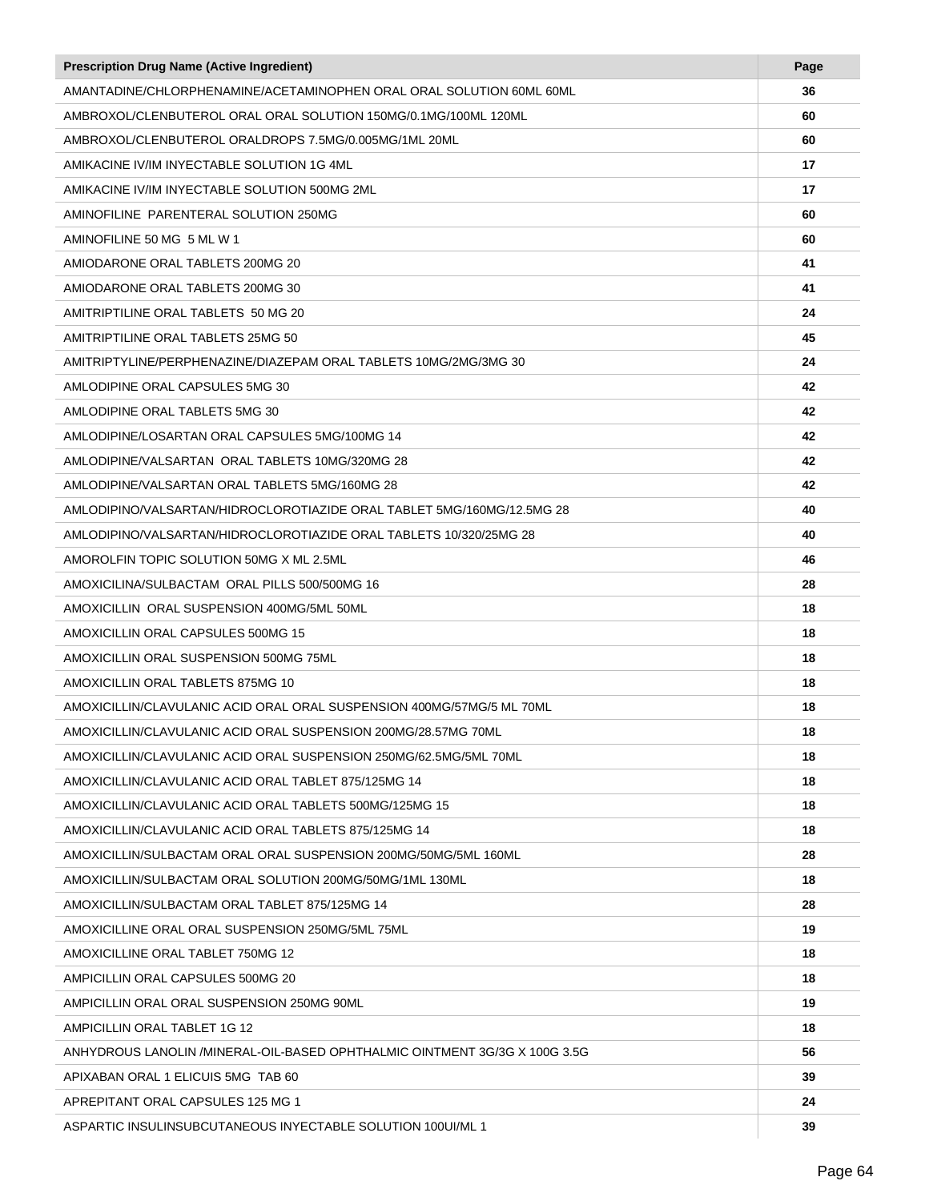| Prescription Drug Name (Active Ingredient) | Page |
|---|---|
| AMANTADINE/CHLORPHENAMINE/ACETAMINOPHEN ORAL ORAL SOLUTION 60ML 60ML | **36** |
| AMBROXOL/CLENBUTEROL ORAL ORAL SOLUTION 150MG/0.1MG/100ML 120ML | **60** |
| AMBROXOL/CLENBUTEROL ORALDROPS 7.5MG/0.005MG/1ML 20ML | **60** |
| AMIKACINE IV/IM INYECTABLE SOLUTION 1G 4ML | **17** |
| AMIKACINE IV/IM INYECTABLE SOLUTION 500MG 2ML | **17** |
| AMINOFILINE PARENTERAL SOLUTION 250MG | **60** |
| AMINOFILINE 50 MG 5 ML W 1 | **60** |
| AMIODARONE ORAL TABLETS 200MG 20 | **41** |
| AMIODARONE ORAL TABLETS 200MG 30 | **41** |
| AMITRIPTILINE ORAL TABLETS 50 MG 20 | **24** |
| AMITRIPTILINE ORAL TABLETS 25MG 50 | **45** |
| AMITRIPTYLINE/PERPHENAZINE/DIAZEPAM ORAL TABLETS 10MG/2MG/3MG 30 | **24** |
| AMLODIPINE ORAL CAPSULES 5MG 30 | **42** |
| AMLODIPINE ORAL TABLETS 5MG 30 | **42** |
| AMLODIPINE/LOSARTAN ORAL CAPSULES 5MG/100MG 14 | **42** |
| AMLODIPINE/VALSARTAN ORAL TABLETS 10MG/320MG 28 | **42** |
| AMLODIPINE/VALSARTAN ORAL TABLETS 5MG/160MG 28 | **42** |
| AMLODIPINO/VALSARTAN/HIDROCLOROTIAZIDE ORAL TABLET 5MG/160MG/12.5MG 28 | **40** |
| AMLODIPINO/VALSARTAN/HIDROCLOROTIAZIDE ORAL TABLETS 10/320/25MG 28 | **40** |
| AMOROLFIN TOPIC SOLUTION 50MG X ML 2.5ML | **46** |
| AMOXICILINA/SULBACTAM ORAL PILLS 500/500MG 16 | **28** |
| AMOXICILLIN ORAL SUSPENSION 400MG/5ML 50ML | **18** |
| AMOXICILLIN ORAL CAPSULES 500MG 15 | **18** |
| AMOXICILLIN ORAL SUSPENSION 500MG 75ML | **18** |
| AMOXICILLIN ORAL TABLETS 875MG 10 | **18** |
| AMOXICILLIN/CLAVULANIC ACID ORAL ORAL SUSPENSION 400MG/57MG/5 ML 70ML | **18** |
| AMOXICILLIN/CLAVULANIC ACID ORAL SUSPENSION 200MG/28.57MG 70ML | **18** |
| AMOXICILLIN/CLAVULANIC ACID ORAL SUSPENSION 250MG/62.5MG/5ML 70ML | **18** |
| AMOXICILLIN/CLAVULANIC ACID ORAL TABLET 875/125MG 14 | **18** |
| AMOXICILLIN/CLAVULANIC ACID ORAL TABLETS 500MG/125MG 15 | **18** |
| AMOXICILLIN/CLAVULANIC ACID ORAL TABLETS 875/125MG 14 | **18** |
| AMOXICILLIN/SULBACTAM ORAL ORAL SUSPENSION 200MG/50MG/5ML 160ML | **28** |
| AMOXICILLIN/SULBACTAM ORAL SOLUTION 200MG/50MG/1ML 130ML | **18** |
| AMOXICILLIN/SULBACTAM ORAL TABLET 875/125MG 14 | **28** |
| AMOXICILLINE ORAL ORAL SUSPENSION 250MG/5ML 75ML | **19** |
| AMOXICILLINE ORAL TABLET 750MG 12 | **18** |
| AMPICILLIN ORAL CAPSULES 500MG 20 | **18** |
| AMPICILLIN ORAL ORAL SUSPENSION 250MG 90ML | **19** |
| AMPICILLIN ORAL TABLET 1G 12 | **18** |
| ANHYDROUS LANOLIN /MINERAL-OIL-BASED OPHTHALMIC OINTMENT 3G/3G X 100G 3.5G | **56** |
| APIXABAN ORAL 1 ELICUIS 5MG TAB 60 | **39** |
| APREPITANT ORAL CAPSULES 125 MG 1 | **24** |
| ASPARTIC INSULINSUBCUTANEOUS INYECTABLE SOLUTION 100UI/ML 1 | **39** |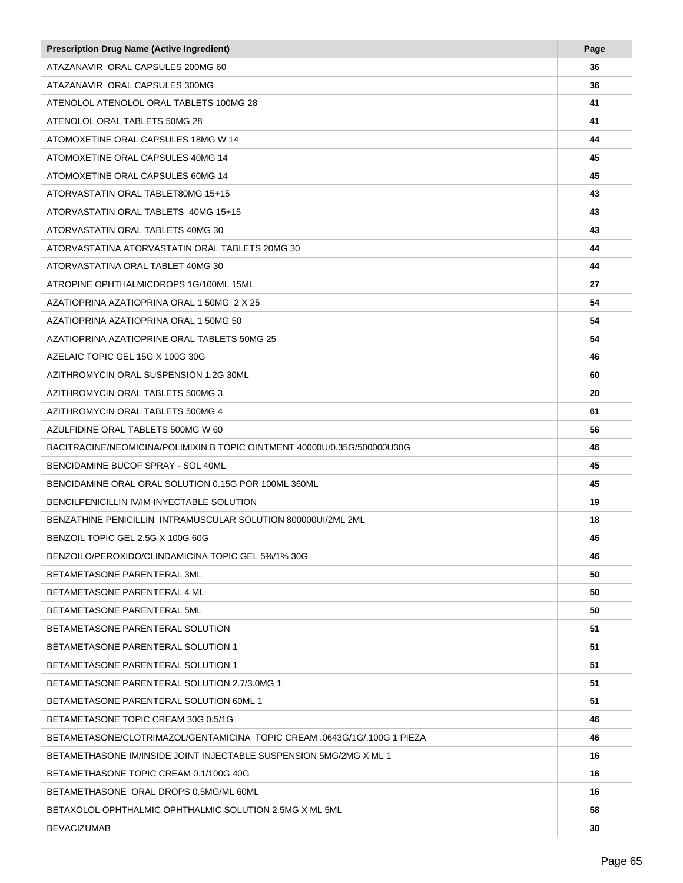| Prescription Drug Name (Active Ingredient) | Page |
|---|---|
| ATAZANAVIR  ORAL CAPSULES 200MG 60 | 36 |
| ATAZANAVIR  ORAL CAPSULES 300MG | 36 |
| ATENOLOL ATENOLOL ORAL TABLETS 100MG 28 | 41 |
| ATENOLOL ORAL TABLETS 50MG 28 | 41 |
| ATOMOXETINE ORAL CAPSULES 18MG W 14 | 44 |
| ATOMOXETINE ORAL CAPSULES 40MG 14 | 45 |
| ATOMOXETINE ORAL CAPSULES 60MG 14 | 45 |
| ATORVASTATIN ORAL TABLET80MG 15+15 | 43 |
| ATORVASTATIN ORAL TABLETS  40MG 15+15 | 43 |
| ATORVASTATIN ORAL TABLETS 40MG 30 | 43 |
| ATORVASTATINA ATORVASTATIN ORAL TABLETS 20MG 30 | 44 |
| ATORVASTATINA ORAL TABLET 40MG 30 | 44 |
| ATROPINE OPHTHALMICDROPS 1G/100ML 15ML | 27 |
| AZATIOPRINA AZATIOPRINA ORAL 1 50MG  2 X 25 | 54 |
| AZATIOPRINA AZATIOPRINA ORAL 1 50MG 50 | 54 |
| AZATIOPRINA AZATIOPRINE ORAL TABLETS 50MG 25 | 54 |
| AZELAIC TOPIC GEL 15G X 100G 30G | 46 |
| AZITHROMYCIN ORAL SUSPENSION 1.2G 30ML | 60 |
| AZITHROMYCIN ORAL TABLETS 500MG 3 | 20 |
| AZITHROMYCIN ORAL TABLETS 500MG 4 | 61 |
| AZULFIDINE ORAL TABLETS 500MG W 60 | 56 |
| BACITRACINE/NEOMICINA/POLIMIXIN B TOPIC OINTMENT 40000U/0.35G/500000U30G | 46 |
| BENCIDAMINE BUCOF SPRAY - SOL 40ML | 45 |
| BENCIDAMINE ORAL ORAL SOLUTION 0.15G POR 100ML 360ML | 45 |
| BENCILPENICILLIN IV/IM INYECTABLE SOLUTION | 19 |
| BENZATHINE PENICILLIN  INTRAMUSCULAR SOLUTION 800000UI/2ML 2ML | 18 |
| BENZOIL TOPIC GEL 2.5G X 100G 60G | 46 |
| BENZOILO/PEROXIDO/CLINDAMICINA TOPIC GEL 5%/1% 30G | 46 |
| BETAMETASONE PARENTERAL 3ML | 50 |
| BETAMETASONE PARENTERAL 4 ML | 50 |
| BETAMETASONE PARENTERAL 5ML | 50 |
| BETAMETASONE PARENTERAL SOLUTION | 51 |
| BETAMETASONE PARENTERAL SOLUTION 1 | 51 |
| BETAMETASONE PARENTERAL SOLUTION 1 | 51 |
| BETAMETASONE PARENTERAL SOLUTION 2.7/3.0MG 1 | 51 |
| BETAMETASONE PARENTERAL SOLUTION 60ML 1 | 51 |
| BETAMETASONE TOPIC CREAM 30G 0.5/1G | 46 |
| BETAMETASONE/CLOTRIMAZOL/GENTAMICINA  TOPIC CREAM .0643G/1G/.100G 1 PIEZA | 46 |
| BETAMETHASONE IM/INSIDE JOINT INJECTABLE SUSPENSION 5MG/2MG X ML 1 | 16 |
| BETAMETHASONE TOPIC CREAM 0.1/100G 40G | 16 |
| BETAMETHASONE  ORAL DROPS 0.5MG/ML 60ML | 16 |
| BETAXOLOL OPHTHALMIC OPHTHALMIC SOLUTION 2.5MG X ML 5ML | 58 |
| BEVACIZUMAB | 30 |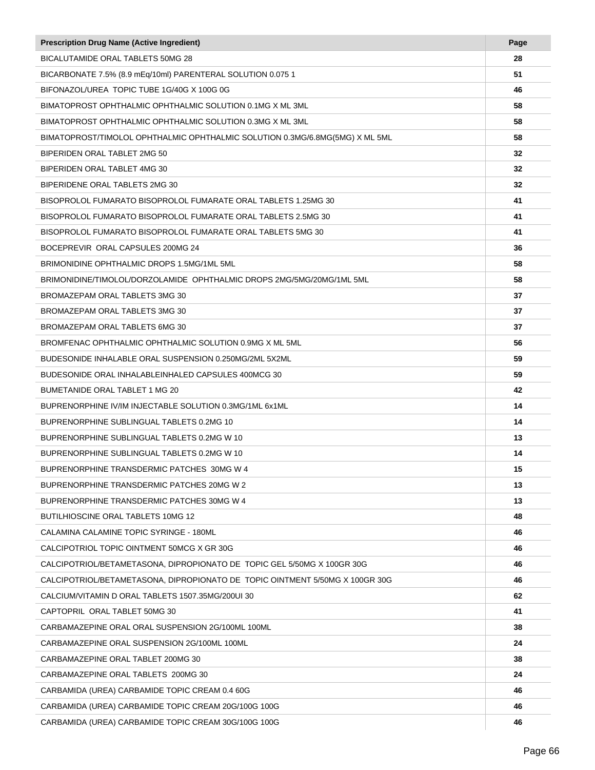| Prescription Drug Name (Active Ingredient) | Page |
|---|---|
| BICALUTAMIDE ORAL TABLETS 50MG 28 | 28 |
| BICARBONATE 7.5% (8.9 mEq/10ml) PARENTERAL SOLUTION 0.075 1 | 51 |
| BIFONAZOL/UREA  TOPIC TUBE 1G/40G X 100G 0G | 46 |
| BIMATOPROST OPHTHALMIC OPHTHALMIC SOLUTION 0.1MG X ML 3ML | 58 |
| BIMATOPROST OPHTHALMIC OPHTHALMIC SOLUTION 0.3MG X ML 3ML | 58 |
| BIMATOPROST/TIMOLOL OPHTHALMIC OPHTHALMIC SOLUTION 0.3MG/6.8MG(5MG) X ML 5ML | 58 |
| BIPERIDEN ORAL TABLET 2MG 50 | 32 |
| BIPERIDEN ORAL TABLET 4MG 30 | 32 |
| BIPERIDENE ORAL TABLETS 2MG 30 | 32 |
| BISOPROLOL FUMARATO BISOPROLOL FUMARATE ORAL TABLETS 1.25MG 30 | 41 |
| BISOPROLOL FUMARATO BISOPROLOL FUMARATE ORAL TABLETS 2.5MG 30 | 41 |
| BISOPROLOL FUMARATO BISOPROLOL FUMARATE ORAL TABLETS 5MG 30 | 41 |
| BOCEPREVIR  ORAL CAPSULES 200MG 24 | 36 |
| BRIMONIDINE OPHTHALMIC DROPS 1.5MG/1ML 5ML | 58 |
| BRIMONIDINE/TIMOLOL/DORZOLAMIDE  OPHTHALMIC DROPS 2MG/5MG/20MG/1ML 5ML | 58 |
| BROMAZEPAM ORAL TABLETS 3MG 30 | 37 |
| BROMAZEPAM ORAL TABLETS 3MG 30 | 37 |
| BROMAZEPAM ORAL TABLETS 6MG 30 | 37 |
| BROMFENAC OPHTHALMIC OPHTHALMIC SOLUTION 0.9MG X ML 5ML | 56 |
| BUDESONIDE INHALABLE ORAL SUSPENSION 0.250MG/2ML 5X2ML | 59 |
| BUDESONIDE ORAL INHALABLEINHALED CAPSULES 400MCG 30 | 59 |
| BUMETANIDE ORAL TABLET 1 MG 20 | 42 |
| BUPRENORPHINE IV/IM INJECTABLE SOLUTION 0.3MG/1ML 6x1ML | 14 |
| BUPRENORPHINE SUBLINGUAL TABLETS 0.2MG 10 | 14 |
| BUPRENORPHINE SUBLINGUAL TABLETS 0.2MG W 10 | 13 |
| BUPRENORPHINE SUBLINGUAL TABLETS 0.2MG W 10 | 14 |
| BUPRENORPHINE TRANSDERMIC PATCHES  30MG W 4 | 15 |
| BUPRENORPHINE TRANSDERMIC PATCHES 20MG W 2 | 13 |
| BUPRENORPHINE TRANSDERMIC PATCHES 30MG W 4 | 13 |
| BUTILHIOSCINE ORAL TABLETS 10MG 12 | 48 |
| CALAMINA CALAMINE TOPIC SYRINGE - 180ML | 46 |
| CALCIPOTRIOL TOPIC OINTMENT 50MCG X GR 30G | 46 |
| CALCIPOTRIOL/BETAMETASONA, DIPROPIONATO DE  TOPIC GEL 5/50MG X 100GR 30G | 46 |
| CALCIPOTRIOL/BETAMETASONA, DIPROPIONATO DE  TOPIC OINTMENT 5/50MG X 100GR 30G | 46 |
| CALCIUM/VITAMIN D ORAL TABLETS 1507.35MG/200UI 30 | 62 |
| CAPTOPRIL  ORAL TABLET 50MG 30 | 41 |
| CARBAMAZEPINE ORAL ORAL SUSPENSION 2G/100ML 100ML | 38 |
| CARBAMAZEPINE ORAL SUSPENSION 2G/100ML 100ML | 24 |
| CARBAMAZEPINE ORAL TABLET 200MG 30 | 38 |
| CARBAMAZEPINE ORAL TABLETS  200MG 30 | 24 |
| CARBAMIDA (UREA) CARBAMIDE TOPIC CREAM 0.4 60G | 46 |
| CARBAMIDA (UREA) CARBAMIDE TOPIC CREAM 20G/100G 100G | 46 |
| CARBAMIDA (UREA) CARBAMIDE TOPIC CREAM 30G/100G 100G | 46 |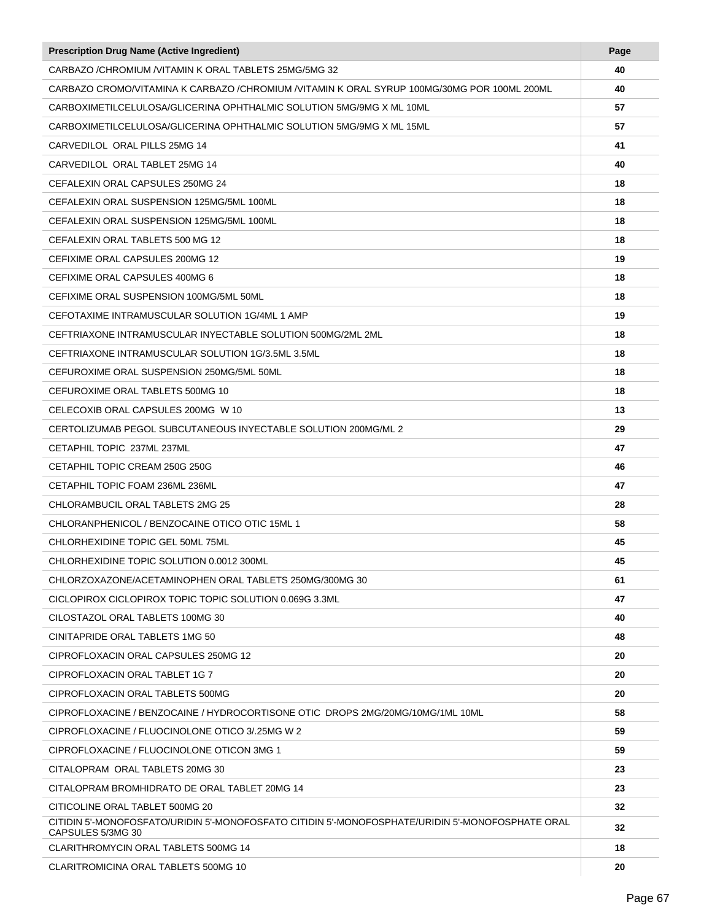| Prescription Drug Name (Active Ingredient) | Page |
|---|---|
| CARBAZO /CHROMIUM /VITAMIN K ORAL TABLETS 25MG/5MG 32 | 40 |
| CARBAZO CROMO/VITAMINA K CARBAZO /CHROMIUM /VITAMIN K ORAL SYRUP 100MG/30MG POR 100ML 200ML | 40 |
| CARBOXIMETILCELULOSA/GLICERINA OPHTHALMIC SOLUTION 5MG/9MG X ML 10ML | 57 |
| CARBOXIMETILCELULOSA/GLICERINA OPHTHALMIC SOLUTION 5MG/9MG X ML 15ML | 57 |
| CARVEDILOL  ORAL PILLS 25MG 14 | 41 |
| CARVEDILOL  ORAL TABLET 25MG 14 | 40 |
| CEFALEXIN ORAL CAPSULES 250MG 24 | 18 |
| CEFALEXIN ORAL SUSPENSION 125MG/5ML 100ML | 18 |
| CEFALEXIN ORAL SUSPENSION 125MG/5ML 100ML | 18 |
| CEFALEXIN ORAL TABLETS 500 MG 12 | 18 |
| CEFIXIME ORAL CAPSULES 200MG 12 | 19 |
| CEFIXIME ORAL CAPSULES 400MG 6 | 18 |
| CEFIXIME ORAL SUSPENSION 100MG/5ML 50ML | 18 |
| CEFOTAXIME INTRAMUSCULAR SOLUTION 1G/4ML 1 AMP | 19 |
| CEFTRIAXONE INTRAMUSCULAR INYECTABLE SOLUTION 500MG/2ML 2ML | 18 |
| CEFTRIAXONE INTRAMUSCULAR SOLUTION 1G/3.5ML 3.5ML | 18 |
| CEFUROXIME ORAL SUSPENSION 250MG/5ML 50ML | 18 |
| CEFUROXIME ORAL TABLETS 500MG 10 | 18 |
| CELECOXIB ORAL CAPSULES 200MG  W 10 | 13 |
| CERTOLIZUMAB PEGOL SUBCUTANEOUS INYECTABLE SOLUTION 200MG/ML 2 | 29 |
| CETAPHIL TOPIC  237ML 237ML | 47 |
| CETAPHIL TOPIC CREAM 250G 250G | 46 |
| CETAPHIL TOPIC FOAM 236ML 236ML | 47 |
| CHLORAMBUCIL ORAL TABLETS 2MG 25 | 28 |
| CHLORANPHENICOL / BENZOCAINE OTICO OTIC 15ML 1 | 58 |
| CHLORHEXIDINE TOPIC GEL 50ML 75ML | 45 |
| CHLORHEXIDINE TOPIC SOLUTION 0.0012 300ML | 45 |
| CHLORZOXAZONE/ACETAMINOPHEN ORAL TABLETS 250MG/300MG 30 | 61 |
| CICLOPIROX CICLOPIROX TOPIC TOPIC SOLUTION 0.069G 3.3ML | 47 |
| CILOSTAZOL ORAL TABLETS 100MG 30 | 40 |
| CINITAPRIDE ORAL TABLETS 1MG 50 | 48 |
| CIPROFLOXACIN ORAL CAPSULES 250MG 12 | 20 |
| CIPROFLOXACIN ORAL TABLET 1G 7 | 20 |
| CIPROFLOXACIN ORAL TABLETS 500MG | 20 |
| CIPROFLOXACINE / BENZOCAINE / HYDROCORTISONE OTIC  DROPS 2MG/20MG/10MG/1ML 10ML | 58 |
| CIPROFLOXACINE / FLUOCINOLONE OTICO 3/.25MG W 2 | 59 |
| CIPROFLOXACINE / FLUOCINOLONE OTICON 3MG 1 | 59 |
| CITALOPRAM  ORAL TABLETS 20MG 30 | 23 |
| CITALOPRAM BROMHIDRATO DE ORAL TABLET 20MG 14 | 23 |
| CITICOLINE ORAL TABLET 500MG 20 | 32 |
| CITIDIN 5'-MONOFOSFATO/URIDIN 5'-MONOFOSFATO CITIDIN 5'-MONOFOSPHATE/URIDIN 5'-MONOFOSPHATE ORAL CAPSULES 5/3MG 30 | 32 |
| CLARITHROMYCIN ORAL TABLETS 500MG 14 | 18 |
| CLARITROMICINA ORAL TABLETS 500MG 10 | 20 |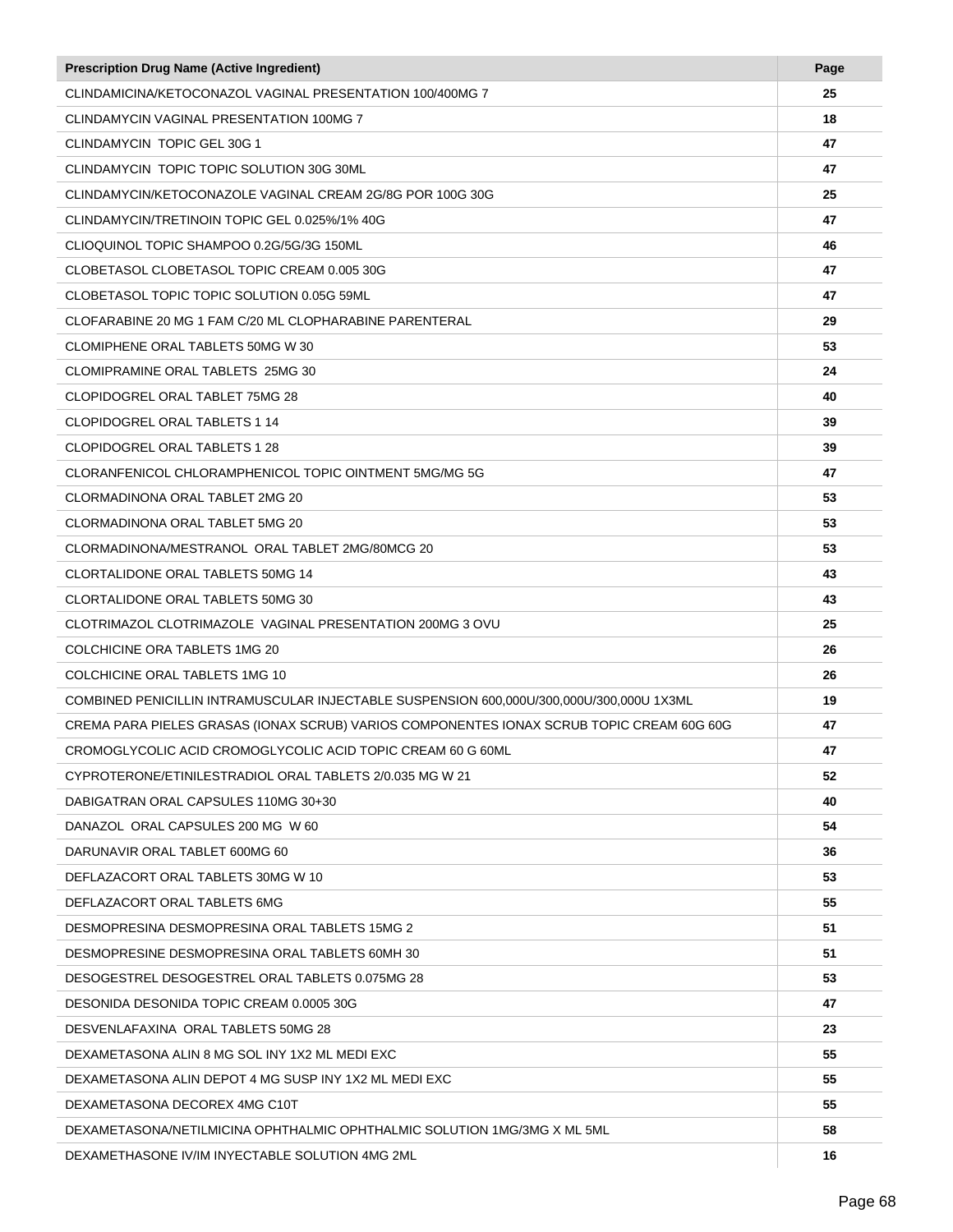| Prescription Drug Name (Active Ingredient) | Page |
|---|---|
| CLINDAMICINA/KETOCONAZOL VAGINAL PRESENTATION 100/400MG 7 | 25 |
| CLINDAMYCIN VAGINAL PRESENTATION 100MG 7 | 18 |
| CLINDAMYCIN  TOPIC GEL 30G 1 | 47 |
| CLINDAMYCIN  TOPIC TOPIC SOLUTION 30G 30ML | 47 |
| CLINDAMYCIN/KETOCONAZOLE VAGINAL CREAM 2G/8G POR 100G 30G | 25 |
| CLINDAMYCIN/TRETINOIN TOPIC GEL 0.025%/1% 40G | 47 |
| CLIOQUINOL TOPIC SHAMPOO 0.2G/5G/3G 150ML | 46 |
| CLOBETASOL CLOBETASOL TOPIC CREAM 0.005 30G | 47 |
| CLOBETASOL TOPIC TOPIC SOLUTION 0.05G 59ML | 47 |
| CLOFARABINE 20 MG 1 FAM C/20 ML CLOPHARABINE PARENTERAL | 29 |
| CLOMIPHENE ORAL TABLETS 50MG W 30 | 53 |
| CLOMIPRAMINE ORAL TABLETS  25MG 30 | 24 |
| CLOPIDOGREL ORAL TABLET 75MG 28 | 40 |
| CLOPIDOGREL ORAL TABLETS 1 14 | 39 |
| CLOPIDOGREL ORAL TABLETS 1 28 | 39 |
| CLORANFENICOL CHLORAMPHENICOL TOPIC OINTMENT 5MG/MG 5G | 47 |
| CLORMADINONA ORAL TABLET 2MG 20 | 53 |
| CLORMADINONA ORAL TABLET 5MG 20 | 53 |
| CLORMADINONA/MESTRANOL  ORAL TABLET 2MG/80MCG 20 | 53 |
| CLORTALIDONE ORAL TABLETS 50MG 14 | 43 |
| CLORTALIDONE ORAL TABLETS 50MG 30 | 43 |
| CLOTRIMAZOL CLOTRIMAZOLE  VAGINAL PRESENTATION 200MG 3 OVU | 25 |
| COLCHICINE ORA TABLETS 1MG 20 | 26 |
| COLCHICINE ORAL TABLETS 1MG 10 | 26 |
| COMBINED PENICILLIN INTRAMUSCULAR INJECTABLE SUSPENSION 600,000U/300,000U/300,000U 1X3ML | 19 |
| CREMA PARA PIELES GRASAS (IONAX SCRUB) VARIOS COMPONENTES IONAX SCRUB TOPIC CREAM 60G 60G | 47 |
| CROMOGLYCOLIC ACID CROMOGLYCOLIC ACID TOPIC CREAM 60 G 60ML | 47 |
| CYPROTERONE/ETINILESTRADIOL ORAL TABLETS 2/0.035 MG W 21 | 52 |
| DABIGATRAN ORAL CAPSULES 110MG 30+30 | 40 |
| DANAZOL  ORAL CAPSULES 200 MG  W 60 | 54 |
| DARUNAVIR ORAL TABLET 600MG 60 | 36 |
| DEFLAZACORT ORAL TABLETS 30MG W 10 | 53 |
| DEFLAZACORT ORAL TABLETS 6MG | 55 |
| DESMOPRESINA DESMOPRESINA ORAL TABLETS 15MG 2 | 51 |
| DESMOPRESINE DESMOPRESINA ORAL TABLETS 60MH 30 | 51 |
| DESOGESTREL DESOGESTREL ORAL TABLETS 0.075MG 28 | 53 |
| DESONIDA DESONIDA TOPIC CREAM 0.0005 30G | 47 |
| DESVENLAFAXINA  ORAL TABLETS 50MG 28 | 23 |
| DEXAMETASONA ALIN 8 MG SOL INY 1X2 ML MEDI EXC | 55 |
| DEXAMETASONA ALIN DEPOT 4 MG SUSP INY 1X2 ML MEDI EXC | 55 |
| DEXAMETASONA DECOREX 4MG C10T | 55 |
| DEXAMETASONA/NETILMICINA OPHTHALMIC OPHTHALMIC SOLUTION 1MG/3MG X ML 5ML | 58 |
| DEXAMETHASONE IV/IM INYECTABLE SOLUTION 4MG 2ML | 16 |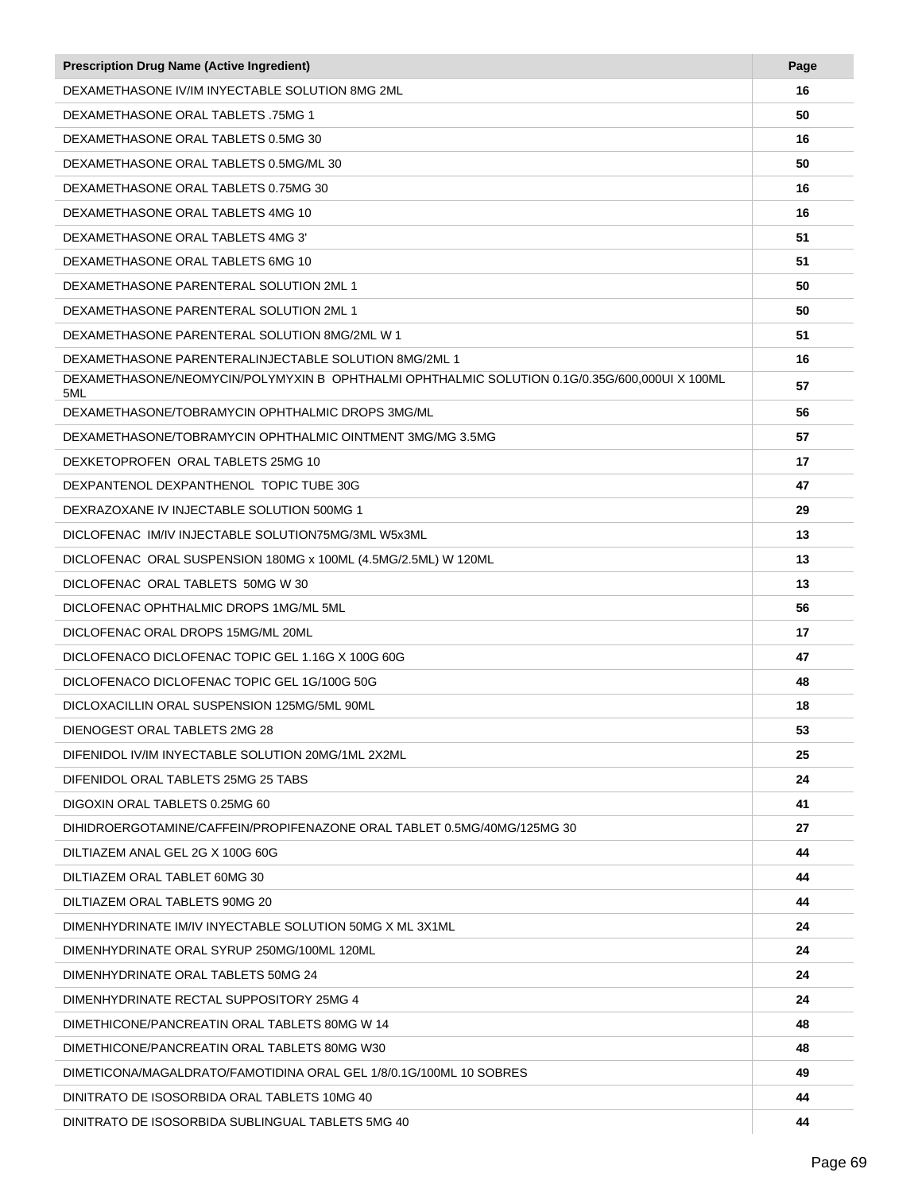| Prescription Drug Name (Active Ingredient) | Page |
|---|---|
| DEXAMETHASONE IV/IM INYECTABLE SOLUTION 8MG 2ML | 16 |
| DEXAMETHASONE ORAL TABLETS .75MG 1 | 50 |
| DEXAMETHASONE ORAL TABLETS 0.5MG 30 | 16 |
| DEXAMETHASONE ORAL TABLETS 0.5MG/ML 30 | 50 |
| DEXAMETHASONE ORAL TABLETS 0.75MG 30 | 16 |
| DEXAMETHASONE ORAL TABLETS 4MG 10 | 16 |
| DEXAMETHASONE ORAL TABLETS 4MG 3' | 51 |
| DEXAMETHASONE ORAL TABLETS 6MG 10 | 51 |
| DEXAMETHASONE PARENTERAL SOLUTION 2ML 1 | 50 |
| DEXAMETHASONE PARENTERAL SOLUTION 2ML 1 | 50 |
| DEXAMETHASONE PARENTERAL SOLUTION 8MG/2ML W 1 | 51 |
| DEXAMETHASONE PARENTERALINJECTABLE SOLUTION 8MG/2ML 1 | 16 |
| DEXAMETHASONE/NEOMYCIN/POLYMYXIN B OPHTHALMI OPHTHALMIC SOLUTION 0.1G/0.35G/600,000UI X 100ML 5ML | 57 |
| DEXAMETHASONE/TOBRAMYCIN OPHTHALMIC DROPS 3MG/ML | 56 |
| DEXAMETHASONE/TOBRAMYCIN OPHTHALMIC OINTMENT 3MG/MG 3.5MG | 57 |
| DEXKETOPROFEN ORAL TABLETS 25MG 10 | 17 |
| DEXPANTENOL DEXPANTHENOL TOPIC TUBE 30G | 47 |
| DEXRAZOXANE IV INJECTABLE SOLUTION 500MG 1 | 29 |
| DICLOFENAC IM/IV INJECTABLE SOLUTION75MG/3ML W5x3ML | 13 |
| DICLOFENAC ORAL SUSPENSION 180MG x 100ML (4.5MG/2.5ML) W 120ML | 13 |
| DICLOFENAC ORAL TABLETS 50MG W 30 | 13 |
| DICLOFENAC OPHTHALMIC DROPS 1MG/ML 5ML | 56 |
| DICLOFENAC ORAL DROPS 15MG/ML 20ML | 17 |
| DICLOFENACO DICLOFENAC TOPIC GEL 1.16G X 100G 60G | 47 |
| DICLOFENACO DICLOFENAC TOPIC GEL 1G/100G 50G | 48 |
| DICLOXACILLIN ORAL SUSPENSION 125MG/5ML 90ML | 18 |
| DIENOGEST ORAL TABLETS 2MG 28 | 53 |
| DIFENIDOL IV/IM INYECTABLE SOLUTION 20MG/1ML 2X2ML | 25 |
| DIFENIDOL ORAL TABLETS 25MG 25 TABS | 24 |
| DIGOXIN ORAL TABLETS 0.25MG 60 | 41 |
| DIHIDROERGOTAMINE/CAFFEIN/PROPIFENAZONE ORAL TABLET 0.5MG/40MG/125MG 30 | 27 |
| DILTIAZEM ANAL GEL 2G X 100G 60G | 44 |
| DILTIAZEM ORAL TABLET 60MG 30 | 44 |
| DILTIAZEM ORAL TABLETS 90MG 20 | 44 |
| DIMENHYDRINATE IM/IV INYECTABLE SOLUTION 50MG X ML 3X1ML | 24 |
| DIMENHYDRINATE ORAL SYRUP 250MG/100ML 120ML | 24 |
| DIMENHYDRINATE ORAL TABLETS 50MG 24 | 24 |
| DIMENHYDRINATE RECTAL SUPPOSITORY 25MG 4 | 24 |
| DIMETHICONE/PANCREATIN ORAL TABLETS 80MG W 14 | 48 |
| DIMETHICONE/PANCREATIN ORAL TABLETS 80MG W30 | 48 |
| DIMETICONA/MAGALDRATO/FAMOTIDINA ORAL GEL 1/8/0.1G/100ML 10 SOBRES | 49 |
| DINITRATO DE ISOSORBIDA ORAL TABLETS 10MG 40 | 44 |
| DINITRATO DE ISOSORBIDA SUBLINGUAL TABLETS 5MG 40 | 44 |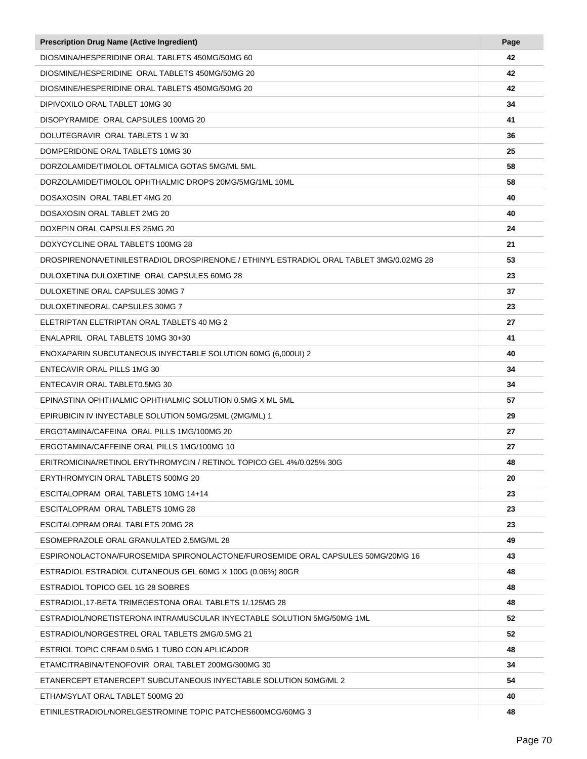| Prescription Drug Name (Active Ingredient) | Page |
| --- | --- |
| DIOSMINA/HESPERIDINE ORAL TABLETS 450MG/50MG 60 | 42 |
| DIOSMINE/HESPERIDINE ORAL TABLETS 450MG/50MG 20 | 42 |
| DIOSMINE/HESPERIDINE ORAL TABLETS 450MG/50MG 20 | 42 |
| DIPIVOXILO ORAL TABLET 10MG 30 | 34 |
| DISOPYRAMIDE ORAL CAPSULES 100MG 20 | 41 |
| DOLUTEGRAVIR ORAL TABLETS 1 W 30 | 36 |
| DOMPERIDONE ORAL TABLETS 10MG 30 | 25 |
| DORZOLAMIDE/TIMOLOL OFTALMICA GOTAS 5MG/ML 5ML | 58 |
| DORZOLAMIDE/TIMOLOL OPHTHALMIC DROPS 20MG/5MG/1ML 10ML | 58 |
| DOSAXOSIN ORAL TABLET 4MG 20 | 40 |
| DOSAXOSIN ORAL TABLET 2MG 20 | 40 |
| DOXEPIN ORAL CAPSULES 25MG 20 | 24 |
| DOXYCYCLINE ORAL TABLETS 100MG 28 | 21 |
| DROSPIRENONA/ETINILESTRADIOL DROSPIRENONE / ETHINYL ESTRADIOL ORAL TABLET 3MG/0.02MG 28 | 53 |
| DULOXETINA DULOXETINE ORAL CAPSULES 60MG 28 | 23 |
| DULOXETINE ORAL CAPSULES 30MG 7 | 37 |
| DULOXETINEORAL CAPSULES 30MG 7 | 23 |
| ELETRIPTAN ELETRIPTAN ORAL TABLETS 40 MG 2 | 27 |
| ENALAPRIL ORAL TABLETS 10MG 30+30 | 41 |
| ENOXAPARIN SUBCUTANEOUS INYECTABLE SOLUTION 60MG (6,000UI) 2 | 40 |
| ENTECAVIR ORAL PILLS 1MG 30 | 34 |
| ENTECAVIR ORAL TABLET0.5MG 30 | 34 |
| EPINASTINA OPHTHALMIC OPHTHALMIC SOLUTION 0.5MG X ML 5ML | 57 |
| EPIRUBICIN IV INYECTABLE SOLUTION 50MG/25ML (2MG/ML) 1 | 29 |
| ERGOTAMINA/CAFEINA ORAL PILLS 1MG/100MG 20 | 27 |
| ERGOTAMINA/CAFFEINE ORAL PILLS 1MG/100MG 10 | 27 |
| ERITROMICINA/RETINOL ERYTHROMYCIN / RETINOL TOPICO GEL 4%/0.025% 30G | 48 |
| ERYTHROMYCIN ORAL TABLETS 500MG 20 | 20 |
| ESCITALOPRAM ORAL TABLETS 10MG 14+14 | 23 |
| ESCITALOPRAM ORAL TABLETS 10MG 28 | 23 |
| ESCITALOPRAM ORAL TABLETS 20MG 28 | 23 |
| ESOMEPRAZOLE ORAL GRANULATED 2.5MG/ML 28 | 49 |
| ESPIRONOLACTONA/FUROSEMIDA SPIRONOLACTONE/FUROSEMIDE ORAL CAPSULES 50MG/20MG 16 | 43 |
| ESTRADIOL ESTRADIOL CUTANEOUS GEL 60MG X 100G (0.06%) 80GR | 48 |
| ESTRADIOL TOPICO GEL 1G 28 SOBRES | 48 |
| ESTRADIOL,17-BETA TRIMEGESTONA ORAL TABLETS 1/.125MG 28 | 48 |
| ESTRADIOL/NORETISTERONA INTRAMUSCULAR INYECTABLE SOLUTION 5MG/50MG 1ML | 52 |
| ESTRADIOL/NORGESTREL ORAL TABLETS 2MG/0.5MG 21 | 52 |
| ESTRIOL TOPIC CREAM 0.5MG 1 TUBO CON APLICADOR | 48 |
| ETAMCITRABINA/TENOFOVIR ORAL TABLET 200MG/300MG 30 | 34 |
| ETANERCEPT ETANERCEPT SUBCUTANEOUS INYECTABLE SOLUTION 50MG/ML 2 | 54 |
| ETHAMSYLAT ORAL TABLET 500MG 20 | 40 |
| ETINILESTRADIOL/NORELGESTROMINE TOPIC PATCHES600MCG/60MG 3 | 48 |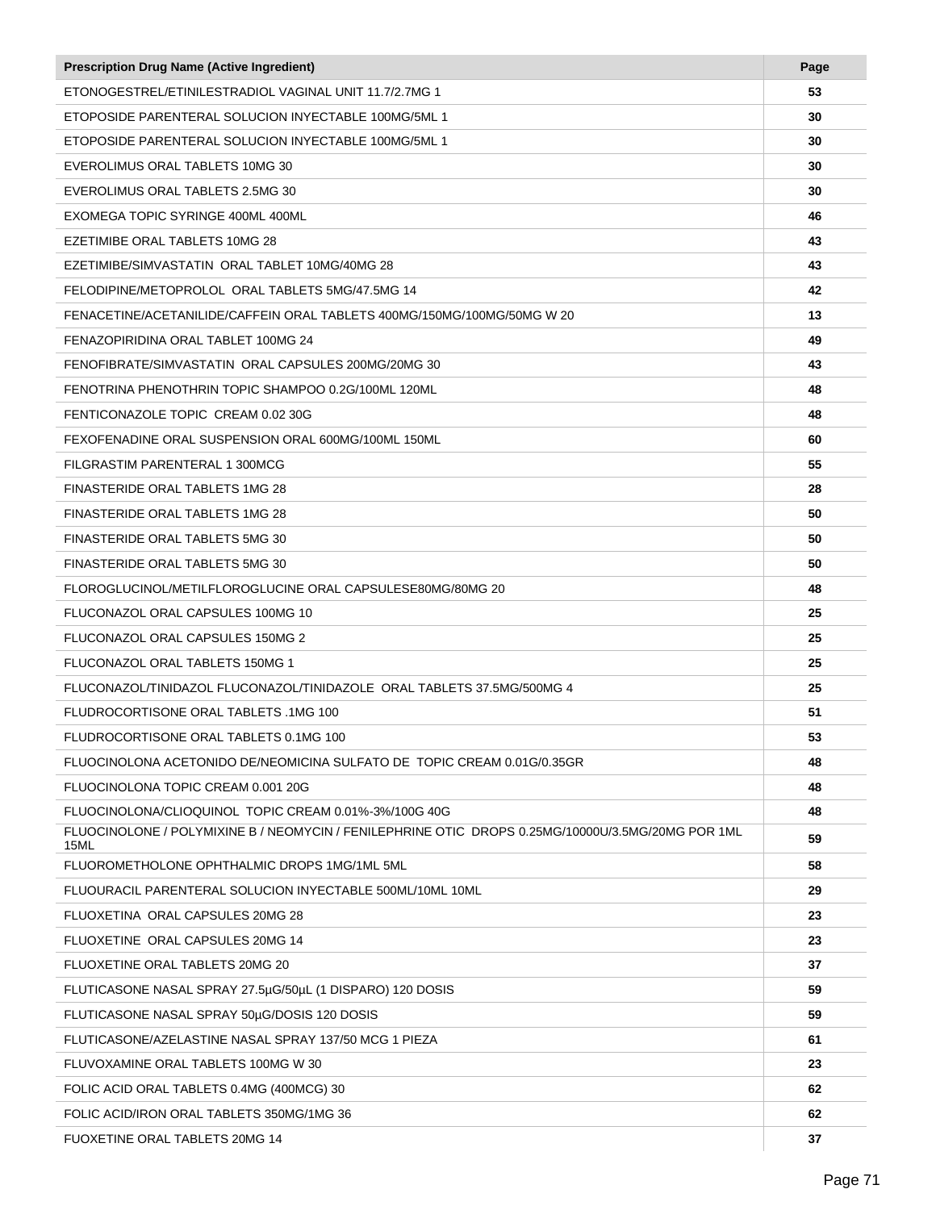| Prescription Drug Name (Active Ingredient) | Page |
| --- | --- |
| ETONOGESTREL/ETINILESTRADIOL VAGINAL UNIT 11.7/2.7MG 1 | **53** |
| ETOPOSIDE PARENTERAL SOLUCION INYECTABLE 100MG/5ML 1 | **30** |
| ETOPOSIDE PARENTERAL SOLUCION INYECTABLE 100MG/5ML 1 | **30** |
| EVEROLIMUS ORAL TABLETS 10MG 30 | **30** |
| EVEROLIMUS ORAL TABLETS 2.5MG 30 | **30** |
| EXOMEGA TOPIC SYRINGE 400ML 400ML | **46** |
| EZETIMIBE ORAL TABLETS 10MG 28 | **43** |
| EZETIMIBE/SIMVASTATIN ORAL TABLET 10MG/40MG 28 | **43** |
| FELODIPINE/METOPROLOL ORAL TABLETS 5MG/47.5MG 14 | **42** |
| FENACETINE/ACETANILIDE/CAFFEIN ORAL TABLETS 400MG/150MG/100MG/50MG W 20 | **13** |
| FENAZOPIRIDINA ORAL TABLET 100MG 24 | **49** |
| FENOFIBRATE/SIMVASTATIN ORAL CAPSULES 200MG/20MG 30 | **43** |
| FENOTRINA PHENOTHRIN TOPIC SHAMPOO 0.2G/100ML 120ML | **48** |
| FENTICONAZOLE TOPIC CREAM 0.02 30G | **48** |
| FEXOFENADINE ORAL SUSPENSION ORAL 600MG/100ML 150ML | **60** |
| FILGRASTIM PARENTERAL 1 300MCG | **55** |
| FINASTERIDE ORAL TABLETS 1MG 28 | **28** |
| FINASTERIDE ORAL TABLETS 1MG 28 | **50** |
| FINASTERIDE ORAL TABLETS 5MG 30 | **50** |
| FINASTERIDE ORAL TABLETS 5MG 30 | **50** |
| FLOROGLUCINOL/METILFLOROGLUCINE ORAL CAPSULESE80MG/80MG 20 | **48** |
| FLUCONAZOL ORAL CAPSULES 100MG 10 | **25** |
| FLUCONAZOL ORAL CAPSULES 150MG 2 | **25** |
| FLUCONAZOL ORAL TABLETS 150MG 1 | **25** |
| FLUCONAZOL/TINIDAZOL FLUCONAZOL/TINIDAZOLE ORAL TABLETS 37.5MG/500MG 4 | **25** |
| FLUDROCORTISONE ORAL TABLETS .1MG 100 | **51** |
| FLUDROCORTISONE ORAL TABLETS 0.1MG 100 | **53** |
| FLUOCINOLONA ACETONIDO DE/NEOMICINA SULFATO DE TOPIC CREAM 0.01G/0.35GR | **48** |
| FLUOCINOLONA TOPIC CREAM 0.001 20G | **48** |
| FLUOCINOLONA/CLIOQUINOL TOPIC CREAM 0.01%-3%/100G 40G | **48** |
| FLUOCINOLONE / POLYMIXINE B / NEOMYCIN / FENILEPHRINE OTIC DROPS 0.25MG/10000U/3.5MG/20MG POR 1ML 15ML | **59** |
| FLUOROMETHOLONE OPHTHALMIC DROPS 1MG/1ML 5ML | **58** |
| FLUOURACIL PARENTERAL SOLUCION INYECTABLE 500ML/10ML 10ML | **29** |
| FLUOXETINA ORAL CAPSULES 20MG 28 | **23** |
| FLUOXETINE ORAL CAPSULES 20MG 14 | **23** |
| FLUOXETINE ORAL TABLETS 20MG 20 | **37** |
| FLUTICASONE NASAL SPRAY 27.5µG/50µL (1 DISPARO) 120 DOSIS | **59** |
| FLUTICASONE NASAL SPRAY 50µG/DOSIS 120 DOSIS | **59** |
| FLUTICASONE/AZELASTINE NASAL SPRAY 137/50 MCG 1 PIEZA | **61** |
| FLUVOXAMINE ORAL TABLETS 100MG W 30 | **23** |
| FOLIC ACID ORAL TABLETS 0.4MG (400MCG) 30 | **62** |
| FOLIC ACID/IRON ORAL TABLETS 350MG/1MG 36 | **62** |
| FUOXETINE ORAL TABLETS 20MG 14 | **37** |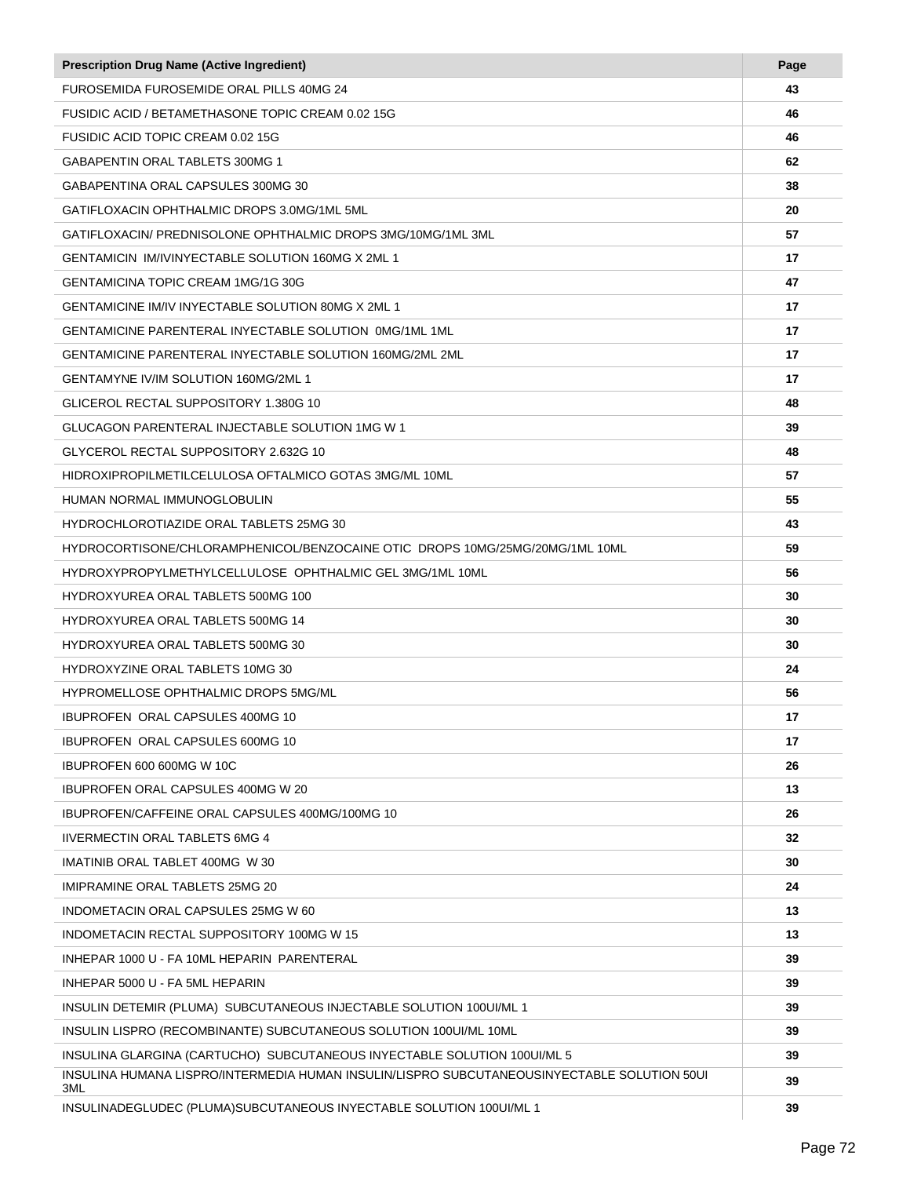| Prescription Drug Name (Active Ingredient) | Page |
|---|---|
| FUROSEMIDA FUROSEMIDE ORAL PILLS 40MG 24 | 43 |
| FUSIDIC ACID / BETAMETHASONE TOPIC CREAM 0.02 15G | 46 |
| FUSIDIC ACID TOPIC CREAM 0.02 15G | 46 |
| GABAPENTIN ORAL TABLETS 300MG 1 | 62 |
| GABAPENTINA ORAL CAPSULES 300MG 30 | 38 |
| GATIFLOXACIN OPHTHALMIC DROPS 3.0MG/1ML 5ML | 20 |
| GATIFLOXACIN/ PREDNISOLONE OPHTHALMIC DROPS 3MG/10MG/1ML 3ML | 57 |
| GENTAMICIN IM/IVINYECTABLE SOLUTION 160MG X 2ML 1 | 17 |
| GENTAMICINA TOPIC CREAM 1MG/1G 30G | 47 |
| GENTAMICINE IM/IV INYECTABLE SOLUTION 80MG X 2ML 1 | 17 |
| GENTAMICINE PARENTERAL INYECTABLE SOLUTION 0MG/1ML 1ML | 17 |
| GENTAMICINE PARENTERAL INYECTABLE SOLUTION 160MG/2ML 2ML | 17 |
| GENTAMYNE IV/IM SOLUTION 160MG/2ML 1 | 17 |
| GLICEROL RECTAL SUPPOSITORY 1.380G 10 | 48 |
| GLUCAGON PARENTERAL INJECTABLE SOLUTION 1MG W 1 | 39 |
| GLYCEROL RECTAL SUPPOSITORY 2.632G 10 | 48 |
| HIDROXIPROPILMETILCELULOSA OFTALMICO GOTAS 3MG/ML 10ML | 57 |
| HUMAN NORMAL IMMUNOGLOBULIN | 55 |
| HYDROCHLOROTIAZIDE ORAL TABLETS 25MG 30 | 43 |
| HYDROCORTISONE/CHLORAMPHENICOL/BENZOCAINE OTIC DROPS 10MG/25MG/20MG/1ML 10ML | 59 |
| HYDROXYPROPYLMETHYLCELLULOSE OPHTHALMIC GEL 3MG/1ML 10ML | 56 |
| HYDROXYUREA ORAL TABLETS 500MG 100 | 30 |
| HYDROXYUREA ORAL TABLETS 500MG 14 | 30 |
| HYDROXYUREA ORAL TABLETS 500MG 30 | 30 |
| HYDROXYZINE ORAL TABLETS 10MG 30 | 24 |
| HYPROMELLOSE OPHTHALMIC DROPS 5MG/ML | 56 |
| IBUPROFEN ORAL CAPSULES 400MG 10 | 17 |
| IBUPROFEN ORAL CAPSULES 600MG 10 | 17 |
| IBUPROFEN 600 600MG W 10C | 26 |
| IBUPROFEN ORAL CAPSULES 400MG W 20 | 13 |
| IBUPROFEN/CAFFEINE ORAL CAPSULES 400MG/100MG 10 | 26 |
| IIVERMECTIN ORAL TABLETS 6MG 4 | 32 |
| IMATINIB ORAL TABLET 400MG W 30 | 30 |
| IMIPRAMINE ORAL TABLETS 25MG 20 | 24 |
| INDOMETACIN ORAL CAPSULES 25MG W 60 | 13 |
| INDOMETACIN RECTAL SUPPOSITORY 100MG W 15 | 13 |
| INHEPAR 1000 U - FA 10ML HEPARIN PARENTERAL | 39 |
| INHEPAR 5000 U - FA 5ML HEPARIN | 39 |
| INSULIN DETEMIR (PLUMA) SUBCUTANEOUS INJECTABLE SOLUTION 100UI/ML 1 | 39 |
| INSULIN LISPRO (RECOMBINANTE) SUBCUTANEOUS SOLUTION 100UI/ML 10ML | 39 |
| INSULINA GLARGINA (CARTUCHO) SUBCUTANEOUS INYECTABLE SOLUTION 100UI/ML 5 | 39 |
| INSULINA HUMANA LISPRO/INTERMEDIA HUMAN INSULIN/LISPRO SUBCUTANEOUSINYECTABLE SOLUTION 50UI 3ML | 39 |
| INSULINADEGLUDEC (PLUMA)SUBCUTANEOUS INYECTABLE SOLUTION 100UI/ML 1 | 39 |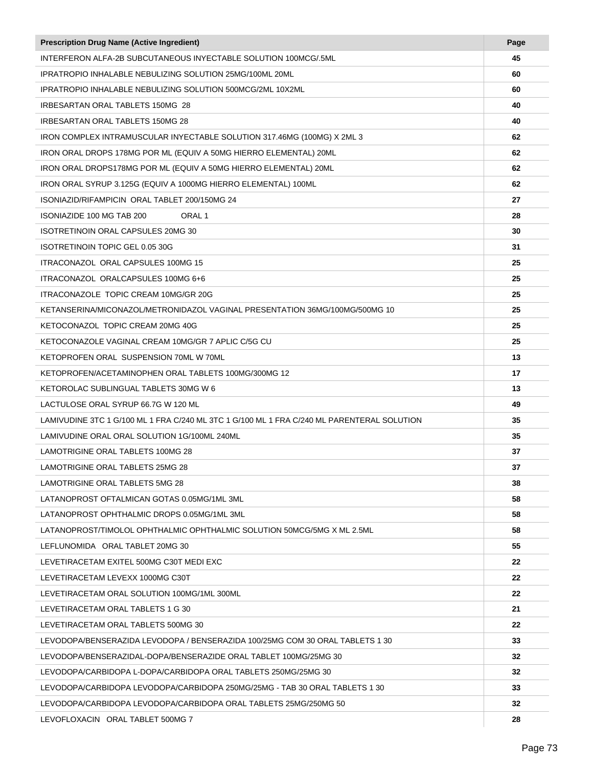| Prescription Drug Name (Active Ingredient) | Page |
|---|---|
| INTERFERON ALFA-2B SUBCUTANEOUS INYECTABLE SOLUTION 100MCG/.5ML | 45 |
| IPRATROPIO INHALABLE NEBULIZING SOLUTION 25MG/100ML 20ML | 60 |
| IPRATROPIO INHALABLE NEBULIZING SOLUTION 500MCG/2ML 10X2ML | 60 |
| IRBESARTAN ORAL TABLETS 150MG 28 | 40 |
| IRBESARTAN ORAL TABLETS 150MG 28 | 40 |
| IRON COMPLEX INTRAMUSCULAR INYECTABLE SOLUTION 317.46MG (100MG) X 2ML 3 | 62 |
| IRON ORAL DROPS 178MG POR ML (EQUIV A 50MG HIERRO ELEMENTAL) 20ML | 62 |
| IRON ORAL DROPS178MG POR ML (EQUIV A 50MG HIERRO ELEMENTAL) 20ML | 62 |
| IRON ORAL SYRUP 3.125G (EQUIV A 1000MG HIERRO ELEMENTAL) 100ML | 62 |
| ISONIAZID/RIFAMPICIN ORAL TABLET 200/150MG 24 | 27 |
| ISONIAZIDE 100 MG TAB 200 ORAL 1 | 28 |
| ISOTRETINOIN ORAL CAPSULES 20MG 30 | 30 |
| ISOTRETINOIN TOPIC GEL 0.05 30G | 31 |
| ITRACONAZOL ORAL CAPSULES 100MG 15 | 25 |
| ITRACONAZOL ORALCAPSULES 100MG 6+6 | 25 |
| ITRACONAZOLE TOPIC CREAM 10MG/GR 20G | 25 |
| KETANSERINA/MICONAZOL/METRONIDAZOL VAGINAL PRESENTATION 36MG/100MG/500MG 10 | 25 |
| KETOCONAZOL TOPIC CREAM 20MG 40G | 25 |
| KETOCONAZOLE VAGINAL CREAM 10MG/GR 7 APLIC C/5G CU | 25 |
| KETOPROFEN ORAL SUSPENSION 70ML W 70ML | 13 |
| KETOPROFEN/ACETAMINOPHEN ORAL TABLETS 100MG/300MG 12 | 17 |
| KETOROLAC SUBLINGUAL TABLETS 30MG W 6 | 13 |
| LACTULOSE ORAL SYRUP 66.7G W 120 ML | 49 |
| LAMIVUDINE 3TC 1 G/100 ML 1 FRA C/240 ML 3TC 1 G/100 ML 1 FRA C/240 ML PARENTERAL SOLUTION | 35 |
| LAMIVUDINE ORAL ORAL SOLUTION 1G/100ML 240ML | 35 |
| LAMOTRIGINE ORAL TABLETS 100MG 28 | 37 |
| LAMOTRIGINE ORAL TABLETS 25MG 28 | 37 |
| LAMOTRIGINE ORAL TABLETS 5MG 28 | 38 |
| LATANOPROST OFTALMICAN GOTAS 0.05MG/1ML 3ML | 58 |
| LATANOPROST OPHTHALMIC DROPS 0.05MG/1ML 3ML | 58 |
| LATANOPROST/TIMOLOL OPHTHALMIC OPHTHALMIC SOLUTION 50MCG/5MG X ML 2.5ML | 58 |
| LEFLUNOMIDA ORAL TABLET 20MG 30 | 55 |
| LEVETIRACETAM EXITEL 500MG C30T MEDI EXC | 22 |
| LEVETIRACETAM LEVEXX 1000MG C30T | 22 |
| LEVETIRACETAM ORAL SOLUTION 100MG/1ML 300ML | 22 |
| LEVETIRACETAM ORAL TABLETS 1 G 30 | 21 |
| LEVETIRACETAM ORAL TABLETS 500MG 30 | 22 |
| LEVODOPA/BENSERAZIDA LEVODOPA / BENSERAZIDA 100/25MG COM 30 ORAL TABLETS 1 30 | 33 |
| LEVODOPA/BENSERAZIDAL-DOPA/BENSERAZIDE ORAL TABLET 100MG/25MG 30 | 32 |
| LEVODOPA/CARBIDOPA L-DOPA/CARBIDOPA ORAL TABLETS 250MG/25MG 30 | 32 |
| LEVODOPA/CARBIDOPA LEVODOPA/CARBIDOPA 250MG/25MG - TAB 30 ORAL TABLETS 1 30 | 33 |
| LEVODOPA/CARBIDOPA LEVODOPA/CARBIDOPA ORAL TABLETS 25MG/250MG 50 | 32 |
| LEVOFLOXACIN ORAL TABLET 500MG 7 | 28 |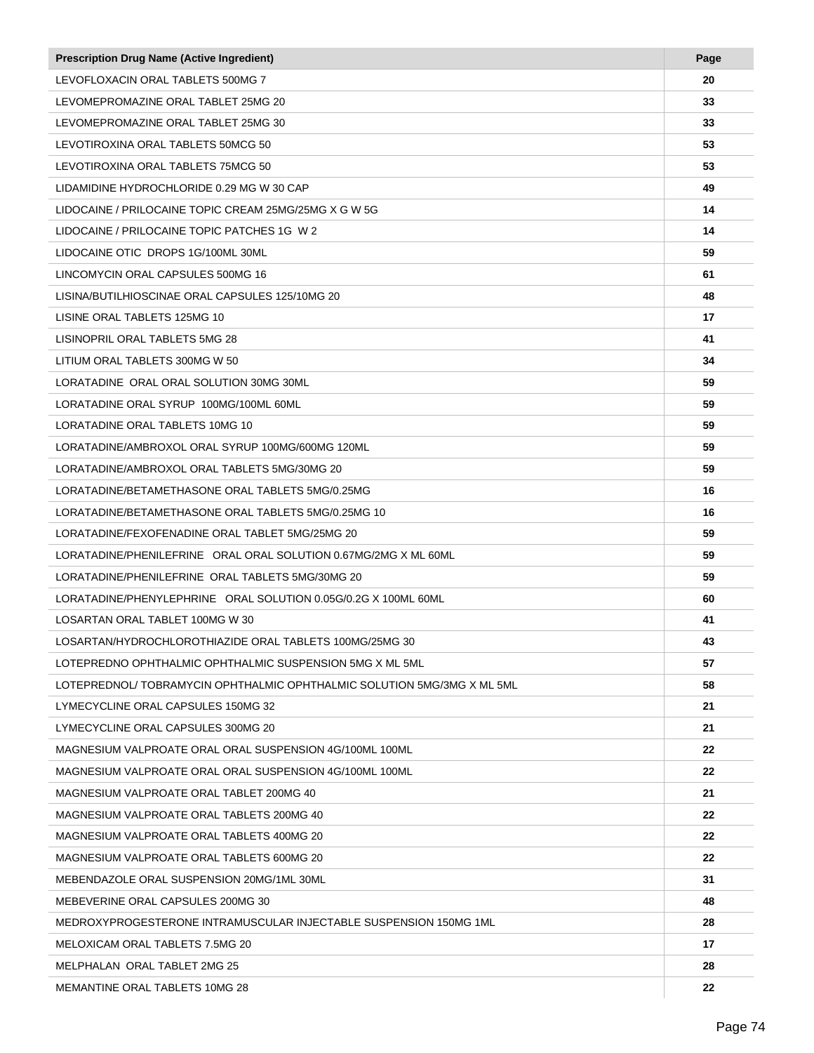| Prescription Drug Name (Active Ingredient) | Page |
|---|---|
| LEVOFLOXACIN ORAL TABLETS 500MG 7 | **20** |
| LEVOMEPROMAZINE ORAL TABLET 25MG 20 | **33** |
| LEVOMEPROMAZINE ORAL TABLET 25MG 30 | **33** |
| LEVOTIROXINA ORAL TABLETS 50MCG 50 | **53** |
| LEVOTIROXINA ORAL TABLETS 75MCG 50 | **53** |
| LIDAMIDINE HYDROCHLORIDE 0.29 MG W 30 CAP | **49** |
| LIDOCAINE / PRILOCAINE TOPIC CREAM 25MG/25MG X G W 5G | **14** |
| LIDOCAINE / PRILOCAINE TOPIC PATCHES 1G W 2 | **14** |
| LIDOCAINE OTIC DROPS 1G/100ML 30ML | **59** |
| LINCOMYCIN ORAL CAPSULES 500MG 16 | **61** |
| LISINA/BUTILHIOSCINAE ORAL CAPSULES 125/10MG 20 | **48** |
| LISINE ORAL TABLETS 125MG 10 | **17** |
| LISINOPRIL ORAL TABLETS 5MG 28 | **41** |
| LITIUM ORAL TABLETS 300MG W 50 | **34** |
| LORATADINE ORAL ORAL SOLUTION 30MG 30ML | **59** |
| LORATADINE ORAL SYRUP 100MG/100ML 60ML | **59** |
| LORATADINE ORAL TABLETS 10MG 10 | **59** |
| LORATADINE/AMBROXOL ORAL SYRUP 100MG/600MG 120ML | **59** |
| LORATADINE/AMBROXOL ORAL TABLETS 5MG/30MG 20 | **59** |
| LORATADINE/BETAMETHASONE ORAL TABLETS 5MG/0.25MG | **16** |
| LORATADINE/BETAMETHASONE ORAL TABLETS 5MG/0.25MG 10 | **16** |
| LORATADINE/FEXOFENADINE ORAL TABLET 5MG/25MG 20 | **59** |
| LORATADINE/PHENILEFRINE ORAL ORAL SOLUTION 0.67MG/2MG X ML 60ML | **59** |
| LORATADINE/PHENILEFRINE ORAL TABLETS 5MG/30MG 20 | **59** |
| LORATADINE/PHENYLEPHRINE ORAL SOLUTION 0.05G/0.2G X 100ML 60ML | **60** |
| LOSARTAN ORAL TABLET 100MG W 30 | **41** |
| LOSARTAN/HYDROCHLOROTHIAZIDE ORAL TABLETS 100MG/25MG 30 | **43** |
| LOTEPREDNO OPHTHALMIC OPHTHALMIC SUSPENSION 5MG X ML 5ML | **57** |
| LOTEPREDNOL/ TOBRAMYCIN OPHTHALMIC OPHTHALMIC SOLUTION 5MG/3MG X ML 5ML | **58** |
| LYMECYCLINE ORAL CAPSULES 150MG 32 | **21** |
| LYMECYCLINE ORAL CAPSULES 300MG 20 | **21** |
| MAGNESIUM VALPROATE ORAL ORAL SUSPENSION 4G/100ML 100ML | **22** |
| MAGNESIUM VALPROATE ORAL ORAL SUSPENSION 4G/100ML 100ML | **22** |
| MAGNESIUM VALPROATE ORAL TABLET 200MG 40 | **21** |
| MAGNESIUM VALPROATE ORAL TABLETS 200MG 40 | **22** |
| MAGNESIUM VALPROATE ORAL TABLETS 400MG 20 | **22** |
| MAGNESIUM VALPROATE ORAL TABLETS 600MG 20 | **22** |
| MEBENDAZOLE ORAL SUSPENSION 20MG/1ML 30ML | **31** |
| MEBEVERINE ORAL CAPSULES 200MG 30 | **48** |
| MEDROXYPROGESTERONE INTRAMUSCULAR INJECTABLE SUSPENSION 150MG 1ML | **28** |
| MELOXICAM ORAL TABLETS 7.5MG 20 | **17** |
| MELPHALAN ORAL TABLET 2MG 25 | **28** |
| MEMANTINE ORAL TABLETS 10MG 28 | **22** |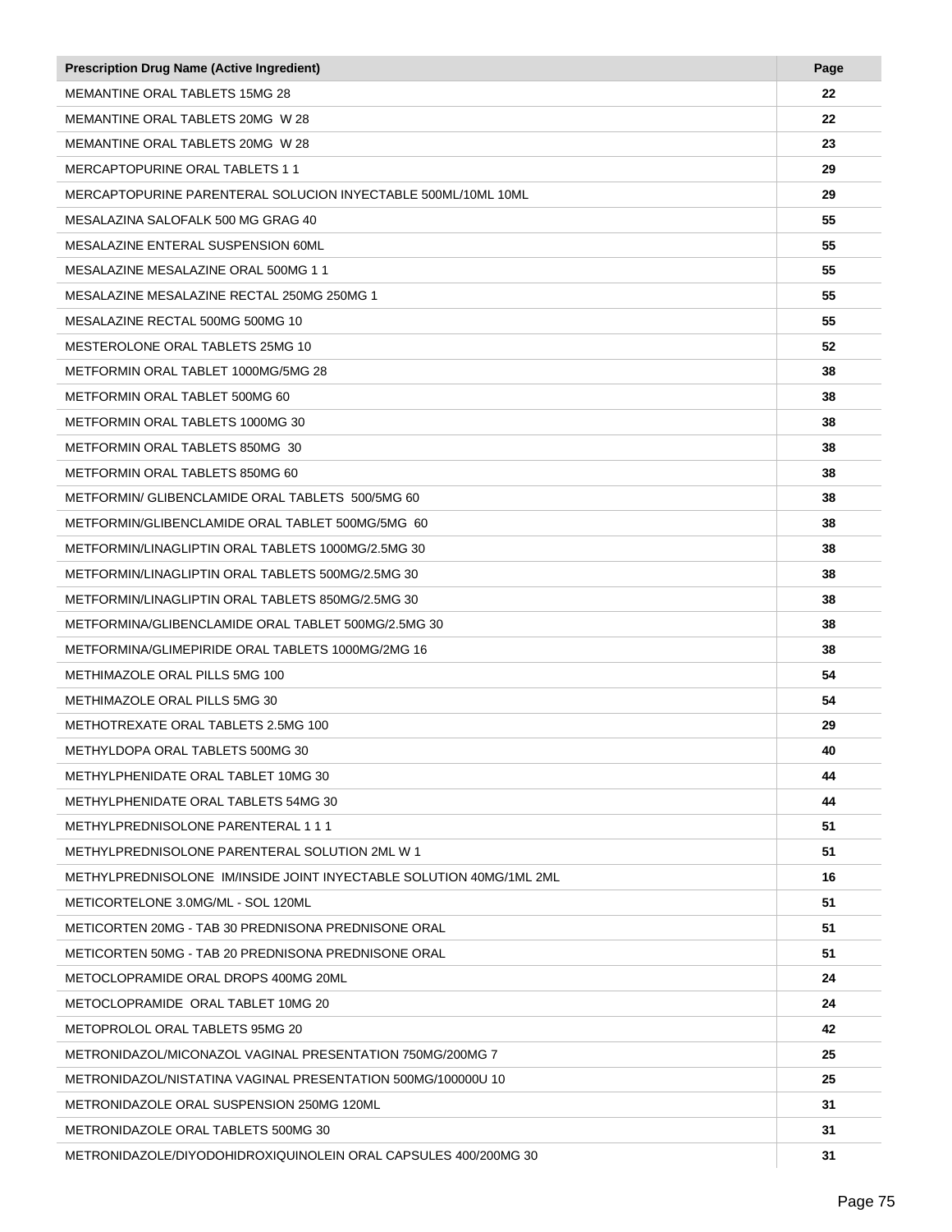| Prescription Drug Name (Active Ingredient) | Page |
| --- | --- |
| MEMANTINE ORAL TABLETS 15MG 28 | **22** |
| MEMANTINE ORAL TABLETS 20MG W 28 | **22** |
| MEMANTINE ORAL TABLETS 20MG W 28 | **23** |
| MERCAPTOPURINE ORAL TABLETS 1 1 | **29** |
| MERCAPTOPURINE PARENTERAL SOLUCION INYECTABLE 500ML/10ML 10ML | **29** |
| MESALAZINA SALOFALK 500 MG GRAG 40 | **55** |
| MESALAZINE ENTERAL SUSPENSION 60ML | **55** |
| MESALAZINE MESALAZINE ORAL 500MG 1 1 | **55** |
| MESALAZINE MESALAZINE RECTAL 250MG 250MG 1 | **55** |
| MESALAZINE RECTAL 500MG 500MG 10 | **55** |
| MESTEROLONE ORAL TABLETS 25MG 10 | **52** |
| METFORMIN ORAL TABLET 1000MG/5MG 28 | **38** |
| METFORMIN ORAL TABLET 500MG 60 | **38** |
| METFORMIN ORAL TABLETS 1000MG 30 | **38** |
| METFORMIN ORAL TABLETS 850MG 30 | **38** |
| METFORMIN ORAL TABLETS 850MG 60 | **38** |
| METFORMIN/ GLIBENCLAMIDE ORAL TABLETS 500/5MG 60 | **38** |
| METFORMIN/GLIBENCLAMIDE ORAL TABLET 500MG/5MG 60 | **38** |
| METFORMIN/LINAGLIPTIN ORAL TABLETS 1000MG/2.5MG 30 | **38** |
| METFORMIN/LINAGLIPTIN ORAL TABLETS 500MG/2.5MG 30 | **38** |
| METFORMIN/LINAGLIPTIN ORAL TABLETS 850MG/2.5MG 30 | **38** |
| METFORMINA/GLIBENCLAMIDE ORAL TABLET 500MG/2.5MG 30 | **38** |
| METFORMINA/GLIMEPIRIDE ORAL TABLETS 1000MG/2MG 16 | **38** |
| METHIMAZOLE ORAL PILLS 5MG 100 | **54** |
| METHIMAZOLE ORAL PILLS 5MG 30 | **54** |
| METHOTREXATE ORAL TABLETS 2.5MG 100 | **29** |
| METHYLDOPA ORAL TABLETS 500MG 30 | **40** |
| METHYLPHENIDATE ORAL TABLET 10MG 30 | **44** |
| METHYLPHENIDATE ORAL TABLETS 54MG 30 | **44** |
| METHYLPREDNISOLONE PARENTERAL 1 1 1 | **51** |
| METHYLPREDNISOLONE PARENTERAL SOLUTION 2ML W 1 | **51** |
| METHYLPREDNISOLONE IM/INSIDE JOINT INYECTABLE SOLUTION 40MG/1ML 2ML | **16** |
| METICORTELONE 3.0MG/ML - SOL 120ML | **51** |
| METICORTEN 20MG - TAB 30 PREDNISONA PREDNISONE ORAL | **51** |
| METICORTEN 50MG - TAB 20 PREDNISONA PREDNISONE ORAL | **51** |
| METOCLOPRAMIDE ORAL DROPS 400MG 20ML | **24** |
| METOCLOPRAMIDE ORAL TABLET 10MG 20 | **24** |
| METOPROLOL ORAL TABLETS 95MG 20 | **42** |
| METRONIDAZOL/MICONAZOL VAGINAL PRESENTATION 750MG/200MG 7 | **25** |
| METRONIDAZOL/NISTATINA VAGINAL PRESENTATION 500MG/100000U 10 | **25** |
| METRONIDAZOLE ORAL SUSPENSION 250MG 120ML | **31** |
| METRONIDAZOLE ORAL TABLETS 500MG 30 | **31** |
| METRONIDAZOLE/DIYODOHIDROXIQUINOLEIN ORAL CAPSULES 400/200MG 30 | **31** |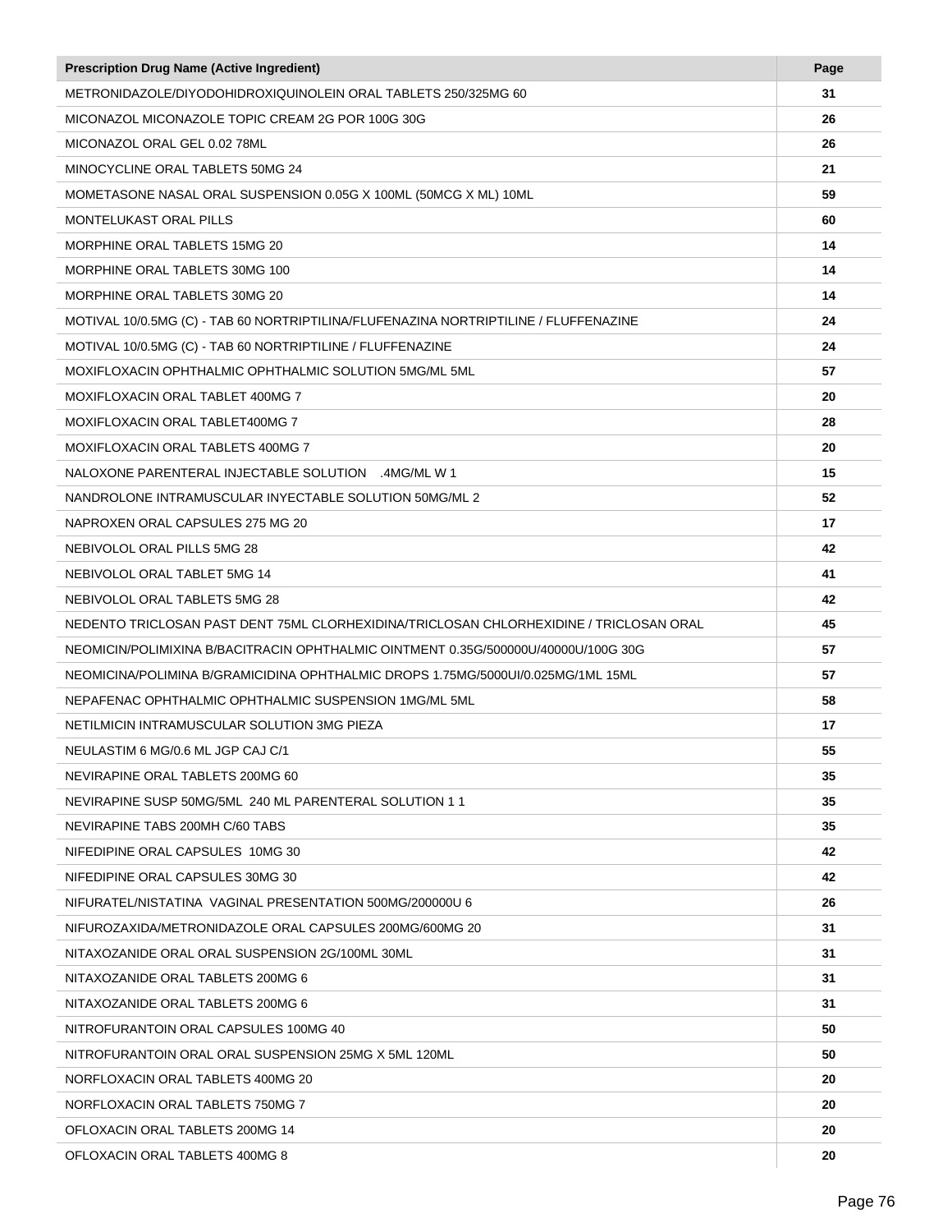| Prescription Drug Name (Active Ingredient) | Page |
| --- | --- |
| METRONIDAZOLE/DIYODOHIDROXIQUINOLEIN ORAL TABLETS 250/325MG 60 | 31 |
| MICONAZOL MICONAZOLE TOPIC CREAM 2G POR 100G 30G | 26 |
| MICONAZOL ORAL GEL 0.02 78ML | 26 |
| MINOCYCLINE ORAL TABLETS 50MG 24 | 21 |
| MOMETASONE NASAL ORAL SUSPENSION 0.05G X 100ML (50MCG X ML) 10ML | 59 |
| MONTELUKAST ORAL PILLS | 60 |
| MORPHINE ORAL TABLETS 15MG 20 | 14 |
| MORPHINE ORAL TABLETS 30MG 100 | 14 |
| MORPHINE ORAL TABLETS 30MG 20 | 14 |
| MOTIVAL 10/0.5MG (C) - TAB 60 NORTRIPTILINA/FLUFENAZINA NORTRIPTILINE / FLUFFENAZINE | 24 |
| MOTIVAL 10/0.5MG (C) - TAB 60 NORTRIPTILINE / FLUFFENAZINE | 24 |
| MOXIFLOXACIN OPHTHALMIC OPHTHALMIC SOLUTION 5MG/ML 5ML | 57 |
| MOXIFLOXACIN ORAL TABLET 400MG 7 | 20 |
| MOXIFLOXACIN ORAL TABLET400MG 7 | 28 |
| MOXIFLOXACIN ORAL TABLETS 400MG 7 | 20 |
| NALOXONE PARENTERAL INJECTABLE SOLUTION .4MG/ML W 1 | 15 |
| NANDROLONE INTRAMUSCULAR INYECTABLE SOLUTION 50MG/ML 2 | 52 |
| NAPROXEN ORAL CAPSULES 275 MG 20 | 17 |
| NEBIVOLOL ORAL PILLS 5MG 28 | 42 |
| NEBIVOLOL ORAL TABLET 5MG 14 | 41 |
| NEBIVOLOL ORAL TABLETS 5MG 28 | 42 |
| NEDENTO TRICLOSAN PAST DENT 75ML CLORHEXIDINA/TRICLOSAN CHLORHEXIDINE / TRICLOSAN ORAL | 45 |
| NEOMICIN/POLIMIXINA B/BACITRACIN OPHTHALMIC OINTMENT 0.35G/500000U/40000U/100G 30G | 57 |
| NEOMICINA/POLIMINA B/GRAMICIDINA OPHTHALMIC DROPS 1.75MG/5000UI/0.025MG/1ML 15ML | 57 |
| NEPAFENAC OPHTHALMIC OPHTHALMIC SUSPENSION 1MG/ML 5ML | 58 |
| NETILMICIN INTRAMUSCULAR SOLUTION 3MG PIEZA | 17 |
| NEULASTIM 6 MG/0.6 ML JGP CAJ C/1 | 55 |
| NEVIRAPINE ORAL TABLETS 200MG 60 | 35 |
| NEVIRAPINE SUSP 50MG/5ML 240 ML PARENTERAL SOLUTION 1 1 | 35 |
| NEVIRAPINE TABS 200MH C/60 TABS | 35 |
| NIFEDIPINE ORAL CAPSULES 10MG 30 | 42 |
| NIFEDIPINE ORAL CAPSULES 30MG 30 | 42 |
| NIFURATEL/NISTATINA VAGINAL PRESENTATION 500MG/200000U 6 | 26 |
| NIFUROZAXIDA/METRONIDAZOLE ORAL CAPSULES 200MG/600MG 20 | 31 |
| NITAXOZANIDE ORAL ORAL SUSPENSION 2G/100ML 30ML | 31 |
| NITAXOZANIDE ORAL TABLETS 200MG 6 | 31 |
| NITAXOZANIDE ORAL TABLETS 200MG 6 | 31 |
| NITROFURANTOIN ORAL CAPSULES 100MG 40 | 50 |
| NITROFURANTOIN ORAL ORAL SUSPENSION 25MG X 5ML 120ML | 50 |
| NORFLOXACIN ORAL TABLETS 400MG 20 | 20 |
| NORFLOXACIN ORAL TABLETS 750MG 7 | 20 |
| OFLOXACIN ORAL TABLETS 200MG 14 | 20 |
| OFLOXACIN ORAL TABLETS 400MG 8 | 20 |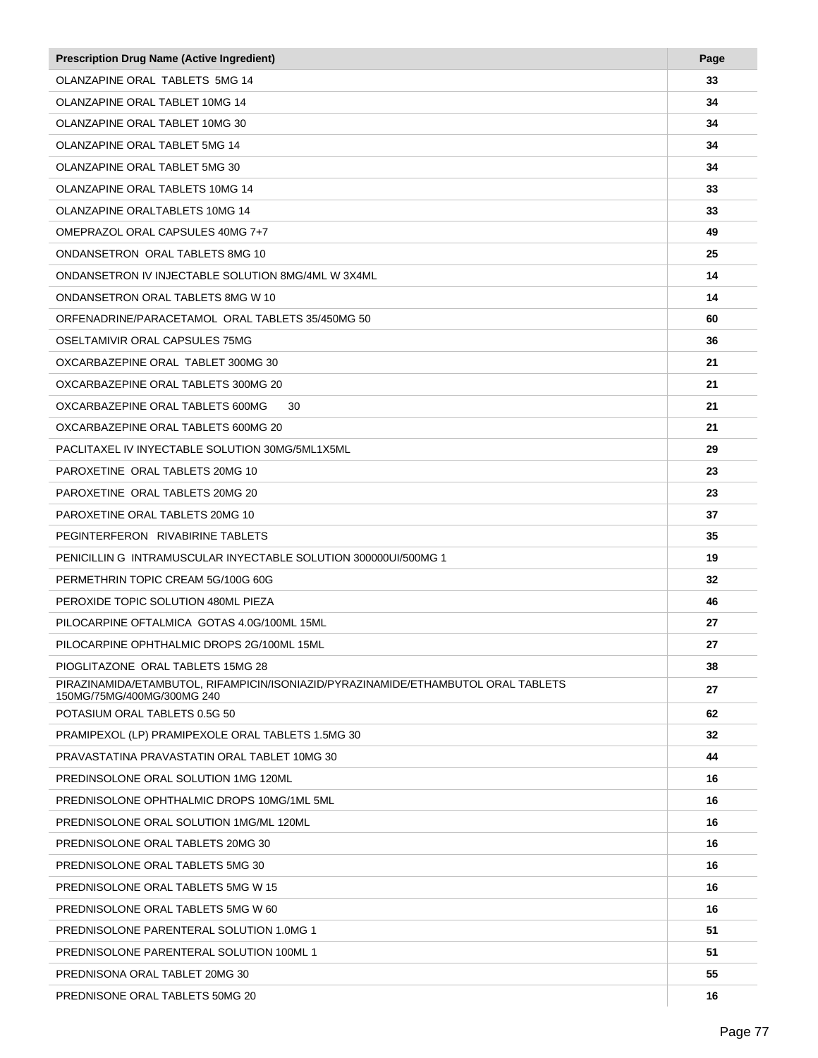| Prescription Drug Name (Active Ingredient) | Page |
| --- | --- |
| OLANZAPINE ORAL TABLETS 5MG 14 | **33** |
| OLANZAPINE ORAL TABLET 10MG 14 | **34** |
| OLANZAPINE ORAL TABLET 10MG 30 | **34** |
| OLANZAPINE ORAL TABLET 5MG 14 | **34** |
| OLANZAPINE ORAL TABLET 5MG 30 | **34** |
| OLANZAPINE ORAL TABLETS 10MG 14 | **33** |
| OLANZAPINE ORALTABLETS 10MG 14 | **33** |
| OMEPRAZOL ORAL CAPSULES 40MG 7+7 | **49** |
| ONDANSETRON ORAL TABLETS 8MG 10 | **25** |
| ONDANSETRON IV INJECTABLE SOLUTION 8MG/4ML W 3X4ML | **14** |
| ONDANSETRON ORAL TABLETS 8MG W 10 | **14** |
| ORFENADRINE/PARACETAMOL ORAL TABLETS 35/450MG 50 | **60** |
| OSELTAMIVIR ORAL CAPSULES 75MG | **36** |
| OXCARBAZEPINE ORAL TABLET 300MG 30 | **21** |
| OXCARBAZEPINE ORAL TABLETS 300MG 20 | **21** |
| OXCARBAZEPINE ORAL TABLETS 600MG 30 | **21** |
| OXCARBAZEPINE ORAL TABLETS 600MG 20 | **21** |
| PACLITAXEL IV INYECTABLE SOLUTION 30MG/5ML1X5ML | **29** |
| PAROXETINE ORAL TABLETS 20MG 10 | **23** |
| PAROXETINE ORAL TABLETS 20MG 20 | **23** |
| PAROXETINE ORAL TABLETS 20MG 10 | **37** |
| PEGINTERFERON RIVABIRINE TABLETS | **35** |
| PENICILLIN G INTRAMUSCULAR INYECTABLE SOLUTION 300000UI/500MG 1 | **19** |
| PERMETHRIN TOPIC CREAM 5G/100G 60G | **32** |
| PEROXIDE TOPIC SOLUTION 480ML PIEZA | **46** |
| PILOCARPINE OFTALMICA GOTAS 4.0G/100ML 15ML | **27** |
| PILOCARPINE OPHTHALMIC DROPS 2G/100ML 15ML | **27** |
| PIOGLITAZONE ORAL TABLETS 15MG 28 | **38** |
| PIRAZINAMIDA/ETAMBUTOL, RIFAMPICIN/ISONIAZID/PYRAZINAMIDE/ETHAMBUTOL ORAL TABLETS 150MG/75MG/400MG/300MG 240 | **27** |
| POTASIUM ORAL TABLETS 0.5G 50 | **62** |
| PRAMIPEXOL (LP) PRAMIPEXOLE ORAL TABLETS 1.5MG 30 | **32** |
| PRAVASTATINA PRAVASTATIN ORAL TABLET 10MG 30 | **44** |
| PREDINSOLONE ORAL SOLUTION 1MG 120ML | **16** |
| PREDNISOLONE OPHTHALMIC DROPS 10MG/1ML 5ML | **16** |
| PREDNISOLONE ORAL SOLUTION 1MG/ML 120ML | **16** |
| PREDNISOLONE ORAL TABLETS 20MG 30 | **16** |
| PREDNISOLONE ORAL TABLETS 5MG 30 | **16** |
| PREDNISOLONE ORAL TABLETS 5MG W 15 | **16** |
| PREDNISOLONE ORAL TABLETS 5MG W 60 | **16** |
| PREDNISOLONE PARENTERAL SOLUTION 1.0MG 1 | **51** |
| PREDNISOLONE PARENTERAL SOLUTION 100ML 1 | **51** |
| PREDNISONA ORAL TABLET 20MG 30 | **55** |
| PREDNISONE ORAL TABLETS 50MG 20 | **16** |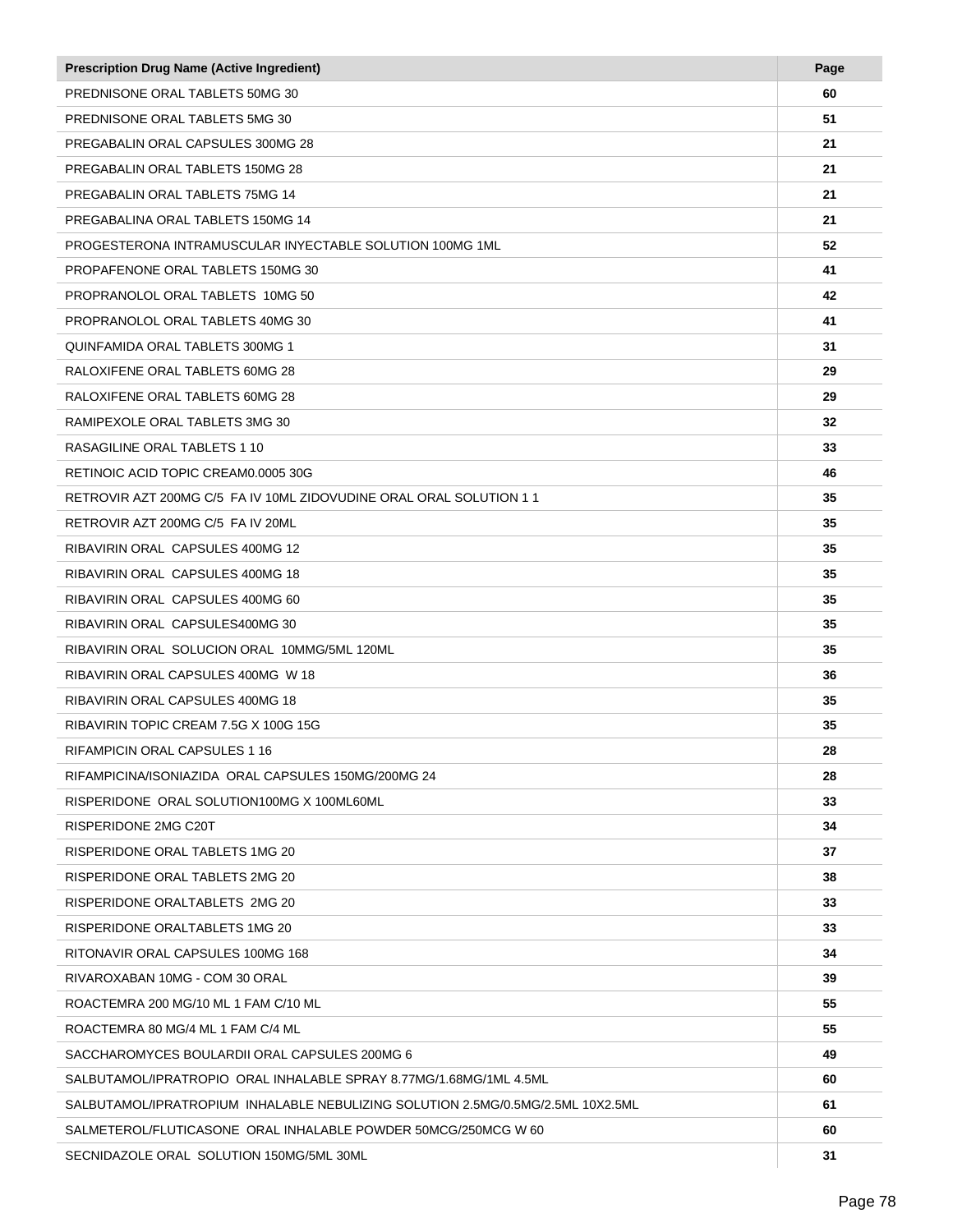| Prescription Drug Name (Active Ingredient) | Page |
| --- | --- |
| PREDNISONE ORAL TABLETS 50MG 30 | **60** |
| PREDNISONE ORAL TABLETS 5MG 30 | **51** |
| PREGABALIN ORAL CAPSULES 300MG 28 | **21** |
| PREGABALIN ORAL TABLETS 150MG 28 | **21** |
| PREGABALIN ORAL TABLETS 75MG 14 | **21** |
| PREGABALINA ORAL TABLETS 150MG 14 | **21** |
| PROGESTERONA INTRAMUSCULAR INYECTABLE SOLUTION 100MG 1ML | **52** |
| PROPAFENONE ORAL TABLETS 150MG 30 | **41** |
| PROPRANOLOL ORAL TABLETS 10MG 50 | **42** |
| PROPRANOLOL ORAL TABLETS 40MG 30 | **41** |
| QUINFAMIDA ORAL TABLETS 300MG 1 | **31** |
| RALOXIFENE ORAL TABLETS 60MG 28 | **29** |
| RALOXIFENE ORAL TABLETS 60MG 28 | **29** |
| RAMIPEXOLE ORAL TABLETS 3MG 30 | **32** |
| RASAGILINE ORAL TABLETS 1 10 | **33** |
| RETINOIC ACID TOPIC CREAM0.0005 30G | **46** |
| RETROVIR AZT 200MG C/5 FA IV 10ML ZIDOVUDINE ORAL ORAL SOLUTION 1 1 | **35** |
| RETROVIR AZT 200MG C/5 FA IV 20ML | **35** |
| RIBAVIRIN ORAL CAPSULES 400MG 12 | **35** |
| RIBAVIRIN ORAL CAPSULES 400MG 18 | **35** |
| RIBAVIRIN ORAL CAPSULES 400MG 60 | **35** |
| RIBAVIRIN ORAL CAPSULES400MG 30 | **35** |
| RIBAVIRIN ORAL SOLUCION ORAL 10MMG/5ML 120ML | **35** |
| RIBAVIRIN ORAL CAPSULES 400MG W 18 | **36** |
| RIBAVIRIN ORAL CAPSULES 400MG 18 | **35** |
| RIBAVIRIN TOPIC CREAM 7.5G X 100G 15G | **35** |
| RIFAMPICIN ORAL CAPSULES 1 16 | **28** |
| RIFAMPICINA/ISONIAZIDA ORAL CAPSULES 150MG/200MG 24 | **28** |
| RISPERIDONE ORAL SOLUTION100MG X 100ML60ML | **33** |
| RISPERIDONE 2MG C20T | **34** |
| RISPERIDONE ORAL TABLETS 1MG 20 | **37** |
| RISPERIDONE ORAL TABLETS 2MG 20 | **38** |
| RISPERIDONE ORALTABLETS 2MG 20 | **33** |
| RISPERIDONE ORALTABLETS 1MG 20 | **33** |
| RITONAVIR ORAL CAPSULES 100MG 168 | **34** |
| RIVAROXABAN 10MG - COM 30 ORAL | **39** |
| ROACTEMRA 200 MG/10 ML 1 FAM C/10 ML | **55** |
| ROACTEMRA 80 MG/4 ML 1 FAM C/4 ML | **55** |
| SACCHAROMYCES BOULARDII ORAL CAPSULES 200MG 6 | **49** |
| SALBUTAMOL/IPRATROPIO ORAL INHALABLE SPRAY 8.77MG/1.68MG/1ML 4.5ML | **60** |
| SALBUTAMOL/IPRATROPIUM INHALABLE NEBULIZING SOLUTION 2.5MG/0.5MG/2.5ML 10X2.5ML | **61** |
| SALMETEROL/FLUTICASONE ORAL INHALABLE POWDER 50MCG/250MCG W 60 | **60** |
| SECNIDAZOLE ORAL SOLUTION 150MG/5ML 30ML | **31** |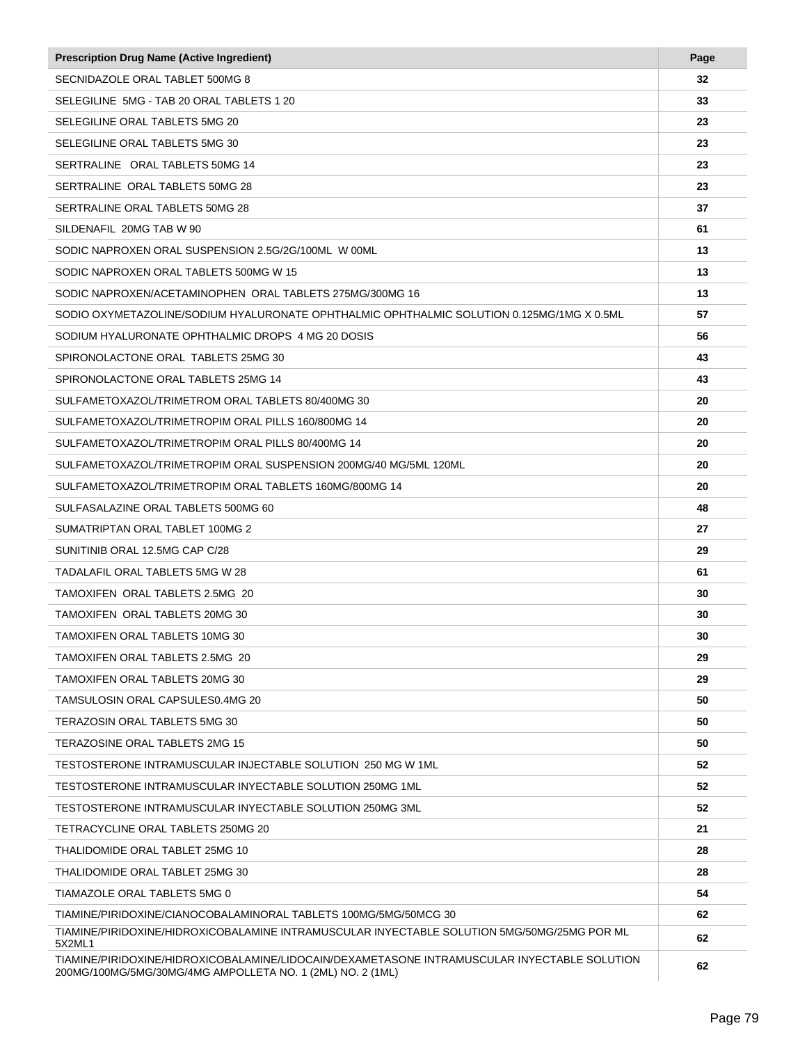| Prescription Drug Name (Active Ingredient) | Page |
|---|---|
| SECNIDAZOLE ORAL TABLET 500MG 8 | **32** |
| SELEGILINE 5MG - TAB 20 ORAL TABLETS 1 20 | **33** |
| SELEGILINE ORAL TABLETS 5MG 20 | **23** |
| SELEGILINE ORAL TABLETS 5MG 30 | **23** |
| SERTRALINE ORAL TABLETS 50MG 14 | **23** |
| SERTRALINE ORAL TABLETS 50MG 28 | **23** |
| SERTRALINE ORAL TABLETS 50MG 28 | **37** |
| SILDENAFIL 20MG TAB W 90 | **61** |
| SODIC NAPROXEN ORAL SUSPENSION 2.5G/2G/100ML W 00ML | **13** |
| SODIC NAPROXEN ORAL TABLETS 500MG W 15 | **13** |
| SODIC NAPROXEN/ACETAMINOPHEN ORAL TABLETS 275MG/300MG 16 | **13** |
| SODIO OXYMETAZOLINE/SODIUM HYALURONATE OPHTHALMIC OPHTHALMIC SOLUTION 0.125MG/1MG X 0.5ML | **57** |
| SODIUM HYALURONATE OPHTHALMIC DROPS 4 MG 20 DOSIS | **56** |
| SPIRONOLACTONE ORAL TABLETS 25MG 30 | **43** |
| SPIRONOLACTONE ORAL TABLETS 25MG 14 | **43** |
| SULFAMETOXAZOL/TRIMETROM ORAL TABLETS 80/400MG 30 | **20** |
| SULFAMETOXAZOL/TRIMETROPIM ORAL PILLS 160/800MG 14 | **20** |
| SULFAMETOXAZOL/TRIMETROPIM ORAL PILLS 80/400MG 14 | **20** |
| SULFAMETOXAZOL/TRIMETROPIM ORAL SUSPENSION 200MG/40 MG/5ML 120ML | **20** |
| SULFAMETOXAZOL/TRIMETROPIM ORAL TABLETS 160MG/800MG 14 | **20** |
| SULFASALAZINE ORAL TABLETS 500MG 60 | **48** |
| SUMATRIPTAN ORAL TABLET 100MG 2 | **27** |
| SUNITINIB ORAL 12.5MG CAP C/28 | **29** |
| TADALAFIL ORAL TABLETS 5MG W 28 | **61** |
| TAMOXIFEN ORAL TABLETS 2.5MG 20 | **30** |
| TAMOXIFEN ORAL TABLETS 20MG 30 | **30** |
| TAMOXIFEN ORAL TABLETS 10MG 30 | **30** |
| TAMOXIFEN ORAL TABLETS 2.5MG 20 | **29** |
| TAMOXIFEN ORAL TABLETS 20MG 30 | **29** |
| TAMSULOSIN ORAL CAPSULES0.4MG 20 | **50** |
| TERAZOSIN ORAL TABLETS 5MG 30 | **50** |
| TERAZOSINE ORAL TABLETS 2MG 15 | **50** |
| TESTOSTERONE INTRAMUSCULAR INJECTABLE SOLUTION 250 MG W 1ML | **52** |
| TESTOSTERONE INTRAMUSCULAR INYECTABLE SOLUTION 250MG 1ML | **52** |
| TESTOSTERONE INTRAMUSCULAR INYECTABLE SOLUTION 250MG 3ML | **52** |
| TETRACYCLINE ORAL TABLETS 250MG 20 | **21** |
| THALIDOMIDE ORAL TABLET 25MG 10 | **28** |
| THALIDOMIDE ORAL TABLET 25MG 30 | **28** |
| TIAMAZOLE ORAL TABLETS 5MG 0 | **54** |
| TIAMINE/PIRIDOXINE/CIANOCOBALAMINORAL TABLETS 100MG/5MG/50MCG 30 | **62** |
| TIAMINE/PIRIDOXINE/HIDROXICOBALAMINE INTRAMUSCULAR INYECTABLE SOLUTION 5MG/50MG/25MG POR ML 5X2ML1 | **62** |
| TIAMINE/PIRIDOXINE/HIDROXICOBALAMINE/LIDOCAIN/DEXAMETASONE INTRAMUSCULAR INYECTABLE SOLUTION 200MG/100MG/5MG/30MG/4MG AMPOLLETA NO. 1 (2ML) NO. 2 (1ML) | **62** |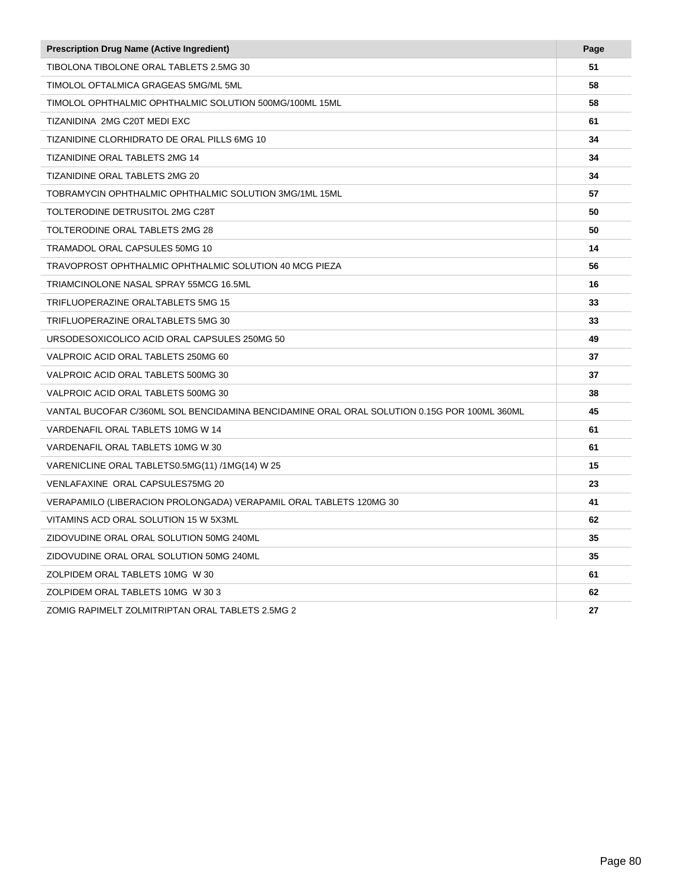| Prescription Drug Name (Active Ingredient) | Page |
| --- | --- |
| TIBOLONA TIBOLONE ORAL TABLETS 2.5MG 30 | 51 |
| TIMOLOL OFTALMICA GRAGEAS 5MG/ML 5ML | 58 |
| TIMOLOL OPHTHALMIC OPHTHALMIC SOLUTION 500MG/100ML 15ML | 58 |
| TIZANIDINA 2MG C20T MEDI EXC | 61 |
| TIZANIDINE CLORHIDRATO DE ORAL PILLS 6MG 10 | 34 |
| TIZANIDINE ORAL TABLETS 2MG 14 | 34 |
| TIZANIDINE ORAL TABLETS 2MG 20 | 34 |
| TOBRAMYCIN OPHTHALMIC OPHTHALMIC SOLUTION 3MG/1ML 15ML | 57 |
| TOLTERODINE DETRUSITOL 2MG C28T | 50 |
| TOLTERODINE ORAL TABLETS 2MG 28 | 50 |
| TRAMADOL ORAL CAPSULES 50MG 10 | 14 |
| TRAVOPROST OPHTHALMIC OPHTHALMIC SOLUTION 40 MCG PIEZA | 56 |
| TRIAMCINOLONE NASAL SPRAY 55MCG 16.5ML | 16 |
| TRIFLUOPERAZINE ORALTABLETS 5MG 15 | 33 |
| TRIFLUOPERAZINE ORALTABLETS 5MG 30 | 33 |
| URSODESOXICOLICO ACID ORAL CAPSULES 250MG 50 | 49 |
| VALPROIC ACID ORAL TABLETS 250MG 60 | 37 |
| VALPROIC ACID ORAL TABLETS 500MG 30 | 37 |
| VALPROIC ACID ORAL TABLETS 500MG 30 | 38 |
| VANTAL BUCOFAR C/360ML SOL BENCIDAMINA BENCIDAMINE ORAL ORAL SOLUTION 0.15G POR 100ML 360ML | 45 |
| VARDENAFIL ORAL TABLETS 10MG W 14 | 61 |
| VARDENAFIL ORAL TABLETS 10MG W 30 | 61 |
| VARENICLINE ORAL TABLETS0.5MG(11) /1MG(14) W 25 | 15 |
| VENLAFAXINE ORAL CAPSULES75MG 20 | 23 |
| VERAPAMILO (LIBERACION PROLONGADA) VERAPAMIL ORAL TABLETS 120MG 30 | 41 |
| VITAMINS ACD ORAL SOLUTION 15 W 5X3ML | 62 |
| ZIDOVUDINE ORAL ORAL SOLUTION 50MG 240ML | 35 |
| ZIDOVUDINE ORAL ORAL SOLUTION 50MG 240ML | 35 |
| ZOLPIDEM ORAL TABLETS 10MG W 30 | 61 |
| ZOLPIDEM ORAL TABLETS 10MG W 30 3 | 62 |
| ZOMIG RAPIMELT ZOLMITRIPTAN ORAL TABLETS 2.5MG 2 | 27 |